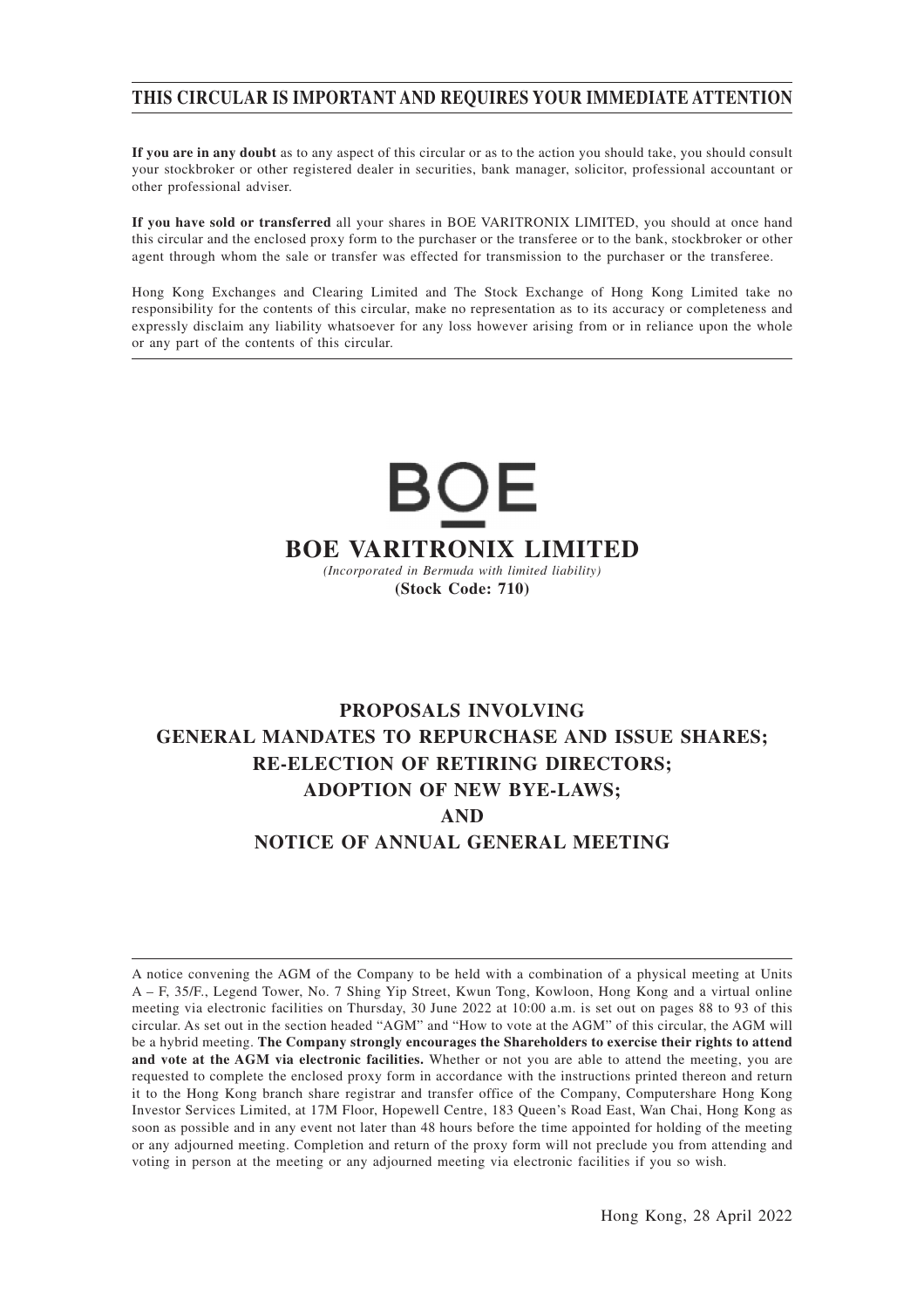**THIS CIRCULAR IS IMPORTANT AND REQUIRES YOUR IMMEDIATE ATTENTION**

**If you are in any doubt** as to any aspect of this circular or as to the action you should take, you should consult your stockbroker or other registered dealer in securities, bank manager, solicitor, professional accountant or other professional adviser.

**If you have sold or transferred** all your shares in BOE VARITRONIX LIMITED, you should at once hand this circular and the enclosed proxy form to the purchaser or the transferee or to the bank, stockbroker or other agent through whom the sale or transfer was effected for transmission to the purchaser or the transferee.

Hong Kong Exchanges and Clearing Limited and The Stock Exchange of Hong Kong Limited take no responsibility for the contents of this circular, make no representation as to its accuracy or completeness and expressly disclaim any liability whatsoever for any loss however arising from or in reliance upon the whole or any part of the contents of this circular.

BOE

# BOE VARITRONIX LIMITED

*(Incorporated in Bermuda with limited liability)*

**(Stock Code: 710)**

## PROPOSALS INVOLVING GENERAL MANDATES TO REPURCHASE AND ISSUE SHARES; RE-ELECTION OF RETIRING DIRECTORS; ADOPTION OF NEW BYE-LAWS; AND NOTICE OF ANNUAL GENERAL MEETING

A notice convening the AGM of the Company to be held with a combination of a physical meeting at Units A – F, 35/F., Legend Tower, No. 7 Shing Yip Street, Kwun Tong, Kowloon, Hong Kong and a virtual online meeting via electronic facilities on Thursday, 30 June 2022 at 10:00 a.m. is set out on pages 88 to 93 of this circular. As set out in the section headed "AGM" and "How to vote at the AGM" of this circular, the AGM will be a hybrid meeting. **The Company strongly encourages the Shareholders to exercise their rights to attend and vote at the AGM via electronic facilities.** Whether or not you are able to attend the meeting, you are requested to complete the enclosed proxy form in accordance with the instructions printed thereon and return it to the Hong Kong branch share registrar and transfer office of the Company, Computershare Hong Kong Investor Services Limited, at 17M Floor, Hopewell Centre, 183 Queen's Road East, Wan Chai, Hong Kong as soon as possible and in any event not later than 48 hours before the time appointed for holding of the meeting or any adjourned meeting. Completion and return of the proxy form will not preclude you from attending and voting in person at the meeting or any adjourned meeting via electronic facilities if you so wish.

Hong Kong, 28 April 2022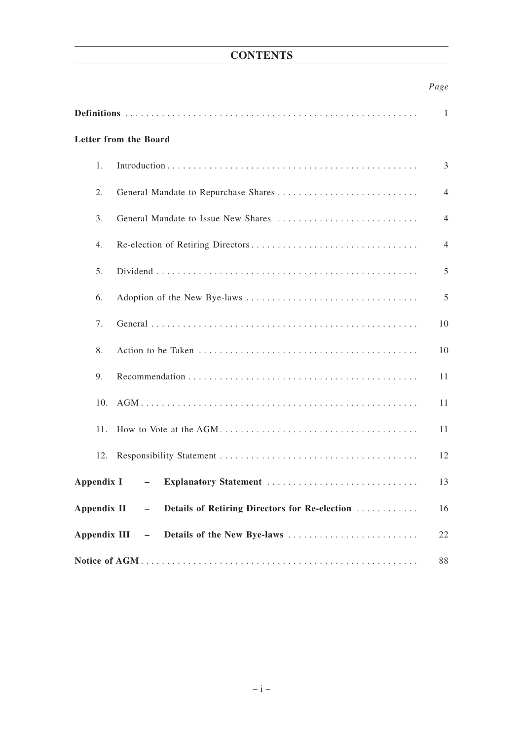# CONTENTS

| | *Page* |
|---|---|
| **Definitions** | 1 |
| **Letter from the Board** | |
| 1. Introduction | 3 |
| 2. General Mandate to Repurchase Shares | 4 |
| 3. General Mandate to Issue New Shares | 4 |
| 4. Re-election of Retiring Directors | 4 |
| 5. Dividend | 5 |
| 6. Adoption of the New Bye-laws | 5 |
| 7. General | 10 |
| 8. Action to be Taken | 10 |
| 9. Recommendation | 11 |
| 10. AGM | 11 |
| 11. How to Vote at the AGM | 11 |
| 12. Responsibility Statement | 12 |
| **Appendix I – Explanatory Statement** | 13 |
| **Appendix II – Details of Retiring Directors for Re-election** | 16 |
| **Appendix III – Details of the New Bye-laws** | 22 |
| **Notice of AGM** | 88 |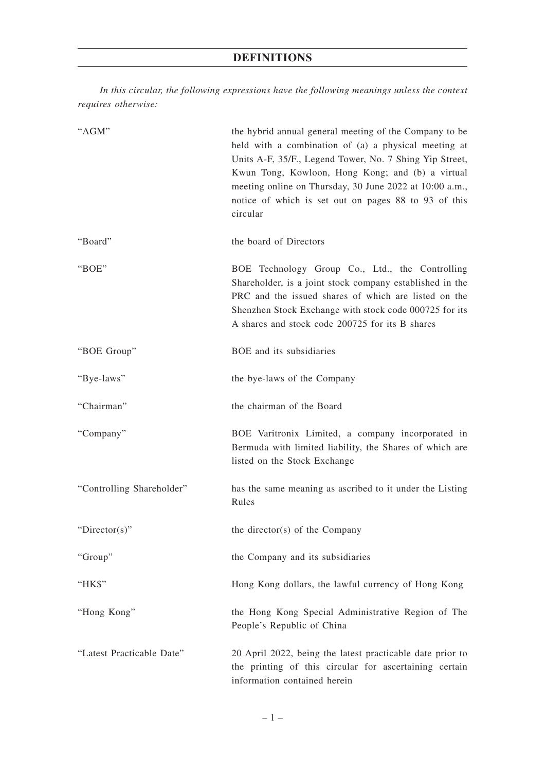# DEFINITIONS

*In this circular, the following expressions have the following meanings unless the context requires otherwise:*

| | |
|---|---|
| "AGM" | the hybrid annual general meeting of the Company to be held with a combination of (a) a physical meeting at Units A-F, 35/F., Legend Tower, No. 7 Shing Yip Street, Kwun Tong, Kowloon, Hong Kong; and (b) a virtual meeting online on Thursday, 30 June 2022 at 10:00 a.m., notice of which is set out on pages 88 to 93 of this circular |
| "Board" | the board of Directors |
| "BOE" | BOE Technology Group Co., Ltd., the Controlling Shareholder, is a joint stock company established in the PRC and the issued shares of which are listed on the Shenzhen Stock Exchange with stock code 000725 for its A shares and stock code 200725 for its B shares |
| "BOE Group" | BOE and its subsidiaries |
| "Bye-laws" | the bye-laws of the Company |
| "Chairman" | the chairman of the Board |
| "Company" | BOE Varitronix Limited, a company incorporated in Bermuda with limited liability, the Shares of which are listed on the Stock Exchange |
| "Controlling Shareholder" | has the same meaning as ascribed to it under the Listing Rules |
| "Director(s)" | the director(s) of the Company |
| "Group" | the Company and its subsidiaries |
| "HK$" | Hong Kong dollars, the lawful currency of Hong Kong |
| "Hong Kong" | the Hong Kong Special Administrative Region of The People's Republic of China |
| "Latest Practicable Date" | 20 April 2022, being the latest practicable date prior to the printing of this circular for ascertaining certain information contained herein |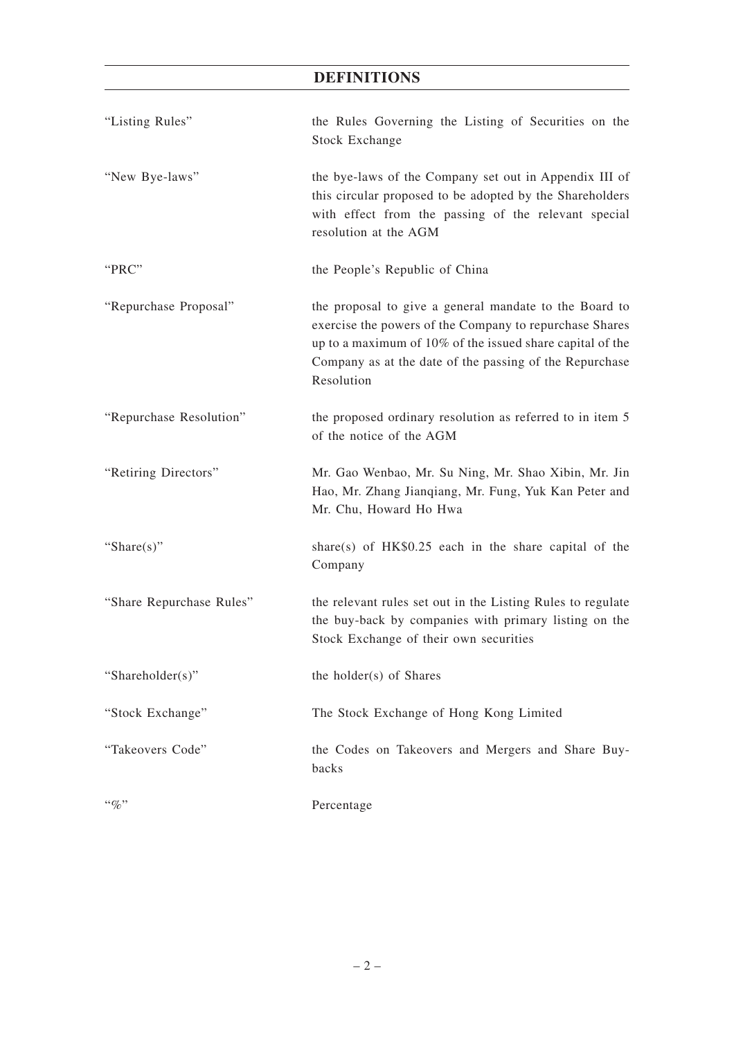# DEFINITIONS

| | |
|---|---|
| "Listing Rules" | the Rules Governing the Listing of Securities on the Stock Exchange |
| "New Bye-laws" | the bye-laws of the Company set out in Appendix III of this circular proposed to be adopted by the Shareholders with effect from the passing of the relevant special resolution at the AGM |
| "PRC" | the People's Republic of China |
| "Repurchase Proposal" | the proposal to give a general mandate to the Board to exercise the powers of the Company to repurchase Shares up to a maximum of 10% of the issued share capital of the Company as at the date of the passing of the Repurchase Resolution |
| "Repurchase Resolution" | the proposed ordinary resolution as referred to in item 5 of the notice of the AGM |
| "Retiring Directors" | Mr. Gao Wenbao, Mr. Su Ning, Mr. Shao Xibin, Mr. Jin Hao, Mr. Zhang Jianqiang, Mr. Fung, Yuk Kan Peter and Mr. Chu, Howard Ho Hwa |
| "Share(s)" | share(s) of HK$0.25 each in the share capital of the Company |
| "Share Repurchase Rules" | the relevant rules set out in the Listing Rules to regulate the buy-back by companies with primary listing on the Stock Exchange of their own securities |
| "Shareholder(s)" | the holder(s) of Shares |
| "Stock Exchange" | The Stock Exchange of Hong Kong Limited |
| "Takeovers Code" | the Codes on Takeovers and Mergers and Share Buy-backs |
| "%" | Percentage |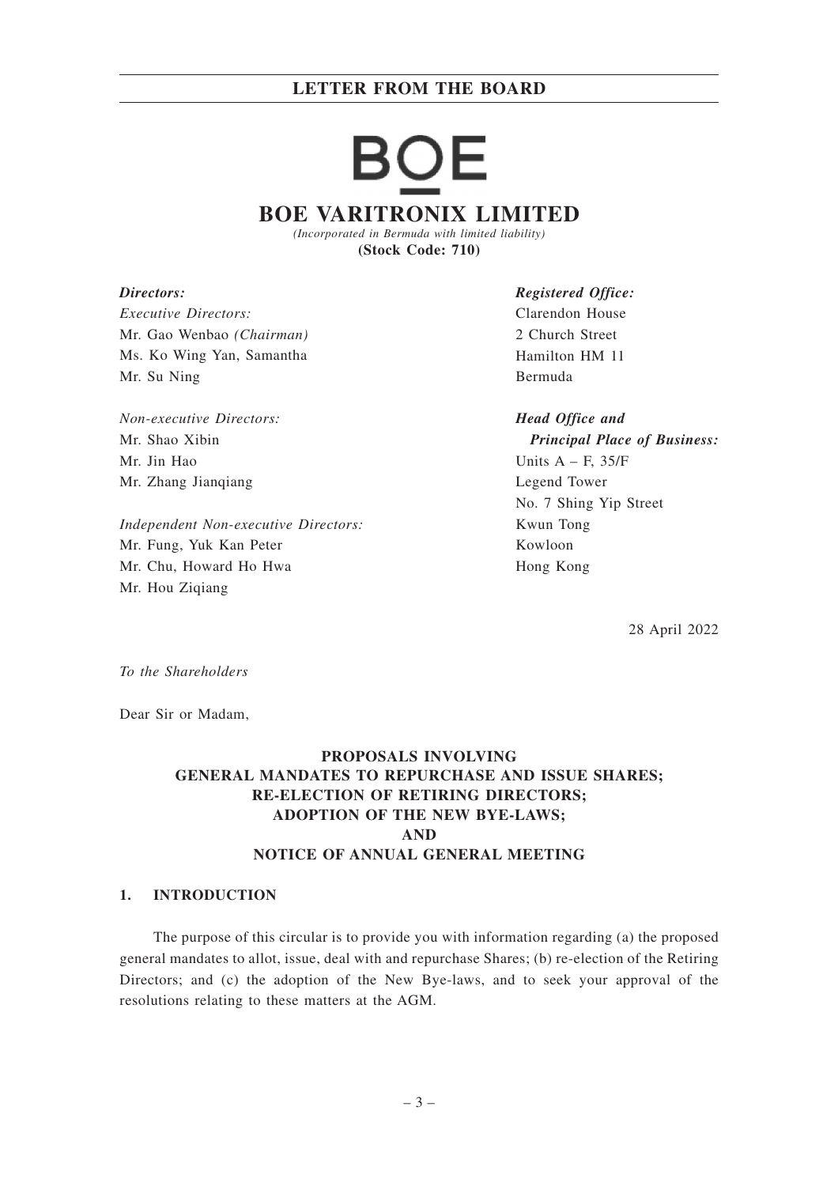# LETTER FROM THE BOARD

BOE

## BOE VARITRONIX LIMITED

*(Incorporated in Bermuda with limited liability)*

**(Stock Code: 710)**

***Directors:***

*Executive Directors:*
Mr. Gao Wenbao *(Chairman)*
Ms. Ko Wing Yan, Samantha
Mr. Su Ning

*Non-executive Directors:*
Mr. Shao Xibin
Mr. Jin Hao
Mr. Zhang Jianqiang

*Independent Non-executive Directors:*
Mr. Fung, Yuk Kan Peter
Mr. Chu, Howard Ho Hwa
Mr. Hou Ziqiang

***Registered Office:***
Clarendon House
2 Church Street
Hamilton HM 11
Bermuda

***Head Office and Principal Place of Business:***
Units A – F, 35/F
Legend Tower
No. 7 Shing Yip Street
Kwun Tong
Kowloon
Hong Kong

28 April 2022

*To the Shareholders*

Dear Sir or Madam,

**PROPOSALS INVOLVING GENERAL MANDATES TO REPURCHASE AND ISSUE SHARES; RE-ELECTION OF RETIRING DIRECTORS; ADOPTION OF THE NEW BYE-LAWS; AND NOTICE OF ANNUAL GENERAL MEETING**

### 1. INTRODUCTION

The purpose of this circular is to provide you with information regarding (a) the proposed general mandates to allot, issue, deal with and repurchase Shares; (b) re-election of the Retiring Directors; and (c) the adoption of the New Bye-laws, and to seek your approval of the resolutions relating to these matters at the AGM.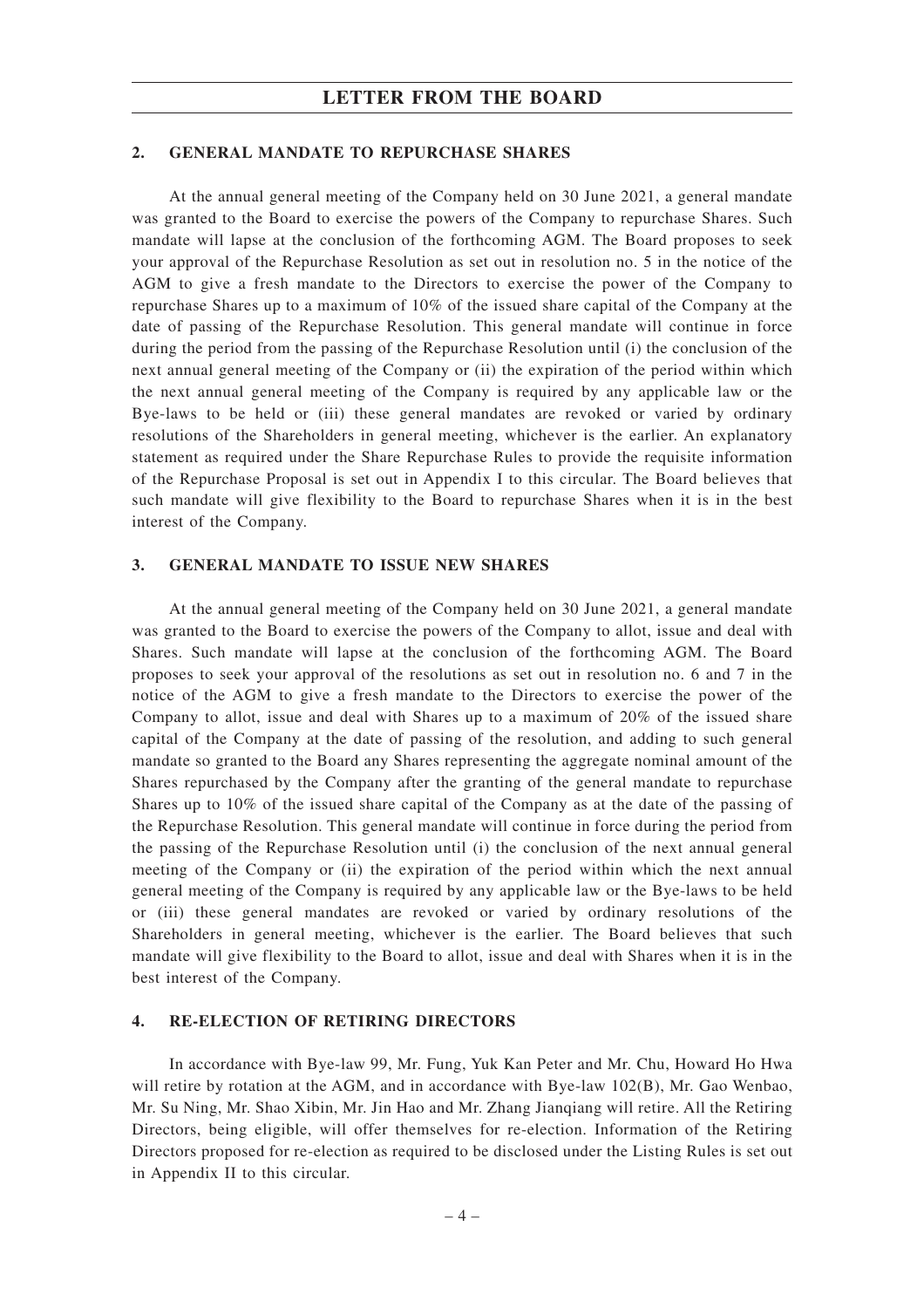# LETTER FROM THE BOARD

## 2. GENERAL MANDATE TO REPURCHASE SHARES

At the annual general meeting of the Company held on 30 June 2021, a general mandate was granted to the Board to exercise the powers of the Company to repurchase Shares. Such mandate will lapse at the conclusion of the forthcoming AGM. The Board proposes to seek your approval of the Repurchase Resolution as set out in resolution no. 5 in the notice of the AGM to give a fresh mandate to the Directors to exercise the power of the Company to repurchase Shares up to a maximum of 10% of the issued share capital of the Company at the date of passing of the Repurchase Resolution. This general mandate will continue in force during the period from the passing of the Repurchase Resolution until (i) the conclusion of the next annual general meeting of the Company or (ii) the expiration of the period within which the next annual general meeting of the Company is required by any applicable law or the Bye-laws to be held or (iii) these general mandates are revoked or varied by ordinary resolutions of the Shareholders in general meeting, whichever is the earlier. An explanatory statement as required under the Share Repurchase Rules to provide the requisite information of the Repurchase Proposal is set out in Appendix I to this circular. The Board believes that such mandate will give flexibility to the Board to repurchase Shares when it is in the best interest of the Company.

## 3. GENERAL MANDATE TO ISSUE NEW SHARES

At the annual general meeting of the Company held on 30 June 2021, a general mandate was granted to the Board to exercise the powers of the Company to allot, issue and deal with Shares. Such mandate will lapse at the conclusion of the forthcoming AGM. The Board proposes to seek your approval of the resolutions as set out in resolution no. 6 and 7 in the notice of the AGM to give a fresh mandate to the Directors to exercise the power of the Company to allot, issue and deal with Shares up to a maximum of 20% of the issued share capital of the Company at the date of passing of the resolution, and adding to such general mandate so granted to the Board any Shares representing the aggregate nominal amount of the Shares repurchased by the Company after the granting of the general mandate to repurchase Shares up to 10% of the issued share capital of the Company as at the date of the passing of the Repurchase Resolution. This general mandate will continue in force during the period from the passing of the Repurchase Resolution until (i) the conclusion of the next annual general meeting of the Company or (ii) the expiration of the period within which the next annual general meeting of the Company is required by any applicable law or the Bye-laws to be held or (iii) these general mandates are revoked or varied by ordinary resolutions of the Shareholders in general meeting, whichever is the earlier. The Board believes that such mandate will give flexibility to the Board to allot, issue and deal with Shares when it is in the best interest of the Company.

## 4. RE-ELECTION OF RETIRING DIRECTORS

In accordance with Bye-law 99, Mr. Fung, Yuk Kan Peter and Mr. Chu, Howard Ho Hwa will retire by rotation at the AGM, and in accordance with Bye-law 102(B), Mr. Gao Wenbao, Mr. Su Ning, Mr. Shao Xibin, Mr. Jin Hao and Mr. Zhang Jianqiang will retire. All the Retiring Directors, being eligible, will offer themselves for re-election. Information of the Retiring Directors proposed for re-election as required to be disclosed under the Listing Rules is set out in Appendix II to this circular.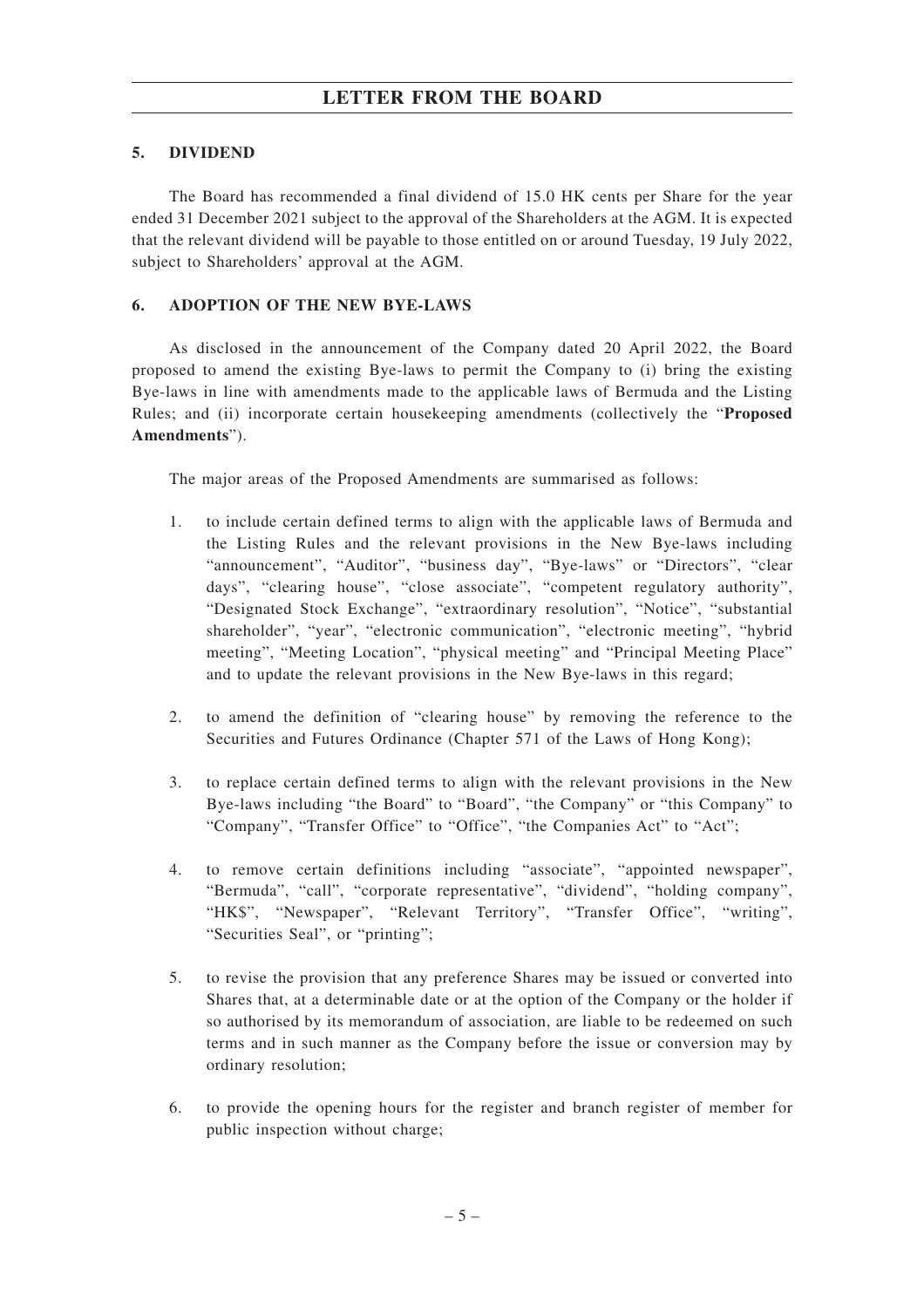## 5. DIVIDEND

The Board has recommended a final dividend of 15.0 HK cents per Share for the year ended 31 December 2021 subject to the approval of the Shareholders at the AGM. It is expected that the relevant dividend will be payable to those entitled on or around Tuesday, 19 July 2022, subject to Shareholders' approval at the AGM.

## 6. ADOPTION OF THE NEW BYE-LAWS

As disclosed in the announcement of the Company dated 20 April 2022, the Board proposed to amend the existing Bye-laws to permit the Company to (i) bring the existing Bye-laws in line with amendments made to the applicable laws of Bermuda and the Listing Rules; and (ii) incorporate certain housekeeping amendments (collectively the "**Proposed Amendments**").

The major areas of the Proposed Amendments are summarised as follows:

1. to include certain defined terms to align with the applicable laws of Bermuda and the Listing Rules and the relevant provisions in the New Bye-laws including "announcement", "Auditor", "business day", "Bye-laws" or "Directors", "clear days", "clearing house", "close associate", "competent regulatory authority", "Designated Stock Exchange", "extraordinary resolution", "Notice", "substantial shareholder", "year", "electronic communication", "electronic meeting", "hybrid meeting", "Meeting Location", "physical meeting" and "Principal Meeting Place" and to update the relevant provisions in the New Bye-laws in this regard;

2. to amend the definition of "clearing house" by removing the reference to the Securities and Futures Ordinance (Chapter 571 of the Laws of Hong Kong);

3. to replace certain defined terms to align with the relevant provisions in the New Bye-laws including "the Board" to "Board", "the Company" or "this Company" to "Company", "Transfer Office" to "Office", "the Companies Act" to "Act";

4. to remove certain definitions including "associate", "appointed newspaper", "Bermuda", "call", "corporate representative", "dividend", "holding company", "HK$", "Newspaper", "Relevant Territory", "Transfer Office", "writing", "Securities Seal", or "printing";

5. to revise the provision that any preference Shares may be issued or converted into Shares that, at a determinable date or at the option of the Company or the holder if so authorised by its memorandum of association, are liable to be redeemed on such terms and in such manner as the Company before the issue or conversion may by ordinary resolution;

6. to provide the opening hours for the register and branch register of member for public inspection without charge;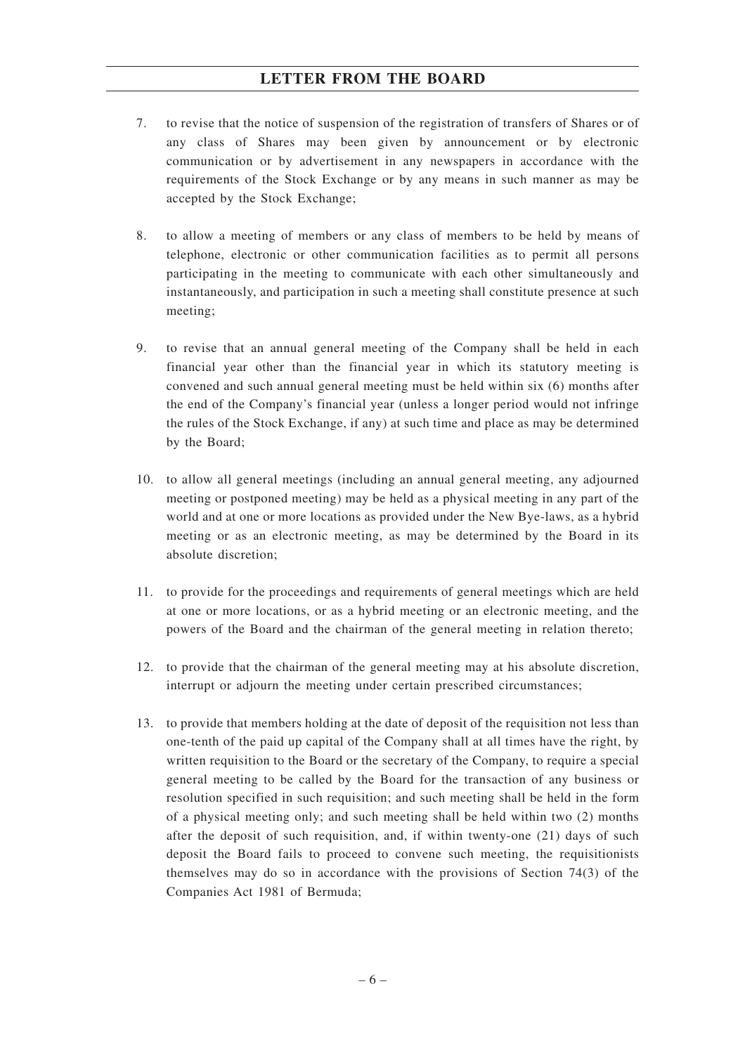7. to revise that the notice of suspension of the registration of transfers of Shares or of any class of Shares may been given by announcement or by electronic communication or by advertisement in any newspapers in accordance with the requirements of the Stock Exchange or by any means in such manner as may be accepted by the Stock Exchange;

8. to allow a meeting of members or any class of members to be held by means of telephone, electronic or other communication facilities as to permit all persons participating in the meeting to communicate with each other simultaneously and instantaneously, and participation in such a meeting shall constitute presence at such meeting;

9. to revise that an annual general meeting of the Company shall be held in each financial year other than the financial year in which its statutory meeting is convened and such annual general meeting must be held within six (6) months after the end of the Company's financial year (unless a longer period would not infringe the rules of the Stock Exchange, if any) at such time and place as may be determined by the Board;

10. to allow all general meetings (including an annual general meeting, any adjourned meeting or postponed meeting) may be held as a physical meeting in any part of the world and at one or more locations as provided under the New Bye-laws, as a hybrid meeting or as an electronic meeting, as may be determined by the Board in its absolute discretion;

11. to provide for the proceedings and requirements of general meetings which are held at one or more locations, or as a hybrid meeting or an electronic meeting, and the powers of the Board and the chairman of the general meeting in relation thereto;

12. to provide that the chairman of the general meeting may at his absolute discretion, interrupt or adjourn the meeting under certain prescribed circumstances;

13. to provide that members holding at the date of deposit of the requisition not less than one-tenth of the paid up capital of the Company shall at all times have the right, by written requisition to the Board or the secretary of the Company, to require a special general meeting to be called by the Board for the transaction of any business or resolution specified in such requisition; and such meeting shall be held in the form of a physical meeting only; and such meeting shall be held within two (2) months after the deposit of such requisition, and, if within twenty-one (21) days of such deposit the Board fails to proceed to convene such meeting, the requisitionists themselves may do so in accordance with the provisions of Section 74(3) of the Companies Act 1981 of Bermuda;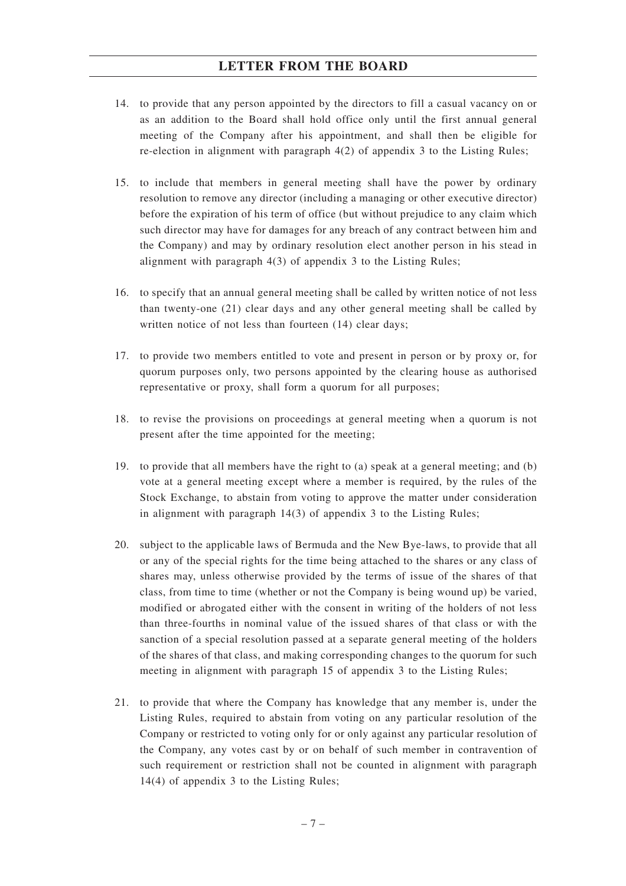14. to provide that any person appointed by the directors to fill a casual vacancy on or as an addition to the Board shall hold office only until the first annual general meeting of the Company after his appointment, and shall then be eligible for re-election in alignment with paragraph 4(2) of appendix 3 to the Listing Rules;

15. to include that members in general meeting shall have the power by ordinary resolution to remove any director (including a managing or other executive director) before the expiration of his term of office (but without prejudice to any claim which such director may have for damages for any breach of any contract between him and the Company) and may by ordinary resolution elect another person in his stead in alignment with paragraph 4(3) of appendix 3 to the Listing Rules;

16. to specify that an annual general meeting shall be called by written notice of not less than twenty-one (21) clear days and any other general meeting shall be called by written notice of not less than fourteen (14) clear days;

17. to provide two members entitled to vote and present in person or by proxy or, for quorum purposes only, two persons appointed by the clearing house as authorised representative or proxy, shall form a quorum for all purposes;

18. to revise the provisions on proceedings at general meeting when a quorum is not present after the time appointed for the meeting;

19. to provide that all members have the right to (a) speak at a general meeting; and (b) vote at a general meeting except where a member is required, by the rules of the Stock Exchange, to abstain from voting to approve the matter under consideration in alignment with paragraph 14(3) of appendix 3 to the Listing Rules;

20. subject to the applicable laws of Bermuda and the New Bye-laws, to provide that all or any of the special rights for the time being attached to the shares or any class of shares may, unless otherwise provided by the terms of issue of the shares of that class, from time to time (whether or not the Company is being wound up) be varied, modified or abrogated either with the consent in writing of the holders of not less than three-fourths in nominal value of the issued shares of that class or with the sanction of a special resolution passed at a separate general meeting of the holders of the shares of that class, and making corresponding changes to the quorum for such meeting in alignment with paragraph 15 of appendix 3 to the Listing Rules;

21. to provide that where the Company has knowledge that any member is, under the Listing Rules, required to abstain from voting on any particular resolution of the Company or restricted to voting only for or only against any particular resolution of the Company, any votes cast by or on behalf of such member in contravention of such requirement or restriction shall not be counted in alignment with paragraph 14(4) of appendix 3 to the Listing Rules;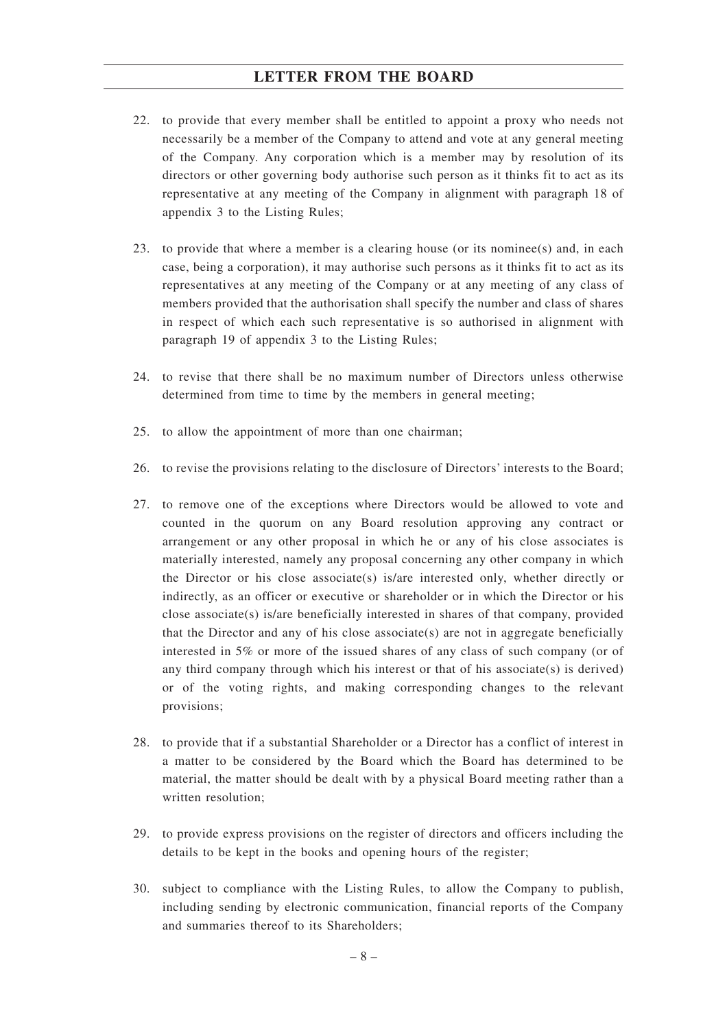22. to provide that every member shall be entitled to appoint a proxy who needs not necessarily be a member of the Company to attend and vote at any general meeting of the Company. Any corporation which is a member may by resolution of its directors or other governing body authorise such person as it thinks fit to act as its representative at any meeting of the Company in alignment with paragraph 18 of appendix 3 to the Listing Rules;

23. to provide that where a member is a clearing house (or its nominee(s) and, in each case, being a corporation), it may authorise such persons as it thinks fit to act as its representatives at any meeting of the Company or at any meeting of any class of members provided that the authorisation shall specify the number and class of shares in respect of which each such representative is so authorised in alignment with paragraph 19 of appendix 3 to the Listing Rules;

24. to revise that there shall be no maximum number of Directors unless otherwise determined from time to time by the members in general meeting;

25. to allow the appointment of more than one chairman;

26. to revise the provisions relating to the disclosure of Directors' interests to the Board;

27. to remove one of the exceptions where Directors would be allowed to vote and counted in the quorum on any Board resolution approving any contract or arrangement or any other proposal in which he or any of his close associates is materially interested, namely any proposal concerning any other company in which the Director or his close associate(s) is/are interested only, whether directly or indirectly, as an officer or executive or shareholder or in which the Director or his close associate(s) is/are beneficially interested in shares of that company, provided that the Director and any of his close associate(s) are not in aggregate beneficially interested in 5% or more of the issued shares of any class of such company (or of any third company through which his interest or that of his associate(s) is derived) or of the voting rights, and making corresponding changes to the relevant provisions;

28. to provide that if a substantial Shareholder or a Director has a conflict of interest in a matter to be considered by the Board which the Board has determined to be material, the matter should be dealt with by a physical Board meeting rather than a written resolution;

29. to provide express provisions on the register of directors and officers including the details to be kept in the books and opening hours of the register;

30. subject to compliance with the Listing Rules, to allow the Company to publish, including sending by electronic communication, financial reports of the Company and summaries thereof to its Shareholders;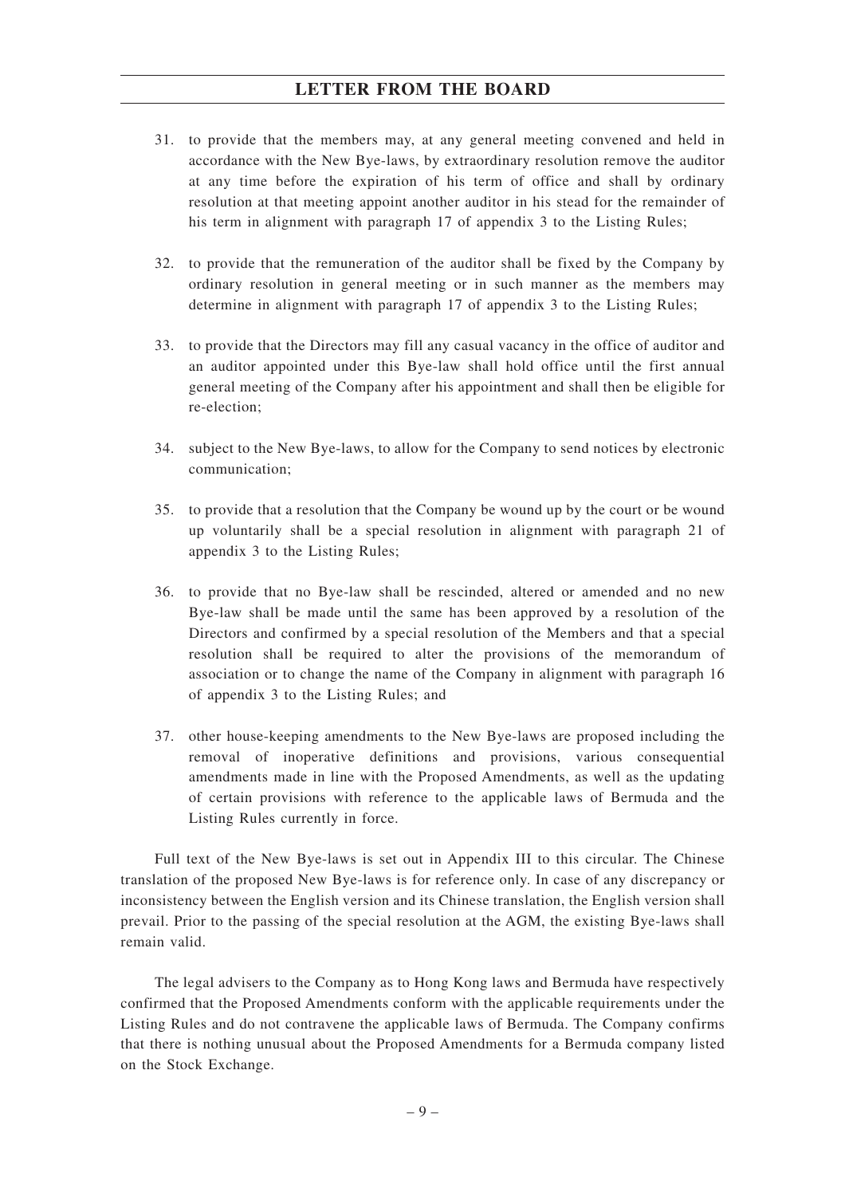31. to provide that the members may, at any general meeting convened and held in accordance with the New Bye-laws, by extraordinary resolution remove the auditor at any time before the expiration of his term of office and shall by ordinary resolution at that meeting appoint another auditor in his stead for the remainder of his term in alignment with paragraph 17 of appendix 3 to the Listing Rules;

32. to provide that the remuneration of the auditor shall be fixed by the Company by ordinary resolution in general meeting or in such manner as the members may determine in alignment with paragraph 17 of appendix 3 to the Listing Rules;

33. to provide that the Directors may fill any casual vacancy in the office of auditor and an auditor appointed under this Bye-law shall hold office until the first annual general meeting of the Company after his appointment and shall then be eligible for re-election;

34. subject to the New Bye-laws, to allow for the Company to send notices by electronic communication;

35. to provide that a resolution that the Company be wound up by the court or be wound up voluntarily shall be a special resolution in alignment with paragraph 21 of appendix 3 to the Listing Rules;

36. to provide that no Bye-law shall be rescinded, altered or amended and no new Bye-law shall be made until the same has been approved by a resolution of the Directors and confirmed by a special resolution of the Members and that a special resolution shall be required to alter the provisions of the memorandum of association or to change the name of the Company in alignment with paragraph 16 of appendix 3 to the Listing Rules; and

37. other house-keeping amendments to the New Bye-laws are proposed including the removal of inoperative definitions and provisions, various consequential amendments made in line with the Proposed Amendments, as well as the updating of certain provisions with reference to the applicable laws of Bermuda and the Listing Rules currently in force.

Full text of the New Bye-laws is set out in Appendix III to this circular. The Chinese translation of the proposed New Bye-laws is for reference only. In case of any discrepancy or inconsistency between the English version and its Chinese translation, the English version shall prevail. Prior to the passing of the special resolution at the AGM, the existing Bye-laws shall remain valid.

The legal advisers to the Company as to Hong Kong laws and Bermuda have respectively confirmed that the Proposed Amendments conform with the applicable requirements under the Listing Rules and do not contravene the applicable laws of Bermuda. The Company confirms that there is nothing unusual about the Proposed Amendments for a Bermuda company listed on the Stock Exchange.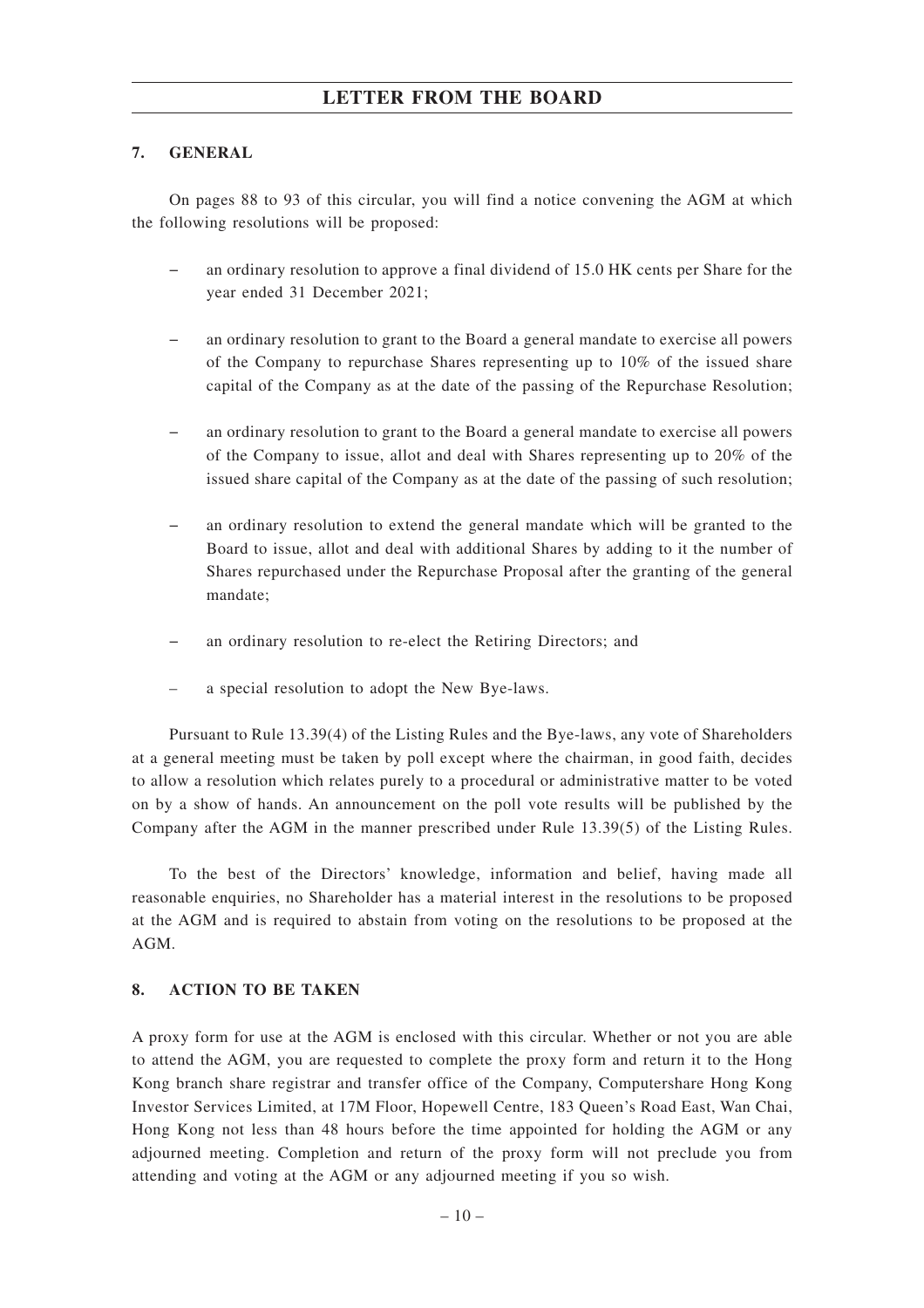## 7. GENERAL

On pages 88 to 93 of this circular, you will find a notice convening the AGM at which the following resolutions will be proposed:

- an ordinary resolution to approve a final dividend of 15.0 HK cents per Share for the year ended 31 December 2021;
- an ordinary resolution to grant to the Board a general mandate to exercise all powers of the Company to repurchase Shares representing up to 10% of the issued share capital of the Company as at the date of the passing of the Repurchase Resolution;
- an ordinary resolution to grant to the Board a general mandate to exercise all powers of the Company to issue, allot and deal with Shares representing up to 20% of the issued share capital of the Company as at the date of the passing of such resolution;
- an ordinary resolution to extend the general mandate which will be granted to the Board to issue, allot and deal with additional Shares by adding to it the number of Shares repurchased under the Repurchase Proposal after the granting of the general mandate;
- an ordinary resolution to re-elect the Retiring Directors; and
- a special resolution to adopt the New Bye-laws.

Pursuant to Rule 13.39(4) of the Listing Rules and the Bye-laws, any vote of Shareholders at a general meeting must be taken by poll except where the chairman, in good faith, decides to allow a resolution which relates purely to a procedural or administrative matter to be voted on by a show of hands. An announcement on the poll vote results will be published by the Company after the AGM in the manner prescribed under Rule 13.39(5) of the Listing Rules.

To the best of the Directors' knowledge, information and belief, having made all reasonable enquiries, no Shareholder has a material interest in the resolutions to be proposed at the AGM and is required to abstain from voting on the resolutions to be proposed at the AGM.

## 8. ACTION TO BE TAKEN

A proxy form for use at the AGM is enclosed with this circular. Whether or not you are able to attend the AGM, you are requested to complete the proxy form and return it to the Hong Kong branch share registrar and transfer office of the Company, Computershare Hong Kong Investor Services Limited, at 17M Floor, Hopewell Centre, 183 Queen's Road East, Wan Chai, Hong Kong not less than 48 hours before the time appointed for holding the AGM or any adjourned meeting. Completion and return of the proxy form will not preclude you from attending and voting at the AGM or any adjourned meeting if you so wish.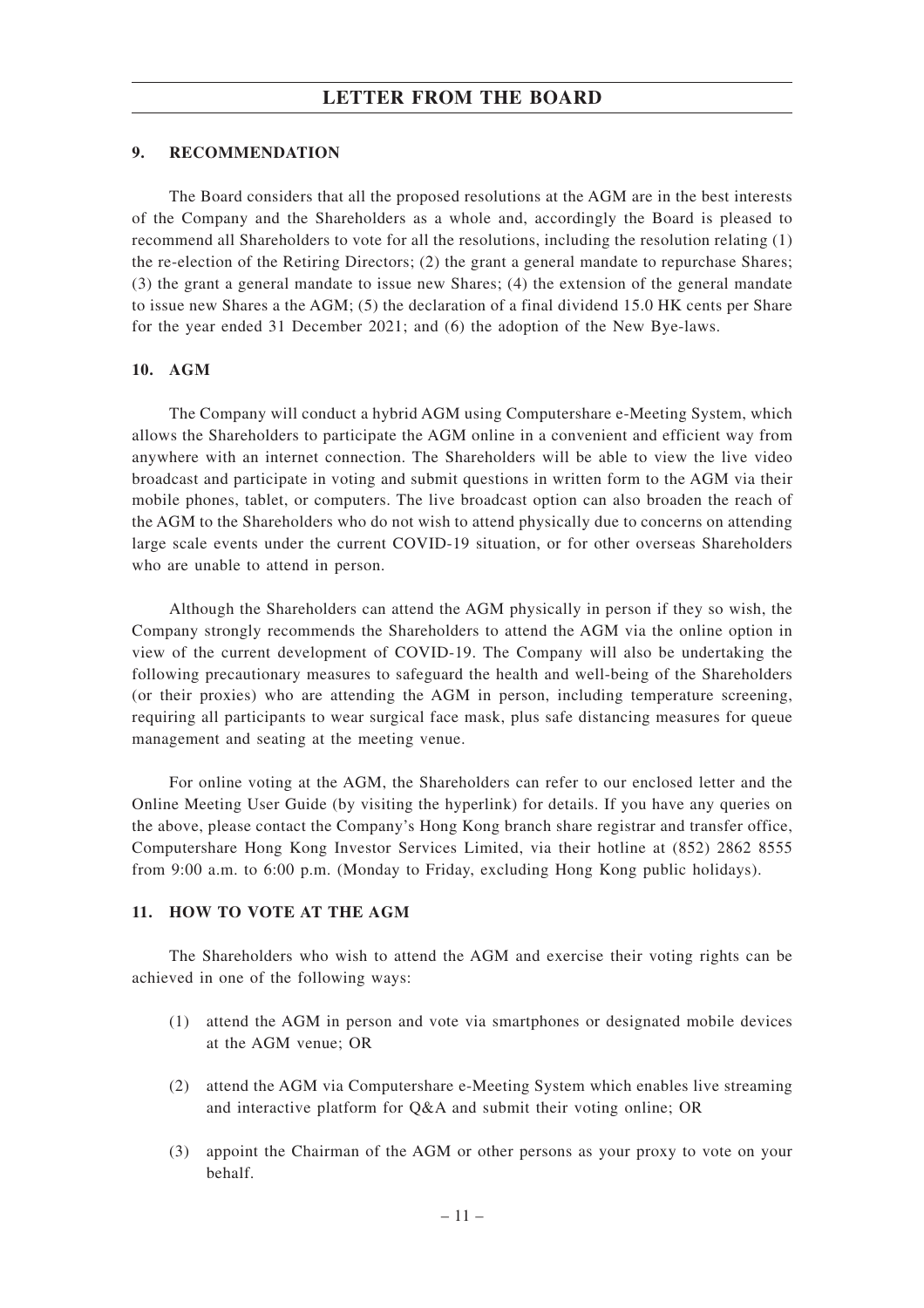## 9. RECOMMENDATION

The Board considers that all the proposed resolutions at the AGM are in the best interests of the Company and the Shareholders as a whole and, accordingly the Board is pleased to recommend all Shareholders to vote for all the resolutions, including the resolution relating (1) the re-election of the Retiring Directors; (2) the grant a general mandate to repurchase Shares; (3) the grant a general mandate to issue new Shares; (4) the extension of the general mandate to issue new Shares a the AGM; (5) the declaration of a final dividend 15.0 HK cents per Share for the year ended 31 December 2021; and (6) the adoption of the New Bye-laws.

## 10. AGM

The Company will conduct a hybrid AGM using Computershare e-Meeting System, which allows the Shareholders to participate the AGM online in a convenient and efficient way from anywhere with an internet connection. The Shareholders will be able to view the live video broadcast and participate in voting and submit questions in written form to the AGM via their mobile phones, tablet, or computers. The live broadcast option can also broaden the reach of the AGM to the Shareholders who do not wish to attend physically due to concerns on attending large scale events under the current COVID-19 situation, or for other overseas Shareholders who are unable to attend in person.

Although the Shareholders can attend the AGM physically in person if they so wish, the Company strongly recommends the Shareholders to attend the AGM via the online option in view of the current development of COVID-19. The Company will also be undertaking the following precautionary measures to safeguard the health and well-being of the Shareholders (or their proxies) who are attending the AGM in person, including temperature screening, requiring all participants to wear surgical face mask, plus safe distancing measures for queue management and seating at the meeting venue.

For online voting at the AGM, the Shareholders can refer to our enclosed letter and the Online Meeting User Guide (by visiting the hyperlink) for details. If you have any queries on the above, please contact the Company's Hong Kong branch share registrar and transfer office, Computershare Hong Kong Investor Services Limited, via their hotline at (852) 2862 8555 from 9:00 a.m. to 6:00 p.m. (Monday to Friday, excluding Hong Kong public holidays).

## 11. HOW TO VOTE AT THE AGM

The Shareholders who wish to attend the AGM and exercise their voting rights can be achieved in one of the following ways:

(1) attend the AGM in person and vote via smartphones or designated mobile devices at the AGM venue; OR

(2) attend the AGM via Computershare e-Meeting System which enables live streaming and interactive platform for Q&A and submit their voting online; OR

(3) appoint the Chairman of the AGM or other persons as your proxy to vote on your behalf.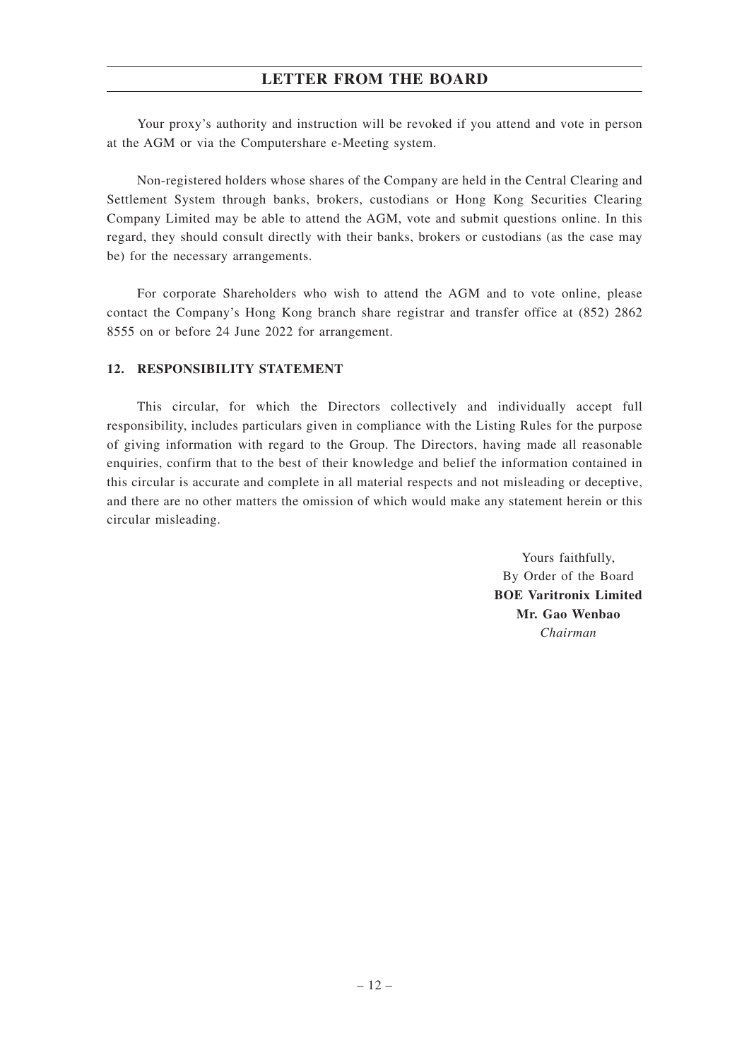Your proxy's authority and instruction will be revoked if you attend and vote in person at the AGM or via the Computershare e-Meeting system.

Non-registered holders whose shares of the Company are held in the Central Clearing and Settlement System through banks, brokers, custodians or Hong Kong Securities Clearing Company Limited may be able to attend the AGM, vote and submit questions online. In this regard, they should consult directly with their banks, brokers or custodians (as the case may be) for the necessary arrangements.

For corporate Shareholders who wish to attend the AGM and to vote online, please contact the Company's Hong Kong branch share registrar and transfer office at (852) 2862 8555 on or before 24 June 2022 for arrangement.

## 12. RESPONSIBILITY STATEMENT

This circular, for which the Directors collectively and individually accept full responsibility, includes particulars given in compliance with the Listing Rules for the purpose of giving information with regard to the Group. The Directors, having made all reasonable enquiries, confirm that to the best of their knowledge and belief the information contained in this circular is accurate and complete in all material respects and not misleading or deceptive, and there are no other matters the omission of which would make any statement herein or this circular misleading.

Yours faithfully,
By Order of the Board
**BOE Varitronix Limited**
**Mr. Gao Wenbao**
*Chairman*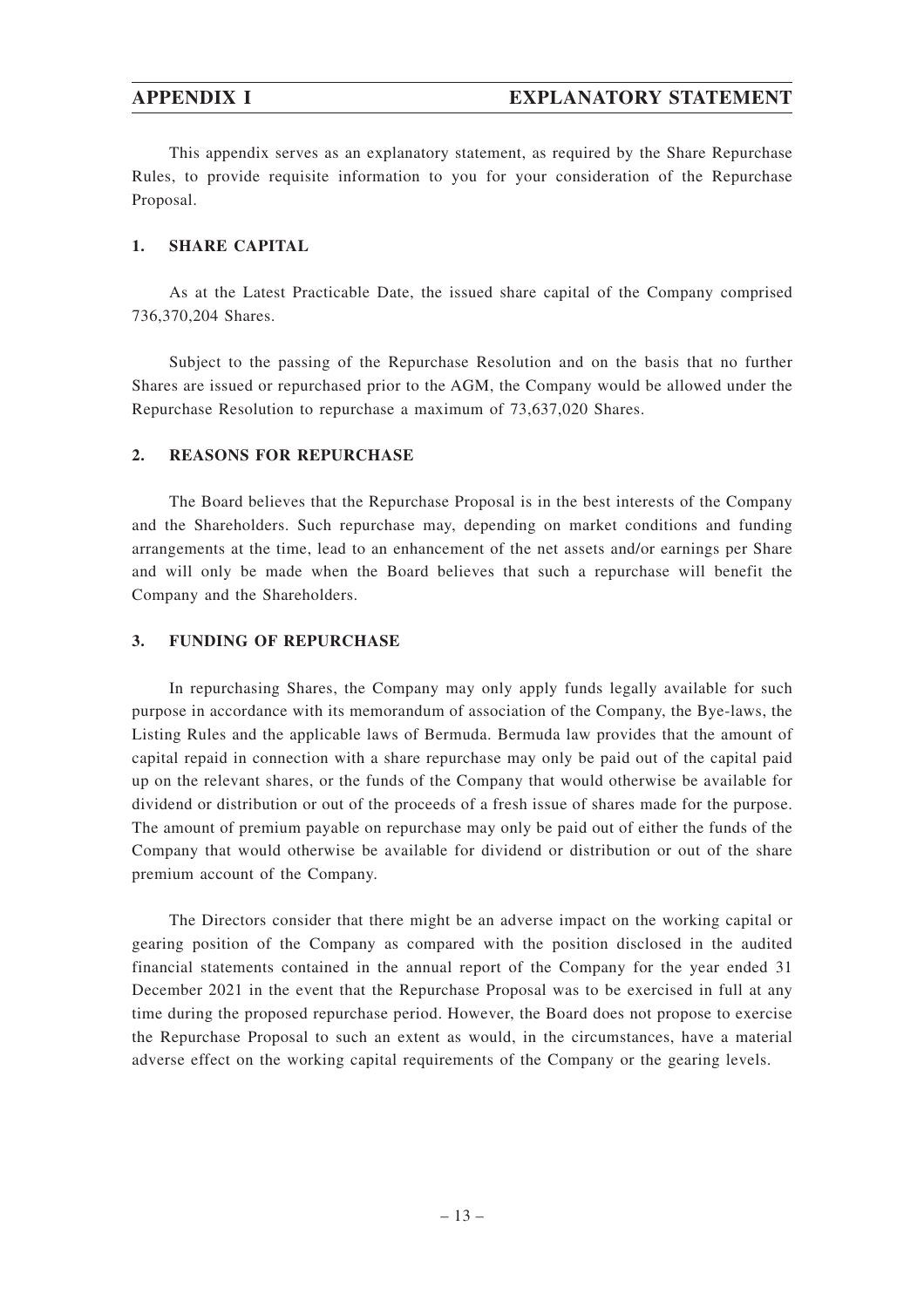# APPENDIX I EXPLANATORY STATEMENT

This appendix serves as an explanatory statement, as required by the Share Repurchase Rules, to provide requisite information to you for your consideration of the Repurchase Proposal.

## 1. SHARE CAPITAL

As at the Latest Practicable Date, the issued share capital of the Company comprised 736,370,204 Shares.

Subject to the passing of the Repurchase Resolution and on the basis that no further Shares are issued or repurchased prior to the AGM, the Company would be allowed under the Repurchase Resolution to repurchase a maximum of 73,637,020 Shares.

## 2. REASONS FOR REPURCHASE

The Board believes that the Repurchase Proposal is in the best interests of the Company and the Shareholders. Such repurchase may, depending on market conditions and funding arrangements at the time, lead to an enhancement of the net assets and/or earnings per Share and will only be made when the Board believes that such a repurchase will benefit the Company and the Shareholders.

## 3. FUNDING OF REPURCHASE

In repurchasing Shares, the Company may only apply funds legally available for such purpose in accordance with its memorandum of association of the Company, the Bye-laws, the Listing Rules and the applicable laws of Bermuda. Bermuda law provides that the amount of capital repaid in connection with a share repurchase may only be paid out of the capital paid up on the relevant shares, or the funds of the Company that would otherwise be available for dividend or distribution or out of the proceeds of a fresh issue of shares made for the purpose. The amount of premium payable on repurchase may only be paid out of either the funds of the Company that would otherwise be available for dividend or distribution or out of the share premium account of the Company.

The Directors consider that there might be an adverse impact on the working capital or gearing position of the Company as compared with the position disclosed in the audited financial statements contained in the annual report of the Company for the year ended 31 December 2021 in the event that the Repurchase Proposal was to be exercised in full at any time during the proposed repurchase period. However, the Board does not propose to exercise the Repurchase Proposal to such an extent as would, in the circumstances, have a material adverse effect on the working capital requirements of the Company or the gearing levels.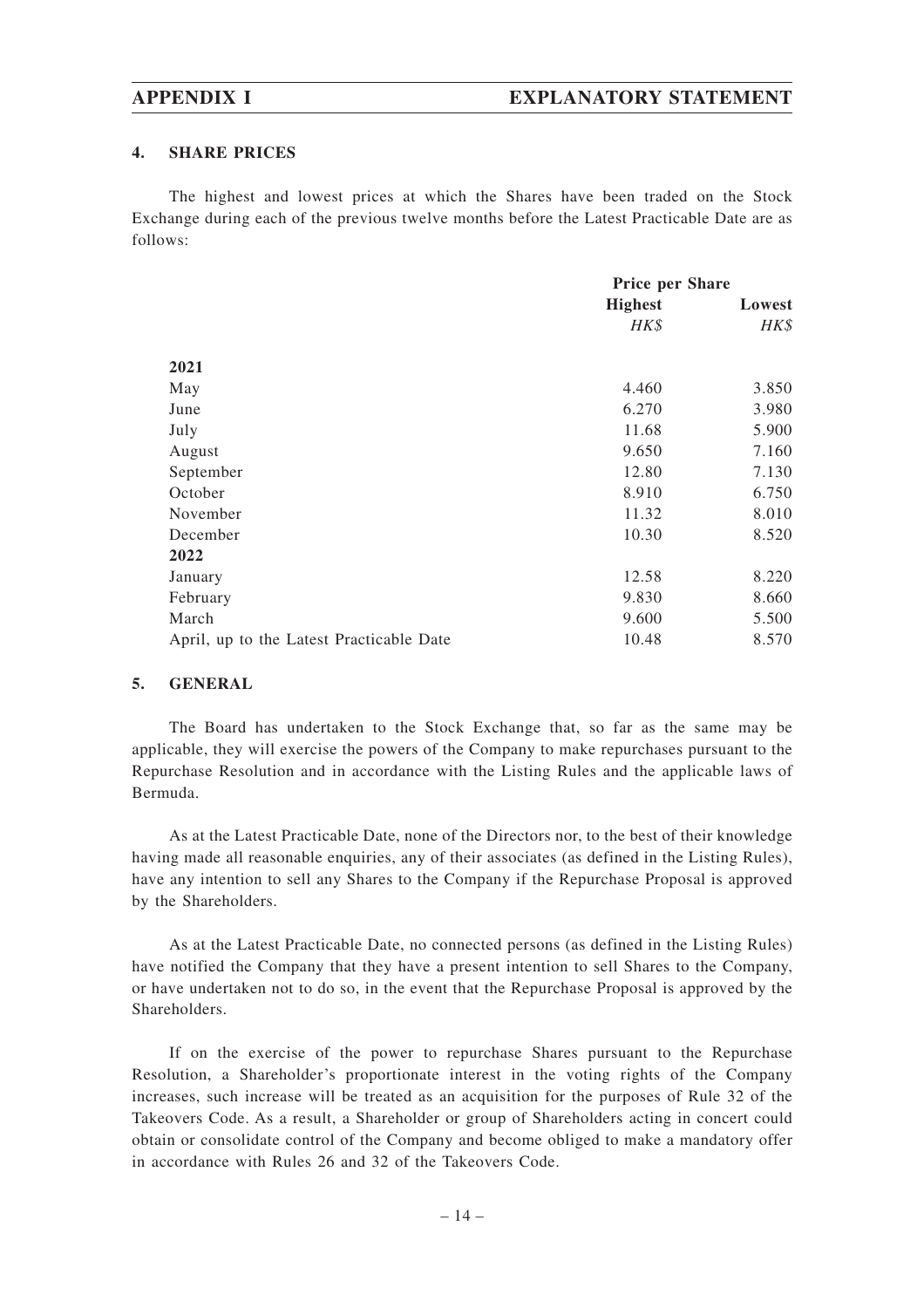#### 4. SHARE PRICES

The highest and lowest prices at which the Shares have been traded on the Stock Exchange during each of the previous twelve months before the Latest Practicable Date are as follows:

| | Price per Share | |
|---|---|---|
| | **Highest** | **Lowest** |
| | *HK$* | *HK$* |
| **2021** | | |
| May | 4.460 | 3.850 |
| June | 6.270 | 3.980 |
| July | 11.68 | 5.900 |
| August | 9.650 | 7.160 |
| September | 12.80 | 7.130 |
| October | 8.910 | 6.750 |
| November | 11.32 | 8.010 |
| December | 10.30 | 8.520 |
| **2022** | | |
| January | 12.58 | 8.220 |
| February | 9.830 | 8.660 |
| March | 9.600 | 5.500 |
| April, up to the Latest Practicable Date | 10.48 | 8.570 |

#### 5. GENERAL

The Board has undertaken to the Stock Exchange that, so far as the same may be applicable, they will exercise the powers of the Company to make repurchases pursuant to the Repurchase Resolution and in accordance with the Listing Rules and the applicable laws of Bermuda.

As at the Latest Practicable Date, none of the Directors nor, to the best of their knowledge having made all reasonable enquiries, any of their associates (as defined in the Listing Rules), have any intention to sell any Shares to the Company if the Repurchase Proposal is approved by the Shareholders.

As at the Latest Practicable Date, no connected persons (as defined in the Listing Rules) have notified the Company that they have a present intention to sell Shares to the Company, or have undertaken not to do so, in the event that the Repurchase Proposal is approved by the Shareholders.

If on the exercise of the power to repurchase Shares pursuant to the Repurchase Resolution, a Shareholder's proportionate interest in the voting rights of the Company increases, such increase will be treated as an acquisition for the purposes of Rule 32 of the Takeovers Code. As a result, a Shareholder or group of Shareholders acting in concert could obtain or consolidate control of the Company and become obliged to make a mandatory offer in accordance with Rules 26 and 32 of the Takeovers Code.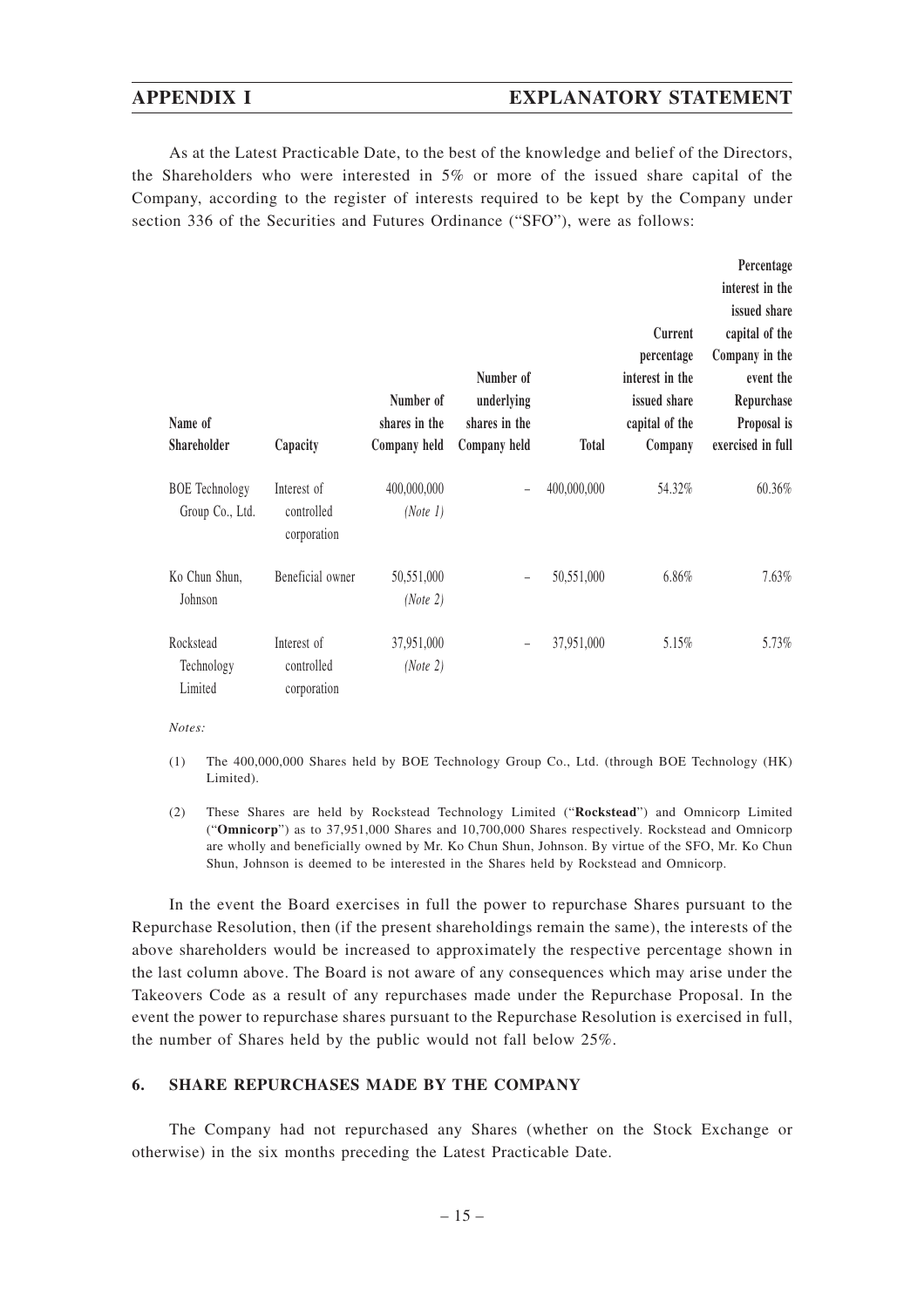As at the Latest Practicable Date, to the best of the knowledge and belief of the Directors, the Shareholders who were interested in 5% or more of the issued share capital of the Company, according to the register of interests required to be kept by the Company under section 336 of the Securities and Futures Ordinance ("SFO"), were as follows:

| Name of Shareholder | Capacity | Number of shares in the Company held | Number of underlying shares in the Company held | Total | Current percentage interest in the issued share capital of the Company | Percentage interest in the issued share capital of the Company in the event the Repurchase Proposal is exercised in full |
|---|---|---|---|---|---|---|
| BOE Technology Group Co., Ltd. | Interest of controlled corporation | 400,000,000 *(Note 1)* | – | 400,000,000 | 54.32% | 60.36% |
| Ko Chun Shun, Johnson | Beneficial owner | 50,551,000 *(Note 2)* | – | 50,551,000 | 6.86% | 7.63% |
| Rockstead Technology Limited | Interest of controlled corporation | 37,951,000 *(Note 2)* | – | 37,951,000 | 5.15% | 5.73% |

*Notes:*

(1) The 400,000,000 Shares held by BOE Technology Group Co., Ltd. (through BOE Technology (HK) Limited).

(2) These Shares are held by Rockstead Technology Limited ("**Rockstead**") and Omnicorp Limited ("**Omnicorp**") as to 37,951,000 Shares and 10,700,000 Shares respectively. Rockstead and Omnicorp are wholly and beneficially owned by Mr. Ko Chun Shun, Johnson. By virtue of the SFO, Mr. Ko Chun Shun, Johnson is deemed to be interested in the Shares held by Rockstead and Omnicorp.

In the event the Board exercises in full the power to repurchase Shares pursuant to the Repurchase Resolution, then (if the present shareholdings remain the same), the interests of the above shareholders would be increased to approximately the respective percentage shown in the last column above. The Board is not aware of any consequences which may arise under the Takeovers Code as a result of any repurchases made under the Repurchase Proposal. In the event the power to repurchase shares pursuant to the Repurchase Resolution is exercised in full, the number of Shares held by the public would not fall below 25%.

## 6. SHARE REPURCHASES MADE BY THE COMPANY

The Company had not repurchased any Shares (whether on the Stock Exchange or otherwise) in the six months preceding the Latest Practicable Date.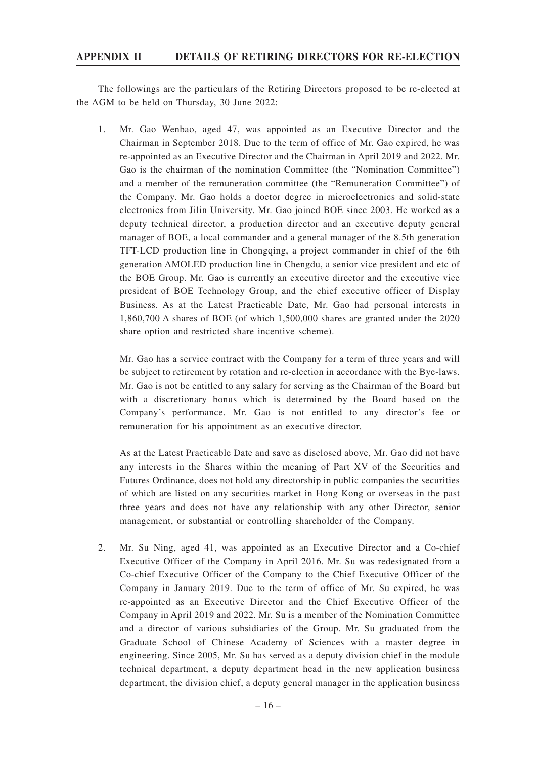The followings are the particulars of the Retiring Directors proposed to be re-elected at the AGM to be held on Thursday, 30 June 2022:

1. Mr. Gao Wenbao, aged 47, was appointed as an Executive Director and the Chairman in September 2018. Due to the term of office of Mr. Gao expired, he was re-appointed as an Executive Director and the Chairman in April 2019 and 2022. Mr. Gao is the chairman of the nomination Committee (the "Nomination Committee") and a member of the remuneration committee (the "Remuneration Committee") of the Company. Mr. Gao holds a doctor degree in microelectronics and solid-state electronics from Jilin University. Mr. Gao joined BOE since 2003. He worked as a deputy technical director, a production director and an executive deputy general manager of BOE, a local commander and a general manager of the 8.5th generation TFT-LCD production line in Chongqing, a project commander in chief of the 6th generation AMOLED production line in Chengdu, a senior vice president and etc of the BOE Group. Mr. Gao is currently an executive director and the executive vice president of BOE Technology Group, and the chief executive officer of Display Business. As at the Latest Practicable Date, Mr. Gao had personal interests in 1,860,700 A shares of BOE (of which 1,500,000 shares are granted under the 2020 share option and restricted share incentive scheme).

   Mr. Gao has a service contract with the Company for a term of three years and will be subject to retirement by rotation and re-election in accordance with the Bye-laws. Mr. Gao is not be entitled to any salary for serving as the Chairman of the Board but with a discretionary bonus which is determined by the Board based on the Company's performance. Mr. Gao is not entitled to any director's fee or remuneration for his appointment as an executive director.

   As at the Latest Practicable Date and save as disclosed above, Mr. Gao did not have any interests in the Shares within the meaning of Part XV of the Securities and Futures Ordinance, does not hold any directorship in public companies the securities of which are listed on any securities market in Hong Kong or overseas in the past three years and does not have any relationship with any other Director, senior management, or substantial or controlling shareholder of the Company.

2. Mr. Su Ning, aged 41, was appointed as an Executive Director and a Co-chief Executive Officer of the Company in April 2016. Mr. Su was redesignated from a Co-chief Executive Officer of the Company to the Chief Executive Officer of the Company in January 2019. Due to the term of office of Mr. Su expired, he was re-appointed as an Executive Director and the Chief Executive Officer of the Company in April 2019 and 2022. Mr. Su is a member of the Nomination Committee and a director of various subsidiaries of the Group. Mr. Su graduated from the Graduate School of Chinese Academy of Sciences with a master degree in engineering. Since 2005, Mr. Su has served as a deputy division chief in the module technical department, a deputy department head in the new application business department, the division chief, a deputy general manager in the application business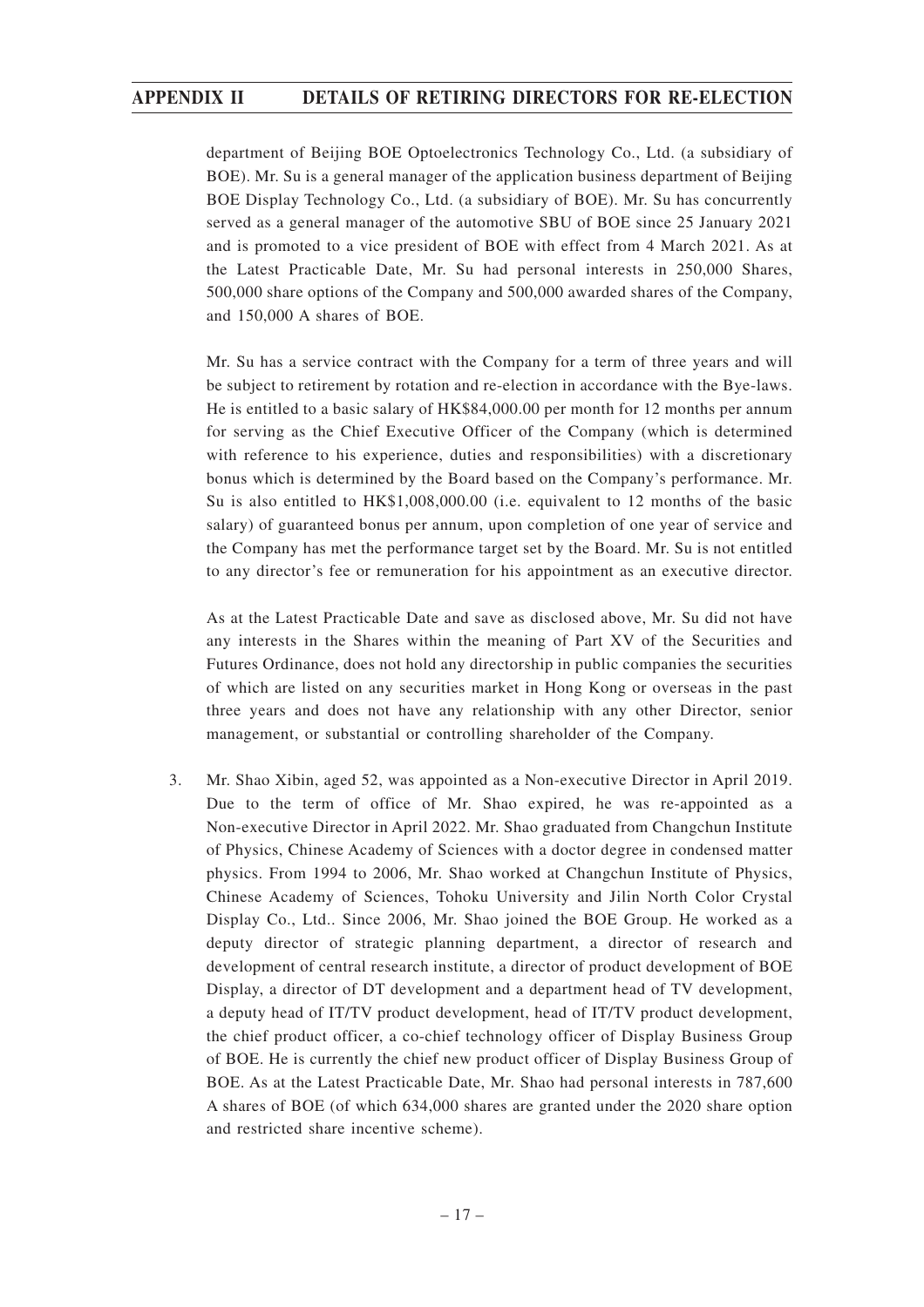department of Beijing BOE Optoelectronics Technology Co., Ltd. (a subsidiary of BOE). Mr. Su is a general manager of the application business department of Beijing BOE Display Technology Co., Ltd. (a subsidiary of BOE). Mr. Su has concurrently served as a general manager of the automotive SBU of BOE since 25 January 2021 and is promoted to a vice president of BOE with effect from 4 March 2021. As at the Latest Practicable Date, Mr. Su had personal interests in 250,000 Shares, 500,000 share options of the Company and 500,000 awarded shares of the Company, and 150,000 A shares of BOE.

Mr. Su has a service contract with the Company for a term of three years and will be subject to retirement by rotation and re-election in accordance with the Bye-laws. He is entitled to a basic salary of HK$84,000.00 per month for 12 months per annum for serving as the Chief Executive Officer of the Company (which is determined with reference to his experience, duties and responsibilities) with a discretionary bonus which is determined by the Board based on the Company's performance. Mr. Su is also entitled to HK$1,008,000.00 (i.e. equivalent to 12 months of the basic salary) of guaranteed bonus per annum, upon completion of one year of service and the Company has met the performance target set by the Board. Mr. Su is not entitled to any director's fee or remuneration for his appointment as an executive director.

As at the Latest Practicable Date and save as disclosed above, Mr. Su did not have any interests in the Shares within the meaning of Part XV of the Securities and Futures Ordinance, does not hold any directorship in public companies the securities of which are listed on any securities market in Hong Kong or overseas in the past three years and does not have any relationship with any other Director, senior management, or substantial or controlling shareholder of the Company.

3. Mr. Shao Xibin, aged 52, was appointed as a Non-executive Director in April 2019. Due to the term of office of Mr. Shao expired, he was re-appointed as a Non-executive Director in April 2022. Mr. Shao graduated from Changchun Institute of Physics, Chinese Academy of Sciences with a doctor degree in condensed matter physics. From 1994 to 2006, Mr. Shao worked at Changchun Institute of Physics, Chinese Academy of Sciences, Tohoku University and Jilin North Color Crystal Display Co., Ltd.. Since 2006, Mr. Shao joined the BOE Group. He worked as a deputy director of strategic planning department, a director of research and development of central research institute, a director of product development of BOE Display, a director of DT development and a department head of TV development, a deputy head of IT/TV product development, head of IT/TV product development, the chief product officer, a co-chief technology officer of Display Business Group of BOE. He is currently the chief new product officer of Display Business Group of BOE. As at the Latest Practicable Date, Mr. Shao had personal interests in 787,600 A shares of BOE (of which 634,000 shares are granted under the 2020 share option and restricted share incentive scheme).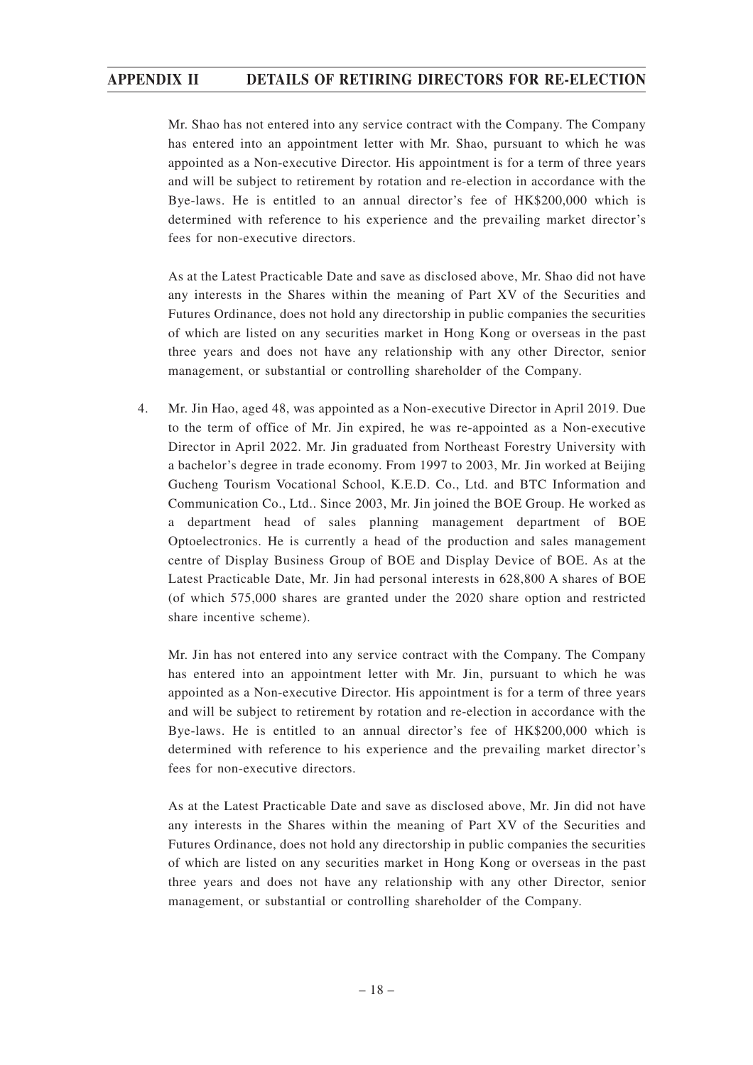Mr. Shao has not entered into any service contract with the Company. The Company has entered into an appointment letter with Mr. Shao, pursuant to which he was appointed as a Non-executive Director. His appointment is for a term of three years and will be subject to retirement by rotation and re-election in accordance with the Bye-laws. He is entitled to an annual director's fee of HK$200,000 which is determined with reference to his experience and the prevailing market director's fees for non-executive directors.

As at the Latest Practicable Date and save as disclosed above, Mr. Shao did not have any interests in the Shares within the meaning of Part XV of the Securities and Futures Ordinance, does not hold any directorship in public companies the securities of which are listed on any securities market in Hong Kong or overseas in the past three years and does not have any relationship with any other Director, senior management, or substantial or controlling shareholder of the Company.

4. Mr. Jin Hao, aged 48, was appointed as a Non-executive Director in April 2019. Due to the term of office of Mr. Jin expired, he was re-appointed as a Non-executive Director in April 2022. Mr. Jin graduated from Northeast Forestry University with a bachelor's degree in trade economy. From 1997 to 2003, Mr. Jin worked at Beijing Gucheng Tourism Vocational School, K.E.D. Co., Ltd. and BTC Information and Communication Co., Ltd.. Since 2003, Mr. Jin joined the BOE Group. He worked as a department head of sales planning management department of BOE Optoelectronics. He is currently a head of the production and sales management centre of Display Business Group of BOE and Display Device of BOE. As at the Latest Practicable Date, Mr. Jin had personal interests in 628,800 A shares of BOE (of which 575,000 shares are granted under the 2020 share option and restricted share incentive scheme).

   Mr. Jin has not entered into any service contract with the Company. The Company has entered into an appointment letter with Mr. Jin, pursuant to which he was appointed as a Non-executive Director. His appointment is for a term of three years and will be subject to retirement by rotation and re-election in accordance with the Bye-laws. He is entitled to an annual director's fee of HK$200,000 which is determined with reference to his experience and the prevailing market director's fees for non-executive directors.

   As at the Latest Practicable Date and save as disclosed above, Mr. Jin did not have any interests in the Shares within the meaning of Part XV of the Securities and Futures Ordinance, does not hold any directorship in public companies the securities of which are listed on any securities market in Hong Kong or overseas in the past three years and does not have any relationship with any other Director, senior management, or substantial or controlling shareholder of the Company.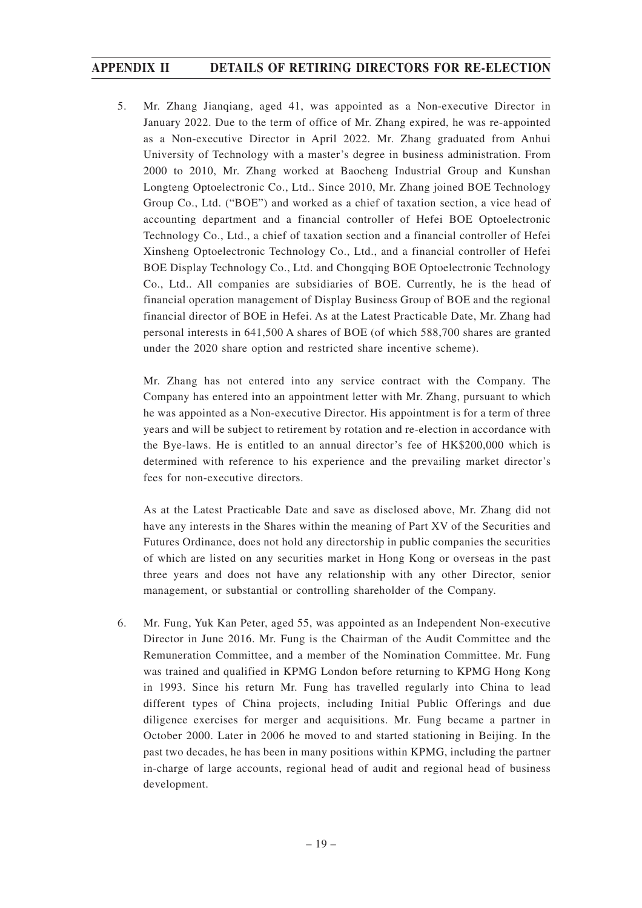5. Mr. Zhang Jianqiang, aged 41, was appointed as a Non-executive Director in January 2022. Due to the term of office of Mr. Zhang expired, he was re-appointed as a Non-executive Director in April 2022. Mr. Zhang graduated from Anhui University of Technology with a master's degree in business administration. From 2000 to 2010, Mr. Zhang worked at Baocheng Industrial Group and Kunshan Longteng Optoelectronic Co., Ltd.. Since 2010, Mr. Zhang joined BOE Technology Group Co., Ltd. ("BOE") and worked as a chief of taxation section, a vice head of accounting department and a financial controller of Hefei BOE Optoelectronic Technology Co., Ltd., a chief of taxation section and a financial controller of Hefei Xinsheng Optoelectronic Technology Co., Ltd., and a financial controller of Hefei BOE Display Technology Co., Ltd. and Chongqing BOE Optoelectronic Technology Co., Ltd.. All companies are subsidiaries of BOE. Currently, he is the head of financial operation management of Display Business Group of BOE and the regional financial director of BOE in Hefei. As at the Latest Practicable Date, Mr. Zhang had personal interests in 641,500 A shares of BOE (of which 588,700 shares are granted under the 2020 share option and restricted share incentive scheme).

   Mr. Zhang has not entered into any service contract with the Company. The Company has entered into an appointment letter with Mr. Zhang, pursuant to which he was appointed as a Non-executive Director. His appointment is for a term of three years and will be subject to retirement by rotation and re-election in accordance with the Bye-laws. He is entitled to an annual director's fee of HK$200,000 which is determined with reference to his experience and the prevailing market director's fees for non-executive directors.

   As at the Latest Practicable Date and save as disclosed above, Mr. Zhang did not have any interests in the Shares within the meaning of Part XV of the Securities and Futures Ordinance, does not hold any directorship in public companies the securities of which are listed on any securities market in Hong Kong or overseas in the past three years and does not have any relationship with any other Director, senior management, or substantial or controlling shareholder of the Company.

6. Mr. Fung, Yuk Kan Peter, aged 55, was appointed as an Independent Non-executive Director in June 2016. Mr. Fung is the Chairman of the Audit Committee and the Remuneration Committee, and a member of the Nomination Committee. Mr. Fung was trained and qualified in KPMG London before returning to KPMG Hong Kong in 1993. Since his return Mr. Fung has travelled regularly into China to lead different types of China projects, including Initial Public Offerings and due diligence exercises for merger and acquisitions. Mr. Fung became a partner in October 2000. Later in 2006 he moved to and started stationing in Beijing. In the past two decades, he has been in many positions within KPMG, including the partner in-charge of large accounts, regional head of audit and regional head of business development.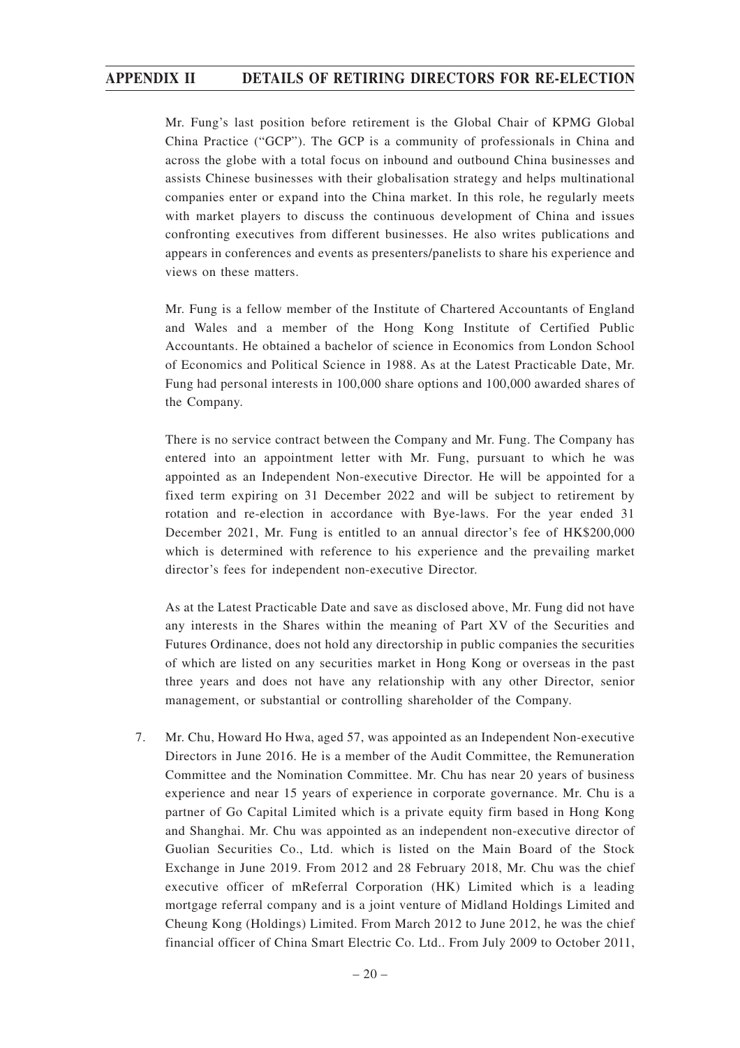Mr. Fung's last position before retirement is the Global Chair of KPMG Global China Practice ("GCP"). The GCP is a community of professionals in China and across the globe with a total focus on inbound and outbound China businesses and assists Chinese businesses with their globalisation strategy and helps multinational companies enter or expand into the China market. In this role, he regularly meets with market players to discuss the continuous development of China and issues confronting executives from different businesses. He also writes publications and appears in conferences and events as presenters/panelists to share his experience and views on these matters.

Mr. Fung is a fellow member of the Institute of Chartered Accountants of England and Wales and a member of the Hong Kong Institute of Certified Public Accountants. He obtained a bachelor of science in Economics from London School of Economics and Political Science in 1988. As at the Latest Practicable Date, Mr. Fung had personal interests in 100,000 share options and 100,000 awarded shares of the Company.

There is no service contract between the Company and Mr. Fung. The Company has entered into an appointment letter with Mr. Fung, pursuant to which he was appointed as an Independent Non-executive Director. He will be appointed for a fixed term expiring on 31 December 2022 and will be subject to retirement by rotation and re-election in accordance with Bye-laws. For the year ended 31 December 2021, Mr. Fung is entitled to an annual director's fee of HK$200,000 which is determined with reference to his experience and the prevailing market director's fees for independent non-executive Director.

As at the Latest Practicable Date and save as disclosed above, Mr. Fung did not have any interests in the Shares within the meaning of Part XV of the Securities and Futures Ordinance, does not hold any directorship in public companies the securities of which are listed on any securities market in Hong Kong or overseas in the past three years and does not have any relationship with any other Director, senior management, or substantial or controlling shareholder of the Company.

7. Mr. Chu, Howard Ho Hwa, aged 57, was appointed as an Independent Non-executive Directors in June 2016. He is a member of the Audit Committee, the Remuneration Committee and the Nomination Committee. Mr. Chu has near 20 years of business experience and near 15 years of experience in corporate governance. Mr. Chu is a partner of Go Capital Limited which is a private equity firm based in Hong Kong and Shanghai. Mr. Chu was appointed as an independent non-executive director of Guolian Securities Co., Ltd. which is listed on the Main Board of the Stock Exchange in June 2019. From 2012 and 28 February 2018, Mr. Chu was the chief executive officer of mReferral Corporation (HK) Limited which is a leading mortgage referral company and is a joint venture of Midland Holdings Limited and Cheung Kong (Holdings) Limited. From March 2012 to June 2012, he was the chief financial officer of China Smart Electric Co. Ltd.. From July 2009 to October 2011,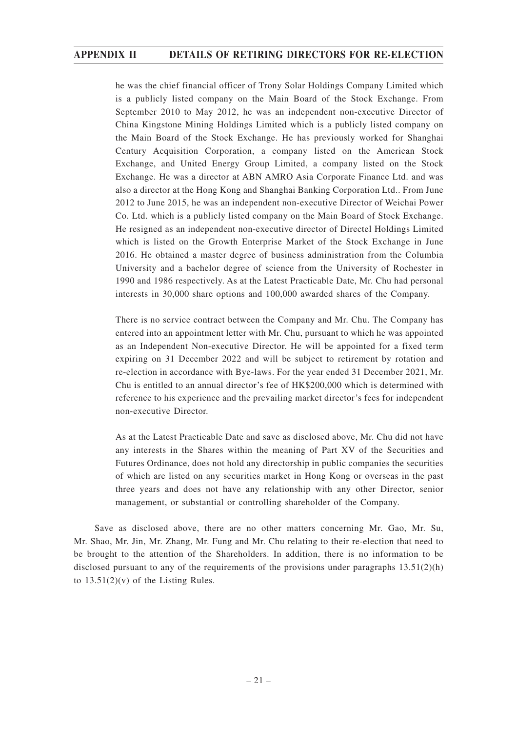he was the chief financial officer of Trony Solar Holdings Company Limited which is a publicly listed company on the Main Board of the Stock Exchange. From September 2010 to May 2012, he was an independent non-executive Director of China Kingstone Mining Holdings Limited which is a publicly listed company on the Main Board of the Stock Exchange. He has previously worked for Shanghai Century Acquisition Corporation, a company listed on the American Stock Exchange, and United Energy Group Limited, a company listed on the Stock Exchange. He was a director at ABN AMRO Asia Corporate Finance Ltd. and was also a director at the Hong Kong and Shanghai Banking Corporation Ltd.. From June 2012 to June 2015, he was an independent non-executive Director of Weichai Power Co. Ltd. which is a publicly listed company on the Main Board of Stock Exchange. He resigned as an independent non-executive director of Directel Holdings Limited which is listed on the Growth Enterprise Market of the Stock Exchange in June 2016. He obtained a master degree of business administration from the Columbia University and a bachelor degree of science from the University of Rochester in 1990 and 1986 respectively. As at the Latest Practicable Date, Mr. Chu had personal interests in 30,000 share options and 100,000 awarded shares of the Company.

There is no service contract between the Company and Mr. Chu. The Company has entered into an appointment letter with Mr. Chu, pursuant to which he was appointed as an Independent Non-executive Director. He will be appointed for a fixed term expiring on 31 December 2022 and will be subject to retirement by rotation and re-election in accordance with Bye-laws. For the year ended 31 December 2021, Mr. Chu is entitled to an annual director's fee of HK$200,000 which is determined with reference to his experience and the prevailing market director's fees for independent non-executive Director.

As at the Latest Practicable Date and save as disclosed above, Mr. Chu did not have any interests in the Shares within the meaning of Part XV of the Securities and Futures Ordinance, does not hold any directorship in public companies the securities of which are listed on any securities market in Hong Kong or overseas in the past three years and does not have any relationship with any other Director, senior management, or substantial or controlling shareholder of the Company.

Save as disclosed above, there are no other matters concerning Mr. Gao, Mr. Su, Mr. Shao, Mr. Jin, Mr. Zhang, Mr. Fung and Mr. Chu relating to their re-election that need to be brought to the attention of the Shareholders. In addition, there is no information to be disclosed pursuant to any of the requirements of the provisions under paragraphs 13.51(2)(h) to 13.51(2)(v) of the Listing Rules.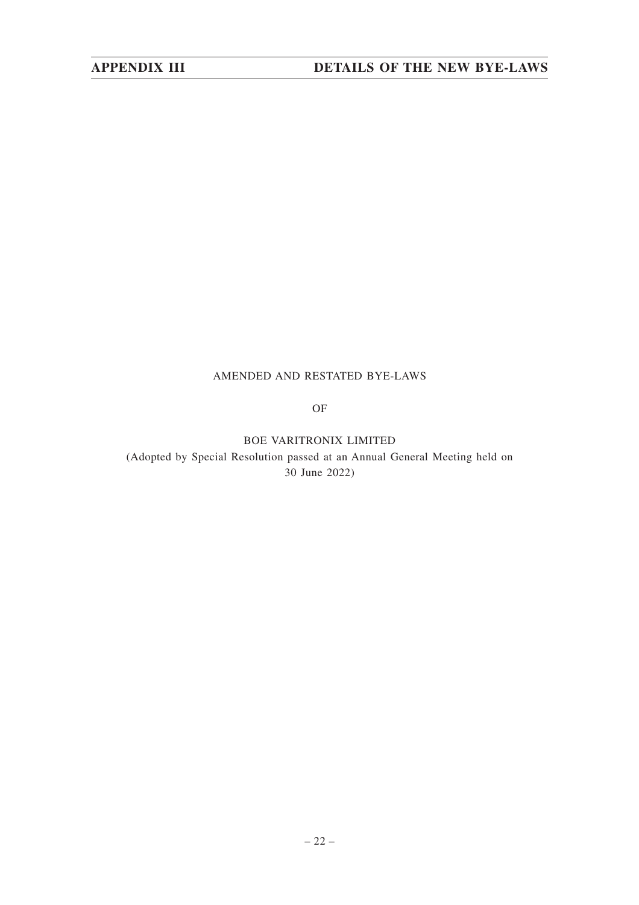AMENDED AND RESTATED BYE-LAWS

OF

BOE VARITRONIX LIMITED

(Adopted by Special Resolution passed at an Annual General Meeting held on 30 June 2022)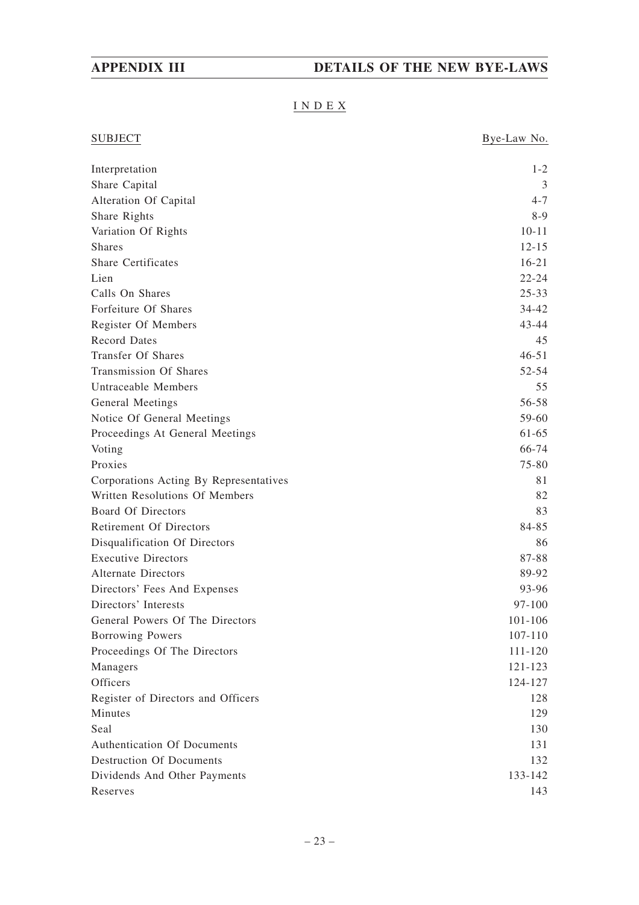# INDEX

| SUBJECT | Bye-Law No. |
|---|---|
| Interpretation | 1-2 |
| Share Capital | 3 |
| Alteration Of Capital | 4-7 |
| Share Rights | 8-9 |
| Variation Of Rights | 10-11 |
| Shares | 12-15 |
| Share Certificates | 16-21 |
| Lien | 22-24 |
| Calls On Shares | 25-33 |
| Forfeiture Of Shares | 34-42 |
| Register Of Members | 43-44 |
| Record Dates | 45 |
| Transfer Of Shares | 46-51 |
| Transmission Of Shares | 52-54 |
| Untraceable Members | 55 |
| General Meetings | 56-58 |
| Notice Of General Meetings | 59-60 |
| Proceedings At General Meetings | 61-65 |
| Voting | 66-74 |
| Proxies | 75-80 |
| Corporations Acting By Representatives | 81 |
| Written Resolutions Of Members | 82 |
| Board Of Directors | 83 |
| Retirement Of Directors | 84-85 |
| Disqualification Of Directors | 86 |
| Executive Directors | 87-88 |
| Alternate Directors | 89-92 |
| Directors' Fees And Expenses | 93-96 |
| Directors' Interests | 97-100 |
| General Powers Of The Directors | 101-106 |
| Borrowing Powers | 107-110 |
| Proceedings Of The Directors | 111-120 |
| Managers | 121-123 |
| Officers | 124-127 |
| Register of Directors and Officers | 128 |
| Minutes | 129 |
| Seal | 130 |
| Authentication Of Documents | 131 |
| Destruction Of Documents | 132 |
| Dividends And Other Payments | 133-142 |
| Reserves | 143 |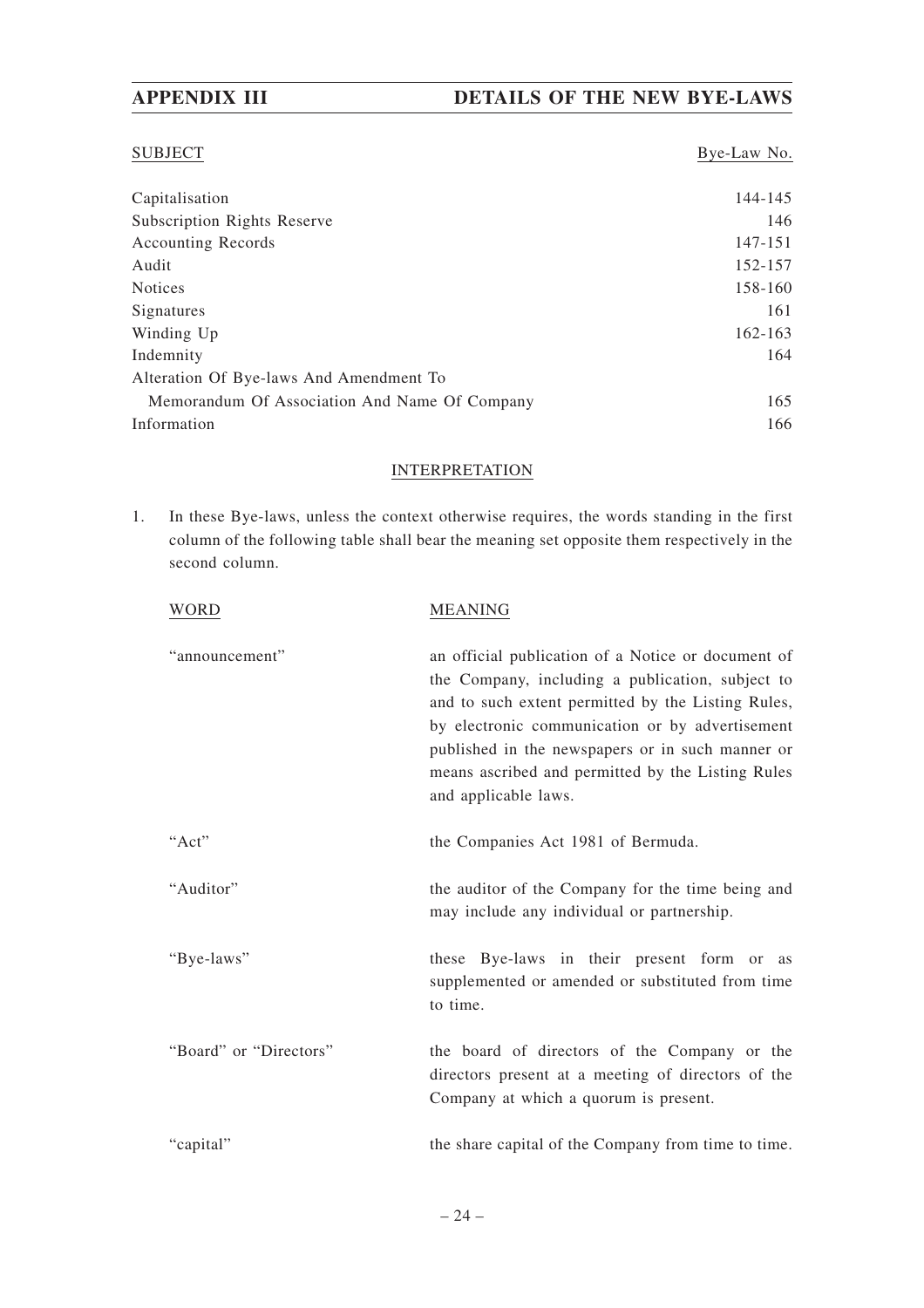| SUBJECT | Bye-Law No. |
|---|---|
| Capitalisation | 144-145 |
| Subscription Rights Reserve | 146 |
| Accounting Records | 147-151 |
| Audit | 152-157 |
| Notices | 158-160 |
| Signatures | 161 |
| Winding Up | 162-163 |
| Indemnity | 164 |
| Alteration Of Bye-laws And Amendment To Memorandum Of Association And Name Of Company | 165 |
| Information | 166 |

## INTERPRETATION

1. In these Bye-laws, unless the context otherwise requires, the words standing in the first column of the following table shall bear the meaning set opposite them respectively in the second column.

| WORD | MEANING |
|---|---|
| "announcement" | an official publication of a Notice or document of the Company, including a publication, subject to and to such extent permitted by the Listing Rules, by electronic communication or by advertisement published in the newspapers or in such manner or means ascribed and permitted by the Listing Rules and applicable laws. |
| "Act" | the Companies Act 1981 of Bermuda. |
| "Auditor" | the auditor of the Company for the time being and may include any individual or partnership. |
| "Bye-laws" | these Bye-laws in their present form or as supplemented or amended or substituted from time to time. |
| "Board" or "Directors" | the board of directors of the Company or the directors present at a meeting of directors of the Company at which a quorum is present. |
| "capital" | the share capital of the Company from time to time. |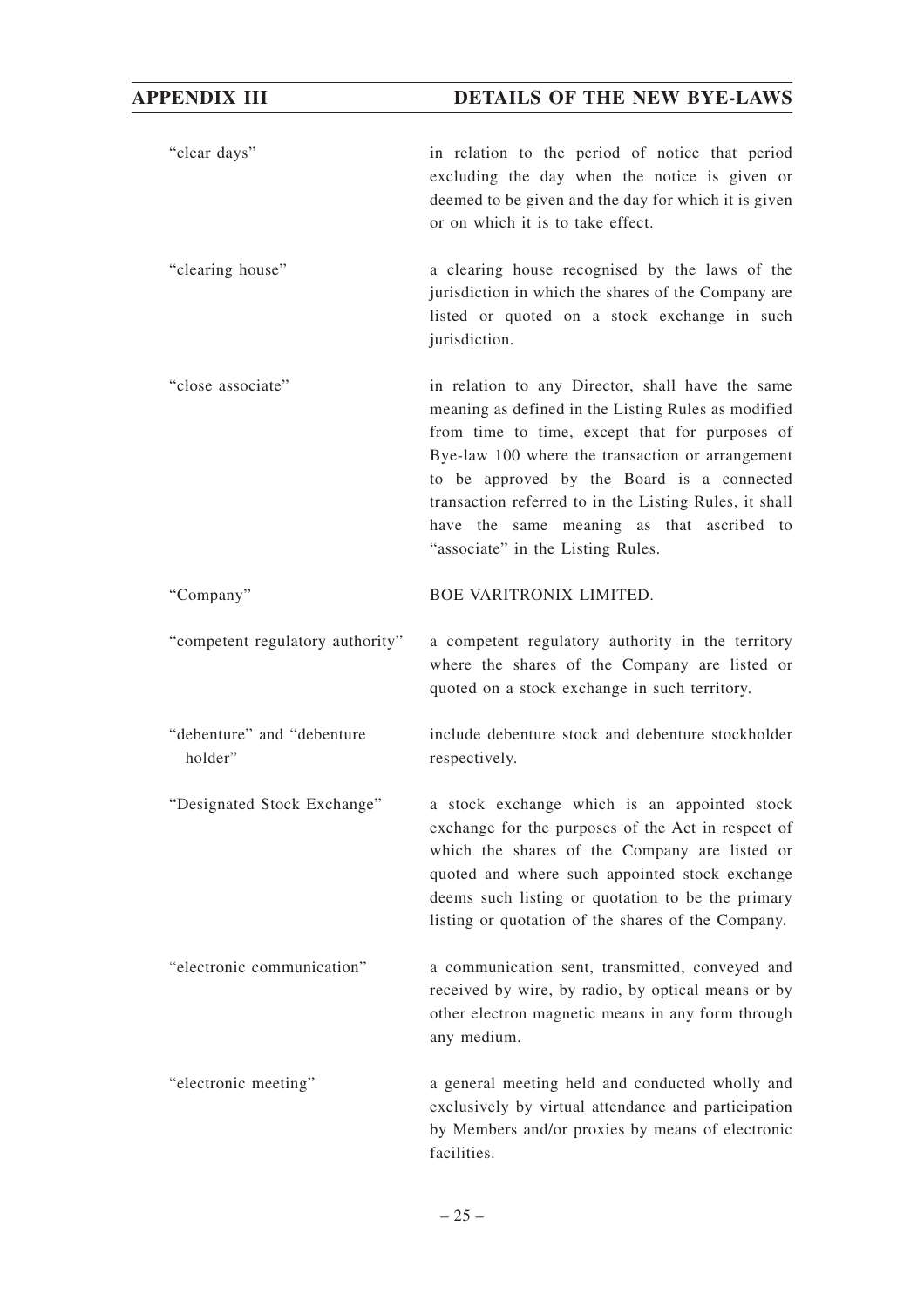| | |
|---|---|
| "clear days" | in relation to the period of notice that period excluding the day when the notice is given or deemed to be given and the day for which it is given or on which it is to take effect. |
| "clearing house" | a clearing house recognised by the laws of the jurisdiction in which the shares of the Company are listed or quoted on a stock exchange in such jurisdiction. |
| "close associate" | in relation to any Director, shall have the same meaning as defined in the Listing Rules as modified from time to time, except that for purposes of Bye-law 100 where the transaction or arrangement to be approved by the Board is a connected transaction referred to in the Listing Rules, it shall have the same meaning as that ascribed to "associate" in the Listing Rules. |
| "Company" | BOE VARITRONIX LIMITED. |
| "competent regulatory authority" | a competent regulatory authority in the territory where the shares of the Company are listed or quoted on a stock exchange in such territory. |
| "debenture" and "debenture holder" | include debenture stock and debenture stockholder respectively. |
| "Designated Stock Exchange" | a stock exchange which is an appointed stock exchange for the purposes of the Act in respect of which the shares of the Company are listed or quoted and where such appointed stock exchange deems such listing or quotation to be the primary listing or quotation of the shares of the Company. |
| "electronic communication" | a communication sent, transmitted, conveyed and received by wire, by radio, by optical means or by other electron magnetic means in any form through any medium. |
| "electronic meeting" | a general meeting held and conducted wholly and exclusively by virtual attendance and participation by Members and/or proxies by means of electronic facilities. |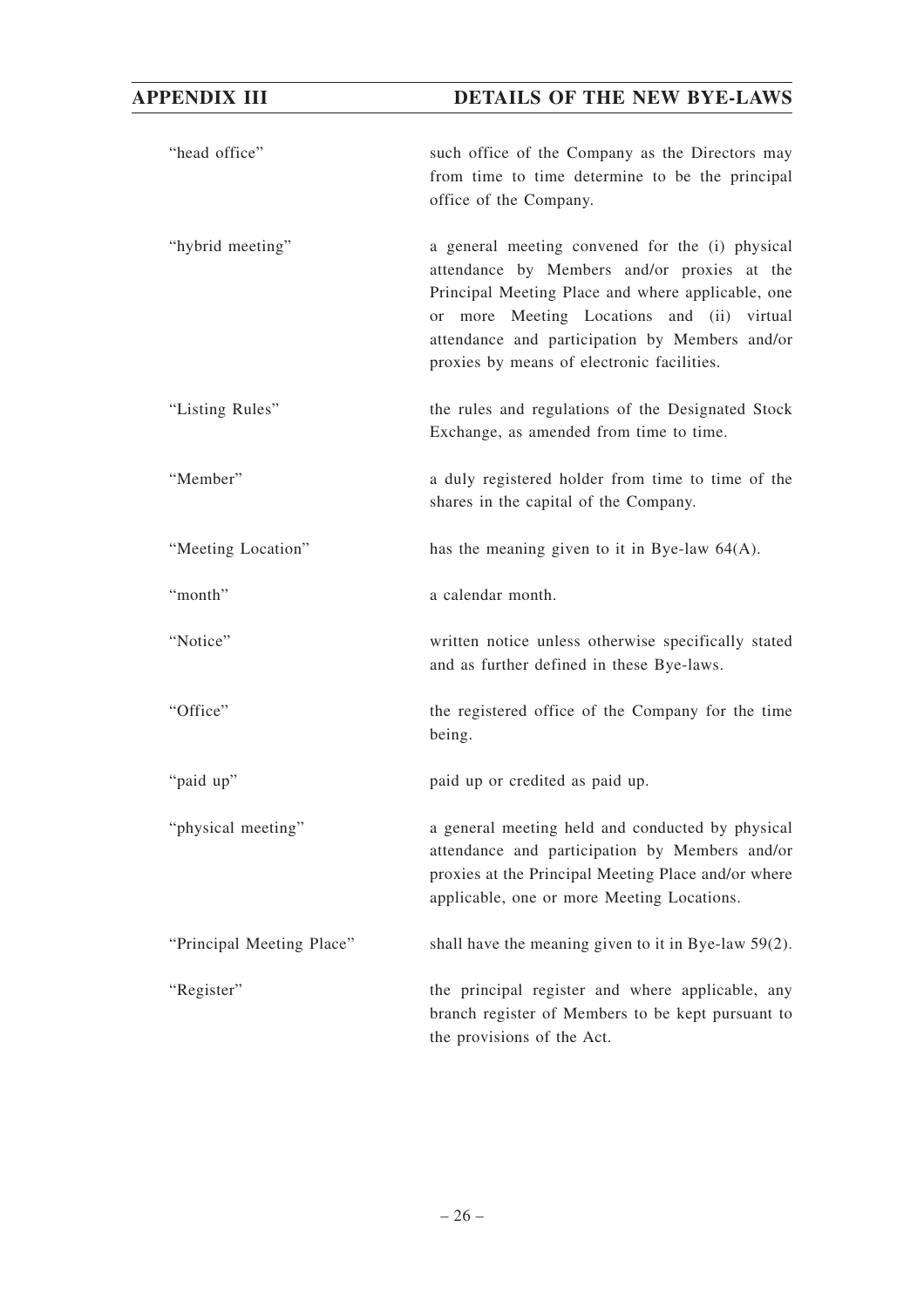| | |
|---|---|
| "head office" | such office of the Company as the Directors may from time to time determine to be the principal office of the Company. |
| "hybrid meeting" | a general meeting convened for the (i) physical attendance by Members and/or proxies at the Principal Meeting Place and where applicable, one or more Meeting Locations and (ii) virtual attendance and participation by Members and/or proxies by means of electronic facilities. |
| "Listing Rules" | the rules and regulations of the Designated Stock Exchange, as amended from time to time. |
| "Member" | a duly registered holder from time to time of the shares in the capital of the Company. |
| "Meeting Location" | has the meaning given to it in Bye-law 64(A). |
| "month" | a calendar month. |
| "Notice" | written notice unless otherwise specifically stated and as further defined in these Bye-laws. |
| "Office" | the registered office of the Company for the time being. |
| "paid up" | paid up or credited as paid up. |
| "physical meeting" | a general meeting held and conducted by physical attendance and participation by Members and/or proxies at the Principal Meeting Place and/or where applicable, one or more Meeting Locations. |
| "Principal Meeting Place" | shall have the meaning given to it in Bye-law 59(2). |
| "Register" | the principal register and where applicable, any branch register of Members to be kept pursuant to the provisions of the Act. |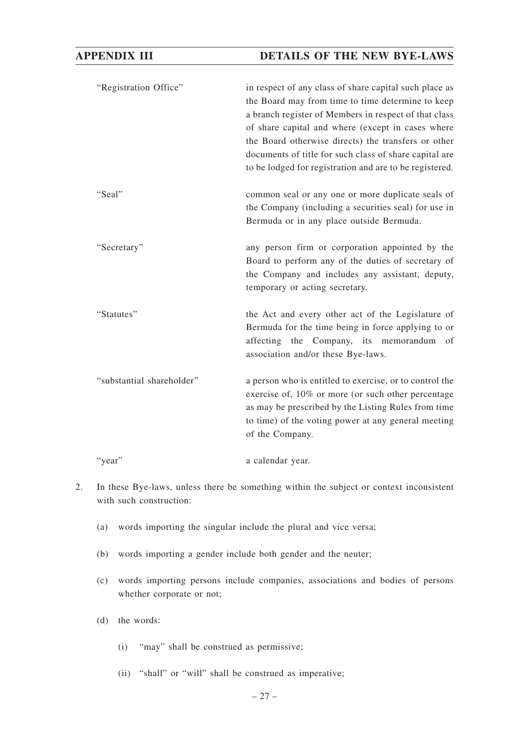| | |
|---|---|
| "Registration Office" | in respect of any class of share capital such place as the Board may from time to time determine to keep a branch register of Members in respect of that class of share capital and where (except in cases where the Board otherwise directs) the transfers or other documents of title for such class of share capital are to be lodged for registration and are to be registered. |
| "Seal" | common seal or any one or more duplicate seals of the Company (including a securities seal) for use in Bermuda or in any place outside Bermuda. |
| "Secretary" | any person firm or corporation appointed by the Board to perform any of the duties of secretary of the Company and includes any assistant, deputy, temporary or acting secretary. |
| "Statutes" | the Act and every other act of the Legislature of Bermuda for the time being in force applying to or affecting the Company, its memorandum of association and/or these Bye-laws. |
| "substantial shareholder" | a person who is entitled to exercise, or to control the exercise of, 10% or more (or such other percentage as may be prescribed by the Listing Rules from time to time) of the voting power at any general meeting of the Company. |
| "year" | a calendar year. |

2. In these Bye-laws, unless there be something within the subject or context inconsistent with such construction:

   (a) words importing the singular include the plural and vice versa;

   (b) words importing a gender include both gender and the neuter;

   (c) words importing persons include companies, associations and bodies of persons whether corporate or not;

   (d) the words:

      (i) "may" shall be construed as permissive;

      (ii) "shall" or "will" shall be construed as imperative;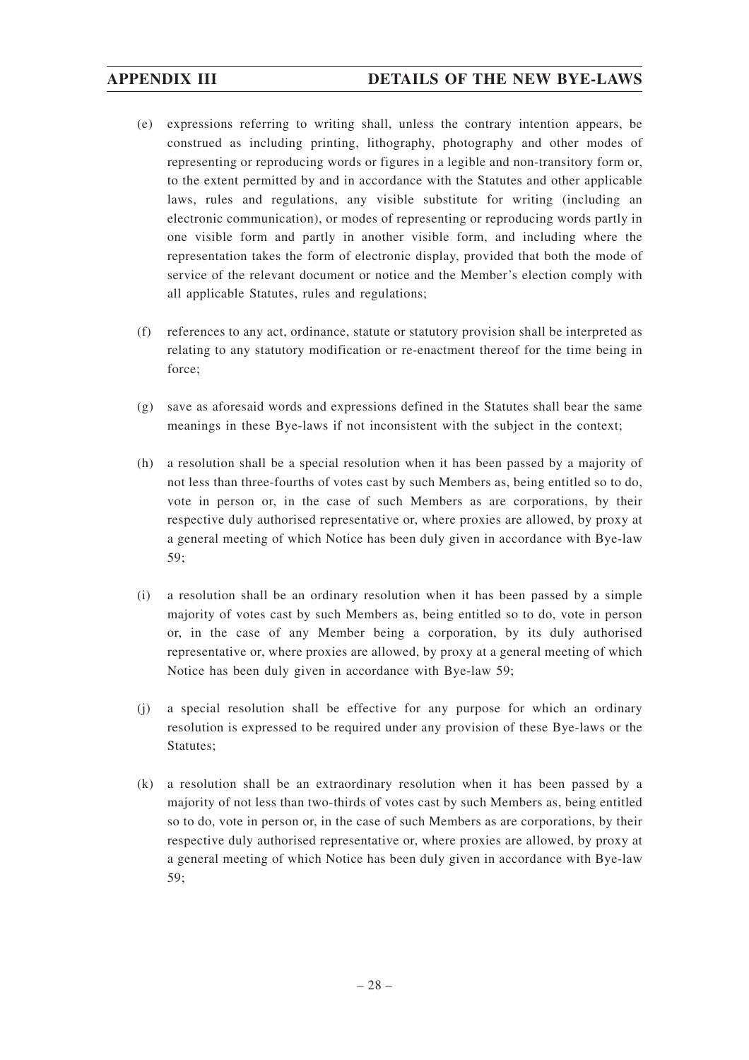(e) expressions referring to writing shall, unless the contrary intention appears, be construed as including printing, lithography, photography and other modes of representing or reproducing words or figures in a legible and non-transitory form or, to the extent permitted by and in accordance with the Statutes and other applicable laws, rules and regulations, any visible substitute for writing (including an electronic communication), or modes of representing or reproducing words partly in one visible form and partly in another visible form, and including where the representation takes the form of electronic display, provided that both the mode of service of the relevant document or notice and the Member's election comply with all applicable Statutes, rules and regulations;

(f) references to any act, ordinance, statute or statutory provision shall be interpreted as relating to any statutory modification or re-enactment thereof for the time being in force;

(g) save as aforesaid words and expressions defined in the Statutes shall bear the same meanings in these Bye-laws if not inconsistent with the subject in the context;

(h) a resolution shall be a special resolution when it has been passed by a majority of not less than three-fourths of votes cast by such Members as, being entitled so to do, vote in person or, in the case of such Members as are corporations, by their respective duly authorised representative or, where proxies are allowed, by proxy at a general meeting of which Notice has been duly given in accordance with Bye-law 59;

(i) a resolution shall be an ordinary resolution when it has been passed by a simple majority of votes cast by such Members as, being entitled so to do, vote in person or, in the case of any Member being a corporation, by its duly authorised representative or, where proxies are allowed, by proxy at a general meeting of which Notice has been duly given in accordance with Bye-law 59;

(j) a special resolution shall be effective for any purpose for which an ordinary resolution is expressed to be required under any provision of these Bye-laws or the Statutes;

(k) a resolution shall be an extraordinary resolution when it has been passed by a majority of not less than two-thirds of votes cast by such Members as, being entitled so to do, vote in person or, in the case of such Members as are corporations, by their respective duly authorised representative or, where proxies are allowed, by proxy at a general meeting of which Notice has been duly given in accordance with Bye-law 59;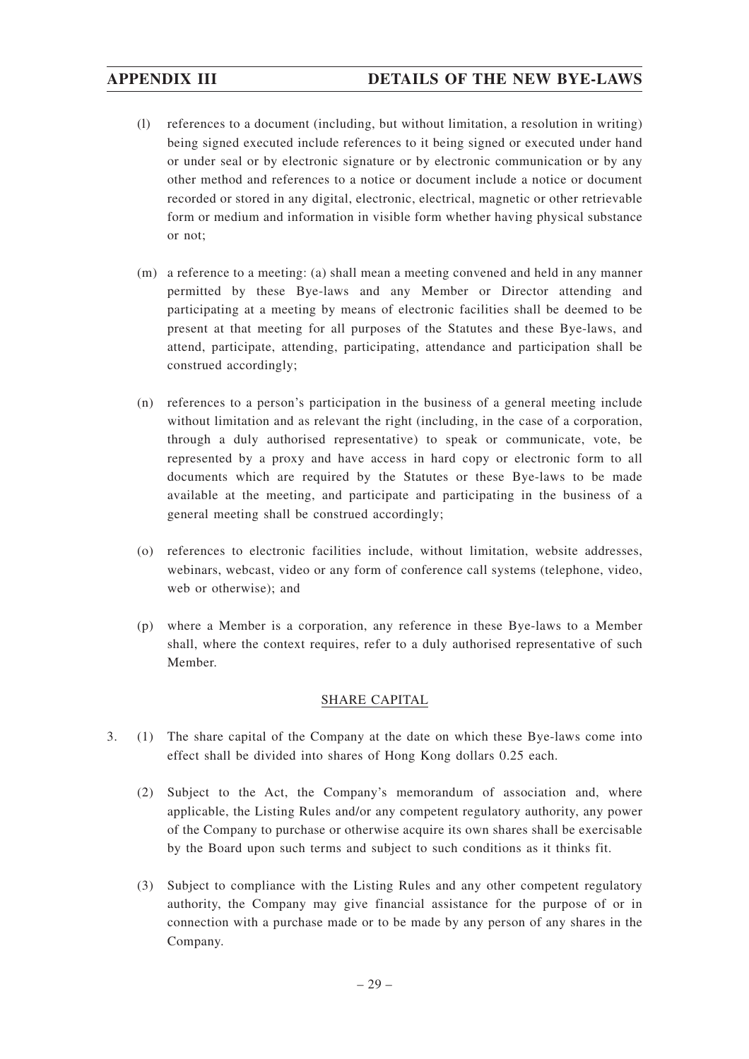(l) references to a document (including, but without limitation, a resolution in writing) being signed executed include references to it being signed or executed under hand or under seal or by electronic signature or by electronic communication or by any other method and references to a notice or document include a notice or document recorded or stored in any digital, electronic, electrical, magnetic or other retrievable form or medium and information in visible form whether having physical substance or not;

(m) a reference to a meeting: (a) shall mean a meeting convened and held in any manner permitted by these Bye-laws and any Member or Director attending and participating at a meeting by means of electronic facilities shall be deemed to be present at that meeting for all purposes of the Statutes and these Bye-laws, and attend, participate, attending, participating, attendance and participation shall be construed accordingly;

(n) references to a person's participation in the business of a general meeting include without limitation and as relevant the right (including, in the case of a corporation, through a duly authorised representative) to speak or communicate, vote, be represented by a proxy and have access in hard copy or electronic form to all documents which are required by the Statutes or these Bye-laws to be made available at the meeting, and participate and participating in the business of a general meeting shall be construed accordingly;

(o) references to electronic facilities include, without limitation, website addresses, webinars, webcast, video or any form of conference call systems (telephone, video, web or otherwise); and

(p) where a Member is a corporation, any reference in these Bye-laws to a Member shall, where the context requires, refer to a duly authorised representative of such Member.

## SHARE CAPITAL

3. (1) The share capital of the Company at the date on which these Bye-laws come into effect shall be divided into shares of Hong Kong dollars 0.25 each.

(2) Subject to the Act, the Company's memorandum of association and, where applicable, the Listing Rules and/or any competent regulatory authority, any power of the Company to purchase or otherwise acquire its own shares shall be exercisable by the Board upon such terms and subject to such conditions as it thinks fit.

(3) Subject to compliance with the Listing Rules and any other competent regulatory authority, the Company may give financial assistance for the purpose of or in connection with a purchase made or to be made by any person of any shares in the Company.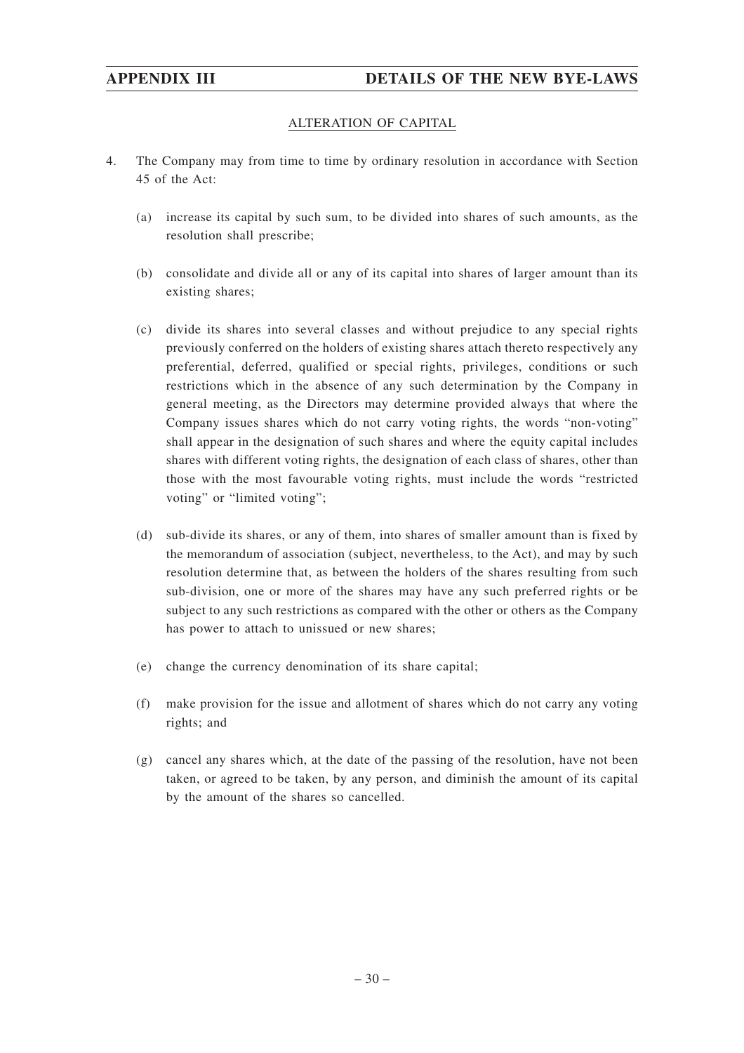## ALTERATION OF CAPITAL

4. The Company may from time to time by ordinary resolution in accordance with Section 45 of the Act:

   (a) increase its capital by such sum, to be divided into shares of such amounts, as the resolution shall prescribe;

   (b) consolidate and divide all or any of its capital into shares of larger amount than its existing shares;

   (c) divide its shares into several classes and without prejudice to any special rights previously conferred on the holders of existing shares attach thereto respectively any preferential, deferred, qualified or special rights, privileges, conditions or such restrictions which in the absence of any such determination by the Company in general meeting, as the Directors may determine provided always that where the Company issues shares which do not carry voting rights, the words "non-voting" shall appear in the designation of such shares and where the equity capital includes shares with different voting rights, the designation of each class of shares, other than those with the most favourable voting rights, must include the words "restricted voting" or "limited voting";

   (d) sub-divide its shares, or any of them, into shares of smaller amount than is fixed by the memorandum of association (subject, nevertheless, to the Act), and may by such resolution determine that, as between the holders of the shares resulting from such sub-division, one or more of the shares may have any such preferred rights or be subject to any such restrictions as compared with the other or others as the Company has power to attach to unissued or new shares;

   (e) change the currency denomination of its share capital;

   (f) make provision for the issue and allotment of shares which do not carry any voting rights; and

   (g) cancel any shares which, at the date of the passing of the resolution, have not been taken, or agreed to be taken, by any person, and diminish the amount of its capital by the amount of the shares so cancelled.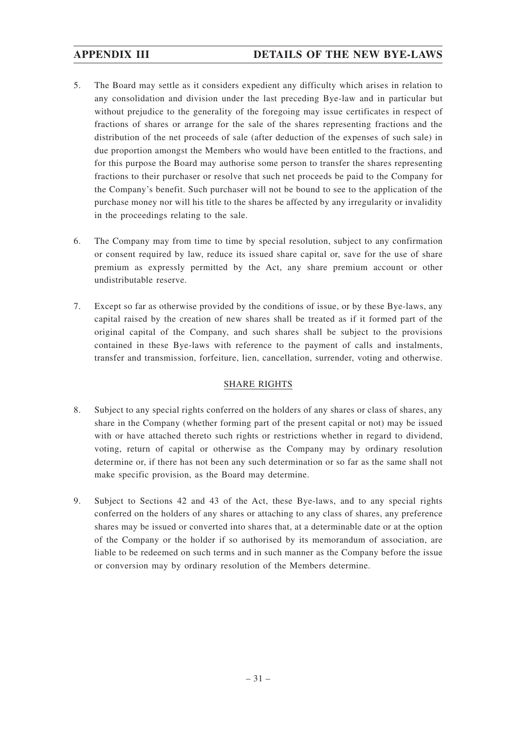5. The Board may settle as it considers expedient any difficulty which arises in relation to any consolidation and division under the last preceding Bye-law and in particular but without prejudice to the generality of the foregoing may issue certificates in respect of fractions of shares or arrange for the sale of the shares representing fractions and the distribution of the net proceeds of sale (after deduction of the expenses of such sale) in due proportion amongst the Members who would have been entitled to the fractions, and for this purpose the Board may authorise some person to transfer the shares representing fractions to their purchaser or resolve that such net proceeds be paid to the Company for the Company's benefit. Such purchaser will not be bound to see to the application of the purchase money nor will his title to the shares be affected by any irregularity or invalidity in the proceedings relating to the sale.

6. The Company may from time to time by special resolution, subject to any confirmation or consent required by law, reduce its issued share capital or, save for the use of share premium as expressly permitted by the Act, any share premium account or other undistributable reserve.

7. Except so far as otherwise provided by the conditions of issue, or by these Bye-laws, any capital raised by the creation of new shares shall be treated as if it formed part of the original capital of the Company, and such shares shall be subject to the provisions contained in these Bye-laws with reference to the payment of calls and instalments, transfer and transmission, forfeiture, lien, cancellation, surrender, voting and otherwise.

## SHARE RIGHTS

8. Subject to any special rights conferred on the holders of any shares or class of shares, any share in the Company (whether forming part of the present capital or not) may be issued with or have attached thereto such rights or restrictions whether in regard to dividend, voting, return of capital or otherwise as the Company may by ordinary resolution determine or, if there has not been any such determination or so far as the same shall not make specific provision, as the Board may determine.

9. Subject to Sections 42 and 43 of the Act, these Bye-laws, and to any special rights conferred on the holders of any shares or attaching to any class of shares, any preference shares may be issued or converted into shares that, at a determinable date or at the option of the Company or the holder if so authorised by its memorandum of association, are liable to be redeemed on such terms and in such manner as the Company before the issue or conversion may by ordinary resolution of the Members determine.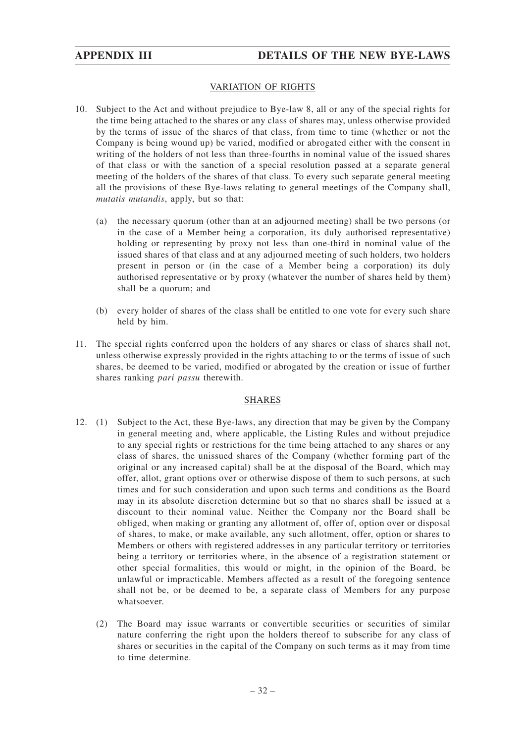## VARIATION OF RIGHTS

10. Subject to the Act and without prejudice to Bye-law 8, all or any of the special rights for the time being attached to the shares or any class of shares may, unless otherwise provided by the terms of issue of the shares of that class, from time to time (whether or not the Company is being wound up) be varied, modified or abrogated either with the consent in writing of the holders of not less than three-fourths in nominal value of the issued shares of that class or with the sanction of a special resolution passed at a separate general meeting of the holders of the shares of that class. To every such separate general meeting all the provisions of these Bye-laws relating to general meetings of the Company shall, *mutatis mutandis*, apply, but so that:

    (a) the necessary quorum (other than at an adjourned meeting) shall be two persons (or in the case of a Member being a corporation, its duly authorised representative) holding or representing by proxy not less than one-third in nominal value of the issued shares of that class and at any adjourned meeting of such holders, two holders present in person or (in the case of a Member being a corporation) its duly authorised representative or by proxy (whatever the number of shares held by them) shall be a quorum; and

    (b) every holder of shares of the class shall be entitled to one vote for every such share held by him.

11. The special rights conferred upon the holders of any shares or class of shares shall not, unless otherwise expressly provided in the rights attaching to or the terms of issue of such shares, be deemed to be varied, modified or abrogated by the creation or issue of further shares ranking *pari passu* therewith.

## SHARES

12. (1) Subject to the Act, these Bye-laws, any direction that may be given by the Company in general meeting and, where applicable, the Listing Rules and without prejudice to any special rights or restrictions for the time being attached to any shares or any class of shares, the unissued shares of the Company (whether forming part of the original or any increased capital) shall be at the disposal of the Board, which may offer, allot, grant options over or otherwise dispose of them to such persons, at such times and for such consideration and upon such terms and conditions as the Board may in its absolute discretion determine but so that no shares shall be issued at a discount to their nominal value. Neither the Company nor the Board shall be obliged, when making or granting any allotment of, offer of, option over or disposal of shares, to make, or make available, any such allotment, offer, option or shares to Members or others with registered addresses in any particular territory or territories being a territory or territories where, in the absence of a registration statement or other special formalities, this would or might, in the opinion of the Board, be unlawful or impracticable. Members affected as a result of the foregoing sentence shall not be, or be deemed to be, a separate class of Members for any purpose whatsoever.

    (2) The Board may issue warrants or convertible securities or securities of similar nature conferring the right upon the holders thereof to subscribe for any class of shares or securities in the capital of the Company on such terms as it may from time to time determine.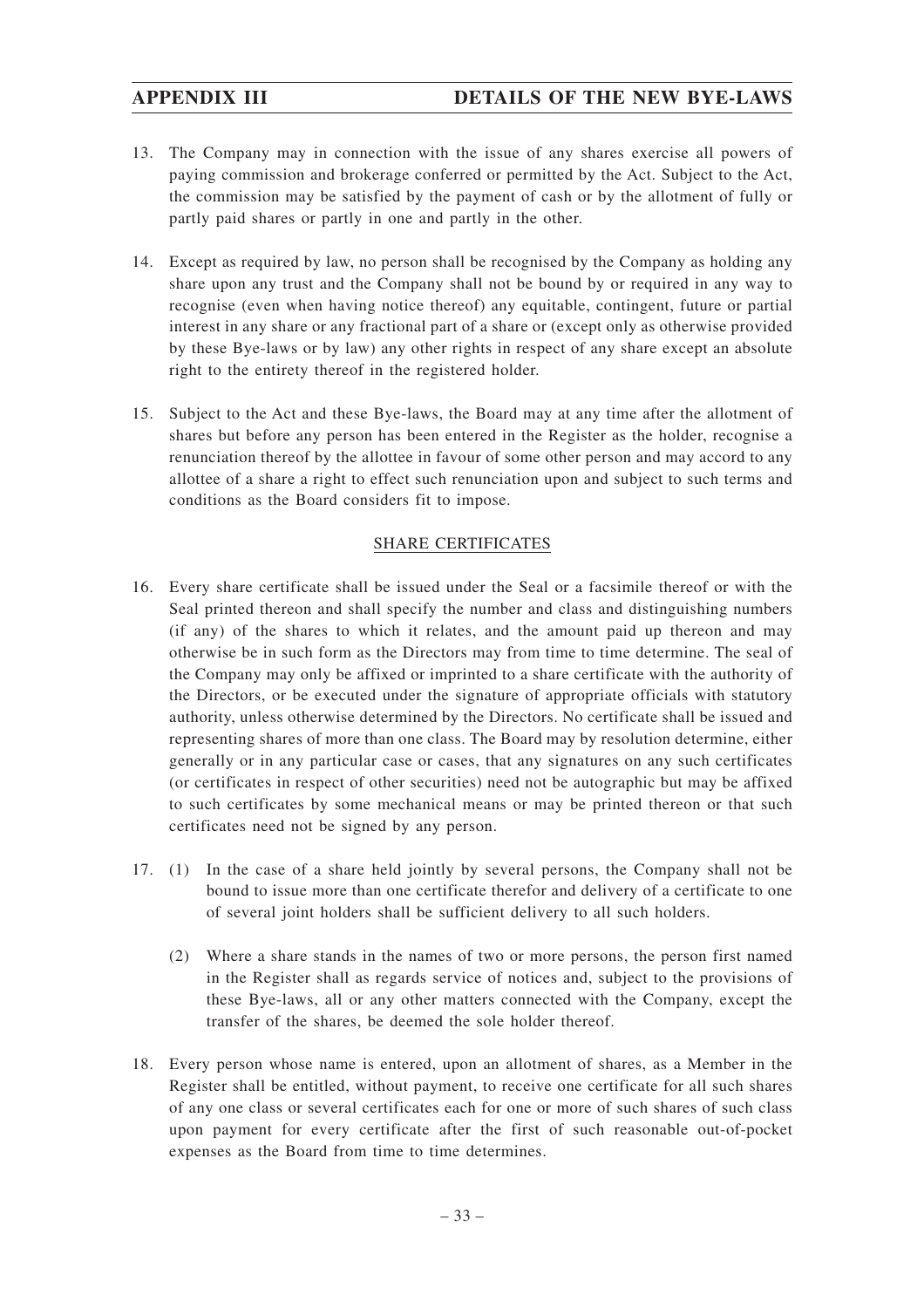13. The Company may in connection with the issue of any shares exercise all powers of paying commission and brokerage conferred or permitted by the Act. Subject to the Act, the commission may be satisfied by the payment of cash or by the allotment of fully or partly paid shares or partly in one and partly in the other.

14. Except as required by law, no person shall be recognised by the Company as holding any share upon any trust and the Company shall not be bound by or required in any way to recognise (even when having notice thereof) any equitable, contingent, future or partial interest in any share or any fractional part of a share or (except only as otherwise provided by these Bye-laws or by law) any other rights in respect of any share except an absolute right to the entirety thereof in the registered holder.

15. Subject to the Act and these Bye-laws, the Board may at any time after the allotment of shares but before any person has been entered in the Register as the holder, recognise a renunciation thereof by the allottee in favour of some other person and may accord to any allottee of a share a right to effect such renunciation upon and subject to such terms and conditions as the Board considers fit to impose.

## SHARE CERTIFICATES

16. Every share certificate shall be issued under the Seal or a facsimile thereof or with the Seal printed thereon and shall specify the number and class and distinguishing numbers (if any) of the shares to which it relates, and the amount paid up thereon and may otherwise be in such form as the Directors may from time to time determine. The seal of the Company may only be affixed or imprinted to a share certificate with the authority of the Directors, or be executed under the signature of appropriate officials with statutory authority, unless otherwise determined by the Directors. No certificate shall be issued and representing shares of more than one class. The Board may by resolution determine, either generally or in any particular case or cases, that any signatures on any such certificates (or certificates in respect of other securities) need not be autographic but may be affixed to such certificates by some mechanical means or may be printed thereon or that such certificates need not be signed by any person.

17. (1) In the case of a share held jointly by several persons, the Company shall not be bound to issue more than one certificate therefor and delivery of a certificate to one of several joint holders shall be sufficient delivery to all such holders.

    (2) Where a share stands in the names of two or more persons, the person first named in the Register shall as regards service of notices and, subject to the provisions of these Bye-laws, all or any other matters connected with the Company, except the transfer of the shares, be deemed the sole holder thereof.

18. Every person whose name is entered, upon an allotment of shares, as a Member in the Register shall be entitled, without payment, to receive one certificate for all such shares of any one class or several certificates each for one or more of such shares of such class upon payment for every certificate after the first of such reasonable out-of-pocket expenses as the Board from time to time determines.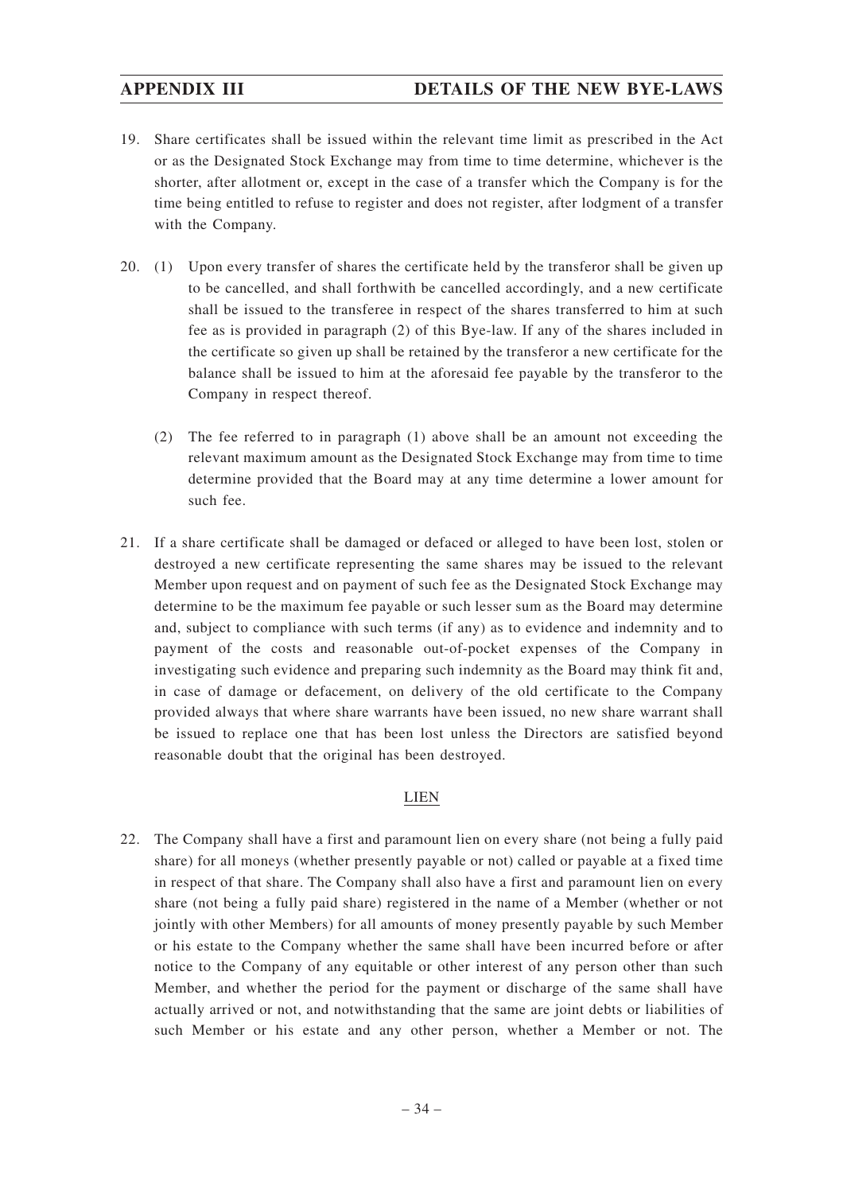19. Share certificates shall be issued within the relevant time limit as prescribed in the Act or as the Designated Stock Exchange may from time to time determine, whichever is the shorter, after allotment or, except in the case of a transfer which the Company is for the time being entitled to refuse to register and does not register, after lodgment of a transfer with the Company.

20. (1) Upon every transfer of shares the certificate held by the transferor shall be given up to be cancelled, and shall forthwith be cancelled accordingly, and a new certificate shall be issued to the transferee in respect of the shares transferred to him at such fee as is provided in paragraph (2) of this Bye-law. If any of the shares included in the certificate so given up shall be retained by the transferor a new certificate for the balance shall be issued to him at the aforesaid fee payable by the transferor to the Company in respect thereof.

    (2) The fee referred to in paragraph (1) above shall be an amount not exceeding the relevant maximum amount as the Designated Stock Exchange may from time to time determine provided that the Board may at any time determine a lower amount for such fee.

21. If a share certificate shall be damaged or defaced or alleged to have been lost, stolen or destroyed a new certificate representing the same shares may be issued to the relevant Member upon request and on payment of such fee as the Designated Stock Exchange may determine to be the maximum fee payable or such lesser sum as the Board may determine and, subject to compliance with such terms (if any) as to evidence and indemnity and to payment of the costs and reasonable out-of-pocket expenses of the Company in investigating such evidence and preparing such indemnity as the Board may think fit and, in case of damage or defacement, on delivery of the old certificate to the Company provided always that where share warrants have been issued, no new share warrant shall be issued to replace one that has been lost unless the Directors are satisfied beyond reasonable doubt that the original has been destroyed.

## LIEN

22. The Company shall have a first and paramount lien on every share (not being a fully paid share) for all moneys (whether presently payable or not) called or payable at a fixed time in respect of that share. The Company shall also have a first and paramount lien on every share (not being a fully paid share) registered in the name of a Member (whether or not jointly with other Members) for all amounts of money presently payable by such Member or his estate to the Company whether the same shall have been incurred before or after notice to the Company of any equitable or other interest of any person other than such Member, and whether the period for the payment or discharge of the same shall have actually arrived or not, and notwithstanding that the same are joint debts or liabilities of such Member or his estate and any other person, whether a Member or not. The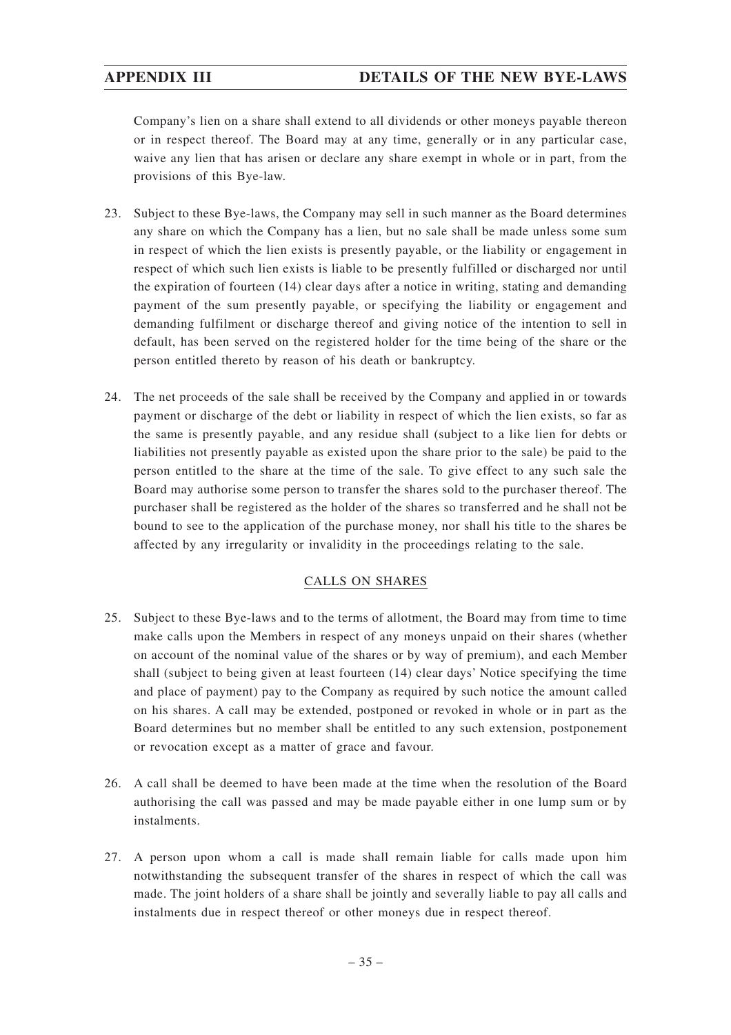Company's lien on a share shall extend to all dividends or other moneys payable thereon or in respect thereof. The Board may at any time, generally or in any particular case, waive any lien that has arisen or declare any share exempt in whole or in part, from the provisions of this Bye-law.

23. Subject to these Bye-laws, the Company may sell in such manner as the Board determines any share on which the Company has a lien, but no sale shall be made unless some sum in respect of which the lien exists is presently payable, or the liability or engagement in respect of which such lien exists is liable to be presently fulfilled or discharged nor until the expiration of fourteen (14) clear days after a notice in writing, stating and demanding payment of the sum presently payable, or specifying the liability or engagement and demanding fulfilment or discharge thereof and giving notice of the intention to sell in default, has been served on the registered holder for the time being of the share or the person entitled thereto by reason of his death or bankruptcy.

24. The net proceeds of the sale shall be received by the Company and applied in or towards payment or discharge of the debt or liability in respect of which the lien exists, so far as the same is presently payable, and any residue shall (subject to a like lien for debts or liabilities not presently payable as existed upon the share prior to the sale) be paid to the person entitled to the share at the time of the sale. To give effect to any such sale the Board may authorise some person to transfer the shares sold to the purchaser thereof. The purchaser shall be registered as the holder of the shares so transferred and he shall not be bound to see to the application of the purchase money, nor shall his title to the shares be affected by any irregularity or invalidity in the proceedings relating to the sale.

## CALLS ON SHARES

25. Subject to these Bye-laws and to the terms of allotment, the Board may from time to time make calls upon the Members in respect of any moneys unpaid on their shares (whether on account of the nominal value of the shares or by way of premium), and each Member shall (subject to being given at least fourteen (14) clear days' Notice specifying the time and place of payment) pay to the Company as required by such notice the amount called on his shares. A call may be extended, postponed or revoked in whole or in part as the Board determines but no member shall be entitled to any such extension, postponement or revocation except as a matter of grace and favour.

26. A call shall be deemed to have been made at the time when the resolution of the Board authorising the call was passed and may be made payable either in one lump sum or by instalments.

27. A person upon whom a call is made shall remain liable for calls made upon him notwithstanding the subsequent transfer of the shares in respect of which the call was made. The joint holders of a share shall be jointly and severally liable to pay all calls and instalments due in respect thereof or other moneys due in respect thereof.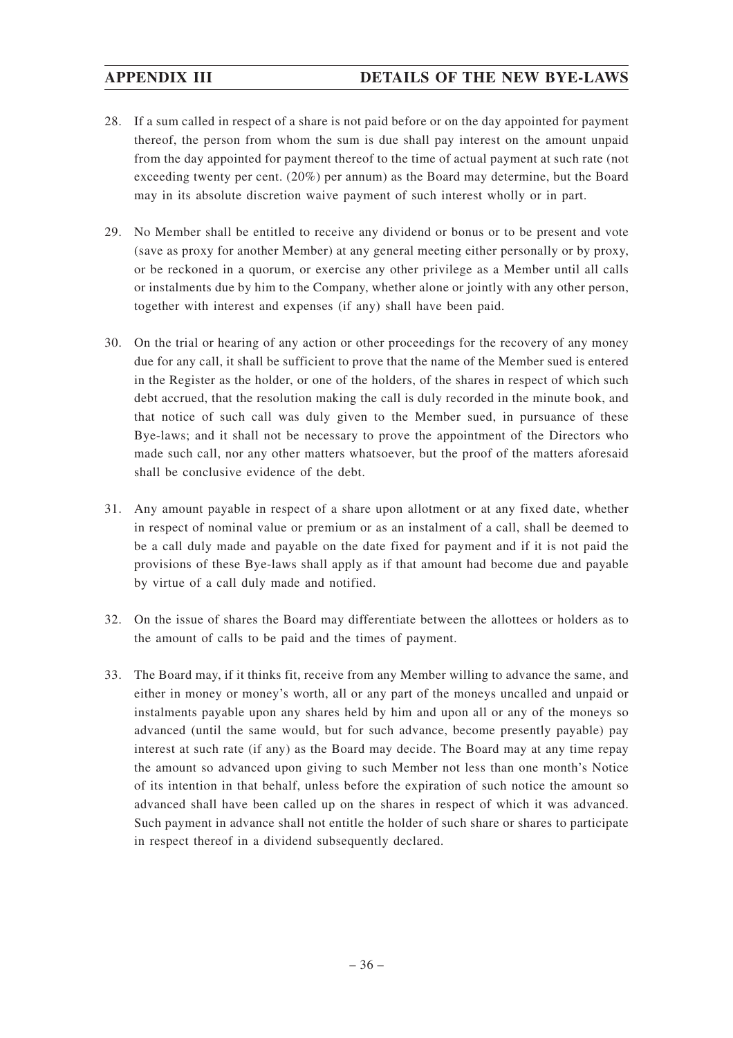28. If a sum called in respect of a share is not paid before or on the day appointed for payment thereof, the person from whom the sum is due shall pay interest on the amount unpaid from the day appointed for payment thereof to the time of actual payment at such rate (not exceeding twenty per cent. (20%) per annum) as the Board may determine, but the Board may in its absolute discretion waive payment of such interest wholly or in part.

29. No Member shall be entitled to receive any dividend or bonus or to be present and vote (save as proxy for another Member) at any general meeting either personally or by proxy, or be reckoned in a quorum, or exercise any other privilege as a Member until all calls or instalments due by him to the Company, whether alone or jointly with any other person, together with interest and expenses (if any) shall have been paid.

30. On the trial or hearing of any action or other proceedings for the recovery of any money due for any call, it shall be sufficient to prove that the name of the Member sued is entered in the Register as the holder, or one of the holders, of the shares in respect of which such debt accrued, that the resolution making the call is duly recorded in the minute book, and that notice of such call was duly given to the Member sued, in pursuance of these Bye-laws; and it shall not be necessary to prove the appointment of the Directors who made such call, nor any other matters whatsoever, but the proof of the matters aforesaid shall be conclusive evidence of the debt.

31. Any amount payable in respect of a share upon allotment or at any fixed date, whether in respect of nominal value or premium or as an instalment of a call, shall be deemed to be a call duly made and payable on the date fixed for payment and if it is not paid the provisions of these Bye-laws shall apply as if that amount had become due and payable by virtue of a call duly made and notified.

32. On the issue of shares the Board may differentiate between the allottees or holders as to the amount of calls to be paid and the times of payment.

33. The Board may, if it thinks fit, receive from any Member willing to advance the same, and either in money or money's worth, all or any part of the moneys uncalled and unpaid or instalments payable upon any shares held by him and upon all or any of the moneys so advanced (until the same would, but for such advance, become presently payable) pay interest at such rate (if any) as the Board may decide. The Board may at any time repay the amount so advanced upon giving to such Member not less than one month's Notice of its intention in that behalf, unless before the expiration of such notice the amount so advanced shall have been called up on the shares in respect of which it was advanced. Such payment in advance shall not entitle the holder of such share or shares to participate in respect thereof in a dividend subsequently declared.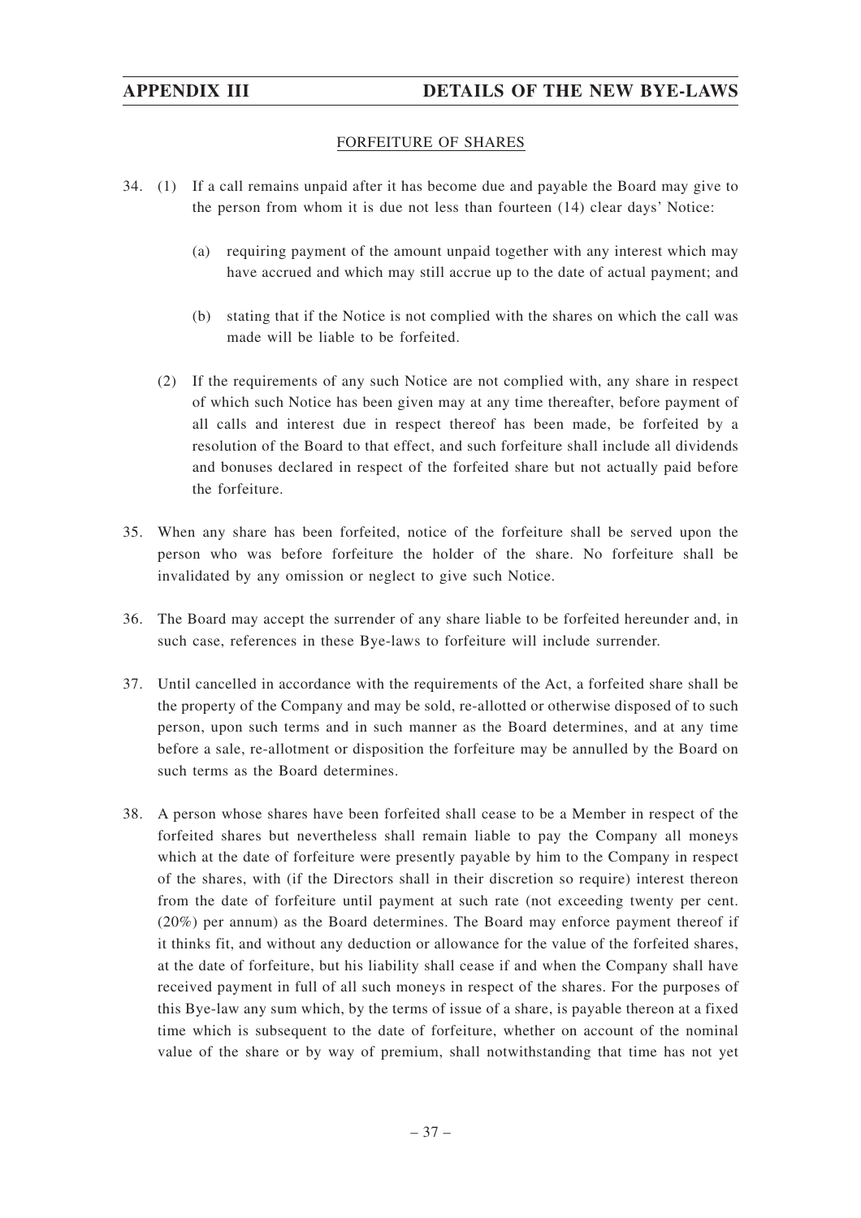## FORFEITURE OF SHARES

34. (1) If a call remains unpaid after it has become due and payable the Board may give to the person from whom it is due not less than fourteen (14) clear days' Notice:

    (a) requiring payment of the amount unpaid together with any interest which may have accrued and which may still accrue up to the date of actual payment; and

    (b) stating that if the Notice is not complied with the shares on which the call was made will be liable to be forfeited.

    (2) If the requirements of any such Notice are not complied with, any share in respect of which such Notice has been given may at any time thereafter, before payment of all calls and interest due in respect thereof has been made, be forfeited by a resolution of the Board to that effect, and such forfeiture shall include all dividends and bonuses declared in respect of the forfeited share but not actually paid before the forfeiture.

35. When any share has been forfeited, notice of the forfeiture shall be served upon the person who was before forfeiture the holder of the share. No forfeiture shall be invalidated by any omission or neglect to give such Notice.

36. The Board may accept the surrender of any share liable to be forfeited hereunder and, in such case, references in these Bye-laws to forfeiture will include surrender.

37. Until cancelled in accordance with the requirements of the Act, a forfeited share shall be the property of the Company and may be sold, re-allotted or otherwise disposed of to such person, upon such terms and in such manner as the Board determines, and at any time before a sale, re-allotment or disposition the forfeiture may be annulled by the Board on such terms as the Board determines.

38. A person whose shares have been forfeited shall cease to be a Member in respect of the forfeited shares but nevertheless shall remain liable to pay the Company all moneys which at the date of forfeiture were presently payable by him to the Company in respect of the shares, with (if the Directors shall in their discretion so require) interest thereon from the date of forfeiture until payment at such rate (not exceeding twenty per cent. (20%) per annum) as the Board determines. The Board may enforce payment thereof if it thinks fit, and without any deduction or allowance for the value of the forfeited shares, at the date of forfeiture, but his liability shall cease if and when the Company shall have received payment in full of all such moneys in respect of the shares. For the purposes of this Bye-law any sum which, by the terms of issue of a share, is payable thereon at a fixed time which is subsequent to the date of forfeiture, whether on account of the nominal value of the share or by way of premium, shall notwithstanding that time has not yet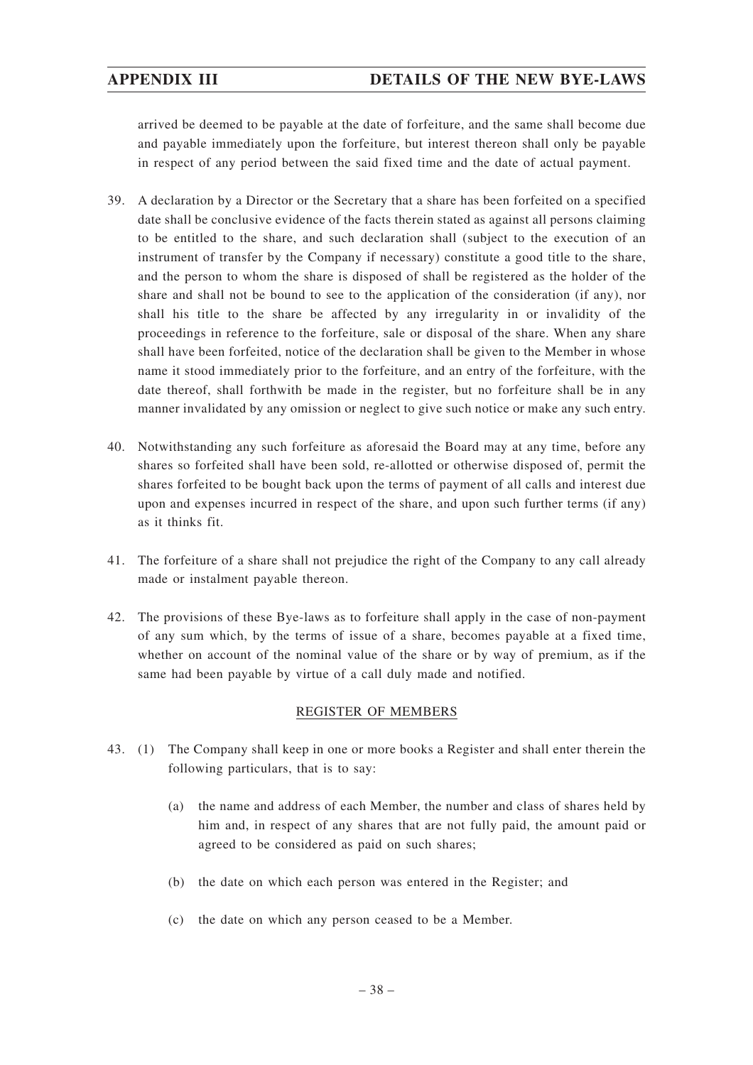arrived be deemed to be payable at the date of forfeiture, and the same shall become due and payable immediately upon the forfeiture, but interest thereon shall only be payable in respect of any period between the said fixed time and the date of actual payment.

39. A declaration by a Director or the Secretary that a share has been forfeited on a specified date shall be conclusive evidence of the facts therein stated as against all persons claiming to be entitled to the share, and such declaration shall (subject to the execution of an instrument of transfer by the Company if necessary) constitute a good title to the share, and the person to whom the share is disposed of shall be registered as the holder of the share and shall not be bound to see to the application of the consideration (if any), nor shall his title to the share be affected by any irregularity in or invalidity of the proceedings in reference to the forfeiture, sale or disposal of the share. When any share shall have been forfeited, notice of the declaration shall be given to the Member in whose name it stood immediately prior to the forfeiture, and an entry of the forfeiture, with the date thereof, shall forthwith be made in the register, but no forfeiture shall be in any manner invalidated by any omission or neglect to give such notice or make any such entry.

40. Notwithstanding any such forfeiture as aforesaid the Board may at any time, before any shares so forfeited shall have been sold, re-allotted or otherwise disposed of, permit the shares forfeited to be bought back upon the terms of payment of all calls and interest due upon and expenses incurred in respect of the share, and upon such further terms (if any) as it thinks fit.

41. The forfeiture of a share shall not prejudice the right of the Company to any call already made or instalment payable thereon.

42. The provisions of these Bye-laws as to forfeiture shall apply in the case of non-payment of any sum which, by the terms of issue of a share, becomes payable at a fixed time, whether on account of the nominal value of the share or by way of premium, as if the same had been payable by virtue of a call duly made and notified.

## REGISTER OF MEMBERS

43. (1) The Company shall keep in one or more books a Register and shall enter therein the following particulars, that is to say:

    (a) the name and address of each Member, the number and class of shares held by him and, in respect of any shares that are not fully paid, the amount paid or agreed to be considered as paid on such shares;

    (b) the date on which each person was entered in the Register; and

    (c) the date on which any person ceased to be a Member.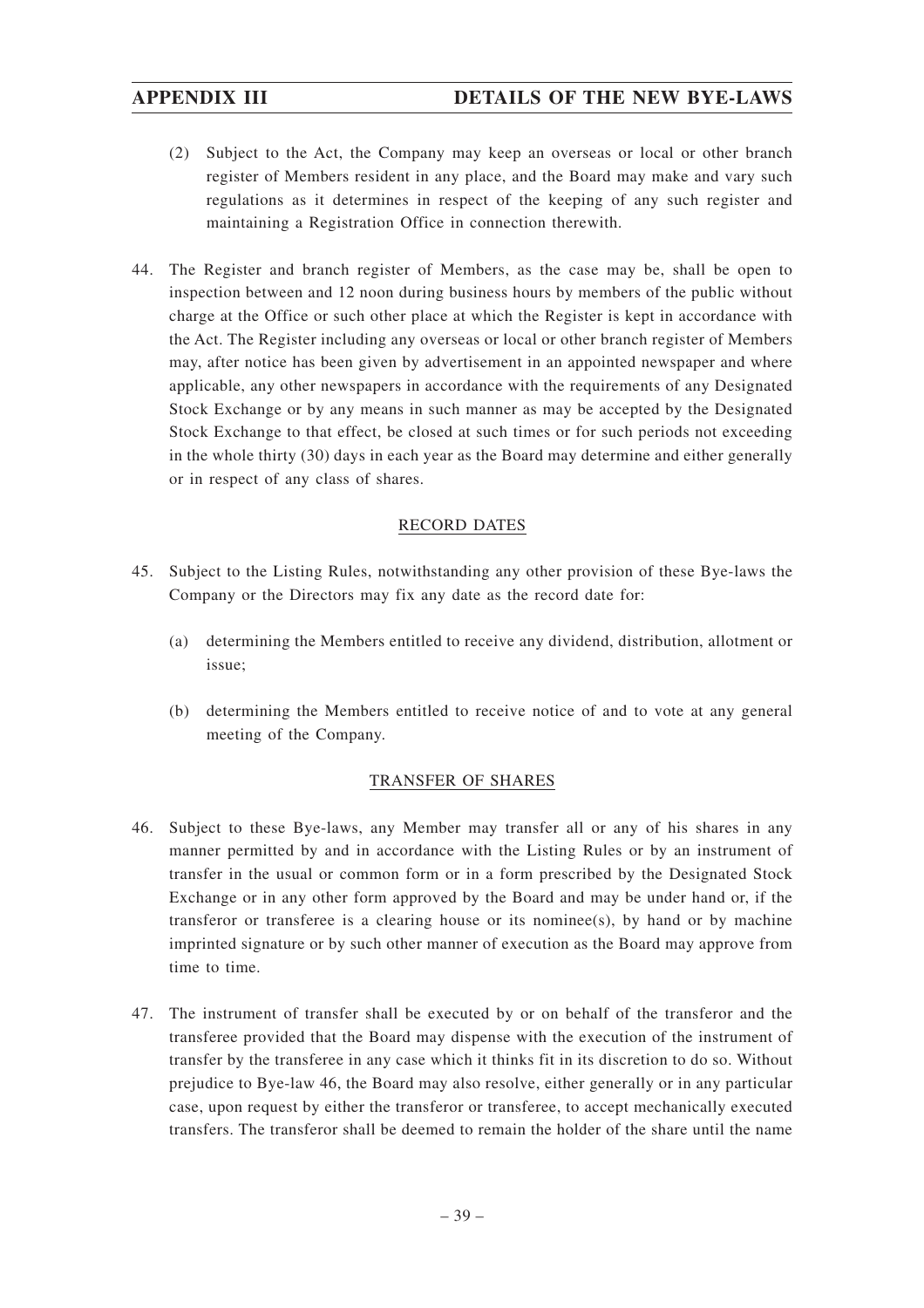(2) Subject to the Act, the Company may keep an overseas or local or other branch register of Members resident in any place, and the Board may make and vary such regulations as it determines in respect of the keeping of any such register and maintaining a Registration Office in connection therewith.

44. The Register and branch register of Members, as the case may be, shall be open to inspection between and 12 noon during business hours by members of the public without charge at the Office or such other place at which the Register is kept in accordance with the Act. The Register including any overseas or local or other branch register of Members may, after notice has been given by advertisement in an appointed newspaper and where applicable, any other newspapers in accordance with the requirements of any Designated Stock Exchange or by any means in such manner as may be accepted by the Designated Stock Exchange to that effect, be closed at such times or for such periods not exceeding in the whole thirty (30) days in each year as the Board may determine and either generally or in respect of any class of shares.

## RECORD DATES

45. Subject to the Listing Rules, notwithstanding any other provision of these Bye-laws the Company or the Directors may fix any date as the record date for:

    (a) determining the Members entitled to receive any dividend, distribution, allotment or issue;

    (b) determining the Members entitled to receive notice of and to vote at any general meeting of the Company.

## TRANSFER OF SHARES

46. Subject to these Bye-laws, any Member may transfer all or any of his shares in any manner permitted by and in accordance with the Listing Rules or by an instrument of transfer in the usual or common form or in a form prescribed by the Designated Stock Exchange or in any other form approved by the Board and may be under hand or, if the transferor or transferee is a clearing house or its nominee(s), by hand or by machine imprinted signature or by such other manner of execution as the Board may approve from time to time.

47. The instrument of transfer shall be executed by or on behalf of the transferor and the transferee provided that the Board may dispense with the execution of the instrument of transfer by the transferee in any case which it thinks fit in its discretion to do so. Without prejudice to Bye-law 46, the Board may also resolve, either generally or in any particular case, upon request by either the transferor or transferee, to accept mechanically executed transfers. The transferor shall be deemed to remain the holder of the share until the name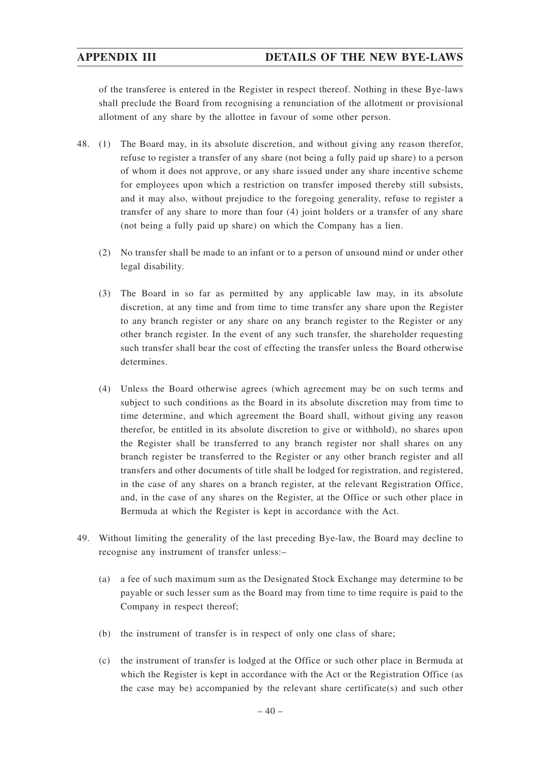of the transferee is entered in the Register in respect thereof. Nothing in these Bye-laws shall preclude the Board from recognising a renunciation of the allotment or provisional allotment of any share by the allottee in favour of some other person.

48. (1) The Board may, in its absolute discretion, and without giving any reason therefor, refuse to register a transfer of any share (not being a fully paid up share) to a person of whom it does not approve, or any share issued under any share incentive scheme for employees upon which a restriction on transfer imposed thereby still subsists, and it may also, without prejudice to the foregoing generality, refuse to register a transfer of any share to more than four (4) joint holders or a transfer of any share (not being a fully paid up share) on which the Company has a lien.

    (2) No transfer shall be made to an infant or to a person of unsound mind or under other legal disability.

    (3) The Board in so far as permitted by any applicable law may, in its absolute discretion, at any time and from time to time transfer any share upon the Register to any branch register or any share on any branch register to the Register or any other branch register. In the event of any such transfer, the shareholder requesting such transfer shall bear the cost of effecting the transfer unless the Board otherwise determines.

    (4) Unless the Board otherwise agrees (which agreement may be on such terms and subject to such conditions as the Board in its absolute discretion may from time to time determine, and which agreement the Board shall, without giving any reason therefor, be entitled in its absolute discretion to give or withhold), no shares upon the Register shall be transferred to any branch register nor shall shares on any branch register be transferred to the Register or any other branch register and all transfers and other documents of title shall be lodged for registration, and registered, in the case of any shares on a branch register, at the relevant Registration Office, and, in the case of any shares on the Register, at the Office or such other place in Bermuda at which the Register is kept in accordance with the Act.

49. Without limiting the generality of the last preceding Bye-law, the Board may decline to recognise any instrument of transfer unless:–

    (a) a fee of such maximum sum as the Designated Stock Exchange may determine to be payable or such lesser sum as the Board may from time to time require is paid to the Company in respect thereof;

    (b) the instrument of transfer is in respect of only one class of share;

    (c) the instrument of transfer is lodged at the Office or such other place in Bermuda at which the Register is kept in accordance with the Act or the Registration Office (as the case may be) accompanied by the relevant share certificate(s) and such other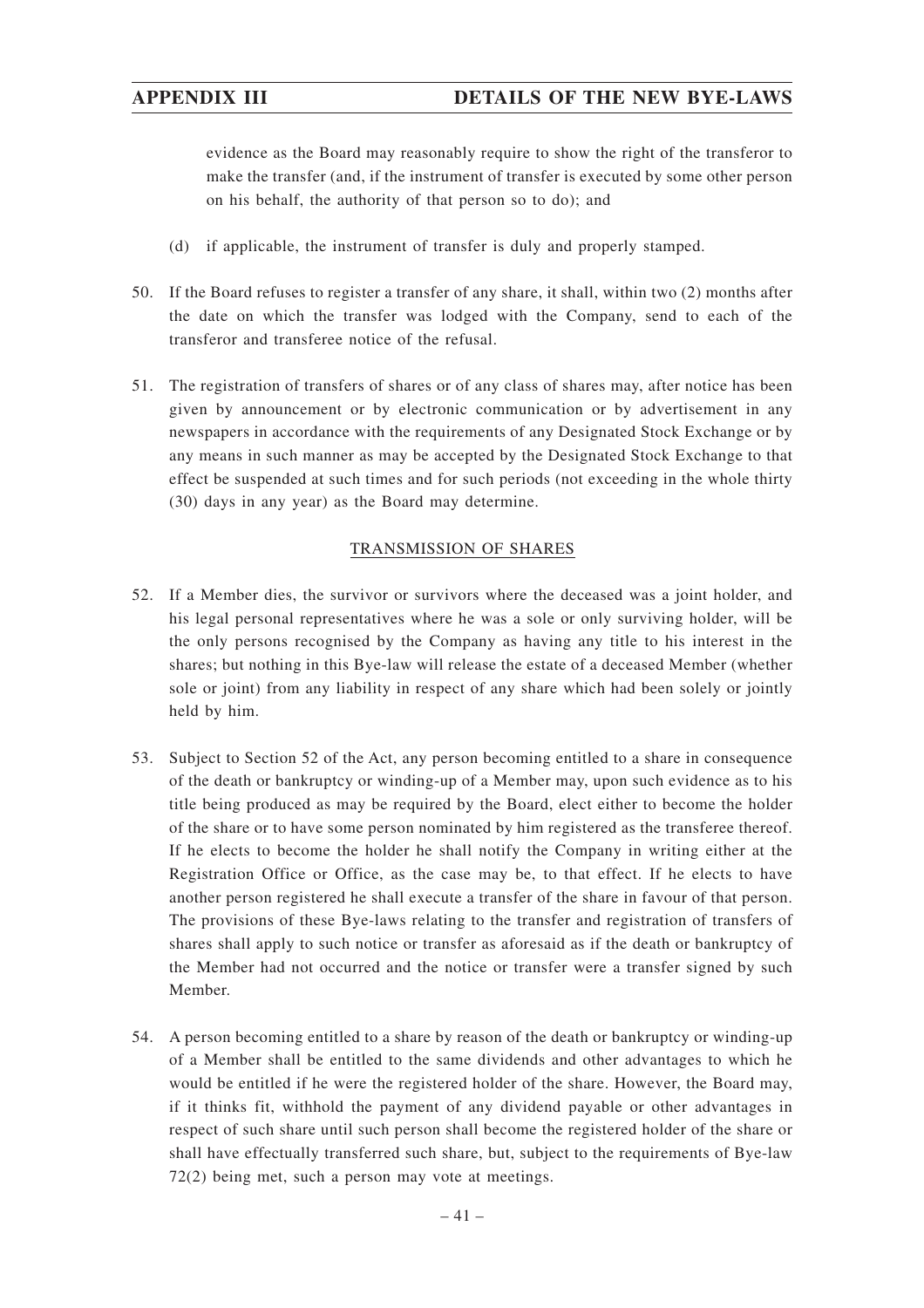evidence as the Board may reasonably require to show the right of the transferor to make the transfer (and, if the instrument of transfer is executed by some other person on his behalf, the authority of that person so to do); and

(d) if applicable, the instrument of transfer is duly and properly stamped.

50. If the Board refuses to register a transfer of any share, it shall, within two (2) months after the date on which the transfer was lodged with the Company, send to each of the transferor and transferee notice of the refusal.

51. The registration of transfers of shares or of any class of shares may, after notice has been given by announcement or by electronic communication or by advertisement in any newspapers in accordance with the requirements of any Designated Stock Exchange or by any means in such manner as may be accepted by the Designated Stock Exchange to that effect be suspended at such times and for such periods (not exceeding in the whole thirty (30) days in any year) as the Board may determine.

## TRANSMISSION OF SHARES

52. If a Member dies, the survivor or survivors where the deceased was a joint holder, and his legal personal representatives where he was a sole or only surviving holder, will be the only persons recognised by the Company as having any title to his interest in the shares; but nothing in this Bye-law will release the estate of a deceased Member (whether sole or joint) from any liability in respect of any share which had been solely or jointly held by him.

53. Subject to Section 52 of the Act, any person becoming entitled to a share in consequence of the death or bankruptcy or winding-up of a Member may, upon such evidence as to his title being produced as may be required by the Board, elect either to become the holder of the share or to have some person nominated by him registered as the transferee thereof. If he elects to become the holder he shall notify the Company in writing either at the Registration Office or Office, as the case may be, to that effect. If he elects to have another person registered he shall execute a transfer of the share in favour of that person. The provisions of these Bye-laws relating to the transfer and registration of transfers of shares shall apply to such notice or transfer as aforesaid as if the death or bankruptcy of the Member had not occurred and the notice or transfer were a transfer signed by such Member.

54. A person becoming entitled to a share by reason of the death or bankruptcy or winding-up of a Member shall be entitled to the same dividends and other advantages to which he would be entitled if he were the registered holder of the share. However, the Board may, if it thinks fit, withhold the payment of any dividend payable or other advantages in respect of such share until such person shall become the registered holder of the share or shall have effectually transferred such share, but, subject to the requirements of Bye-law 72(2) being met, such a person may vote at meetings.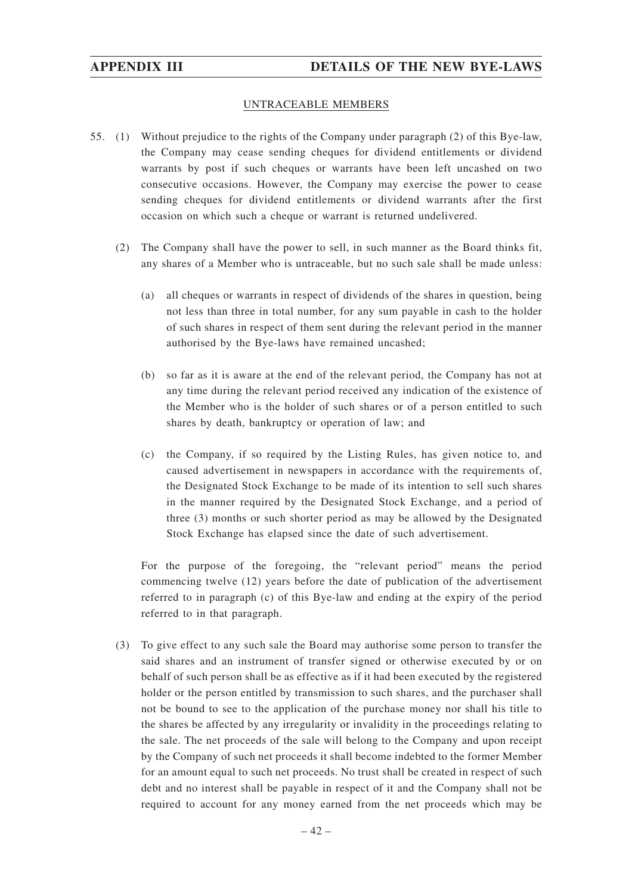## UNTRACEABLE MEMBERS

55. (1) Without prejudice to the rights of the Company under paragraph (2) of this Bye-law, the Company may cease sending cheques for dividend entitlements or dividend warrants by post if such cheques or warrants have been left uncashed on two consecutive occasions. However, the Company may exercise the power to cease sending cheques for dividend entitlements or dividend warrants after the first occasion on which such a cheque or warrant is returned undelivered.

(2) The Company shall have the power to sell, in such manner as the Board thinks fit, any shares of a Member who is untraceable, but no such sale shall be made unless:

(a) all cheques or warrants in respect of dividends of the shares in question, being not less than three in total number, for any sum payable in cash to the holder of such shares in respect of them sent during the relevant period in the manner authorised by the Bye-laws have remained uncashed;

(b) so far as it is aware at the end of the relevant period, the Company has not at any time during the relevant period received any indication of the existence of the Member who is the holder of such shares or of a person entitled to such shares by death, bankruptcy or operation of law; and

(c) the Company, if so required by the Listing Rules, has given notice to, and caused advertisement in newspapers in accordance with the requirements of, the Designated Stock Exchange to be made of its intention to sell such shares in the manner required by the Designated Stock Exchange, and a period of three (3) months or such shorter period as may be allowed by the Designated Stock Exchange has elapsed since the date of such advertisement.

For the purpose of the foregoing, the "relevant period" means the period commencing twelve (12) years before the date of publication of the advertisement referred to in paragraph (c) of this Bye-law and ending at the expiry of the period referred to in that paragraph.

(3) To give effect to any such sale the Board may authorise some person to transfer the said shares and an instrument of transfer signed or otherwise executed by or on behalf of such person shall be as effective as if it had been executed by the registered holder or the person entitled by transmission to such shares, and the purchaser shall not be bound to see to the application of the purchase money nor shall his title to the shares be affected by any irregularity or invalidity in the proceedings relating to the sale. The net proceeds of the sale will belong to the Company and upon receipt by the Company of such net proceeds it shall become indebted to the former Member for an amount equal to such net proceeds. No trust shall be created in respect of such debt and no interest shall be payable in respect of it and the Company shall not be required to account for any money earned from the net proceeds which may be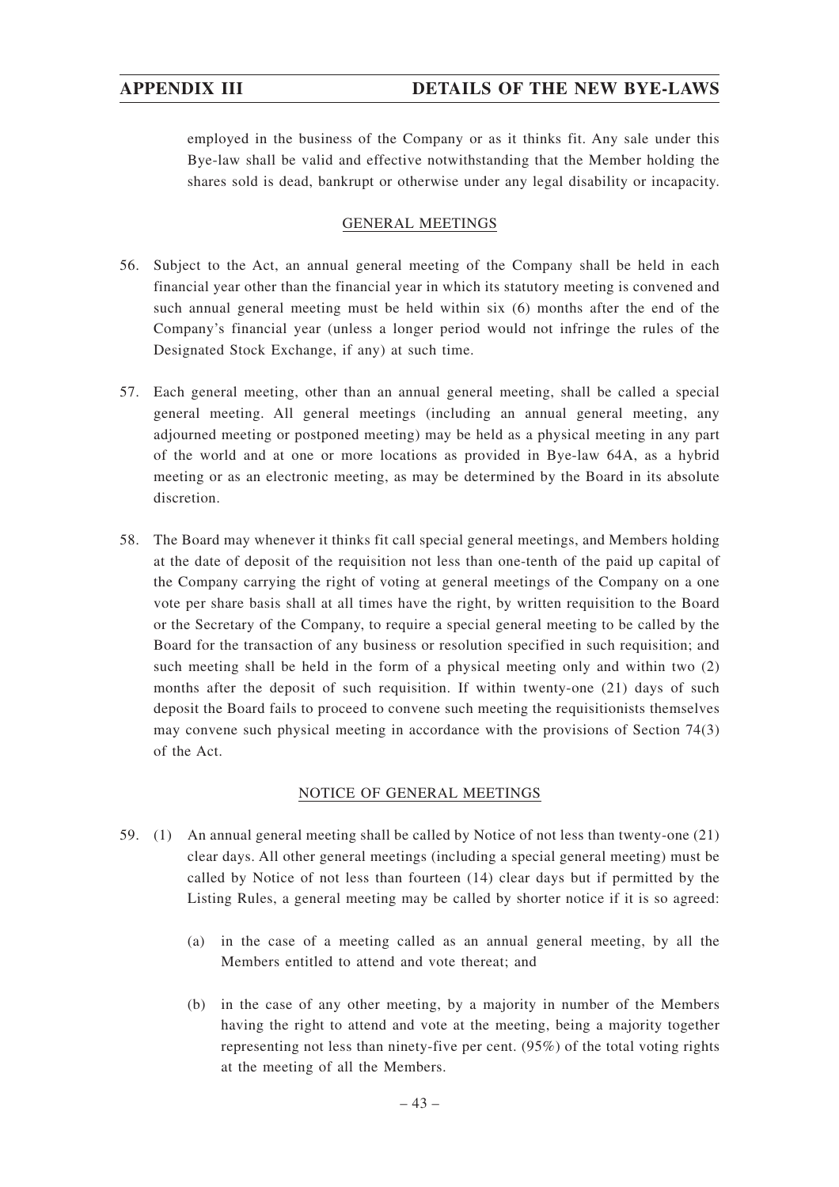employed in the business of the Company or as it thinks fit. Any sale under this Bye-law shall be valid and effective notwithstanding that the Member holding the shares sold is dead, bankrupt or otherwise under any legal disability or incapacity.

## GENERAL MEETINGS

56. Subject to the Act, an annual general meeting of the Company shall be held in each financial year other than the financial year in which its statutory meeting is convened and such annual general meeting must be held within six (6) months after the end of the Company's financial year (unless a longer period would not infringe the rules of the Designated Stock Exchange, if any) at such time.

57. Each general meeting, other than an annual general meeting, shall be called a special general meeting. All general meetings (including an annual general meeting, any adjourned meeting or postponed meeting) may be held as a physical meeting in any part of the world and at one or more locations as provided in Bye-law 64A, as a hybrid meeting or as an electronic meeting, as may be determined by the Board in its absolute discretion.

58. The Board may whenever it thinks fit call special general meetings, and Members holding at the date of deposit of the requisition not less than one-tenth of the paid up capital of the Company carrying the right of voting at general meetings of the Company on a one vote per share basis shall at all times have the right, by written requisition to the Board or the Secretary of the Company, to require a special general meeting to be called by the Board for the transaction of any business or resolution specified in such requisition; and such meeting shall be held in the form of a physical meeting only and within two (2) months after the deposit of such requisition. If within twenty-one (21) days of such deposit the Board fails to proceed to convene such meeting the requisitionists themselves may convene such physical meeting in accordance with the provisions of Section 74(3) of the Act.

## NOTICE OF GENERAL MEETINGS

59. (1) An annual general meeting shall be called by Notice of not less than twenty-one (21) clear days. All other general meetings (including a special general meeting) must be called by Notice of not less than fourteen (14) clear days but if permitted by the Listing Rules, a general meeting may be called by shorter notice if it is so agreed:

    (a) in the case of a meeting called as an annual general meeting, by all the Members entitled to attend and vote thereat; and

    (b) in the case of any other meeting, by a majority in number of the Members having the right to attend and vote at the meeting, being a majority together representing not less than ninety-five per cent. (95%) of the total voting rights at the meeting of all the Members.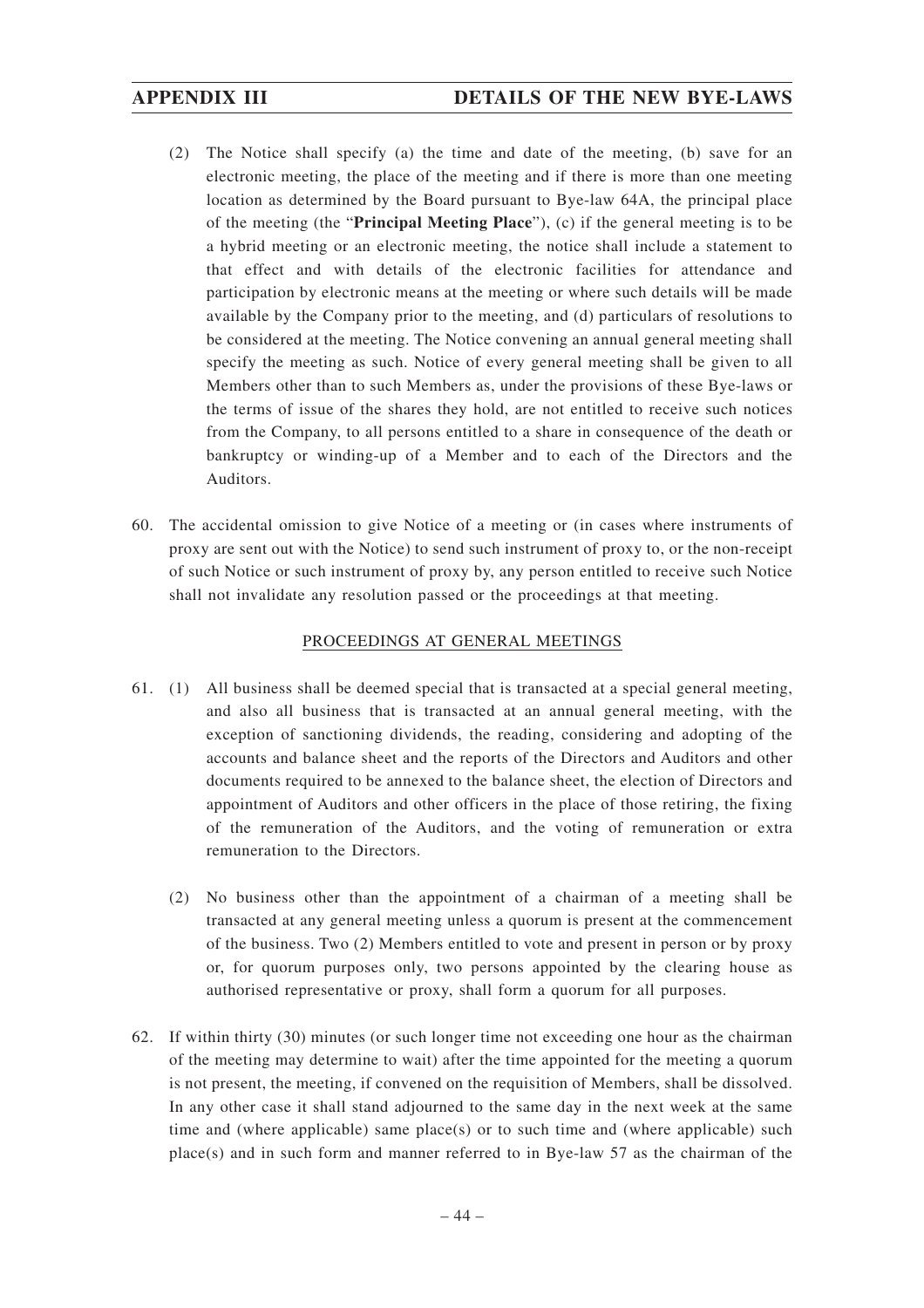(2) The Notice shall specify (a) the time and date of the meeting, (b) save for an electronic meeting, the place of the meeting and if there is more than one meeting location as determined by the Board pursuant to Bye-law 64A, the principal place of the meeting (the "**Principal Meeting Place**"), (c) if the general meeting is to be a hybrid meeting or an electronic meeting, the notice shall include a statement to that effect and with details of the electronic facilities for attendance and participation by electronic means at the meeting or where such details will be made available by the Company prior to the meeting, and (d) particulars of resolutions to be considered at the meeting. The Notice convening an annual general meeting shall specify the meeting as such. Notice of every general meeting shall be given to all Members other than to such Members as, under the provisions of these Bye-laws or the terms of issue of the shares they hold, are not entitled to receive such notices from the Company, to all persons entitled to a share in consequence of the death or bankruptcy or winding-up of a Member and to each of the Directors and the Auditors.

60. The accidental omission to give Notice of a meeting or (in cases where instruments of proxy are sent out with the Notice) to send such instrument of proxy to, or the non-receipt of such Notice or such instrument of proxy by, any person entitled to receive such Notice shall not invalidate any resolution passed or the proceedings at that meeting.

PROCEEDINGS AT GENERAL MEETINGS

61. (1) All business shall be deemed special that is transacted at a special general meeting, and also all business that is transacted at an annual general meeting, with the exception of sanctioning dividends, the reading, considering and adopting of the accounts and balance sheet and the reports of the Directors and Auditors and other documents required to be annexed to the balance sheet, the election of Directors and appointment of Auditors and other officers in the place of those retiring, the fixing of the remuneration of the Auditors, and the voting of remuneration or extra remuneration to the Directors.

(2) No business other than the appointment of a chairman of a meeting shall be transacted at any general meeting unless a quorum is present at the commencement of the business. Two (2) Members entitled to vote and present in person or by proxy or, for quorum purposes only, two persons appointed by the clearing house as authorised representative or proxy, shall form a quorum for all purposes.

62. If within thirty (30) minutes (or such longer time not exceeding one hour as the chairman of the meeting may determine to wait) after the time appointed for the meeting a quorum is not present, the meeting, if convened on the requisition of Members, shall be dissolved. In any other case it shall stand adjourned to the same day in the next week at the same time and (where applicable) same place(s) or to such time and (where applicable) such place(s) and in such form and manner referred to in Bye-law 57 as the chairman of the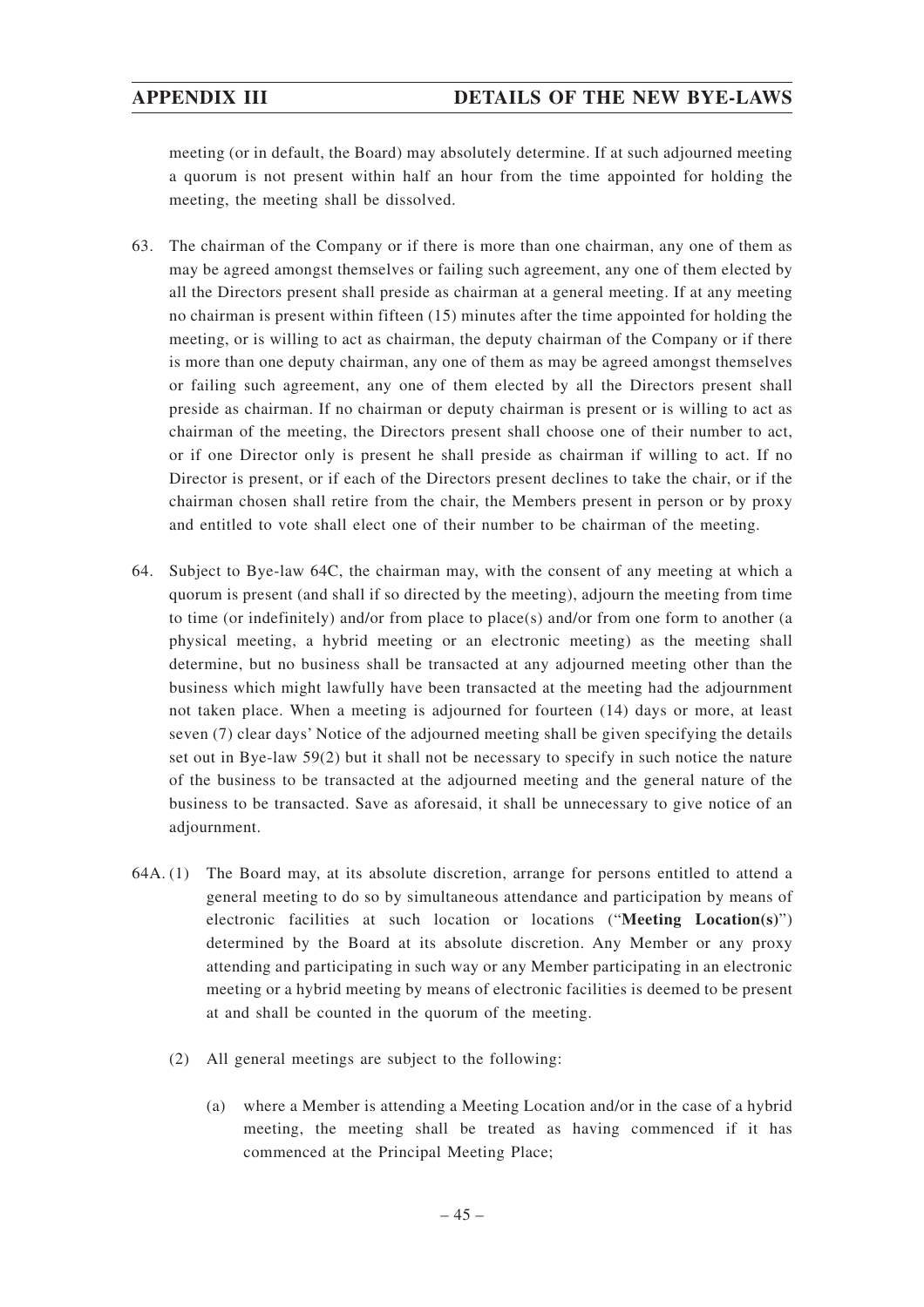meeting (or in default, the Board) may absolutely determine. If at such adjourned meeting a quorum is not present within half an hour from the time appointed for holding the meeting, the meeting shall be dissolved.

63. The chairman of the Company or if there is more than one chairman, any one of them as may be agreed amongst themselves or failing such agreement, any one of them elected by all the Directors present shall preside as chairman at a general meeting. If at any meeting no chairman is present within fifteen (15) minutes after the time appointed for holding the meeting, or is willing to act as chairman, the deputy chairman of the Company or if there is more than one deputy chairman, any one of them as may be agreed amongst themselves or failing such agreement, any one of them elected by all the Directors present shall preside as chairman. If no chairman or deputy chairman is present or is willing to act as chairman of the meeting, the Directors present shall choose one of their number to act, or if one Director only is present he shall preside as chairman if willing to act. If no Director is present, or if each of the Directors present declines to take the chair, or if the chairman chosen shall retire from the chair, the Members present in person or by proxy and entitled to vote shall elect one of their number to be chairman of the meeting.

64. Subject to Bye-law 64C, the chairman may, with the consent of any meeting at which a quorum is present (and shall if so directed by the meeting), adjourn the meeting from time to time (or indefinitely) and/or from place to place(s) and/or from one form to another (a physical meeting, a hybrid meeting or an electronic meeting) as the meeting shall determine, but no business shall be transacted at any adjourned meeting other than the business which might lawfully have been transacted at the meeting had the adjournment not taken place. When a meeting is adjourned for fourteen (14) days or more, at least seven (7) clear days' Notice of the adjourned meeting shall be given specifying the details set out in Bye-law 59(2) but it shall not be necessary to specify in such notice the nature of the business to be transacted at the adjourned meeting and the general nature of the business to be transacted. Save as aforesaid, it shall be unnecessary to give notice of an adjournment.

64A. (1) The Board may, at its absolute discretion, arrange for persons entitled to attend a general meeting to do so by simultaneous attendance and participation by means of electronic facilities at such location or locations ("**Meeting Location(s)**") determined by the Board at its absolute discretion. Any Member or any proxy attending and participating in such way or any Member participating in an electronic meeting or a hybrid meeting by means of electronic facilities is deemed to be present at and shall be counted in the quorum of the meeting.

(2) All general meetings are subject to the following:

(a) where a Member is attending a Meeting Location and/or in the case of a hybrid meeting, the meeting shall be treated as having commenced if it has commenced at the Principal Meeting Place;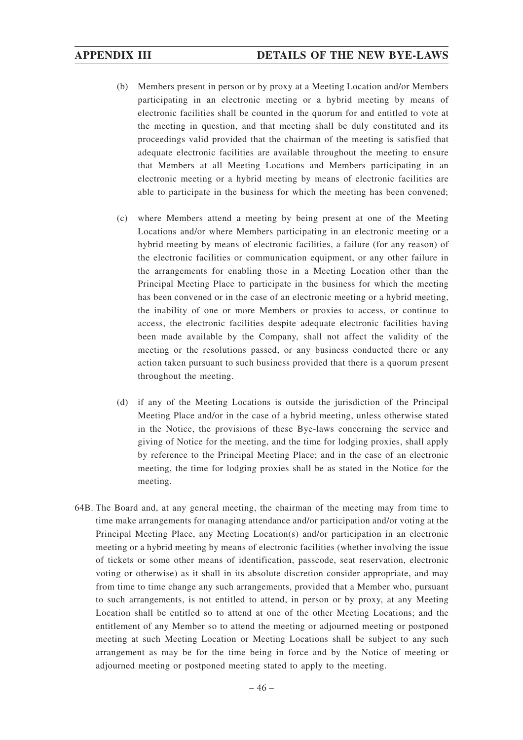(b) Members present in person or by proxy at a Meeting Location and/or Members participating in an electronic meeting or a hybrid meeting by means of electronic facilities shall be counted in the quorum for and entitled to vote at the meeting in question, and that meeting shall be duly constituted and its proceedings valid provided that the chairman of the meeting is satisfied that adequate electronic facilities are available throughout the meeting to ensure that Members at all Meeting Locations and Members participating in an electronic meeting or a hybrid meeting by means of electronic facilities are able to participate in the business for which the meeting has been convened;

(c) where Members attend a meeting by being present at one of the Meeting Locations and/or where Members participating in an electronic meeting or a hybrid meeting by means of electronic facilities, a failure (for any reason) of the electronic facilities or communication equipment, or any other failure in the arrangements for enabling those in a Meeting Location other than the Principal Meeting Place to participate in the business for which the meeting has been convened or in the case of an electronic meeting or a hybrid meeting, the inability of one or more Members or proxies to access, or continue to access, the electronic facilities despite adequate electronic facilities having been made available by the Company, shall not affect the validity of the meeting or the resolutions passed, or any business conducted there or any action taken pursuant to such business provided that there is a quorum present throughout the meeting.

(d) if any of the Meeting Locations is outside the jurisdiction of the Principal Meeting Place and/or in the case of a hybrid meeting, unless otherwise stated in the Notice, the provisions of these Bye-laws concerning the service and giving of Notice for the meeting, and the time for lodging proxies, shall apply by reference to the Principal Meeting Place; and in the case of an electronic meeting, the time for lodging proxies shall be as stated in the Notice for the meeting.

64B. The Board and, at any general meeting, the chairman of the meeting may from time to time make arrangements for managing attendance and/or participation and/or voting at the Principal Meeting Place, any Meeting Location(s) and/or participation in an electronic meeting or a hybrid meeting by means of electronic facilities (whether involving the issue of tickets or some other means of identification, passcode, seat reservation, electronic voting or otherwise) as it shall in its absolute discretion consider appropriate, and may from time to time change any such arrangements, provided that a Member who, pursuant to such arrangements, is not entitled to attend, in person or by proxy, at any Meeting Location shall be entitled so to attend at one of the other Meeting Locations; and the entitlement of any Member so to attend the meeting or adjourned meeting or postponed meeting at such Meeting Location or Meeting Locations shall be subject to any such arrangement as may be for the time being in force and by the Notice of meeting or adjourned meeting or postponed meeting stated to apply to the meeting.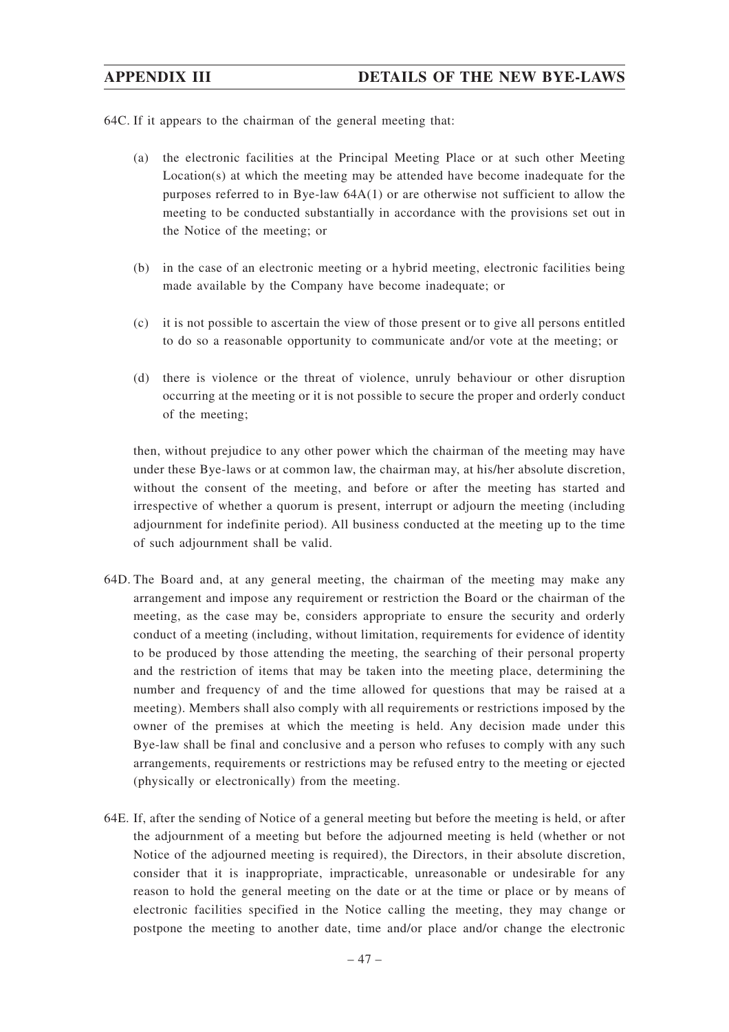64C. If it appears to the chairman of the general meeting that:

(a) the electronic facilities at the Principal Meeting Place or at such other Meeting Location(s) at which the meeting may be attended have become inadequate for the purposes referred to in Bye-law 64A(1) or are otherwise not sufficient to allow the meeting to be conducted substantially in accordance with the provisions set out in the Notice of the meeting; or

(b) in the case of an electronic meeting or a hybrid meeting, electronic facilities being made available by the Company have become inadequate; or

(c) it is not possible to ascertain the view of those present or to give all persons entitled to do so a reasonable opportunity to communicate and/or vote at the meeting; or

(d) there is violence or the threat of violence, unruly behaviour or other disruption occurring at the meeting or it is not possible to secure the proper and orderly conduct of the meeting;

then, without prejudice to any other power which the chairman of the meeting may have under these Bye-laws or at common law, the chairman may, at his/her absolute discretion, without the consent of the meeting, and before or after the meeting has started and irrespective of whether a quorum is present, interrupt or adjourn the meeting (including adjournment for indefinite period). All business conducted at the meeting up to the time of such adjournment shall be valid.

64D. The Board and, at any general meeting, the chairman of the meeting may make any arrangement and impose any requirement or restriction the Board or the chairman of the meeting, as the case may be, considers appropriate to ensure the security and orderly conduct of a meeting (including, without limitation, requirements for evidence of identity to be produced by those attending the meeting, the searching of their personal property and the restriction of items that may be taken into the meeting place, determining the number and frequency of and the time allowed for questions that may be raised at a meeting). Members shall also comply with all requirements or restrictions imposed by the owner of the premises at which the meeting is held. Any decision made under this Bye-law shall be final and conclusive and a person who refuses to comply with any such arrangements, requirements or restrictions may be refused entry to the meeting or ejected (physically or electronically) from the meeting.

64E. If, after the sending of Notice of a general meeting but before the meeting is held, or after the adjournment of a meeting but before the adjourned meeting is held (whether or not Notice of the adjourned meeting is required), the Directors, in their absolute discretion, consider that it is inappropriate, impracticable, unreasonable or undesirable for any reason to hold the general meeting on the date or at the time or place or by means of electronic facilities specified in the Notice calling the meeting, they may change or postpone the meeting to another date, time and/or place and/or change the electronic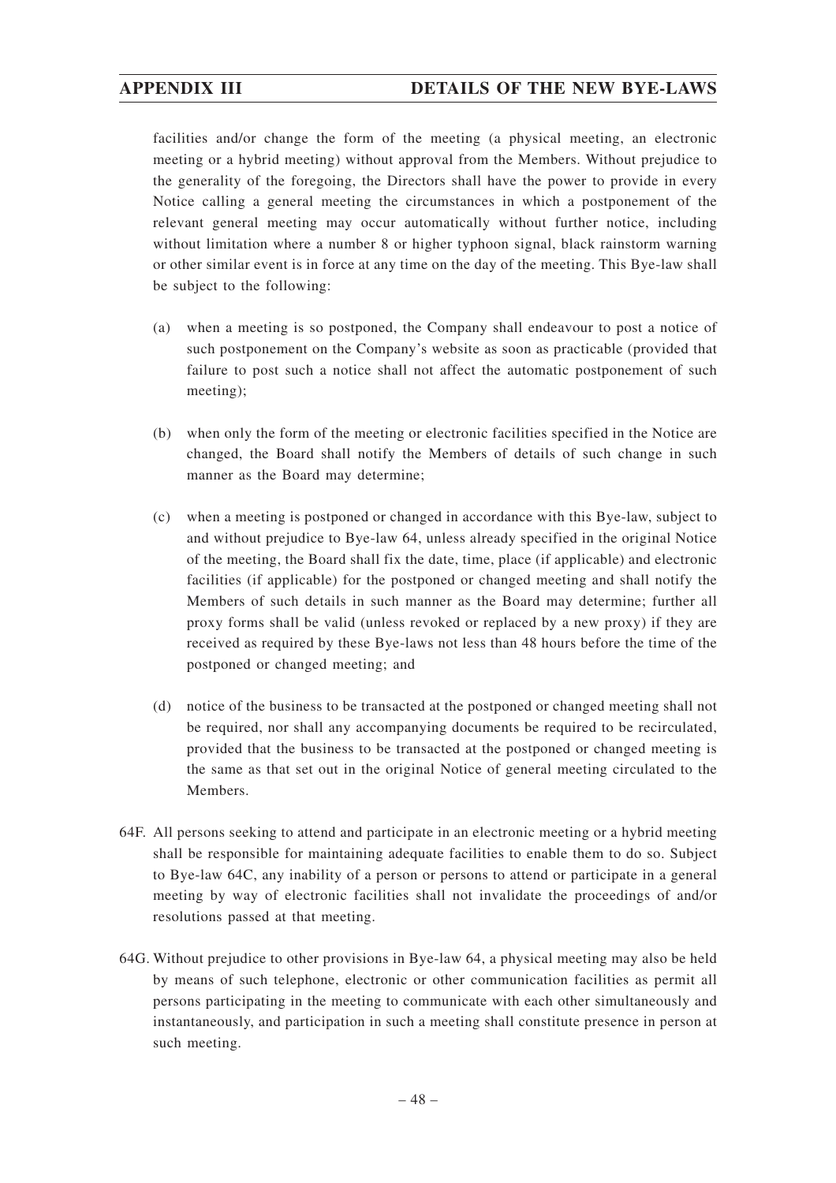facilities and/or change the form of the meeting (a physical meeting, an electronic meeting or a hybrid meeting) without approval from the Members. Without prejudice to the generality of the foregoing, the Directors shall have the power to provide in every Notice calling a general meeting the circumstances in which a postponement of the relevant general meeting may occur automatically without further notice, including without limitation where a number 8 or higher typhoon signal, black rainstorm warning or other similar event is in force at any time on the day of the meeting. This Bye-law shall be subject to the following:

(a) when a meeting is so postponed, the Company shall endeavour to post a notice of such postponement on the Company's website as soon as practicable (provided that failure to post such a notice shall not affect the automatic postponement of such meeting);

(b) when only the form of the meeting or electronic facilities specified in the Notice are changed, the Board shall notify the Members of details of such change in such manner as the Board may determine;

(c) when a meeting is postponed or changed in accordance with this Bye-law, subject to and without prejudice to Bye-law 64, unless already specified in the original Notice of the meeting, the Board shall fix the date, time, place (if applicable) and electronic facilities (if applicable) for the postponed or changed meeting and shall notify the Members of such details in such manner as the Board may determine; further all proxy forms shall be valid (unless revoked or replaced by a new proxy) if they are received as required by these Bye-laws not less than 48 hours before the time of the postponed or changed meeting; and

(d) notice of the business to be transacted at the postponed or changed meeting shall not be required, nor shall any accompanying documents be required to be recirculated, provided that the business to be transacted at the postponed or changed meeting is the same as that set out in the original Notice of general meeting circulated to the Members.

64F. All persons seeking to attend and participate in an electronic meeting or a hybrid meeting shall be responsible for maintaining adequate facilities to enable them to do so. Subject to Bye-law 64C, any inability of a person or persons to attend or participate in a general meeting by way of electronic facilities shall not invalidate the proceedings of and/or resolutions passed at that meeting.

64G. Without prejudice to other provisions in Bye-law 64, a physical meeting may also be held by means of such telephone, electronic or other communication facilities as permit all persons participating in the meeting to communicate with each other simultaneously and instantaneously, and participation in such a meeting shall constitute presence in person at such meeting.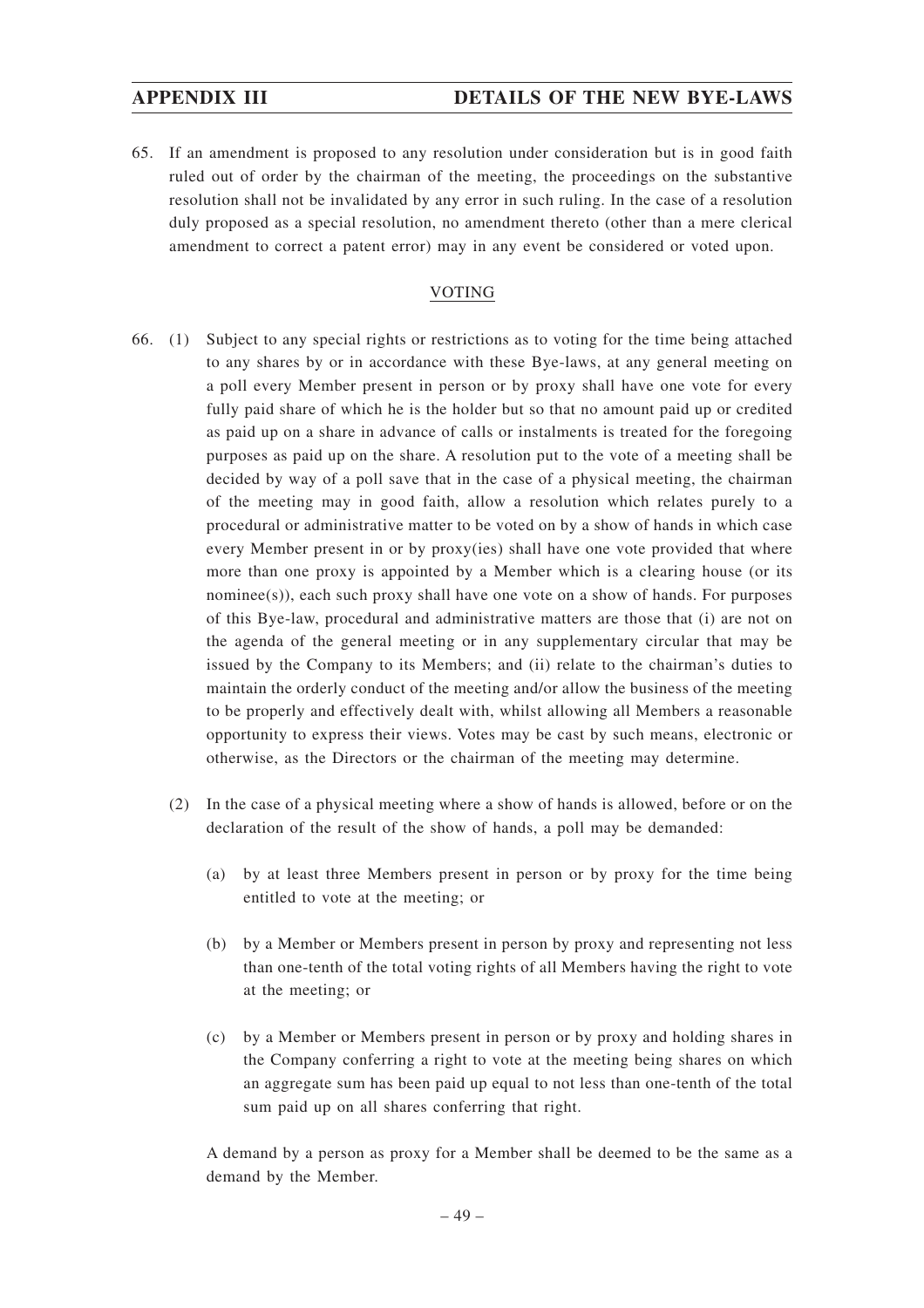65. If an amendment is proposed to any resolution under consideration but is in good faith ruled out of order by the chairman of the meeting, the proceedings on the substantive resolution shall not be invalidated by any error in such ruling. In the case of a resolution duly proposed as a special resolution, no amendment thereto (other than a mere clerical amendment to correct a patent error) may in any event be considered or voted upon.

## VOTING

66. (1) Subject to any special rights or restrictions as to voting for the time being attached to any shares by or in accordance with these Bye-laws, at any general meeting on a poll every Member present in person or by proxy shall have one vote for every fully paid share of which he is the holder but so that no amount paid up or credited as paid up on a share in advance of calls or instalments is treated for the foregoing purposes as paid up on the share. A resolution put to the vote of a meeting shall be decided by way of a poll save that in the case of a physical meeting, the chairman of the meeting may in good faith, allow a resolution which relates purely to a procedural or administrative matter to be voted on by a show of hands in which case every Member present in or by proxy(ies) shall have one vote provided that where more than one proxy is appointed by a Member which is a clearing house (or its nominee(s)), each such proxy shall have one vote on a show of hands. For purposes of this Bye-law, procedural and administrative matters are those that (i) are not on the agenda of the general meeting or in any supplementary circular that may be issued by the Company to its Members; and (ii) relate to the chairman's duties to maintain the orderly conduct of the meeting and/or allow the business of the meeting to be properly and effectively dealt with, whilst allowing all Members a reasonable opportunity to express their views. Votes may be cast by such means, electronic or otherwise, as the Directors or the chairman of the meeting may determine.

    (2) In the case of a physical meeting where a show of hands is allowed, before or on the declaration of the result of the show of hands, a poll may be demanded:

    (a) by at least three Members present in person or by proxy for the time being entitled to vote at the meeting; or

    (b) by a Member or Members present in person by proxy and representing not less than one-tenth of the total voting rights of all Members having the right to vote at the meeting; or

    (c) by a Member or Members present in person or by proxy and holding shares in the Company conferring a right to vote at the meeting being shares on which an aggregate sum has been paid up equal to not less than one-tenth of the total sum paid up on all shares conferring that right.

    A demand by a person as proxy for a Member shall be deemed to be the same as a demand by the Member.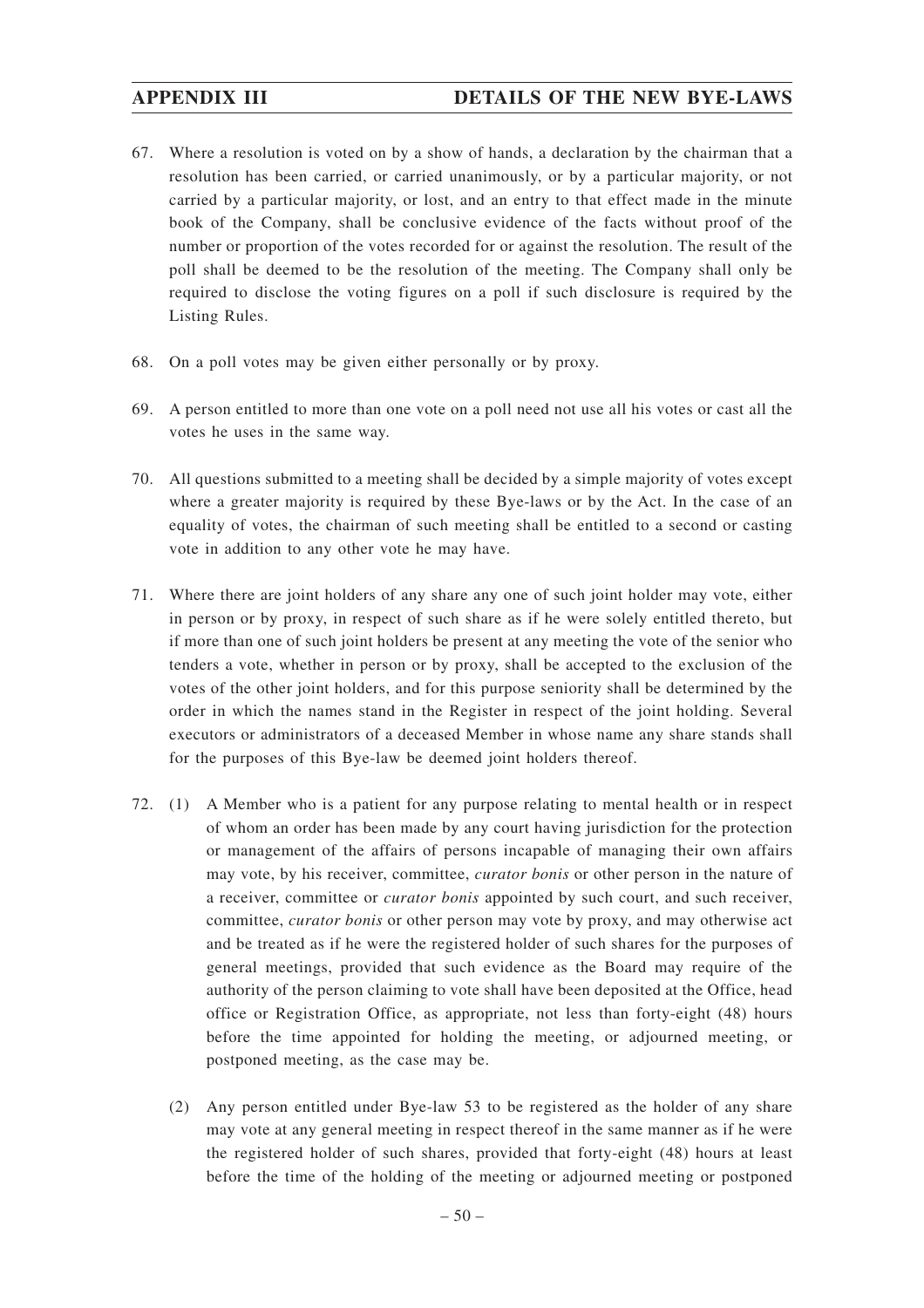67. Where a resolution is voted on by a show of hands, a declaration by the chairman that a resolution has been carried, or carried unanimously, or by a particular majority, or not carried by a particular majority, or lost, and an entry to that effect made in the minute book of the Company, shall be conclusive evidence of the facts without proof of the number or proportion of the votes recorded for or against the resolution. The result of the poll shall be deemed to be the resolution of the meeting. The Company shall only be required to disclose the voting figures on a poll if such disclosure is required by the Listing Rules.

68. On a poll votes may be given either personally or by proxy.

69. A person entitled to more than one vote on a poll need not use all his votes or cast all the votes he uses in the same way.

70. All questions submitted to a meeting shall be decided by a simple majority of votes except where a greater majority is required by these Bye-laws or by the Act. In the case of an equality of votes, the chairman of such meeting shall be entitled to a second or casting vote in addition to any other vote he may have.

71. Where there are joint holders of any share any one of such joint holder may vote, either in person or by proxy, in respect of such share as if he were solely entitled thereto, but if more than one of such joint holders be present at any meeting the vote of the senior who tenders a vote, whether in person or by proxy, shall be accepted to the exclusion of the votes of the other joint holders, and for this purpose seniority shall be determined by the order in which the names stand in the Register in respect of the joint holding. Several executors or administrators of a deceased Member in whose name any share stands shall for the purposes of this Bye-law be deemed joint holders thereof.

72. (1) A Member who is a patient for any purpose relating to mental health or in respect of whom an order has been made by any court having jurisdiction for the protection or management of the affairs of persons incapable of managing their own affairs may vote, by his receiver, committee, *curator bonis* or other person in the nature of a receiver, committee or *curator bonis* appointed by such court, and such receiver, committee, *curator bonis* or other person may vote by proxy, and may otherwise act and be treated as if he were the registered holder of such shares for the purposes of general meetings, provided that such evidence as the Board may require of the authority of the person claiming to vote shall have been deposited at the Office, head office or Registration Office, as appropriate, not less than forty-eight (48) hours before the time appointed for holding the meeting, or adjourned meeting, or postponed meeting, as the case may be.

    (2) Any person entitled under Bye-law 53 to be registered as the holder of any share may vote at any general meeting in respect thereof in the same manner as if he were the registered holder of such shares, provided that forty-eight (48) hours at least before the time of the holding of the meeting or adjourned meeting or postponed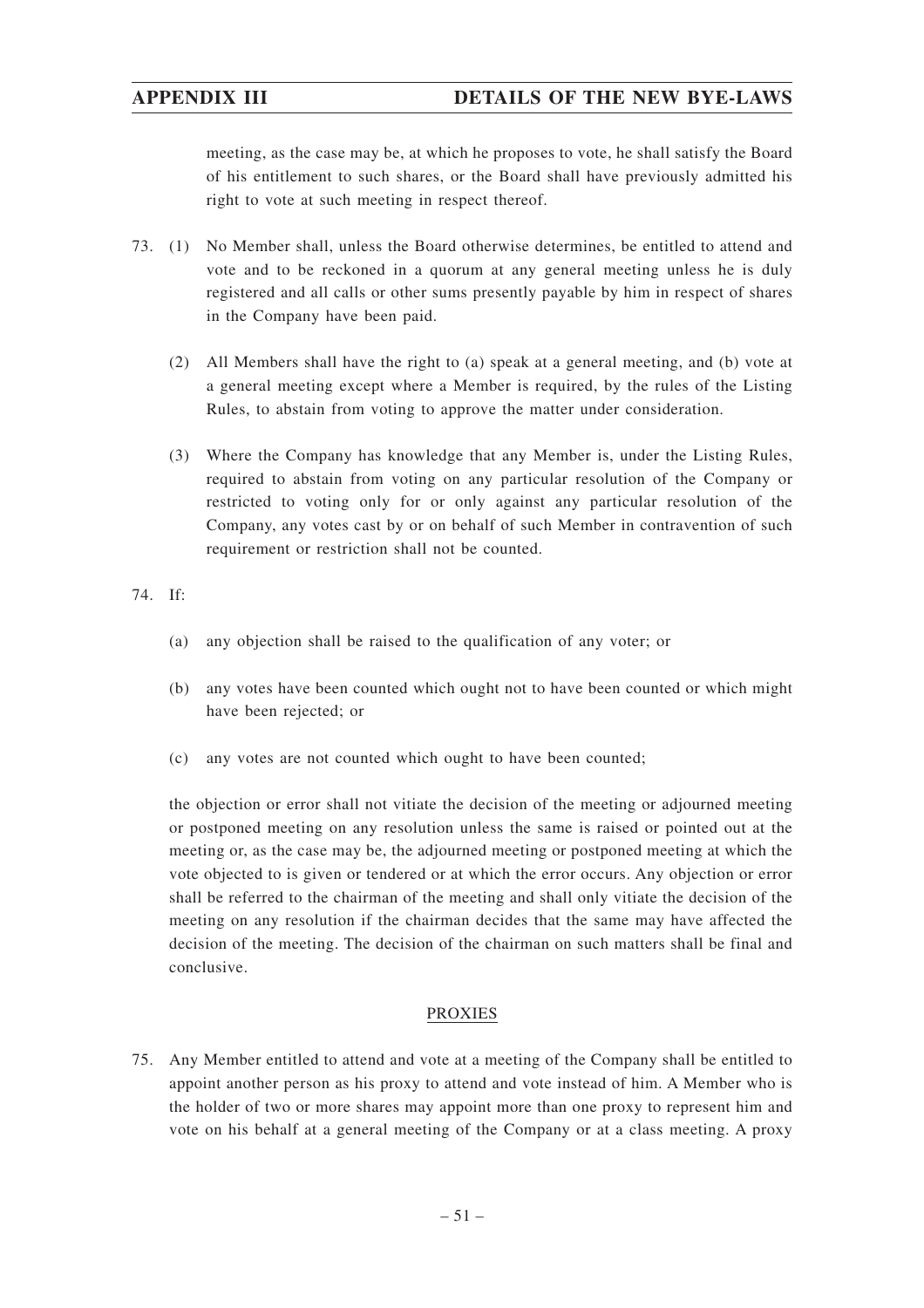meeting, as the case may be, at which he proposes to vote, he shall satisfy the Board of his entitlement to such shares, or the Board shall have previously admitted his right to vote at such meeting in respect thereof.

73. (1) No Member shall, unless the Board otherwise determines, be entitled to attend and vote and to be reckoned in a quorum at any general meeting unless he is duly registered and all calls or other sums presently payable by him in respect of shares in the Company have been paid.

    (2) All Members shall have the right to (a) speak at a general meeting, and (b) vote at a general meeting except where a Member is required, by the rules of the Listing Rules, to abstain from voting to approve the matter under consideration.

    (3) Where the Company has knowledge that any Member is, under the Listing Rules, required to abstain from voting on any particular resolution of the Company or restricted to voting only for or only against any particular resolution of the Company, any votes cast by or on behalf of such Member in contravention of such requirement or restriction shall not be counted.

74. If:

    (a) any objection shall be raised to the qualification of any voter; or

    (b) any votes have been counted which ought not to have been counted or which might have been rejected; or

    (c) any votes are not counted which ought to have been counted;

    the objection or error shall not vitiate the decision of the meeting or adjourned meeting or postponed meeting on any resolution unless the same is raised or pointed out at the meeting or, as the case may be, the adjourned meeting or postponed meeting at which the vote objected to is given or tendered or at which the error occurs. Any objection or error shall be referred to the chairman of the meeting and shall only vitiate the decision of the meeting on any resolution if the chairman decides that the same may have affected the decision of the meeting. The decision of the chairman on such matters shall be final and conclusive.

## PROXIES

75. Any Member entitled to attend and vote at a meeting of the Company shall be entitled to appoint another person as his proxy to attend and vote instead of him. A Member who is the holder of two or more shares may appoint more than one proxy to represent him and vote on his behalf at a general meeting of the Company or at a class meeting. A proxy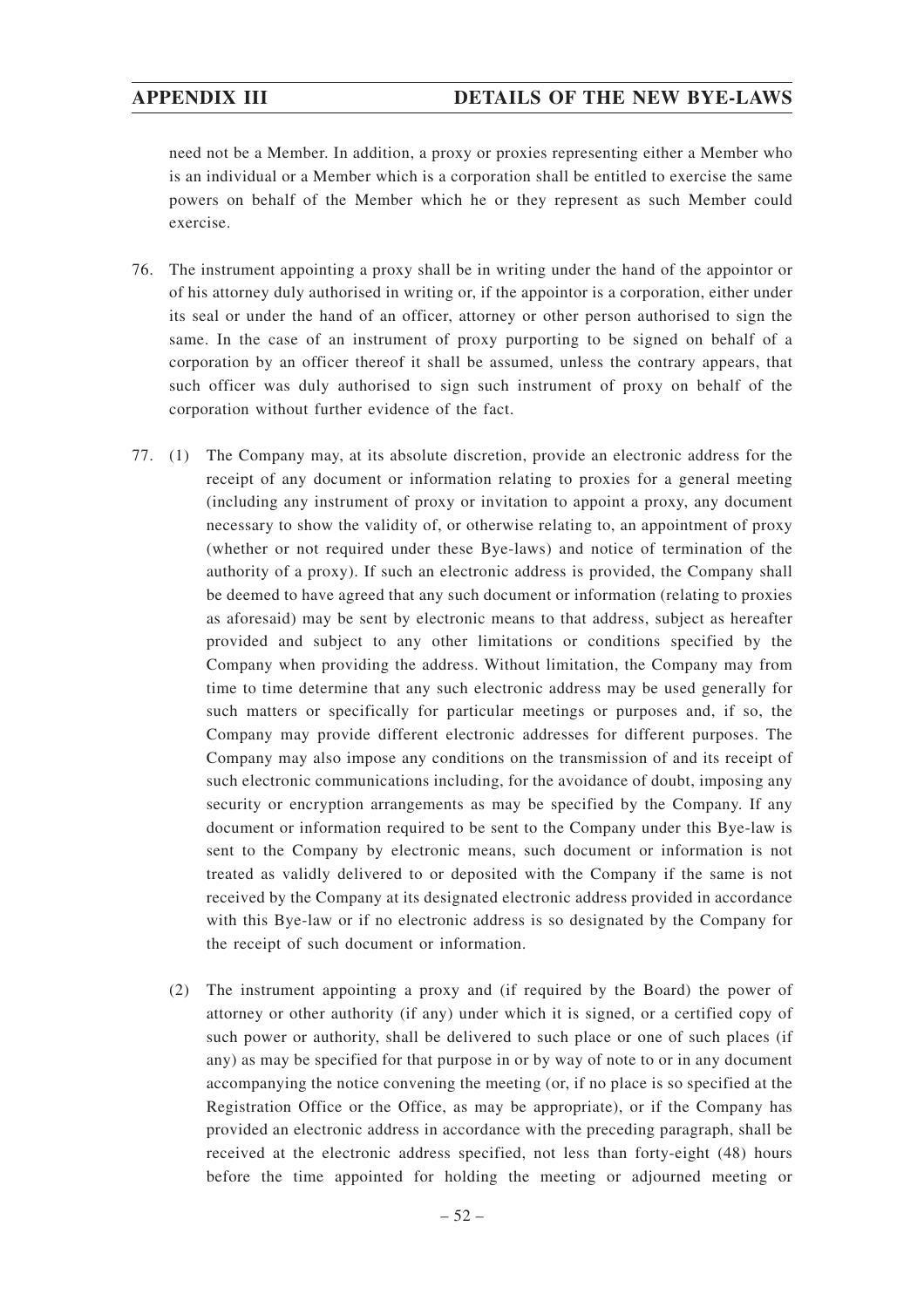need not be a Member. In addition, a proxy or proxies representing either a Member who is an individual or a Member which is a corporation shall be entitled to exercise the same powers on behalf of the Member which he or they represent as such Member could exercise.

76. The instrument appointing a proxy shall be in writing under the hand of the appointor or of his attorney duly authorised in writing or, if the appointor is a corporation, either under its seal or under the hand of an officer, attorney or other person authorised to sign the same. In the case of an instrument of proxy purporting to be signed on behalf of a corporation by an officer thereof it shall be assumed, unless the contrary appears, that such officer was duly authorised to sign such instrument of proxy on behalf of the corporation without further evidence of the fact.

77. (1) The Company may, at its absolute discretion, provide an electronic address for the receipt of any document or information relating to proxies for a general meeting (including any instrument of proxy or invitation to appoint a proxy, any document necessary to show the validity of, or otherwise relating to, an appointment of proxy (whether or not required under these Bye-laws) and notice of termination of the authority of a proxy). If such an electronic address is provided, the Company shall be deemed to have agreed that any such document or information (relating to proxies as aforesaid) may be sent by electronic means to that address, subject as hereafter provided and subject to any other limitations or conditions specified by the Company when providing the address. Without limitation, the Company may from time to time determine that any such electronic address may be used generally for such matters or specifically for particular meetings or purposes and, if so, the Company may provide different electronic addresses for different purposes. The Company may also impose any conditions on the transmission of and its receipt of such electronic communications including, for the avoidance of doubt, imposing any security or encryption arrangements as may be specified by the Company. If any document or information required to be sent to the Company under this Bye-law is sent to the Company by electronic means, such document or information is not treated as validly delivered to or deposited with the Company if the same is not received by the Company at its designated electronic address provided in accordance with this Bye-law or if no electronic address is so designated by the Company for the receipt of such document or information.

(2) The instrument appointing a proxy and (if required by the Board) the power of attorney or other authority (if any) under which it is signed, or a certified copy of such power or authority, shall be delivered to such place or one of such places (if any) as may be specified for that purpose in or by way of note to or in any document accompanying the notice convening the meeting (or, if no place is so specified at the Registration Office or the Office, as may be appropriate), or if the Company has provided an electronic address in accordance with the preceding paragraph, shall be received at the electronic address specified, not less than forty-eight (48) hours before the time appointed for holding the meeting or adjourned meeting or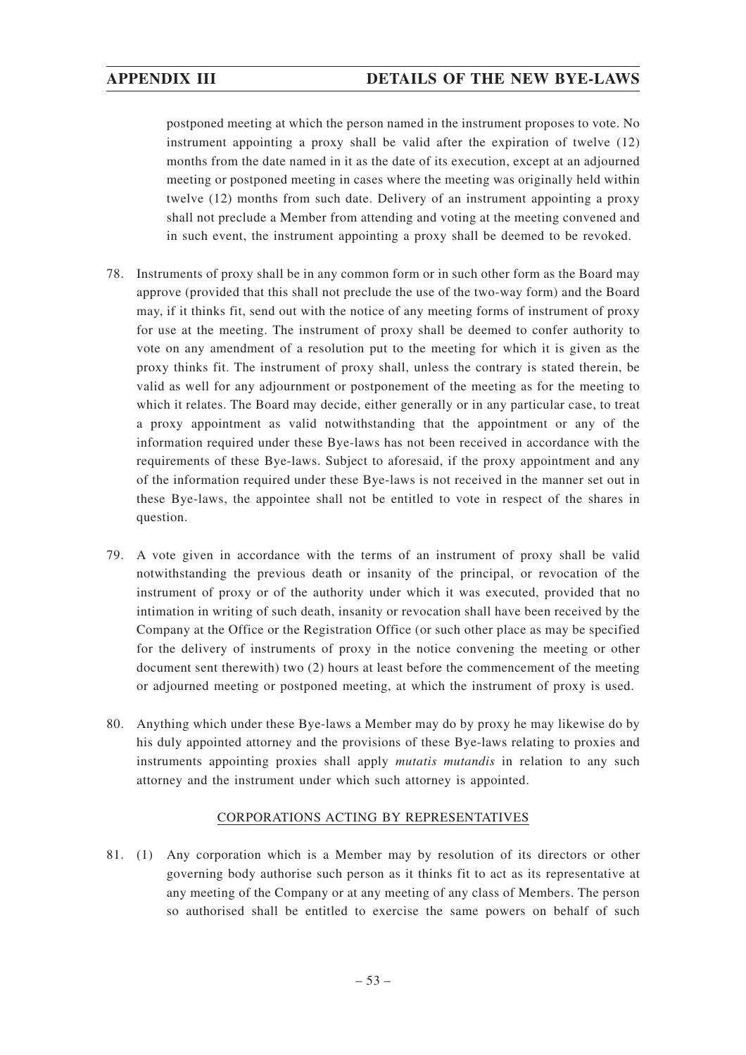postponed meeting at which the person named in the instrument proposes to vote. No instrument appointing a proxy shall be valid after the expiration of twelve (12) months from the date named in it as the date of its execution, except at an adjourned meeting or postponed meeting in cases where the meeting was originally held within twelve (12) months from such date. Delivery of an instrument appointing a proxy shall not preclude a Member from attending and voting at the meeting convened and in such event, the instrument appointing a proxy shall be deemed to be revoked.

78. Instruments of proxy shall be in any common form or in such other form as the Board may approve (provided that this shall not preclude the use of the two-way form) and the Board may, if it thinks fit, send out with the notice of any meeting forms of instrument of proxy for use at the meeting. The instrument of proxy shall be deemed to confer authority to vote on any amendment of a resolution put to the meeting for which it is given as the proxy thinks fit. The instrument of proxy shall, unless the contrary is stated therein, be valid as well for any adjournment or postponement of the meeting as for the meeting to which it relates. The Board may decide, either generally or in any particular case, to treat a proxy appointment as valid notwithstanding that the appointment or any of the information required under these Bye-laws has not been received in accordance with the requirements of these Bye-laws. Subject to aforesaid, if the proxy appointment and any of the information required under these Bye-laws is not received in the manner set out in these Bye-laws, the appointee shall not be entitled to vote in respect of the shares in question.

79. A vote given in accordance with the terms of an instrument of proxy shall be valid notwithstanding the previous death or insanity of the principal, or revocation of the instrument of proxy or of the authority under which it was executed, provided that no intimation in writing of such death, insanity or revocation shall have been received by the Company at the Office or the Registration Office (or such other place as may be specified for the delivery of instruments of proxy in the notice convening the meeting or other document sent therewith) two (2) hours at least before the commencement of the meeting or adjourned meeting or postponed meeting, at which the instrument of proxy is used.

80. Anything which under these Bye-laws a Member may do by proxy he may likewise do by his duly appointed attorney and the provisions of these Bye-laws relating to proxies and instruments appointing proxies shall apply *mutatis mutandis* in relation to any such attorney and the instrument under which such attorney is appointed.

CORPORATIONS ACTING BY REPRESENTATIVES

81. (1) Any corporation which is a Member may by resolution of its directors or other governing body authorise such person as it thinks fit to act as its representative at any meeting of the Company or at any meeting of any class of Members. The person so authorised shall be entitled to exercise the same powers on behalf of such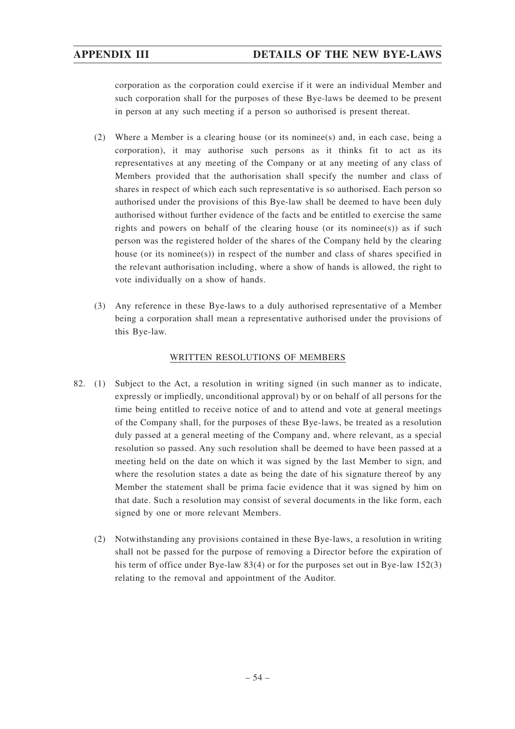corporation as the corporation could exercise if it were an individual Member and such corporation shall for the purposes of these Bye-laws be deemed to be present in person at any such meeting if a person so authorised is present thereat.

(2) Where a Member is a clearing house (or its nominee(s) and, in each case, being a corporation), it may authorise such persons as it thinks fit to act as its representatives at any meeting of the Company or at any meeting of any class of Members provided that the authorisation shall specify the number and class of shares in respect of which each such representative is so authorised. Each person so authorised under the provisions of this Bye-law shall be deemed to have been duly authorised without further evidence of the facts and be entitled to exercise the same rights and powers on behalf of the clearing house (or its nominee(s)) as if such person was the registered holder of the shares of the Company held by the clearing house (or its nominee(s)) in respect of the number and class of shares specified in the relevant authorisation including, where a show of hands is allowed, the right to vote individually on a show of hands.

(3) Any reference in these Bye-laws to a duly authorised representative of a Member being a corporation shall mean a representative authorised under the provisions of this Bye-law.

## WRITTEN RESOLUTIONS OF MEMBERS

82. (1) Subject to the Act, a resolution in writing signed (in such manner as to indicate, expressly or impliedly, unconditional approval) by or on behalf of all persons for the time being entitled to receive notice of and to attend and vote at general meetings of the Company shall, for the purposes of these Bye-laws, be treated as a resolution duly passed at a general meeting of the Company and, where relevant, as a special resolution so passed. Any such resolution shall be deemed to have been passed at a meeting held on the date on which it was signed by the last Member to sign, and where the resolution states a date as being the date of his signature thereof by any Member the statement shall be prima facie evidence that it was signed by him on that date. Such a resolution may consist of several documents in the like form, each signed by one or more relevant Members.

(2) Notwithstanding any provisions contained in these Bye-laws, a resolution in writing shall not be passed for the purpose of removing a Director before the expiration of his term of office under Bye-law 83(4) or for the purposes set out in Bye-law 152(3) relating to the removal and appointment of the Auditor.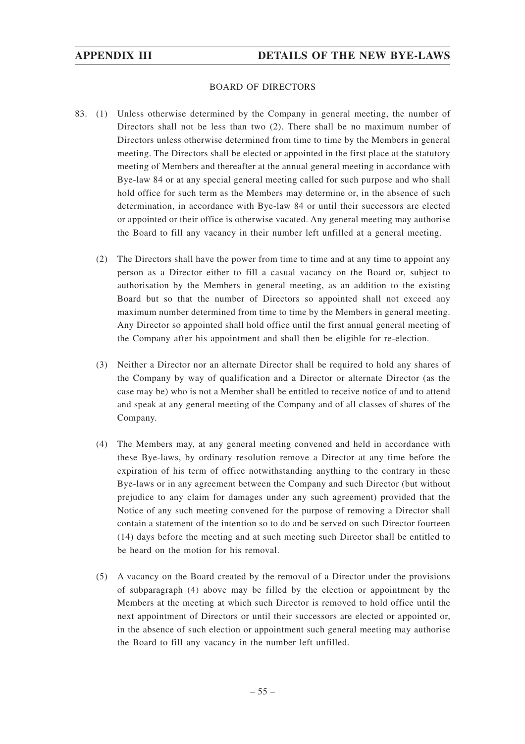## BOARD OF DIRECTORS

83. (1) Unless otherwise determined by the Company in general meeting, the number of Directors shall not be less than two (2). There shall be no maximum number of Directors unless otherwise determined from time to time by the Members in general meeting. The Directors shall be elected or appointed in the first place at the statutory meeting of Members and thereafter at the annual general meeting in accordance with Bye-law 84 or at any special general meeting called for such purpose and who shall hold office for such term as the Members may determine or, in the absence of such determination, in accordance with Bye-law 84 or until their successors are elected or appointed or their office is otherwise vacated. Any general meeting may authorise the Board to fill any vacancy in their number left unfilled at a general meeting.

(2) The Directors shall have the power from time to time and at any time to appoint any person as a Director either to fill a casual vacancy on the Board or, subject to authorisation by the Members in general meeting, as an addition to the existing Board but so that the number of Directors so appointed shall not exceed any maximum number determined from time to time by the Members in general meeting. Any Director so appointed shall hold office until the first annual general meeting of the Company after his appointment and shall then be eligible for re-election.

(3) Neither a Director nor an alternate Director shall be required to hold any shares of the Company by way of qualification and a Director or alternate Director (as the case may be) who is not a Member shall be entitled to receive notice of and to attend and speak at any general meeting of the Company and of all classes of shares of the Company.

(4) The Members may, at any general meeting convened and held in accordance with these Bye-laws, by ordinary resolution remove a Director at any time before the expiration of his term of office notwithstanding anything to the contrary in these Bye-laws or in any agreement between the Company and such Director (but without prejudice to any claim for damages under any such agreement) provided that the Notice of any such meeting convened for the purpose of removing a Director shall contain a statement of the intention so to do and be served on such Director fourteen (14) days before the meeting and at such meeting such Director shall be entitled to be heard on the motion for his removal.

(5) A vacancy on the Board created by the removal of a Director under the provisions of subparagraph (4) above may be filled by the election or appointment by the Members at the meeting at which such Director is removed to hold office until the next appointment of Directors or until their successors are elected or appointed or, in the absence of such election or appointment such general meeting may authorise the Board to fill any vacancy in the number left unfilled.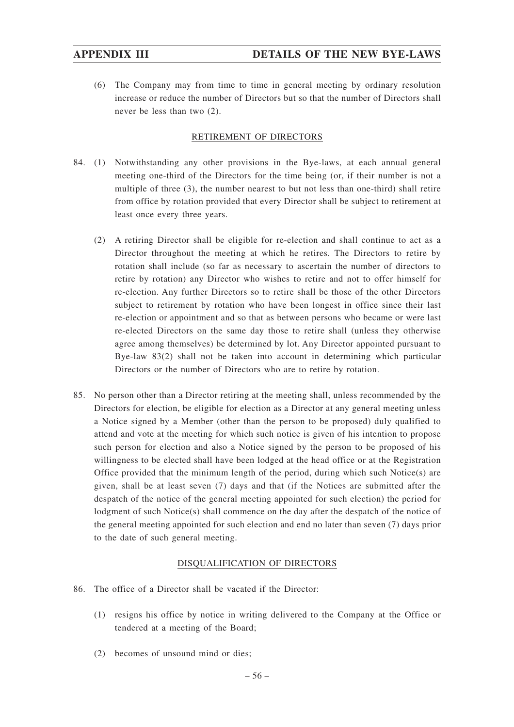(6) The Company may from time to time in general meeting by ordinary resolution increase or reduce the number of Directors but so that the number of Directors shall never be less than two (2).

## RETIREMENT OF DIRECTORS

84. (1) Notwithstanding any other provisions in the Bye-laws, at each annual general meeting one-third of the Directors for the time being (or, if their number is not a multiple of three (3), the number nearest to but not less than one-third) shall retire from office by rotation provided that every Director shall be subject to retirement at least once every three years.

(2) A retiring Director shall be eligible for re-election and shall continue to act as a Director throughout the meeting at which he retires. The Directors to retire by rotation shall include (so far as necessary to ascertain the number of directors to retire by rotation) any Director who wishes to retire and not to offer himself for re-election. Any further Directors so to retire shall be those of the other Directors subject to retirement by rotation who have been longest in office since their last re-election or appointment and so that as between persons who became or were last re-elected Directors on the same day those to retire shall (unless they otherwise agree among themselves) be determined by lot. Any Director appointed pursuant to Bye-law 83(2) shall not be taken into account in determining which particular Directors or the number of Directors who are to retire by rotation.

85. No person other than a Director retiring at the meeting shall, unless recommended by the Directors for election, be eligible for election as a Director at any general meeting unless a Notice signed by a Member (other than the person to be proposed) duly qualified to attend and vote at the meeting for which such notice is given of his intention to propose such person for election and also a Notice signed by the person to be proposed of his willingness to be elected shall have been lodged at the head office or at the Registration Office provided that the minimum length of the period, during which such Notice(s) are given, shall be at least seven (7) days and that (if the Notices are submitted after the despatch of the notice of the general meeting appointed for such election) the period for lodgment of such Notice(s) shall commence on the day after the despatch of the notice of the general meeting appointed for such election and end no later than seven (7) days prior to the date of such general meeting.

## DISQUALIFICATION OF DIRECTORS

86. The office of a Director shall be vacated if the Director:

(1) resigns his office by notice in writing delivered to the Company at the Office or tendered at a meeting of the Board;

(2) becomes of unsound mind or dies;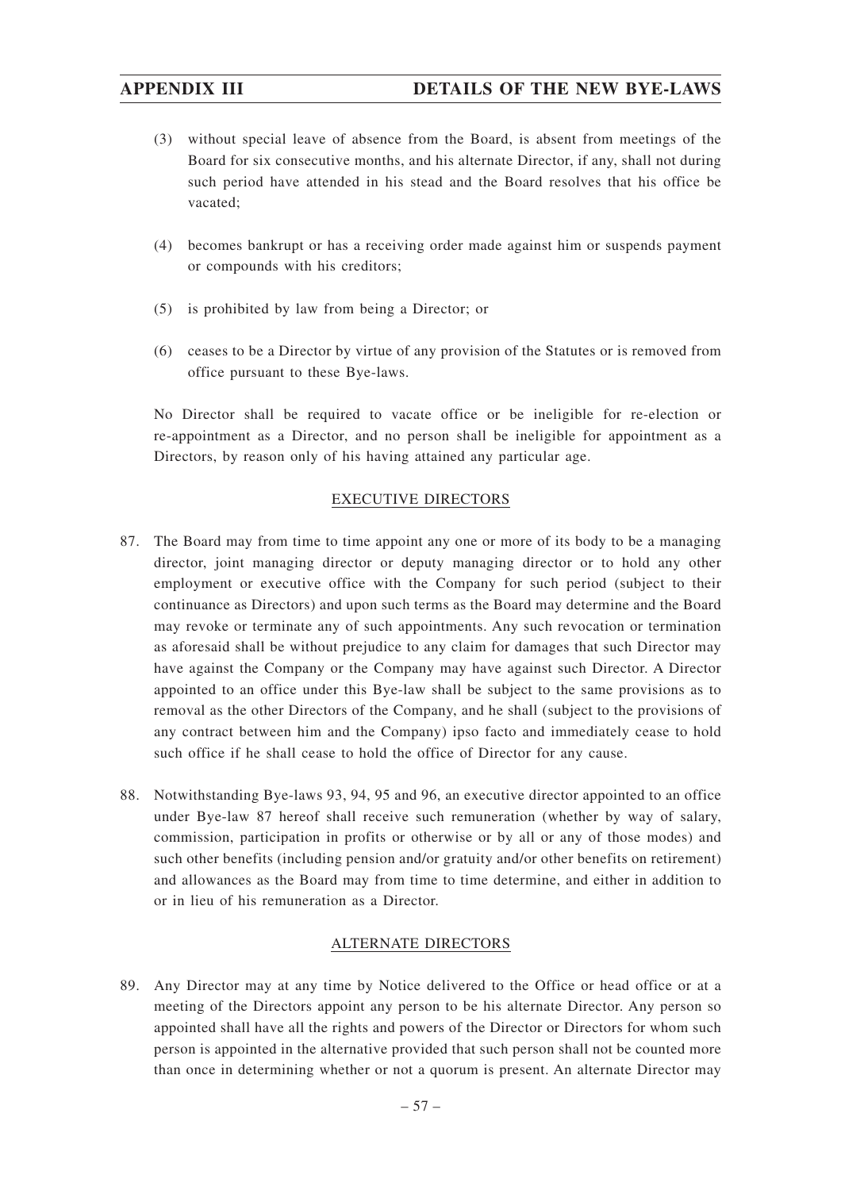(3) without special leave of absence from the Board, is absent from meetings of the Board for six consecutive months, and his alternate Director, if any, shall not during such period have attended in his stead and the Board resolves that his office be vacated;

(4) becomes bankrupt or has a receiving order made against him or suspends payment or compounds with his creditors;

(5) is prohibited by law from being a Director; or

(6) ceases to be a Director by virtue of any provision of the Statutes or is removed from office pursuant to these Bye-laws.

No Director shall be required to vacate office or be ineligible for re-election or re-appointment as a Director, and no person shall be ineligible for appointment as a Directors, by reason only of his having attained any particular age.

## EXECUTIVE DIRECTORS

87. The Board may from time to time appoint any one or more of its body to be a managing director, joint managing director or deputy managing director or to hold any other employment or executive office with the Company for such period (subject to their continuance as Directors) and upon such terms as the Board may determine and the Board may revoke or terminate any of such appointments. Any such revocation or termination as aforesaid shall be without prejudice to any claim for damages that such Director may have against the Company or the Company may have against such Director. A Director appointed to an office under this Bye-law shall be subject to the same provisions as to removal as the other Directors of the Company, and he shall (subject to the provisions of any contract between him and the Company) ipso facto and immediately cease to hold such office if he shall cease to hold the office of Director for any cause.

88. Notwithstanding Bye-laws 93, 94, 95 and 96, an executive director appointed to an office under Bye-law 87 hereof shall receive such remuneration (whether by way of salary, commission, participation in profits or otherwise or by all or any of those modes) and such other benefits (including pension and/or gratuity and/or other benefits on retirement) and allowances as the Board may from time to time determine, and either in addition to or in lieu of his remuneration as a Director.

## ALTERNATE DIRECTORS

89. Any Director may at any time by Notice delivered to the Office or head office or at a meeting of the Directors appoint any person to be his alternate Director. Any person so appointed shall have all the rights and powers of the Director or Directors for whom such person is appointed in the alternative provided that such person shall not be counted more than once in determining whether or not a quorum is present. An alternate Director may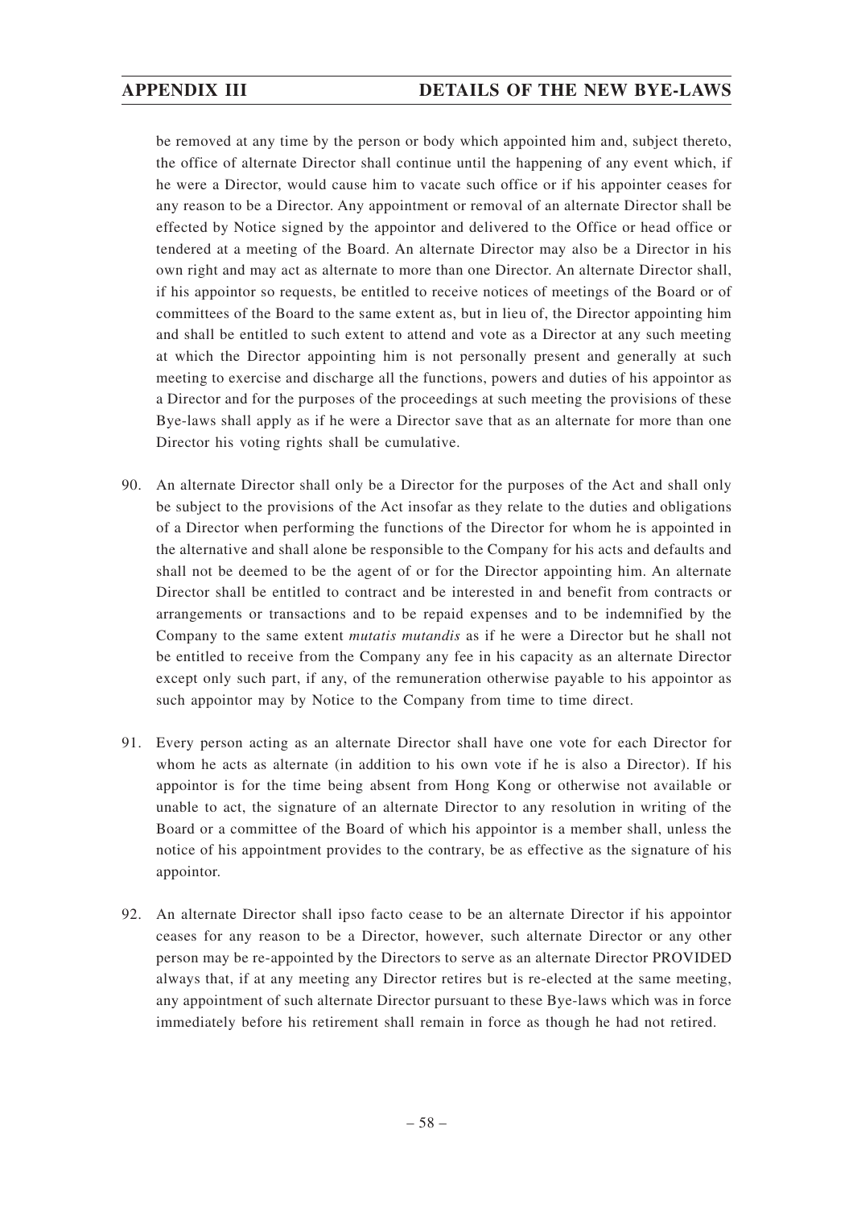be removed at any time by the person or body which appointed him and, subject thereto, the office of alternate Director shall continue until the happening of any event which, if he were a Director, would cause him to vacate such office or if his appointer ceases for any reason to be a Director. Any appointment or removal of an alternate Director shall be effected by Notice signed by the appointor and delivered to the Office or head office or tendered at a meeting of the Board. An alternate Director may also be a Director in his own right and may act as alternate to more than one Director. An alternate Director shall, if his appointor so requests, be entitled to receive notices of meetings of the Board or of committees of the Board to the same extent as, but in lieu of, the Director appointing him and shall be entitled to such extent to attend and vote as a Director at any such meeting at which the Director appointing him is not personally present and generally at such meeting to exercise and discharge all the functions, powers and duties of his appointor as a Director and for the purposes of the proceedings at such meeting the provisions of these Bye-laws shall apply as if he were a Director save that as an alternate for more than one Director his voting rights shall be cumulative.

90. An alternate Director shall only be a Director for the purposes of the Act and shall only be subject to the provisions of the Act insofar as they relate to the duties and obligations of a Director when performing the functions of the Director for whom he is appointed in the alternative and shall alone be responsible to the Company for his acts and defaults and shall not be deemed to be the agent of or for the Director appointing him. An alternate Director shall be entitled to contract and be interested in and benefit from contracts or arrangements or transactions and to be repaid expenses and to be indemnified by the Company to the same extent *mutatis mutandis* as if he were a Director but he shall not be entitled to receive from the Company any fee in his capacity as an alternate Director except only such part, if any, of the remuneration otherwise payable to his appointor as such appointor may by Notice to the Company from time to time direct.

91. Every person acting as an alternate Director shall have one vote for each Director for whom he acts as alternate (in addition to his own vote if he is also a Director). If his appointor is for the time being absent from Hong Kong or otherwise not available or unable to act, the signature of an alternate Director to any resolution in writing of the Board or a committee of the Board of which his appointor is a member shall, unless the notice of his appointment provides to the contrary, be as effective as the signature of his appointor.

92. An alternate Director shall ipso facto cease to be an alternate Director if his appointor ceases for any reason to be a Director, however, such alternate Director or any other person may be re-appointed by the Directors to serve as an alternate Director PROVIDED always that, if at any meeting any Director retires but is re-elected at the same meeting, any appointment of such alternate Director pursuant to these Bye-laws which was in force immediately before his retirement shall remain in force as though he had not retired.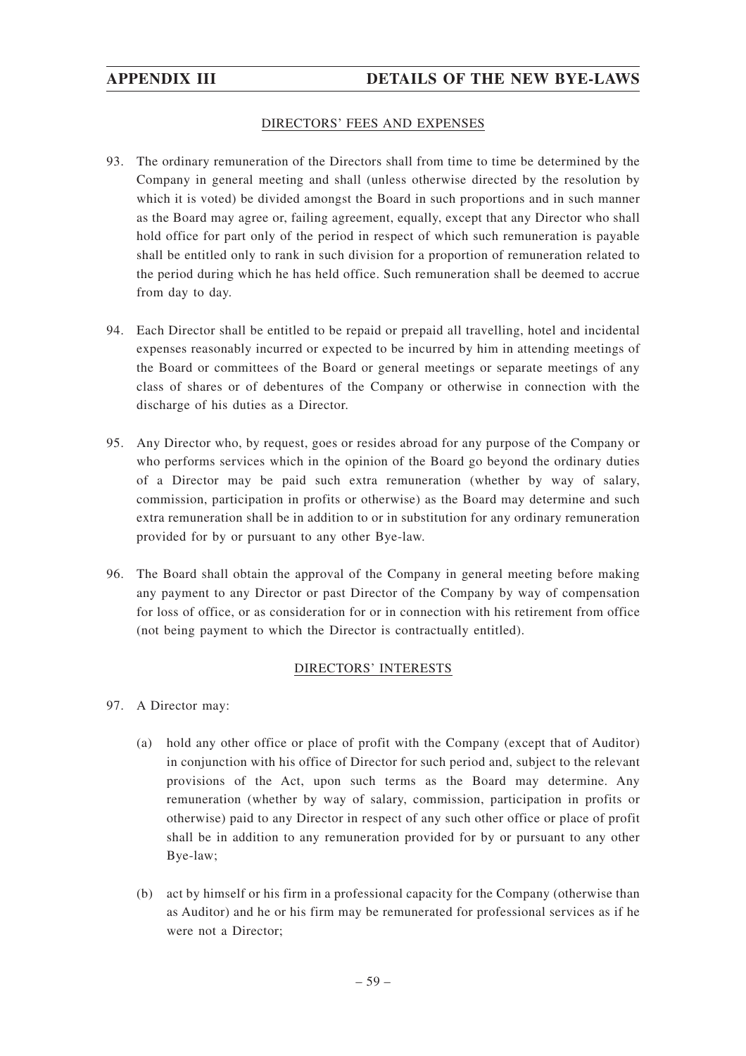## DIRECTORS' FEES AND EXPENSES

93. The ordinary remuneration of the Directors shall from time to time be determined by the Company in general meeting and shall (unless otherwise directed by the resolution by which it is voted) be divided amongst the Board in such proportions and in such manner as the Board may agree or, failing agreement, equally, except that any Director who shall hold office for part only of the period in respect of which such remuneration is payable shall be entitled only to rank in such division for a proportion of remuneration related to the period during which he has held office. Such remuneration shall be deemed to accrue from day to day.

94. Each Director shall be entitled to be repaid or prepaid all travelling, hotel and incidental expenses reasonably incurred or expected to be incurred by him in attending meetings of the Board or committees of the Board or general meetings or separate meetings of any class of shares or of debentures of the Company or otherwise in connection with the discharge of his duties as a Director.

95. Any Director who, by request, goes or resides abroad for any purpose of the Company or who performs services which in the opinion of the Board go beyond the ordinary duties of a Director may be paid such extra remuneration (whether by way of salary, commission, participation in profits or otherwise) as the Board may determine and such extra remuneration shall be in addition to or in substitution for any ordinary remuneration provided for by or pursuant to any other Bye-law.

96. The Board shall obtain the approval of the Company in general meeting before making any payment to any Director or past Director of the Company by way of compensation for loss of office, or as consideration for or in connection with his retirement from office (not being payment to which the Director is contractually entitled).

## DIRECTORS' INTERESTS

97. A Director may:

    (a) hold any other office or place of profit with the Company (except that of Auditor) in conjunction with his office of Director for such period and, subject to the relevant provisions of the Act, upon such terms as the Board may determine. Any remuneration (whether by way of salary, commission, participation in profits or otherwise) paid to any Director in respect of any such other office or place of profit shall be in addition to any remuneration provided for by or pursuant to any other Bye-law;

    (b) act by himself or his firm in a professional capacity for the Company (otherwise than as Auditor) and he or his firm may be remunerated for professional services as if he were not a Director;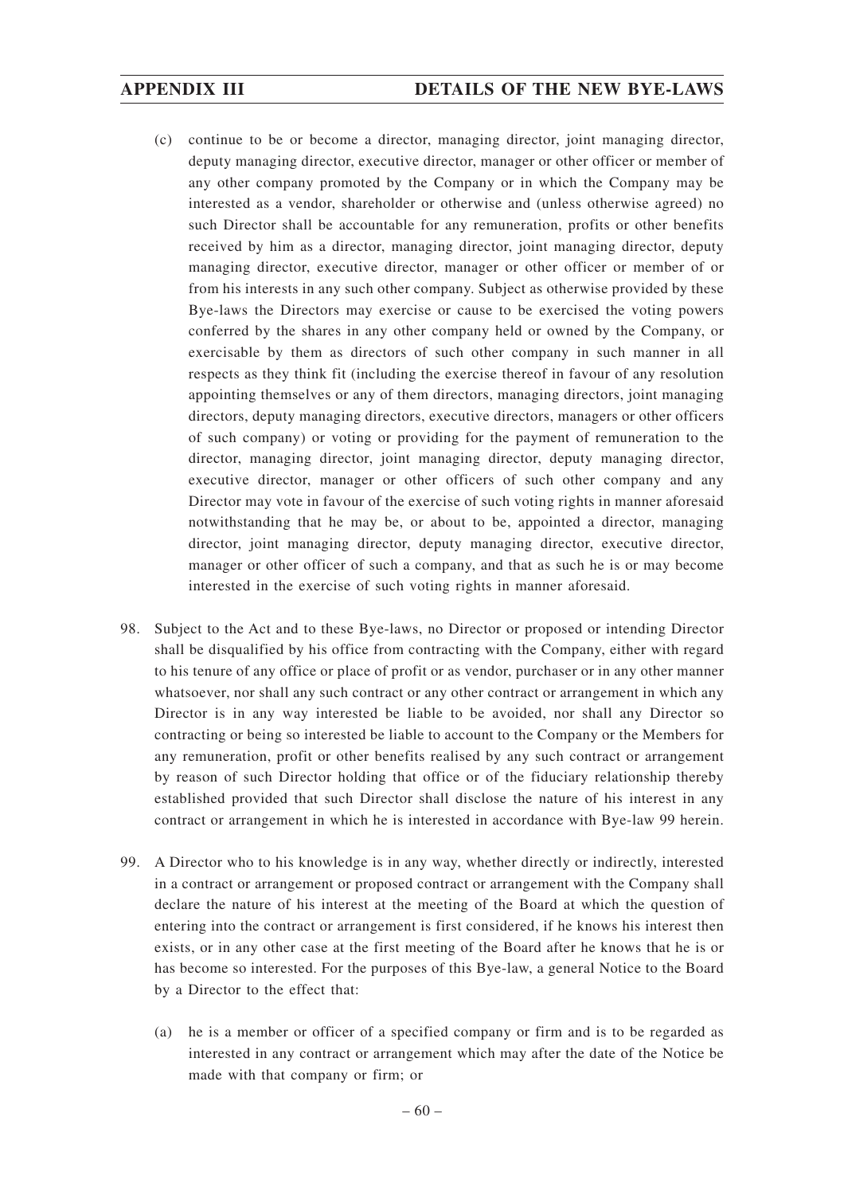(c) continue to be or become a director, managing director, joint managing director, deputy managing director, executive director, manager or other officer or member of any other company promoted by the Company or in which the Company may be interested as a vendor, shareholder or otherwise and (unless otherwise agreed) no such Director shall be accountable for any remuneration, profits or other benefits received by him as a director, managing director, joint managing director, deputy managing director, executive director, manager or other officer or member of or from his interests in any such other company. Subject as otherwise provided by these Bye-laws the Directors may exercise or cause to be exercised the voting powers conferred by the shares in any other company held or owned by the Company, or exercisable by them as directors of such other company in such manner in all respects as they think fit (including the exercise thereof in favour of any resolution appointing themselves or any of them directors, managing directors, joint managing directors, deputy managing directors, executive directors, managers or other officers of such company) or voting or providing for the payment of remuneration to the director, managing director, joint managing director, deputy managing director, executive director, manager or other officers of such other company and any Director may vote in favour of the exercise of such voting rights in manner aforesaid notwithstanding that he may be, or about to be, appointed a director, managing director, joint managing director, deputy managing director, executive director, manager or other officer of such a company, and that as such he is or may become interested in the exercise of such voting rights in manner aforesaid.

98. Subject to the Act and to these Bye-laws, no Director or proposed or intending Director shall be disqualified by his office from contracting with the Company, either with regard to his tenure of any office or place of profit or as vendor, purchaser or in any other manner whatsoever, nor shall any such contract or any other contract or arrangement in which any Director is in any way interested be liable to be avoided, nor shall any Director so contracting or being so interested be liable to account to the Company or the Members for any remuneration, profit or other benefits realised by any such contract or arrangement by reason of such Director holding that office or of the fiduciary relationship thereby established provided that such Director shall disclose the nature of his interest in any contract or arrangement in which he is interested in accordance with Bye-law 99 herein.

99. A Director who to his knowledge is in any way, whether directly or indirectly, interested in a contract or arrangement or proposed contract or arrangement with the Company shall declare the nature of his interest at the meeting of the Board at which the question of entering into the contract or arrangement is first considered, if he knows his interest then exists, or in any other case at the first meeting of the Board after he knows that he is or has become so interested. For the purposes of this Bye-law, a general Notice to the Board by a Director to the effect that:

(a) he is a member or officer of a specified company or firm and is to be regarded as interested in any contract or arrangement which may after the date of the Notice be made with that company or firm; or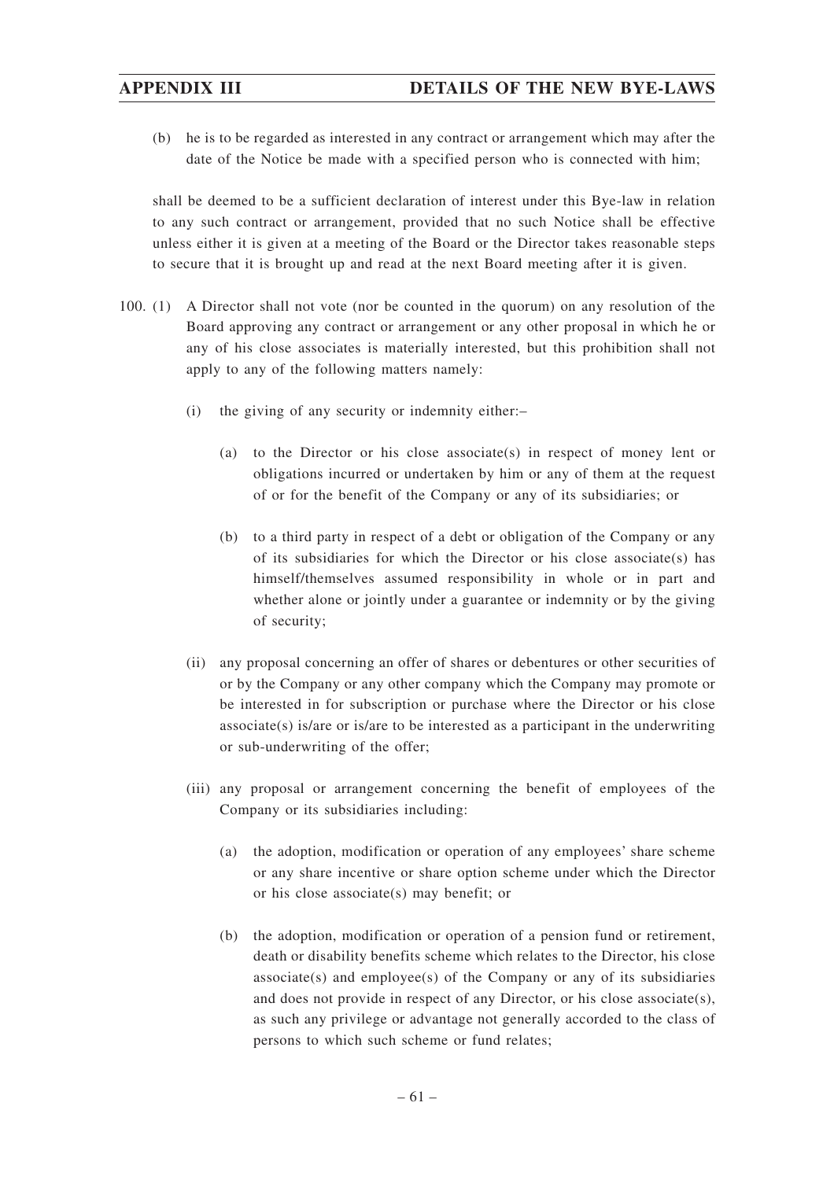(b) he is to be regarded as interested in any contract or arrangement which may after the date of the Notice be made with a specified person who is connected with him;

shall be deemed to be a sufficient declaration of interest under this Bye-law in relation to any such contract or arrangement, provided that no such Notice shall be effective unless either it is given at a meeting of the Board or the Director takes reasonable steps to secure that it is brought up and read at the next Board meeting after it is given.

100. (1) A Director shall not vote (nor be counted in the quorum) on any resolution of the Board approving any contract or arrangement or any other proposal in which he or any of his close associates is materially interested, but this prohibition shall not apply to any of the following matters namely:

(i) the giving of any security or indemnity either:–

(a) to the Director or his close associate(s) in respect of money lent or obligations incurred or undertaken by him or any of them at the request of or for the benefit of the Company or any of its subsidiaries; or

(b) to a third party in respect of a debt or obligation of the Company or any of its subsidiaries for which the Director or his close associate(s) has himself/themselves assumed responsibility in whole or in part and whether alone or jointly under a guarantee or indemnity or by the giving of security;

(ii) any proposal concerning an offer of shares or debentures or other securities of or by the Company or any other company which the Company may promote or be interested in for subscription or purchase where the Director or his close associate(s) is/are or is/are to be interested as a participant in the underwriting or sub-underwriting of the offer;

(iii) any proposal or arrangement concerning the benefit of employees of the Company or its subsidiaries including:

(a) the adoption, modification or operation of any employees' share scheme or any share incentive or share option scheme under which the Director or his close associate(s) may benefit; or

(b) the adoption, modification or operation of a pension fund or retirement, death or disability benefits scheme which relates to the Director, his close associate(s) and employee(s) of the Company or any of its subsidiaries and does not provide in respect of any Director, or his close associate(s), as such any privilege or advantage not generally accorded to the class of persons to which such scheme or fund relates;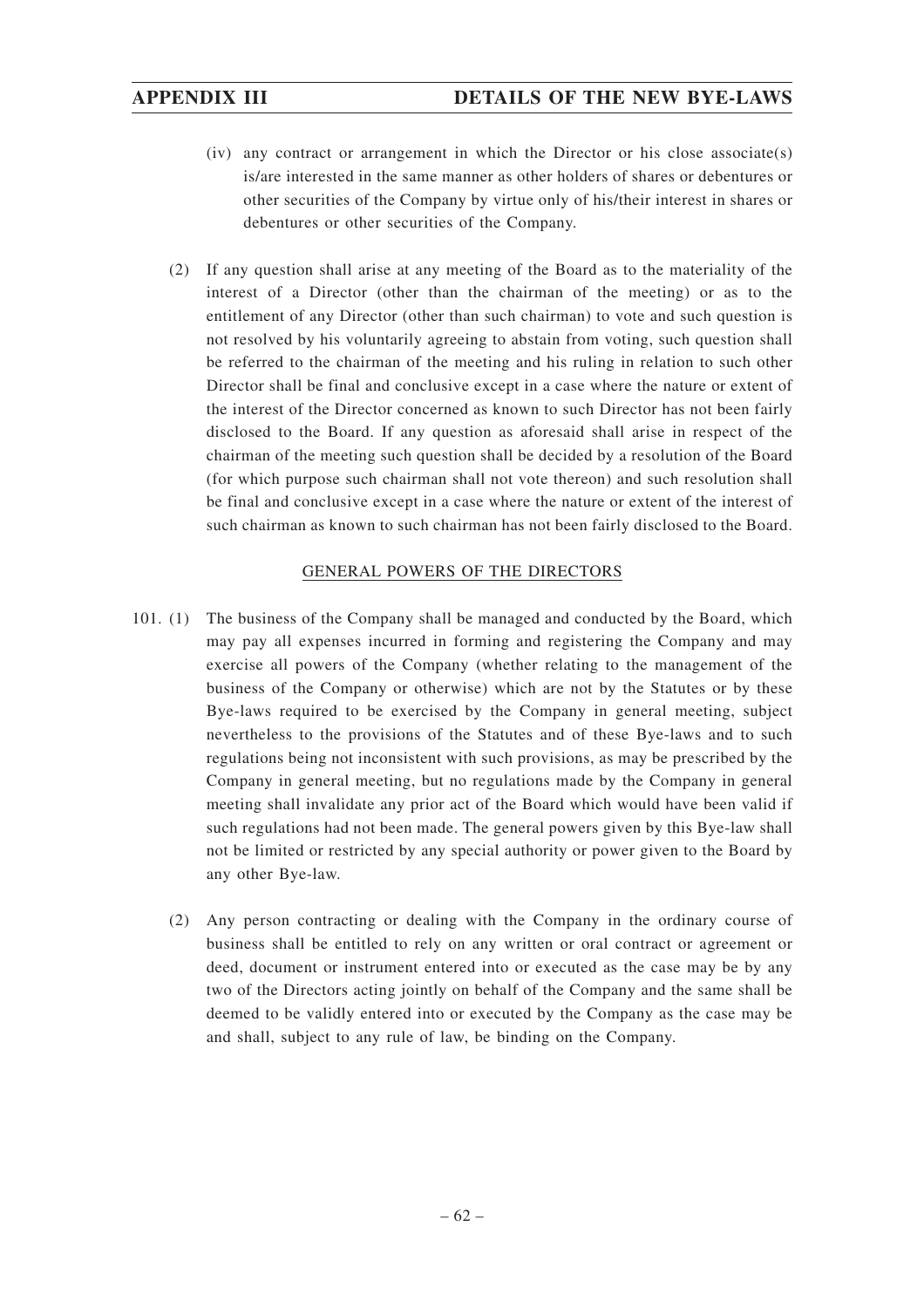(iv) any contract or arrangement in which the Director or his close associate(s) is/are interested in the same manner as other holders of shares or debentures or other securities of the Company by virtue only of his/their interest in shares or debentures or other securities of the Company.

(2) If any question shall arise at any meeting of the Board as to the materiality of the interest of a Director (other than the chairman of the meeting) or as to the entitlement of any Director (other than such chairman) to vote and such question is not resolved by his voluntarily agreeing to abstain from voting, such question shall be referred to the chairman of the meeting and his ruling in relation to such other Director shall be final and conclusive except in a case where the nature or extent of the interest of the Director concerned as known to such Director has not been fairly disclosed to the Board. If any question as aforesaid shall arise in respect of the chairman of the meeting such question shall be decided by a resolution of the Board (for which purpose such chairman shall not vote thereon) and such resolution shall be final and conclusive except in a case where the nature or extent of the interest of such chairman as known to such chairman has not been fairly disclosed to the Board.

## GENERAL POWERS OF THE DIRECTORS

101. (1) The business of the Company shall be managed and conducted by the Board, which may pay all expenses incurred in forming and registering the Company and may exercise all powers of the Company (whether relating to the management of the business of the Company or otherwise) which are not by the Statutes or by these Bye-laws required to be exercised by the Company in general meeting, subject nevertheless to the provisions of the Statutes and of these Bye-laws and to such regulations being not inconsistent with such provisions, as may be prescribed by the Company in general meeting, but no regulations made by the Company in general meeting shall invalidate any prior act of the Board which would have been valid if such regulations had not been made. The general powers given by this Bye-law shall not be limited or restricted by any special authority or power given to the Board by any other Bye-law.

(2) Any person contracting or dealing with the Company in the ordinary course of business shall be entitled to rely on any written or oral contract or agreement or deed, document or instrument entered into or executed as the case may be by any two of the Directors acting jointly on behalf of the Company and the same shall be deemed to be validly entered into or executed by the Company as the case may be and shall, subject to any rule of law, be binding on the Company.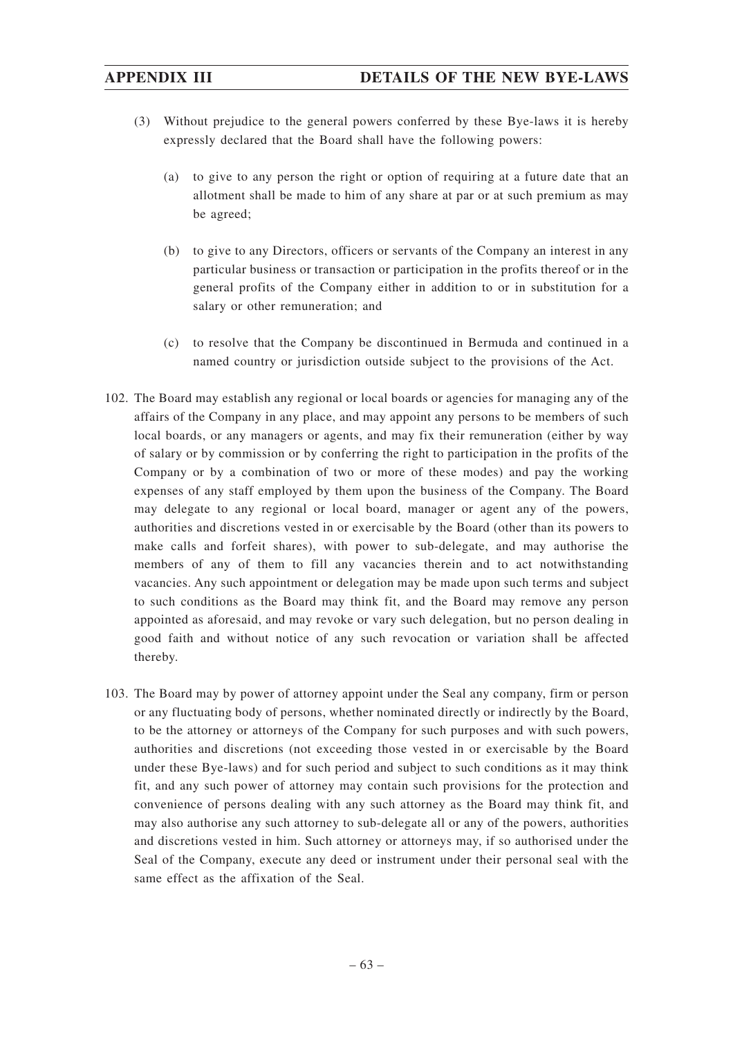(3) Without prejudice to the general powers conferred by these Bye-laws it is hereby expressly declared that the Board shall have the following powers:

   (a) to give to any person the right or option of requiring at a future date that an allotment shall be made to him of any share at par or at such premium as may be agreed;

   (b) to give to any Directors, officers or servants of the Company an interest in any particular business or transaction or participation in the profits thereof or in the general profits of the Company either in addition to or in substitution for a salary or other remuneration; and

   (c) to resolve that the Company be discontinued in Bermuda and continued in a named country or jurisdiction outside subject to the provisions of the Act.

102. The Board may establish any regional or local boards or agencies for managing any of the affairs of the Company in any place, and may appoint any persons to be members of such local boards, or any managers or agents, and may fix their remuneration (either by way of salary or by commission or by conferring the right to participation in the profits of the Company or by a combination of two or more of these modes) and pay the working expenses of any staff employed by them upon the business of the Company. The Board may delegate to any regional or local board, manager or agent any of the powers, authorities and discretions vested in or exercisable by the Board (other than its powers to make calls and forfeit shares), with power to sub-delegate, and may authorise the members of any of them to fill any vacancies therein and to act notwithstanding vacancies. Any such appointment or delegation may be made upon such terms and subject to such conditions as the Board may think fit, and the Board may remove any person appointed as aforesaid, and may revoke or vary such delegation, but no person dealing in good faith and without notice of any such revocation or variation shall be affected thereby.

103. The Board may by power of attorney appoint under the Seal any company, firm or person or any fluctuating body of persons, whether nominated directly or indirectly by the Board, to be the attorney or attorneys of the Company for such purposes and with such powers, authorities and discretions (not exceeding those vested in or exercisable by the Board under these Bye-laws) and for such period and subject to such conditions as it may think fit, and any such power of attorney may contain such provisions for the protection and convenience of persons dealing with any such attorney as the Board may think fit, and may also authorise any such attorney to sub-delegate all or any of the powers, authorities and discretions vested in him. Such attorney or attorneys may, if so authorised under the Seal of the Company, execute any deed or instrument under their personal seal with the same effect as the affixation of the Seal.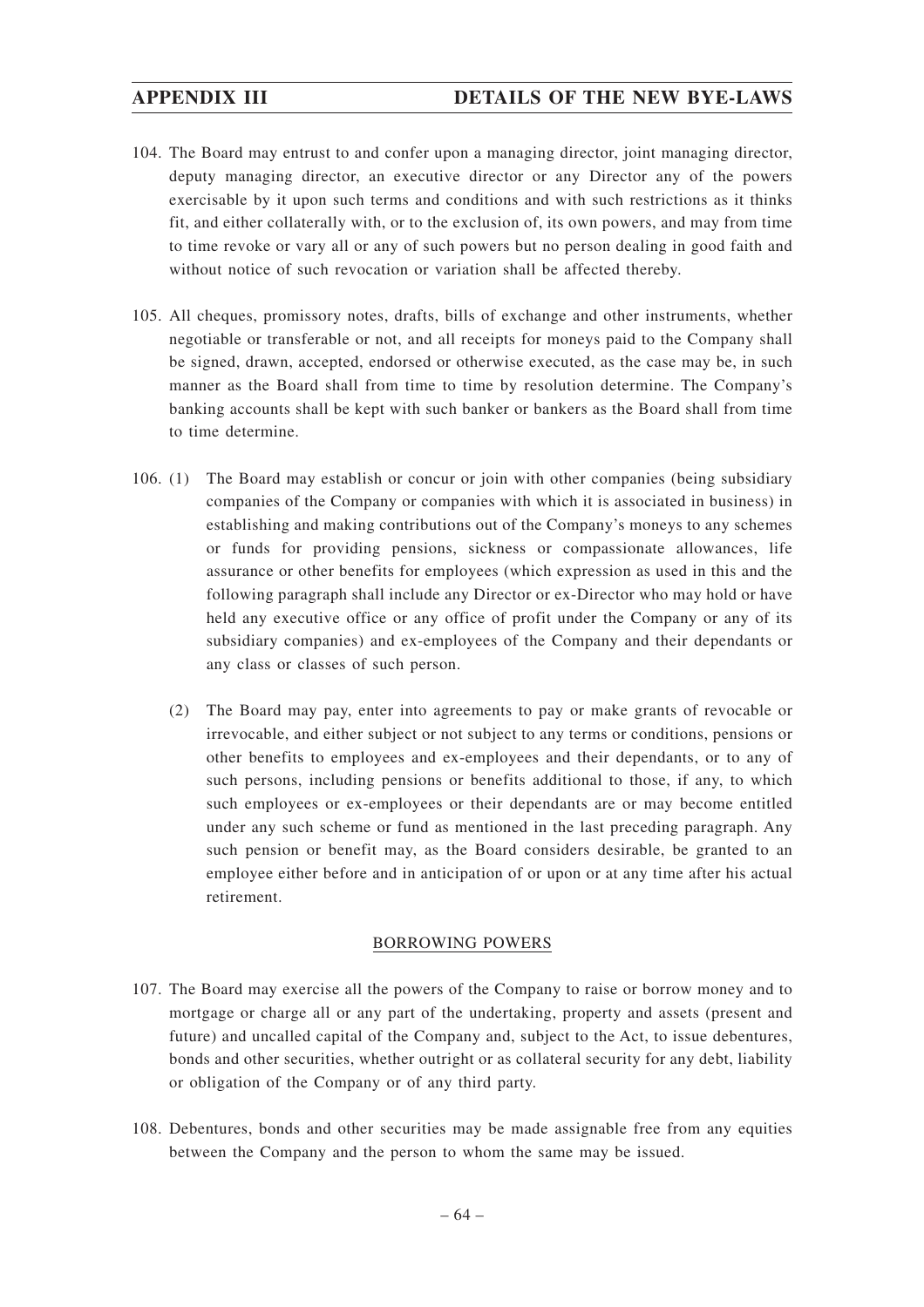104. The Board may entrust to and confer upon a managing director, joint managing director, deputy managing director, an executive director or any Director any of the powers exercisable by it upon such terms and conditions and with such restrictions as it thinks fit, and either collaterally with, or to the exclusion of, its own powers, and may from time to time revoke or vary all or any of such powers but no person dealing in good faith and without notice of such revocation or variation shall be affected thereby.

105. All cheques, promissory notes, drafts, bills of exchange and other instruments, whether negotiable or transferable or not, and all receipts for moneys paid to the Company shall be signed, drawn, accepted, endorsed or otherwise executed, as the case may be, in such manner as the Board shall from time to time by resolution determine. The Company's banking accounts shall be kept with such banker or bankers as the Board shall from time to time determine.

106. (1) The Board may establish or concur or join with other companies (being subsidiary companies of the Company or companies with which it is associated in business) in establishing and making contributions out of the Company's moneys to any schemes or funds for providing pensions, sickness or compassionate allowances, life assurance or other benefits for employees (which expression as used in this and the following paragraph shall include any Director or ex-Director who may hold or have held any executive office or any office of profit under the Company or any of its subsidiary companies) and ex-employees of the Company and their dependants or any class or classes of such person.

(2) The Board may pay, enter into agreements to pay or make grants of revocable or irrevocable, and either subject or not subject to any terms or conditions, pensions or other benefits to employees and ex-employees and their dependants, or to any of such persons, including pensions or benefits additional to those, if any, to which such employees or ex-employees or their dependants are or may become entitled under any such scheme or fund as mentioned in the last preceding paragraph. Any such pension or benefit may, as the Board considers desirable, be granted to an employee either before and in anticipation of or upon or at any time after his actual retirement.

## BORROWING POWERS

107. The Board may exercise all the powers of the Company to raise or borrow money and to mortgage or charge all or any part of the undertaking, property and assets (present and future) and uncalled capital of the Company and, subject to the Act, to issue debentures, bonds and other securities, whether outright or as collateral security for any debt, liability or obligation of the Company or of any third party.

108. Debentures, bonds and other securities may be made assignable free from any equities between the Company and the person to whom the same may be issued.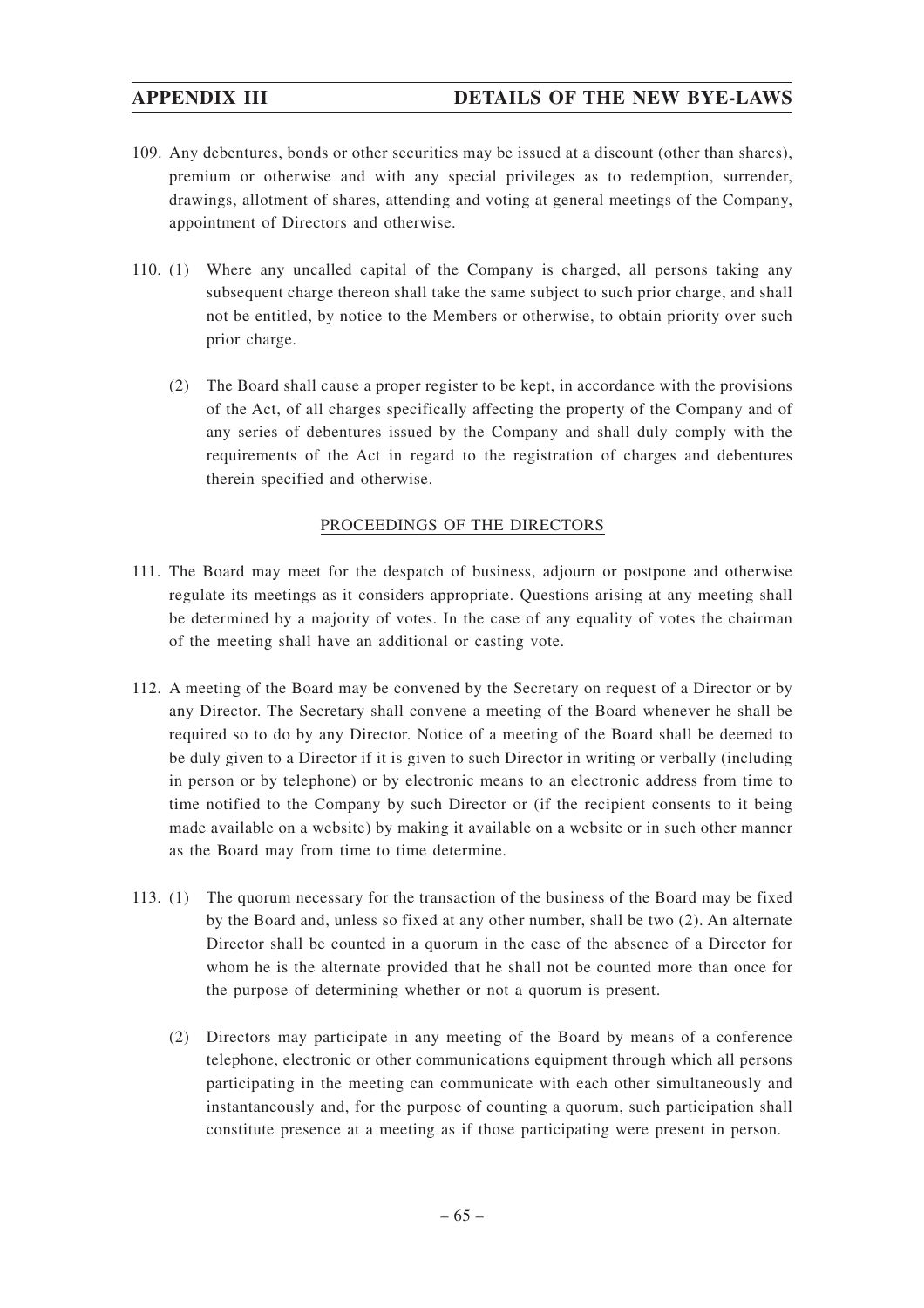109. Any debentures, bonds or other securities may be issued at a discount (other than shares), premium or otherwise and with any special privileges as to redemption, surrender, drawings, allotment of shares, attending and voting at general meetings of the Company, appointment of Directors and otherwise.

110. (1) Where any uncalled capital of the Company is charged, all persons taking any subsequent charge thereon shall take the same subject to such prior charge, and shall not be entitled, by notice to the Members or otherwise, to obtain priority over such prior charge.

(2) The Board shall cause a proper register to be kept, in accordance with the provisions of the Act, of all charges specifically affecting the property of the Company and of any series of debentures issued by the Company and shall duly comply with the requirements of the Act in regard to the registration of charges and debentures therein specified and otherwise.

## PROCEEDINGS OF THE DIRECTORS

111. The Board may meet for the despatch of business, adjourn or postpone and otherwise regulate its meetings as it considers appropriate. Questions arising at any meeting shall be determined by a majority of votes. In the case of any equality of votes the chairman of the meeting shall have an additional or casting vote.

112. A meeting of the Board may be convened by the Secretary on request of a Director or by any Director. The Secretary shall convene a meeting of the Board whenever he shall be required so to do by any Director. Notice of a meeting of the Board shall be deemed to be duly given to a Director if it is given to such Director in writing or verbally (including in person or by telephone) or by electronic means to an electronic address from time to time notified to the Company by such Director or (if the recipient consents to it being made available on a website) by making it available on a website or in such other manner as the Board may from time to time determine.

113. (1) The quorum necessary for the transaction of the business of the Board may be fixed by the Board and, unless so fixed at any other number, shall be two (2). An alternate Director shall be counted in a quorum in the case of the absence of a Director for whom he is the alternate provided that he shall not be counted more than once for the purpose of determining whether or not a quorum is present.

(2) Directors may participate in any meeting of the Board by means of a conference telephone, electronic or other communications equipment through which all persons participating in the meeting can communicate with each other simultaneously and instantaneously and, for the purpose of counting a quorum, such participation shall constitute presence at a meeting as if those participating were present in person.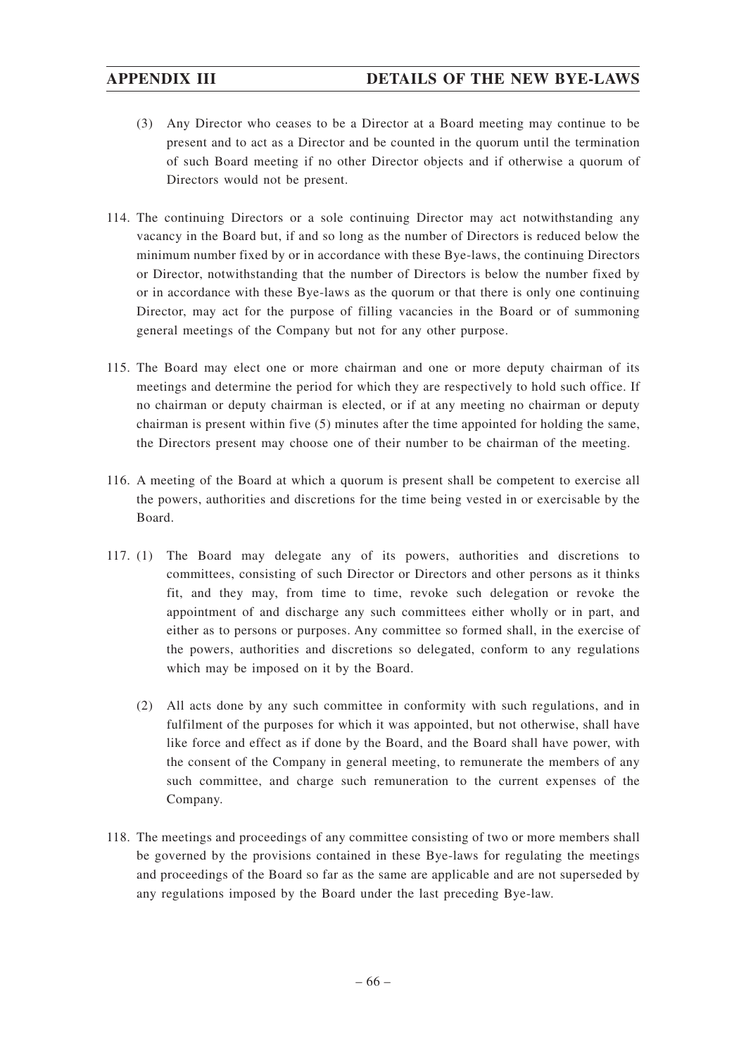(3) Any Director who ceases to be a Director at a Board meeting may continue to be present and to act as a Director and be counted in the quorum until the termination of such Board meeting if no other Director objects and if otherwise a quorum of Directors would not be present.

114. The continuing Directors or a sole continuing Director may act notwithstanding any vacancy in the Board but, if and so long as the number of Directors is reduced below the minimum number fixed by or in accordance with these Bye-laws, the continuing Directors or Director, notwithstanding that the number of Directors is below the number fixed by or in accordance with these Bye-laws as the quorum or that there is only one continuing Director, may act for the purpose of filling vacancies in the Board or of summoning general meetings of the Company but not for any other purpose.

115. The Board may elect one or more chairman and one or more deputy chairman of its meetings and determine the period for which they are respectively to hold such office. If no chairman or deputy chairman is elected, or if at any meeting no chairman or deputy chairman is present within five (5) minutes after the time appointed for holding the same, the Directors present may choose one of their number to be chairman of the meeting.

116. A meeting of the Board at which a quorum is present shall be competent to exercise all the powers, authorities and discretions for the time being vested in or exercisable by the Board.

117. (1) The Board may delegate any of its powers, authorities and discretions to committees, consisting of such Director or Directors and other persons as it thinks fit, and they may, from time to time, revoke such delegation or revoke the appointment of and discharge any such committees either wholly or in part, and either as to persons or purposes. Any committee so formed shall, in the exercise of the powers, authorities and discretions so delegated, conform to any regulations which may be imposed on it by the Board.

(2) All acts done by any such committee in conformity with such regulations, and in fulfilment of the purposes for which it was appointed, but not otherwise, shall have like force and effect as if done by the Board, and the Board shall have power, with the consent of the Company in general meeting, to remunerate the members of any such committee, and charge such remuneration to the current expenses of the Company.

118. The meetings and proceedings of any committee consisting of two or more members shall be governed by the provisions contained in these Bye-laws for regulating the meetings and proceedings of the Board so far as the same are applicable and are not superseded by any regulations imposed by the Board under the last preceding Bye-law.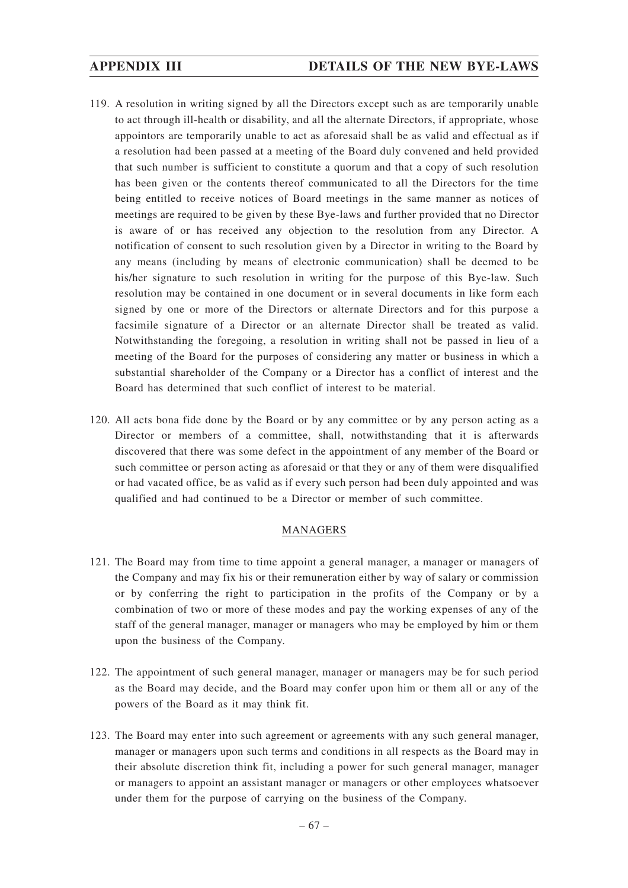119. A resolution in writing signed by all the Directors except such as are temporarily unable to act through ill-health or disability, and all the alternate Directors, if appropriate, whose appointors are temporarily unable to act as aforesaid shall be as valid and effectual as if a resolution had been passed at a meeting of the Board duly convened and held provided that such number is sufficient to constitute a quorum and that a copy of such resolution has been given or the contents thereof communicated to all the Directors for the time being entitled to receive notices of Board meetings in the same manner as notices of meetings are required to be given by these Bye-laws and further provided that no Director is aware of or has received any objection to the resolution from any Director. A notification of consent to such resolution given by a Director in writing to the Board by any means (including by means of electronic communication) shall be deemed to be his/her signature to such resolution in writing for the purpose of this Bye-law. Such resolution may be contained in one document or in several documents in like form each signed by one or more of the Directors or alternate Directors and for this purpose a facsimile signature of a Director or an alternate Director shall be treated as valid. Notwithstanding the foregoing, a resolution in writing shall not be passed in lieu of a meeting of the Board for the purposes of considering any matter or business in which a substantial shareholder of the Company or a Director has a conflict of interest and the Board has determined that such conflict of interest to be material.

120. All acts bona fide done by the Board or by any committee or by any person acting as a Director or members of a committee, shall, notwithstanding that it is afterwards discovered that there was some defect in the appointment of any member of the Board or such committee or person acting as aforesaid or that they or any of them were disqualified or had vacated office, be as valid as if every such person had been duly appointed and was qualified and had continued to be a Director or member of such committee.

## MANAGERS

121. The Board may from time to time appoint a general manager, a manager or managers of the Company and may fix his or their remuneration either by way of salary or commission or by conferring the right to participation in the profits of the Company or by a combination of two or more of these modes and pay the working expenses of any of the staff of the general manager, manager or managers who may be employed by him or them upon the business of the Company.

122. The appointment of such general manager, manager or managers may be for such period as the Board may decide, and the Board may confer upon him or them all or any of the powers of the Board as it may think fit.

123. The Board may enter into such agreement or agreements with any such general manager, manager or managers upon such terms and conditions in all respects as the Board may in their absolute discretion think fit, including a power for such general manager, manager or managers to appoint an assistant manager or managers or other employees whatsoever under them for the purpose of carrying on the business of the Company.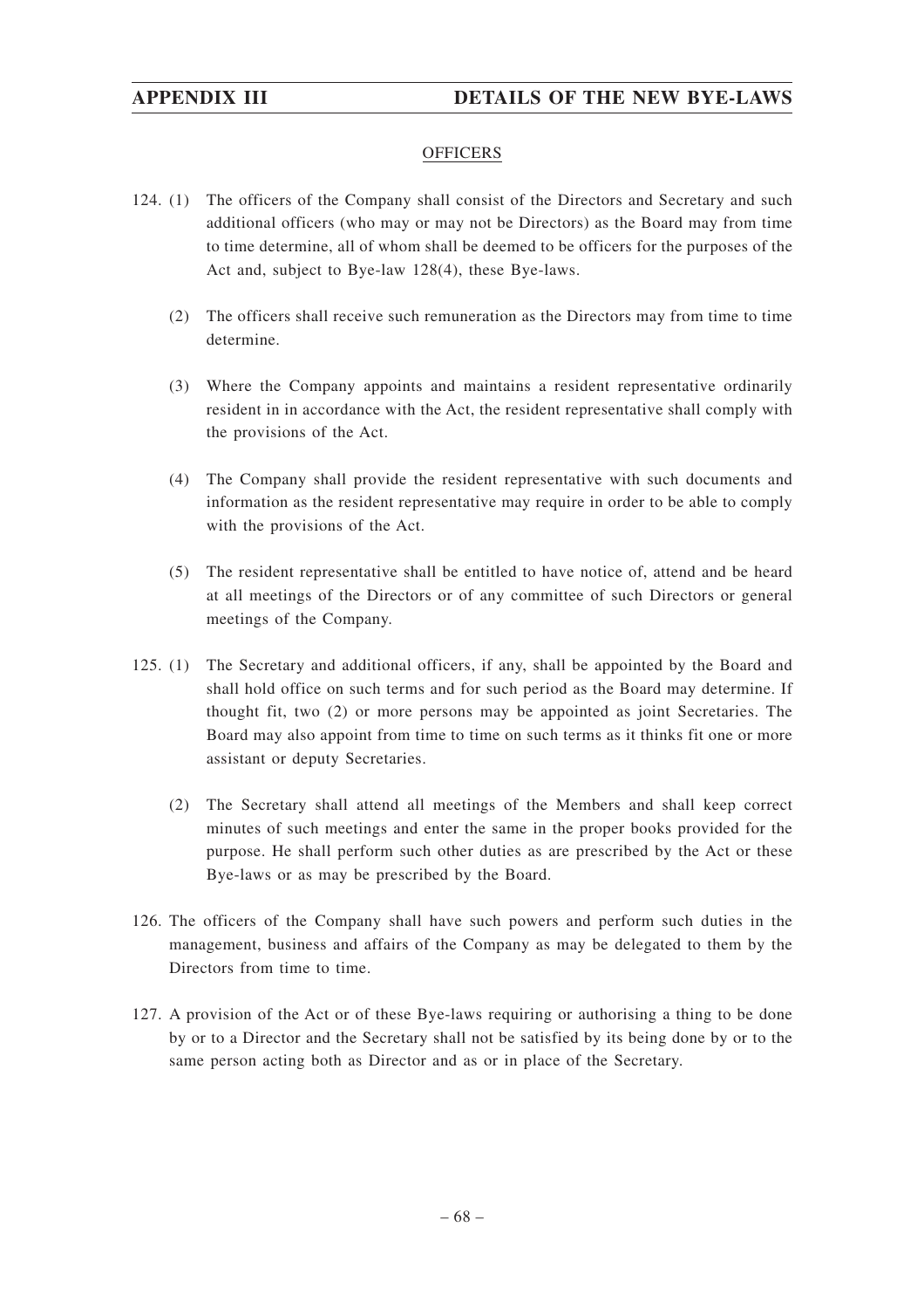## OFFICERS

124. (1) The officers of the Company shall consist of the Directors and Secretary and such additional officers (who may or may not be Directors) as the Board may from time to time determine, all of whom shall be deemed to be officers for the purposes of the Act and, subject to Bye-law 128(4), these Bye-laws.

(2) The officers shall receive such remuneration as the Directors may from time to time determine.

(3) Where the Company appoints and maintains a resident representative ordinarily resident in in accordance with the Act, the resident representative shall comply with the provisions of the Act.

(4) The Company shall provide the resident representative with such documents and information as the resident representative may require in order to be able to comply with the provisions of the Act.

(5) The resident representative shall be entitled to have notice of, attend and be heard at all meetings of the Directors or of any committee of such Directors or general meetings of the Company.

125. (1) The Secretary and additional officers, if any, shall be appointed by the Board and shall hold office on such terms and for such period as the Board may determine. If thought fit, two (2) or more persons may be appointed as joint Secretaries. The Board may also appoint from time to time on such terms as it thinks fit one or more assistant or deputy Secretaries.

(2) The Secretary shall attend all meetings of the Members and shall keep correct minutes of such meetings and enter the same in the proper books provided for the purpose. He shall perform such other duties as are prescribed by the Act or these Bye-laws or as may be prescribed by the Board.

126. The officers of the Company shall have such powers and perform such duties in the management, business and affairs of the Company as may be delegated to them by the Directors from time to time.

127. A provision of the Act or of these Bye-laws requiring or authorising a thing to be done by or to a Director and the Secretary shall not be satisfied by its being done by or to the same person acting both as Director and as or in place of the Secretary.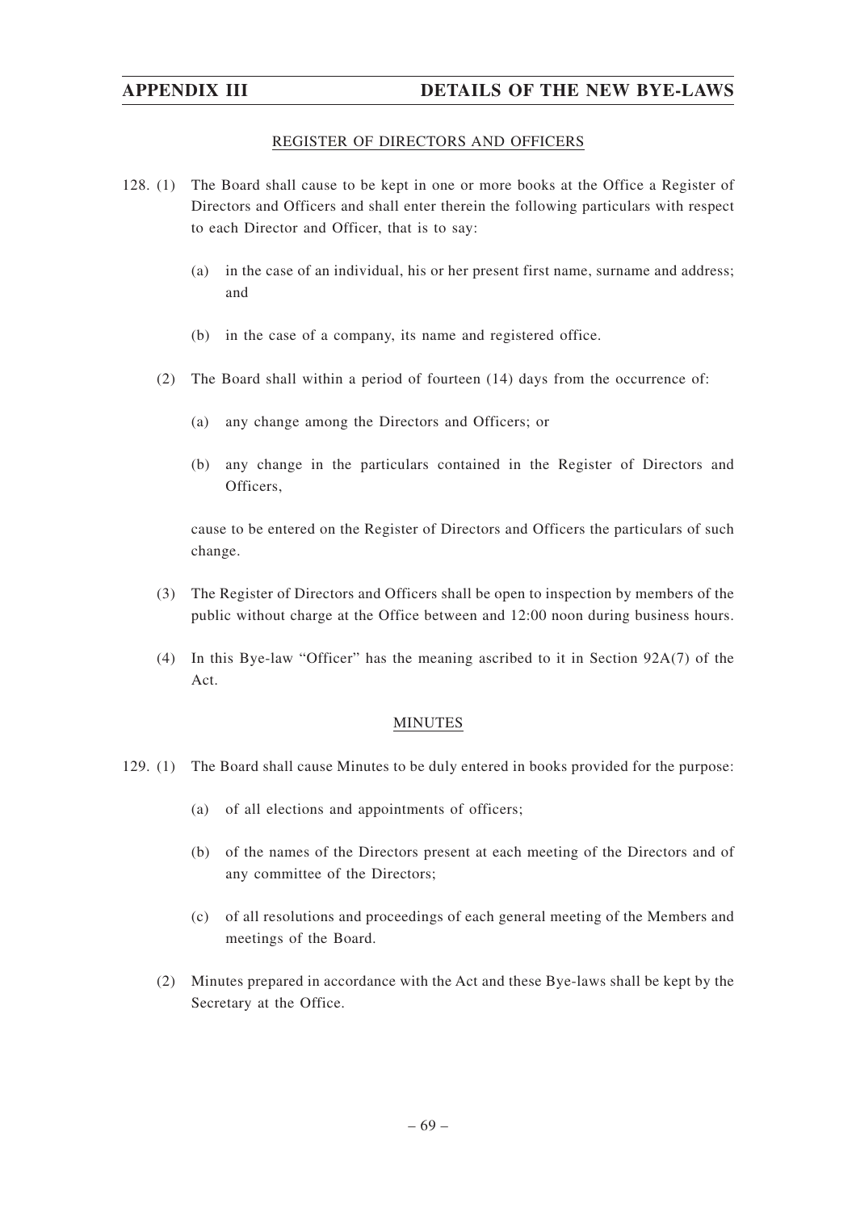## REGISTER OF DIRECTORS AND OFFICERS

128. (1) The Board shall cause to be kept in one or more books at the Office a Register of Directors and Officers and shall enter therein the following particulars with respect to each Director and Officer, that is to say:

    (a) in the case of an individual, his or her present first name, surname and address; and

    (b) in the case of a company, its name and registered office.

(2) The Board shall within a period of fourteen (14) days from the occurrence of:

    (a) any change among the Directors and Officers; or

    (b) any change in the particulars contained in the Register of Directors and Officers,

cause to be entered on the Register of Directors and Officers the particulars of such change.

(3) The Register of Directors and Officers shall be open to inspection by members of the public without charge at the Office between and 12:00 noon during business hours.

(4) In this Bye-law "Officer" has the meaning ascribed to it in Section 92A(7) of the Act.

## MINUTES

129. (1) The Board shall cause Minutes to be duly entered in books provided for the purpose:

    (a) of all elections and appointments of officers;

    (b) of the names of the Directors present at each meeting of the Directors and of any committee of the Directors;

    (c) of all resolutions and proceedings of each general meeting of the Members and meetings of the Board.

(2) Minutes prepared in accordance with the Act and these Bye-laws shall be kept by the Secretary at the Office.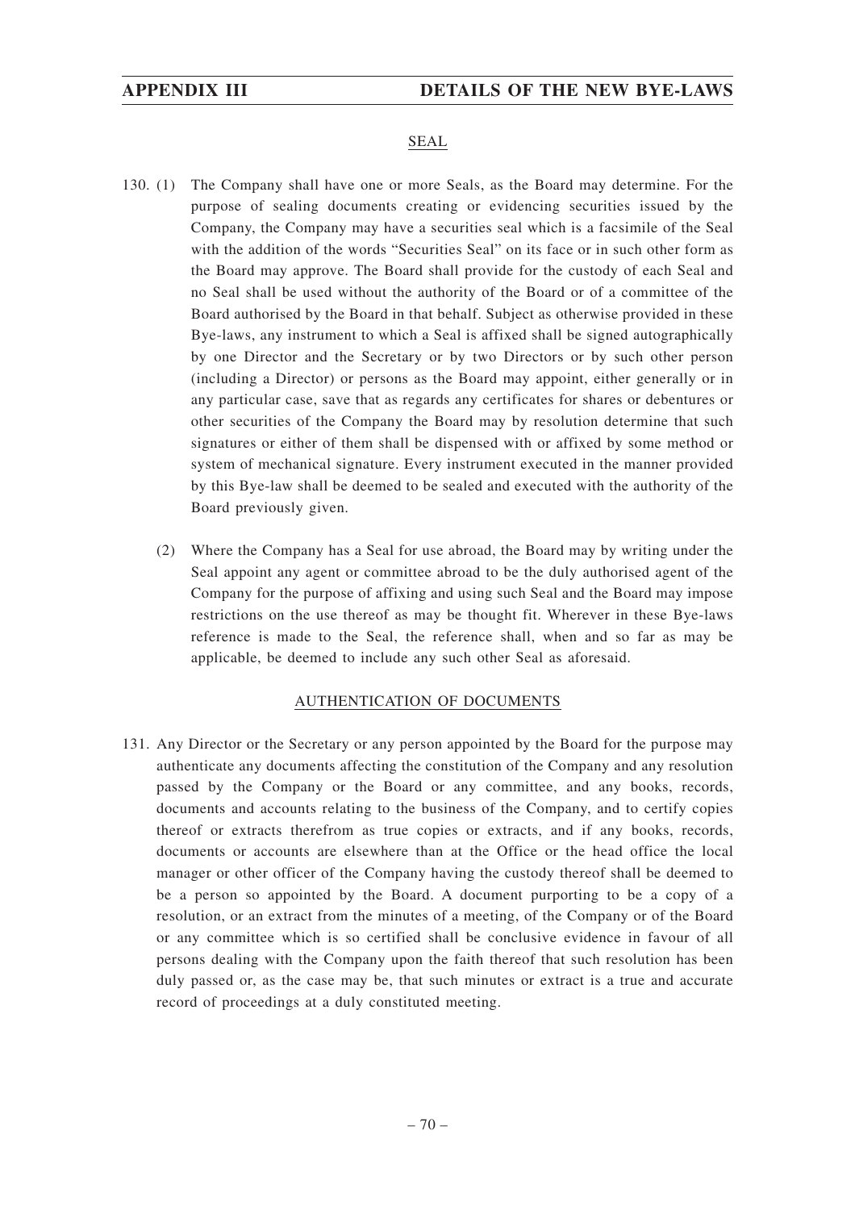## SEAL

130. (1) The Company shall have one or more Seals, as the Board may determine. For the purpose of sealing documents creating or evidencing securities issued by the Company, the Company may have a securities seal which is a facsimile of the Seal with the addition of the words "Securities Seal" on its face or in such other form as the Board may approve. The Board shall provide for the custody of each Seal and no Seal shall be used without the authority of the Board or of a committee of the Board authorised by the Board in that behalf. Subject as otherwise provided in these Bye-laws, any instrument to which a Seal is affixed shall be signed autographically by one Director and the Secretary or by two Directors or by such other person (including a Director) or persons as the Board may appoint, either generally or in any particular case, save that as regards any certificates for shares or debentures or other securities of the Company the Board may by resolution determine that such signatures or either of them shall be dispensed with or affixed by some method or system of mechanical signature. Every instrument executed in the manner provided by this Bye-law shall be deemed to be sealed and executed with the authority of the Board previously given.

(2) Where the Company has a Seal for use abroad, the Board may by writing under the Seal appoint any agent or committee abroad to be the duly authorised agent of the Company for the purpose of affixing and using such Seal and the Board may impose restrictions on the use thereof as may be thought fit. Wherever in these Bye-laws reference is made to the Seal, the reference shall, when and so far as may be applicable, be deemed to include any such other Seal as aforesaid.

## AUTHENTICATION OF DOCUMENTS

131. Any Director or the Secretary or any person appointed by the Board for the purpose may authenticate any documents affecting the constitution of the Company and any resolution passed by the Company or the Board or any committee, and any books, records, documents and accounts relating to the business of the Company, and to certify copies thereof or extracts therefrom as true copies or extracts, and if any books, records, documents or accounts are elsewhere than at the Office or the head office the local manager or other officer of the Company having the custody thereof shall be deemed to be a person so appointed by the Board. A document purporting to be a copy of a resolution, or an extract from the minutes of a meeting, of the Company or of the Board or any committee which is so certified shall be conclusive evidence in favour of all persons dealing with the Company upon the faith thereof that such resolution has been duly passed or, as the case may be, that such minutes or extract is a true and accurate record of proceedings at a duly constituted meeting.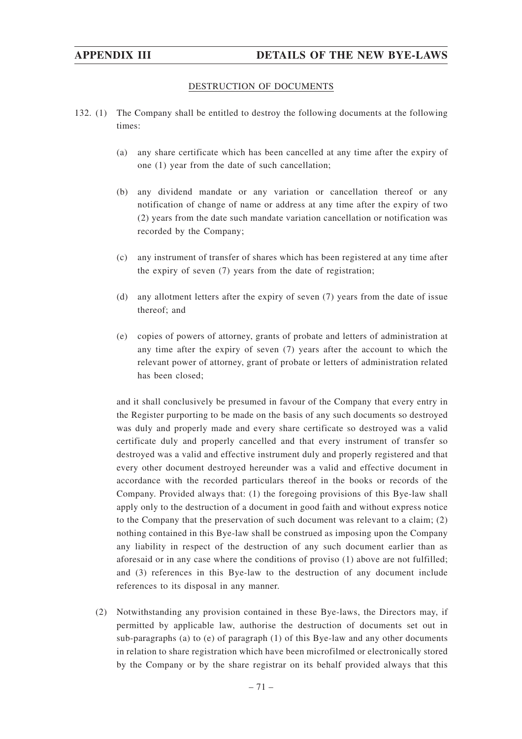## DESTRUCTION OF DOCUMENTS

132. (1) The Company shall be entitled to destroy the following documents at the following times:

    (a) any share certificate which has been cancelled at any time after the expiry of one (1) year from the date of such cancellation;

    (b) any dividend mandate or any variation or cancellation thereof or any notification of change of name or address at any time after the expiry of two (2) years from the date such mandate variation cancellation or notification was recorded by the Company;

    (c) any instrument of transfer of shares which has been registered at any time after the expiry of seven (7) years from the date of registration;

    (d) any allotment letters after the expiry of seven (7) years from the date of issue thereof; and

    (e) copies of powers of attorney, grants of probate and letters of administration at any time after the expiry of seven (7) years after the account to which the relevant power of attorney, grant of probate or letters of administration related has been closed;

    and it shall conclusively be presumed in favour of the Company that every entry in the Register purporting to be made on the basis of any such documents so destroyed was duly and properly made and every share certificate so destroyed was a valid certificate duly and properly cancelled and that every instrument of transfer so destroyed was a valid and effective instrument duly and properly registered and that every other document destroyed hereunder was a valid and effective document in accordance with the recorded particulars thereof in the books or records of the Company. Provided always that: (1) the foregoing provisions of this Bye-law shall apply only to the destruction of a document in good faith and without express notice to the Company that the preservation of such document was relevant to a claim; (2) nothing contained in this Bye-law shall be construed as imposing upon the Company any liability in respect of the destruction of any such document earlier than as aforesaid or in any case where the conditions of proviso (1) above are not fulfilled; and (3) references in this Bye-law to the destruction of any document include references to its disposal in any manner.

(2) Notwithstanding any provision contained in these Bye-laws, the Directors may, if permitted by applicable law, authorise the destruction of documents set out in sub-paragraphs (a) to (e) of paragraph (1) of this Bye-law and any other documents in relation to share registration which have been microfilmed or electronically stored by the Company or by the share registrar on its behalf provided always that this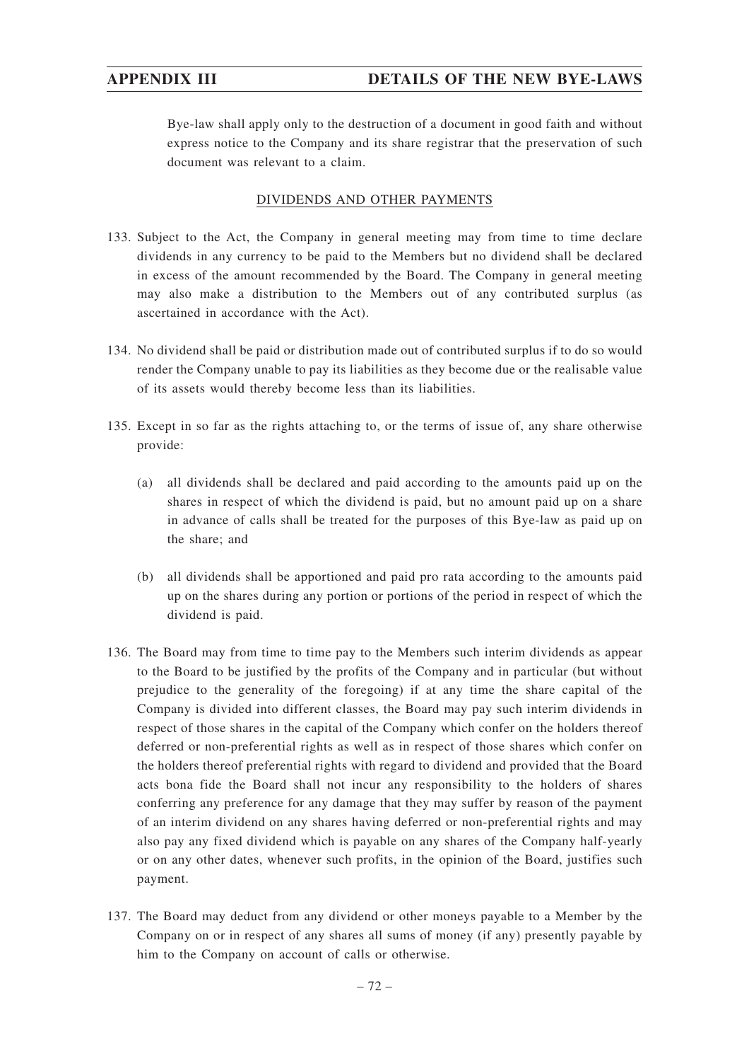Bye-law shall apply only to the destruction of a document in good faith and without express notice to the Company and its share registrar that the preservation of such document was relevant to a claim.

## DIVIDENDS AND OTHER PAYMENTS

133. Subject to the Act, the Company in general meeting may from time to time declare dividends in any currency to be paid to the Members but no dividend shall be declared in excess of the amount recommended by the Board. The Company in general meeting may also make a distribution to the Members out of any contributed surplus (as ascertained in accordance with the Act).

134. No dividend shall be paid or distribution made out of contributed surplus if to do so would render the Company unable to pay its liabilities as they become due or the realisable value of its assets would thereby become less than its liabilities.

135. Except in so far as the rights attaching to, or the terms of issue of, any share otherwise provide:

    (a) all dividends shall be declared and paid according to the amounts paid up on the shares in respect of which the dividend is paid, but no amount paid up on a share in advance of calls shall be treated for the purposes of this Bye-law as paid up on the share; and

    (b) all dividends shall be apportioned and paid pro rata according to the amounts paid up on the shares during any portion or portions of the period in respect of which the dividend is paid.

136. The Board may from time to time pay to the Members such interim dividends as appear to the Board to be justified by the profits of the Company and in particular (but without prejudice to the generality of the foregoing) if at any time the share capital of the Company is divided into different classes, the Board may pay such interim dividends in respect of those shares in the capital of the Company which confer on the holders thereof deferred or non-preferential rights as well as in respect of those shares which confer on the holders thereof preferential rights with regard to dividend and provided that the Board acts bona fide the Board shall not incur any responsibility to the holders of shares conferring any preference for any damage that they may suffer by reason of the payment of an interim dividend on any shares having deferred or non-preferential rights and may also pay any fixed dividend which is payable on any shares of the Company half-yearly or on any other dates, whenever such profits, in the opinion of the Board, justifies such payment.

137. The Board may deduct from any dividend or other moneys payable to a Member by the Company on or in respect of any shares all sums of money (if any) presently payable by him to the Company on account of calls or otherwise.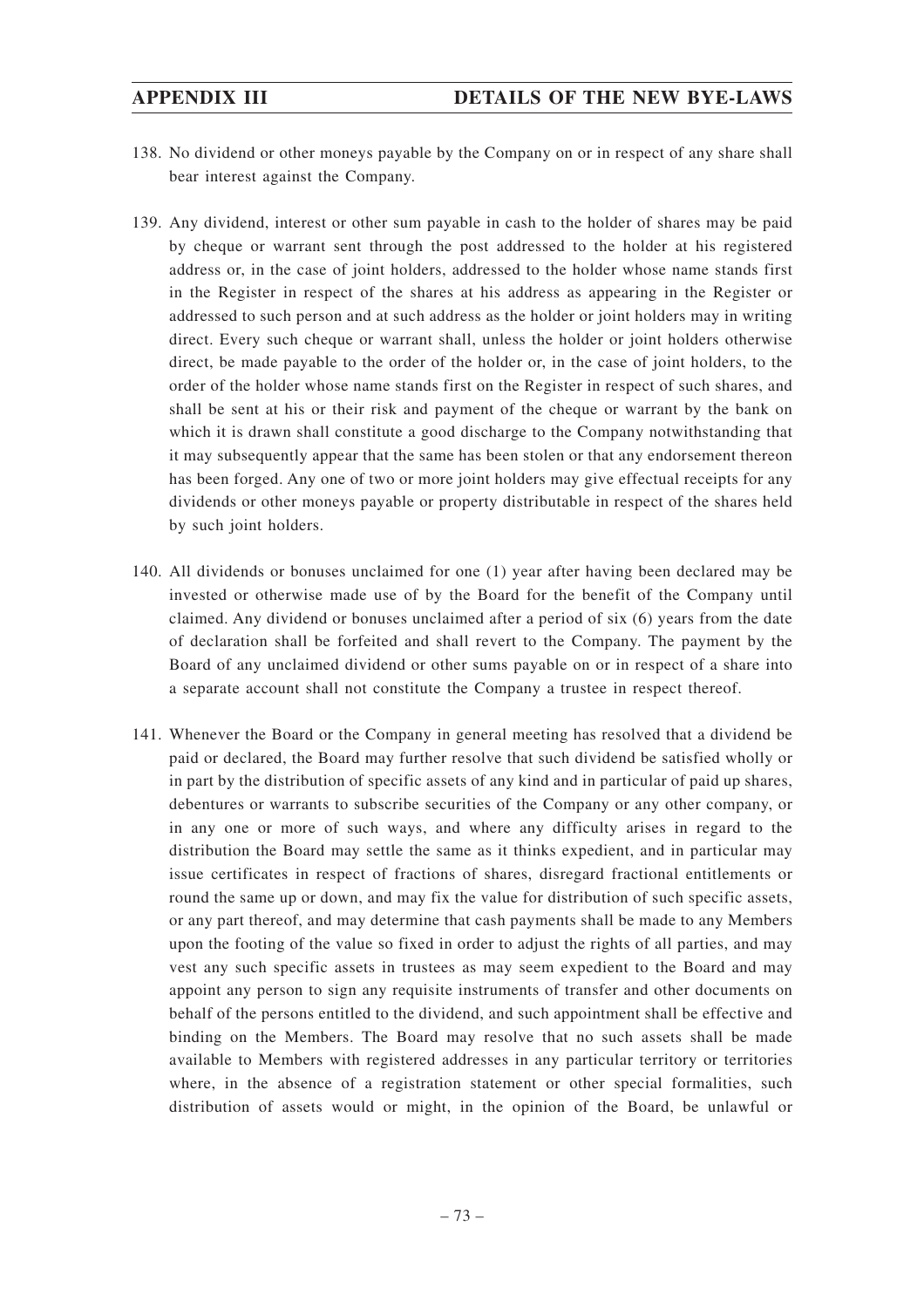138. No dividend or other moneys payable by the Company on or in respect of any share shall bear interest against the Company.

139. Any dividend, interest or other sum payable in cash to the holder of shares may be paid by cheque or warrant sent through the post addressed to the holder at his registered address or, in the case of joint holders, addressed to the holder whose name stands first in the Register in respect of the shares at his address as appearing in the Register or addressed to such person and at such address as the holder or joint holders may in writing direct. Every such cheque or warrant shall, unless the holder or joint holders otherwise direct, be made payable to the order of the holder or, in the case of joint holders, to the order of the holder whose name stands first on the Register in respect of such shares, and shall be sent at his or their risk and payment of the cheque or warrant by the bank on which it is drawn shall constitute a good discharge to the Company notwithstanding that it may subsequently appear that the same has been stolen or that any endorsement thereon has been forged. Any one of two or more joint holders may give effectual receipts for any dividends or other moneys payable or property distributable in respect of the shares held by such joint holders.

140. All dividends or bonuses unclaimed for one (1) year after having been declared may be invested or otherwise made use of by the Board for the benefit of the Company until claimed. Any dividend or bonuses unclaimed after a period of six (6) years from the date of declaration shall be forfeited and shall revert to the Company. The payment by the Board of any unclaimed dividend or other sums payable on or in respect of a share into a separate account shall not constitute the Company a trustee in respect thereof.

141. Whenever the Board or the Company in general meeting has resolved that a dividend be paid or declared, the Board may further resolve that such dividend be satisfied wholly or in part by the distribution of specific assets of any kind and in particular of paid up shares, debentures or warrants to subscribe securities of the Company or any other company, or in any one or more of such ways, and where any difficulty arises in regard to the distribution the Board may settle the same as it thinks expedient, and in particular may issue certificates in respect of fractions of shares, disregard fractional entitlements or round the same up or down, and may fix the value for distribution of such specific assets, or any part thereof, and may determine that cash payments shall be made to any Members upon the footing of the value so fixed in order to adjust the rights of all parties, and may vest any such specific assets in trustees as may seem expedient to the Board and may appoint any person to sign any requisite instruments of transfer and other documents on behalf of the persons entitled to the dividend, and such appointment shall be effective and binding on the Members. The Board may resolve that no such assets shall be made available to Members with registered addresses in any particular territory or territories where, in the absence of a registration statement or other special formalities, such distribution of assets would or might, in the opinion of the Board, be unlawful or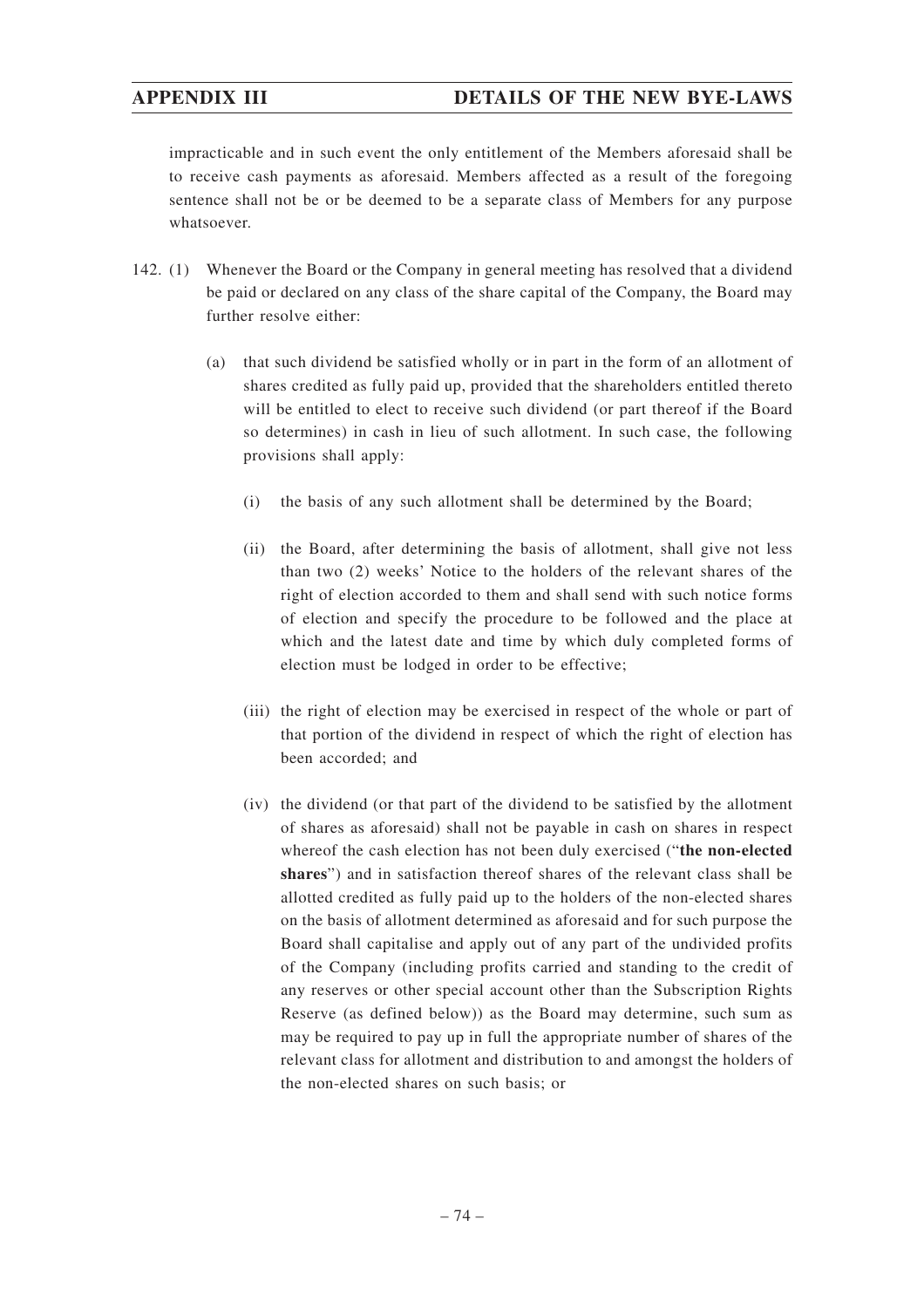impracticable and in such event the only entitlement of the Members aforesaid shall be to receive cash payments as aforesaid. Members affected as a result of the foregoing sentence shall not be or be deemed to be a separate class of Members for any purpose whatsoever.

142. (1) Whenever the Board or the Company in general meeting has resolved that a dividend be paid or declared on any class of the share capital of the Company, the Board may further resolve either:

   (a) that such dividend be satisfied wholly or in part in the form of an allotment of shares credited as fully paid up, provided that the shareholders entitled thereto will be entitled to elect to receive such dividend (or part thereof if the Board so determines) in cash in lieu of such allotment. In such case, the following provisions shall apply:

      (i) the basis of any such allotment shall be determined by the Board;

      (ii) the Board, after determining the basis of allotment, shall give not less than two (2) weeks' Notice to the holders of the relevant shares of the right of election accorded to them and shall send with such notice forms of election and specify the procedure to be followed and the place at which and the latest date and time by which duly completed forms of election must be lodged in order to be effective;

      (iii) the right of election may be exercised in respect of the whole or part of that portion of the dividend in respect of which the right of election has been accorded; and

      (iv) the dividend (or that part of the dividend to be satisfied by the allotment of shares as aforesaid) shall not be payable in cash on shares in respect whereof the cash election has not been duly exercised ("**the non-elected shares**") and in satisfaction thereof shares of the relevant class shall be allotted credited as fully paid up to the holders of the non-elected shares on the basis of allotment determined as aforesaid and for such purpose the Board shall capitalise and apply out of any part of the undivided profits of the Company (including profits carried and standing to the credit of any reserves or other special account other than the Subscription Rights Reserve (as defined below)) as the Board may determine, such sum as may be required to pay up in full the appropriate number of shares of the relevant class for allotment and distribution to and amongst the holders of the non-elected shares on such basis; or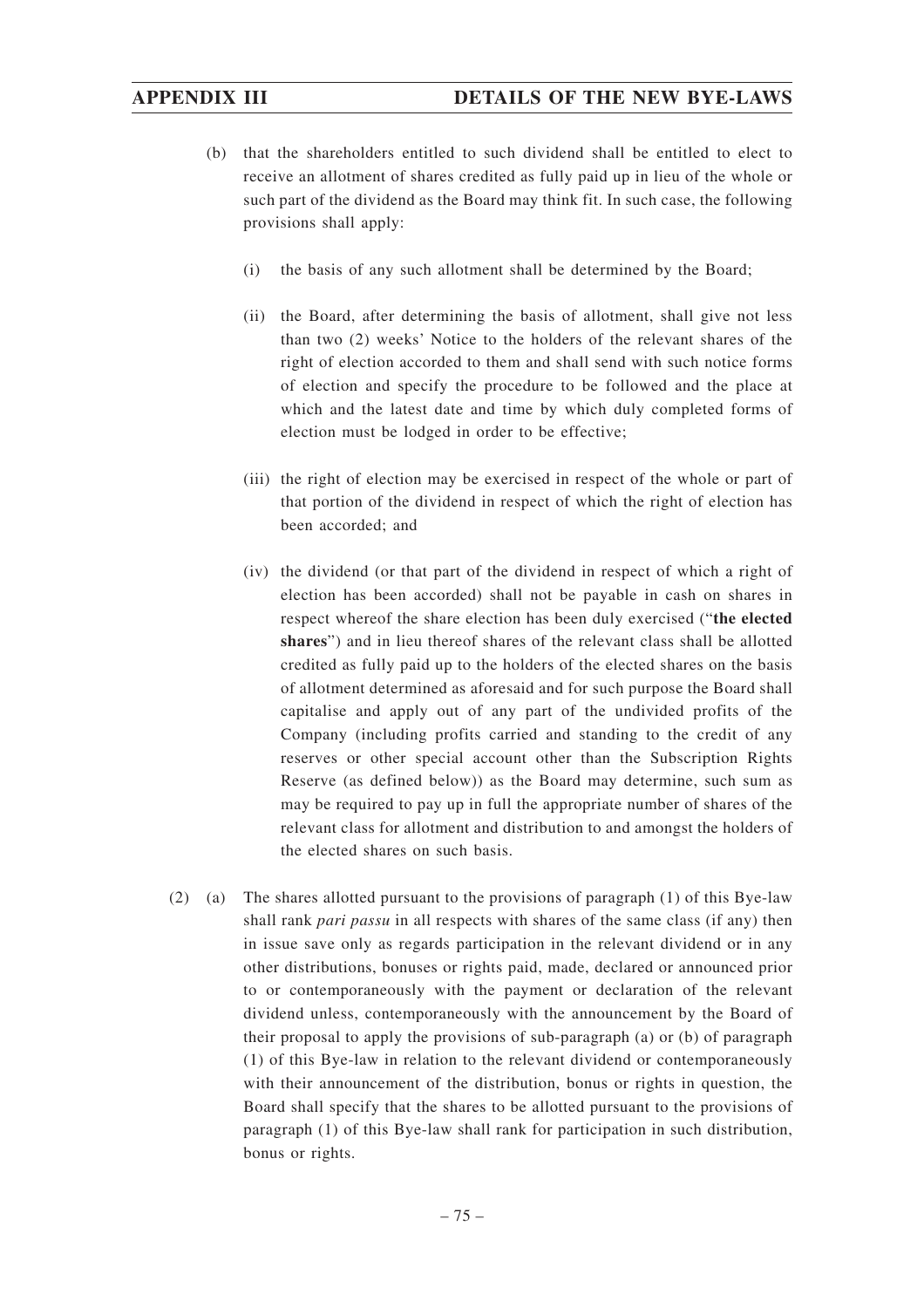(b) that the shareholders entitled to such dividend shall be entitled to elect to receive an allotment of shares credited as fully paid up in lieu of the whole or such part of the dividend as the Board may think fit. In such case, the following provisions shall apply:

   (i) the basis of any such allotment shall be determined by the Board;

   (ii) the Board, after determining the basis of allotment, shall give not less than two (2) weeks' Notice to the holders of the relevant shares of the right of election accorded to them and shall send with such notice forms of election and specify the procedure to be followed and the place at which and the latest date and time by which duly completed forms of election must be lodged in order to be effective;

   (iii) the right of election may be exercised in respect of the whole or part of that portion of the dividend in respect of which the right of election has been accorded; and

   (iv) the dividend (or that part of the dividend in respect of which a right of election has been accorded) shall not be payable in cash on shares in respect whereof the share election has been duly exercised ("**the elected shares**") and in lieu thereof shares of the relevant class shall be allotted credited as fully paid up to the holders of the elected shares on the basis of allotment determined as aforesaid and for such purpose the Board shall capitalise and apply out of any part of the undivided profits of the Company (including profits carried and standing to the credit of any reserves or other special account other than the Subscription Rights Reserve (as defined below)) as the Board may determine, such sum as may be required to pay up in full the appropriate number of shares of the relevant class for allotment and distribution to and amongst the holders of the elected shares on such basis.

(2) (a) The shares allotted pursuant to the provisions of paragraph (1) of this Bye-law shall rank *pari passu* in all respects with shares of the same class (if any) then in issue save only as regards participation in the relevant dividend or in any other distributions, bonuses or rights paid, made, declared or announced prior to or contemporaneously with the payment or declaration of the relevant dividend unless, contemporaneously with the announcement by the Board of their proposal to apply the provisions of sub-paragraph (a) or (b) of paragraph (1) of this Bye-law in relation to the relevant dividend or contemporaneously with their announcement of the distribution, bonus or rights in question, the Board shall specify that the shares to be allotted pursuant to the provisions of paragraph (1) of this Bye-law shall rank for participation in such distribution, bonus or rights.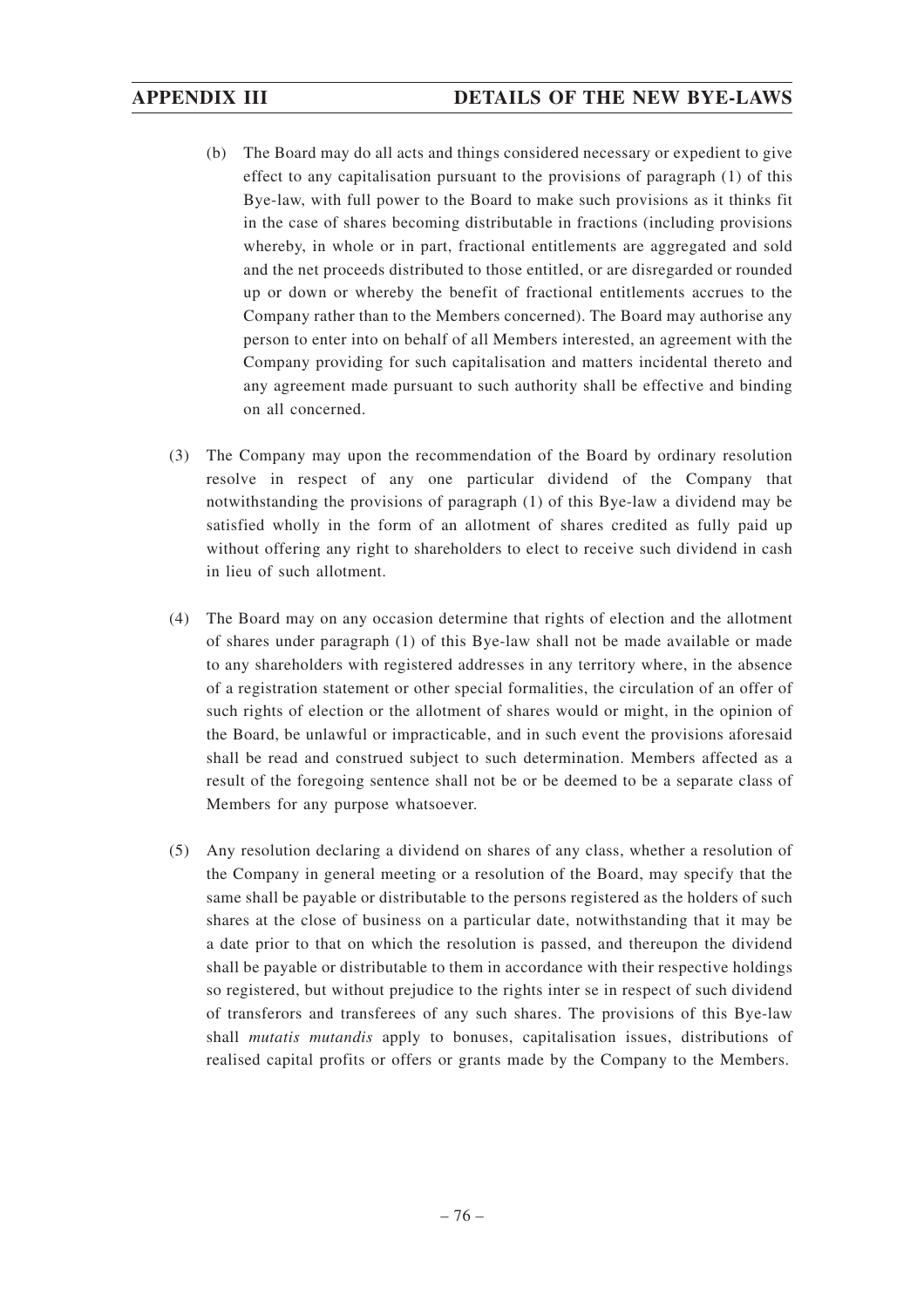(b) The Board may do all acts and things considered necessary or expedient to give effect to any capitalisation pursuant to the provisions of paragraph (1) of this Bye-law, with full power to the Board to make such provisions as it thinks fit in the case of shares becoming distributable in fractions (including provisions whereby, in whole or in part, fractional entitlements are aggregated and sold and the net proceeds distributed to those entitled, or are disregarded or rounded up or down or whereby the benefit of fractional entitlements accrues to the Company rather than to the Members concerned). The Board may authorise any person to enter into on behalf of all Members interested, an agreement with the Company providing for such capitalisation and matters incidental thereto and any agreement made pursuant to such authority shall be effective and binding on all concerned.

(3) The Company may upon the recommendation of the Board by ordinary resolution resolve in respect of any one particular dividend of the Company that notwithstanding the provisions of paragraph (1) of this Bye-law a dividend may be satisfied wholly in the form of an allotment of shares credited as fully paid up without offering any right to shareholders to elect to receive such dividend in cash in lieu of such allotment.

(4) The Board may on any occasion determine that rights of election and the allotment of shares under paragraph (1) of this Bye-law shall not be made available or made to any shareholders with registered addresses in any territory where, in the absence of a registration statement or other special formalities, the circulation of an offer of such rights of election or the allotment of shares would or might, in the opinion of the Board, be unlawful or impracticable, and in such event the provisions aforesaid shall be read and construed subject to such determination. Members affected as a result of the foregoing sentence shall not be or be deemed to be a separate class of Members for any purpose whatsoever.

(5) Any resolution declaring a dividend on shares of any class, whether a resolution of the Company in general meeting or a resolution of the Board, may specify that the same shall be payable or distributable to the persons registered as the holders of such shares at the close of business on a particular date, notwithstanding that it may be a date prior to that on which the resolution is passed, and thereupon the dividend shall be payable or distributable to them in accordance with their respective holdings so registered, but without prejudice to the rights inter se in respect of such dividend of transferors and transferees of any such shares. The provisions of this Bye-law shall *mutatis mutandis* apply to bonuses, capitalisation issues, distributions of realised capital profits or offers or grants made by the Company to the Members.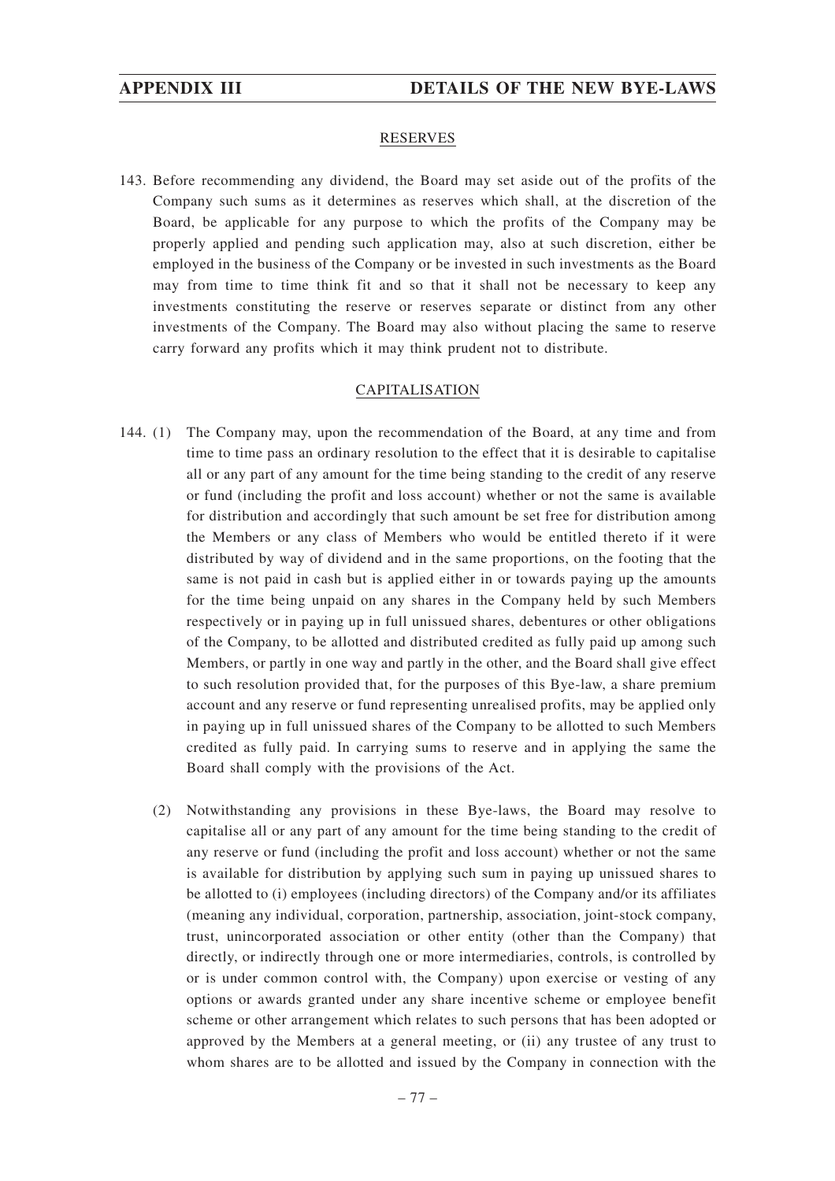## RESERVES

143. Before recommending any dividend, the Board may set aside out of the profits of the Company such sums as it determines as reserves which shall, at the discretion of the Board, be applicable for any purpose to which the profits of the Company may be properly applied and pending such application may, also at such discretion, either be employed in the business of the Company or be invested in such investments as the Board may from time to time think fit and so that it shall not be necessary to keep any investments constituting the reserve or reserves separate or distinct from any other investments of the Company. The Board may also without placing the same to reserve carry forward any profits which it may think prudent not to distribute.

## CAPITALISATION

144. (1) The Company may, upon the recommendation of the Board, at any time and from time to time pass an ordinary resolution to the effect that it is desirable to capitalise all or any part of any amount for the time being standing to the credit of any reserve or fund (including the profit and loss account) whether or not the same is available for distribution and accordingly that such amount be set free for distribution among the Members or any class of Members who would be entitled thereto if it were distributed by way of dividend and in the same proportions, on the footing that the same is not paid in cash but is applied either in or towards paying up the amounts for the time being unpaid on any shares in the Company held by such Members respectively or in paying up in full unissued shares, debentures or other obligations of the Company, to be allotted and distributed credited as fully paid up among such Members, or partly in one way and partly in the other, and the Board shall give effect to such resolution provided that, for the purposes of this Bye-law, a share premium account and any reserve or fund representing unrealised profits, may be applied only in paying up in full unissued shares of the Company to be allotted to such Members credited as fully paid. In carrying sums to reserve and in applying the same the Board shall comply with the provisions of the Act.

(2) Notwithstanding any provisions in these Bye-laws, the Board may resolve to capitalise all or any part of any amount for the time being standing to the credit of any reserve or fund (including the profit and loss account) whether or not the same is available for distribution by applying such sum in paying up unissued shares to be allotted to (i) employees (including directors) of the Company and/or its affiliates (meaning any individual, corporation, partnership, association, joint-stock company, trust, unincorporated association or other entity (other than the Company) that directly, or indirectly through one or more intermediaries, controls, is controlled by or is under common control with, the Company) upon exercise or vesting of any options or awards granted under any share incentive scheme or employee benefit scheme or other arrangement which relates to such persons that has been adopted or approved by the Members at a general meeting, or (ii) any trustee of any trust to whom shares are to be allotted and issued by the Company in connection with the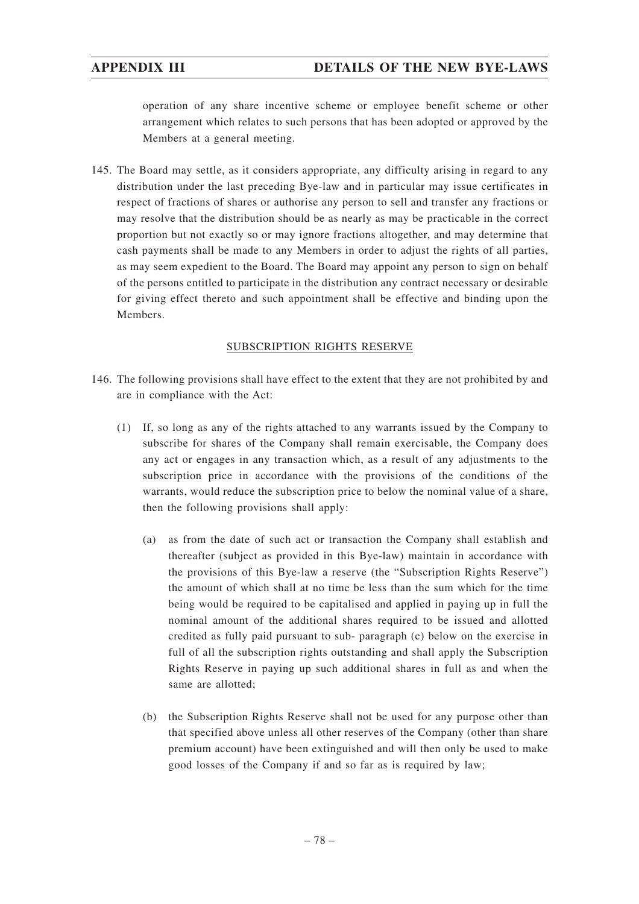operation of any share incentive scheme or employee benefit scheme or other arrangement which relates to such persons that has been adopted or approved by the Members at a general meeting.

145. The Board may settle, as it considers appropriate, any difficulty arising in regard to any distribution under the last preceding Bye-law and in particular may issue certificates in respect of fractions of shares or authorise any person to sell and transfer any fractions or may resolve that the distribution should be as nearly as may be practicable in the correct proportion but not exactly so or may ignore fractions altogether, and may determine that cash payments shall be made to any Members in order to adjust the rights of all parties, as may seem expedient to the Board. The Board may appoint any person to sign on behalf of the persons entitled to participate in the distribution any contract necessary or desirable for giving effect thereto and such appointment shall be effective and binding upon the Members.

## SUBSCRIPTION RIGHTS RESERVE

146. The following provisions shall have effect to the extent that they are not prohibited by and are in compliance with the Act:

    (1) If, so long as any of the rights attached to any warrants issued by the Company to subscribe for shares of the Company shall remain exercisable, the Company does any act or engages in any transaction which, as a result of any adjustments to the subscription price in accordance with the provisions of the conditions of the warrants, would reduce the subscription price to below the nominal value of a share, then the following provisions shall apply:

        (a) as from the date of such act or transaction the Company shall establish and thereafter (subject as provided in this Bye-law) maintain in accordance with the provisions of this Bye-law a reserve (the "Subscription Rights Reserve") the amount of which shall at no time be less than the sum which for the time being would be required to be capitalised and applied in paying up in full the nominal amount of the additional shares required to be issued and allotted credited as fully paid pursuant to sub- paragraph (c) below on the exercise in full of all the subscription rights outstanding and shall apply the Subscription Rights Reserve in paying up such additional shares in full as and when the same are allotted;

        (b) the Subscription Rights Reserve shall not be used for any purpose other than that specified above unless all other reserves of the Company (other than share premium account) have been extinguished and will then only be used to make good losses of the Company if and so far as is required by law;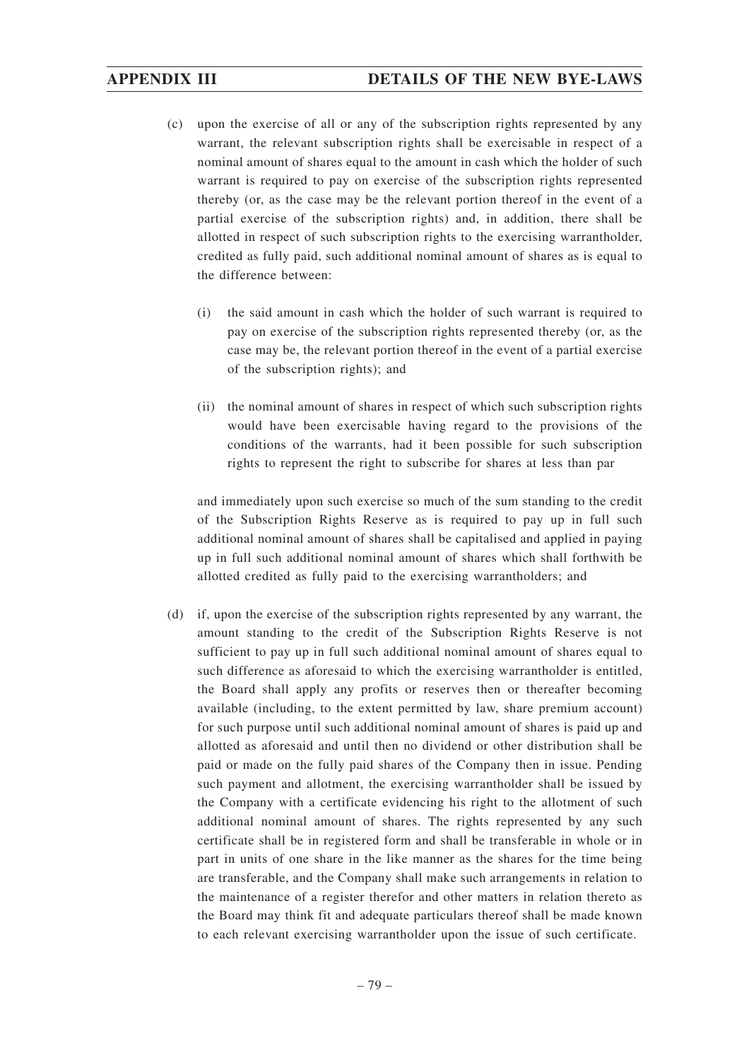(c) upon the exercise of all or any of the subscription rights represented by any warrant, the relevant subscription rights shall be exercisable in respect of a nominal amount of shares equal to the amount in cash which the holder of such warrant is required to pay on exercise of the subscription rights represented thereby (or, as the case may be the relevant portion thereof in the event of a partial exercise of the subscription rights) and, in addition, there shall be allotted in respect of such subscription rights to the exercising warrantholder, credited as fully paid, such additional nominal amount of shares as is equal to the difference between:

   (i) the said amount in cash which the holder of such warrant is required to pay on exercise of the subscription rights represented thereby (or, as the case may be, the relevant portion thereof in the event of a partial exercise of the subscription rights); and

   (ii) the nominal amount of shares in respect of which such subscription rights would have been exercisable having regard to the provisions of the conditions of the warrants, had it been possible for such subscription rights to represent the right to subscribe for shares at less than par

   and immediately upon such exercise so much of the sum standing to the credit of the Subscription Rights Reserve as is required to pay up in full such additional nominal amount of shares shall be capitalised and applied in paying up in full such additional nominal amount of shares which shall forthwith be allotted credited as fully paid to the exercising warrantholders; and

(d) if, upon the exercise of the subscription rights represented by any warrant, the amount standing to the credit of the Subscription Rights Reserve is not sufficient to pay up in full such additional nominal amount of shares equal to such difference as aforesaid to which the exercising warrantholder is entitled, the Board shall apply any profits or reserves then or thereafter becoming available (including, to the extent permitted by law, share premium account) for such purpose until such additional nominal amount of shares is paid up and allotted as aforesaid and until then no dividend or other distribution shall be paid or made on the fully paid shares of the Company then in issue. Pending such payment and allotment, the exercising warrantholder shall be issued by the Company with a certificate evidencing his right to the allotment of such additional nominal amount of shares. The rights represented by any such certificate shall be in registered form and shall be transferable in whole or in part in units of one share in the like manner as the shares for the time being are transferable, and the Company shall make such arrangements in relation to the maintenance of a register therefor and other matters in relation thereto as the Board may think fit and adequate particulars thereof shall be made known to each relevant exercising warrantholder upon the issue of such certificate.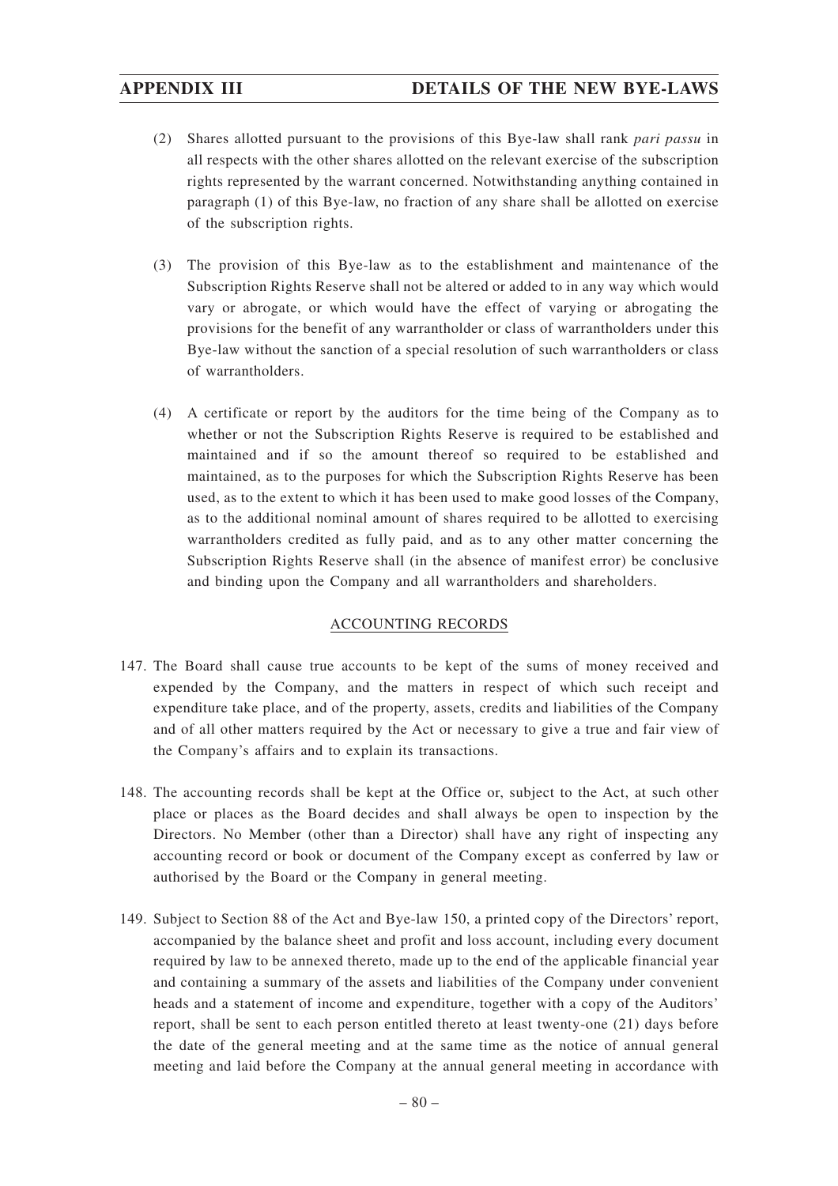(2) Shares allotted pursuant to the provisions of this Bye-law shall rank *pari passu* in all respects with the other shares allotted on the relevant exercise of the subscription rights represented by the warrant concerned. Notwithstanding anything contained in paragraph (1) of this Bye-law, no fraction of any share shall be allotted on exercise of the subscription rights.

(3) The provision of this Bye-law as to the establishment and maintenance of the Subscription Rights Reserve shall not be altered or added to in any way which would vary or abrogate, or which would have the effect of varying or abrogating the provisions for the benefit of any warrantholder or class of warrantholders under this Bye-law without the sanction of a special resolution of such warrantholders or class of warrantholders.

(4) A certificate or report by the auditors for the time being of the Company as to whether or not the Subscription Rights Reserve is required to be established and maintained and if so the amount thereof so required to be established and maintained, as to the purposes for which the Subscription Rights Reserve has been used, as to the extent to which it has been used to make good losses of the Company, as to the additional nominal amount of shares required to be allotted to exercising warrantholders credited as fully paid, and as to any other matter concerning the Subscription Rights Reserve shall (in the absence of manifest error) be conclusive and binding upon the Company and all warrantholders and shareholders.

## ACCOUNTING RECORDS

147. The Board shall cause true accounts to be kept of the sums of money received and expended by the Company, and the matters in respect of which such receipt and expenditure take place, and of the property, assets, credits and liabilities of the Company and of all other matters required by the Act or necessary to give a true and fair view of the Company's affairs and to explain its transactions.

148. The accounting records shall be kept at the Office or, subject to the Act, at such other place or places as the Board decides and shall always be open to inspection by the Directors. No Member (other than a Director) shall have any right of inspecting any accounting record or book or document of the Company except as conferred by law or authorised by the Board or the Company in general meeting.

149. Subject to Section 88 of the Act and Bye-law 150, a printed copy of the Directors' report, accompanied by the balance sheet and profit and loss account, including every document required by law to be annexed thereto, made up to the end of the applicable financial year and containing a summary of the assets and liabilities of the Company under convenient heads and a statement of income and expenditure, together with a copy of the Auditors' report, shall be sent to each person entitled thereto at least twenty-one (21) days before the date of the general meeting and at the same time as the notice of annual general meeting and laid before the Company at the annual general meeting in accordance with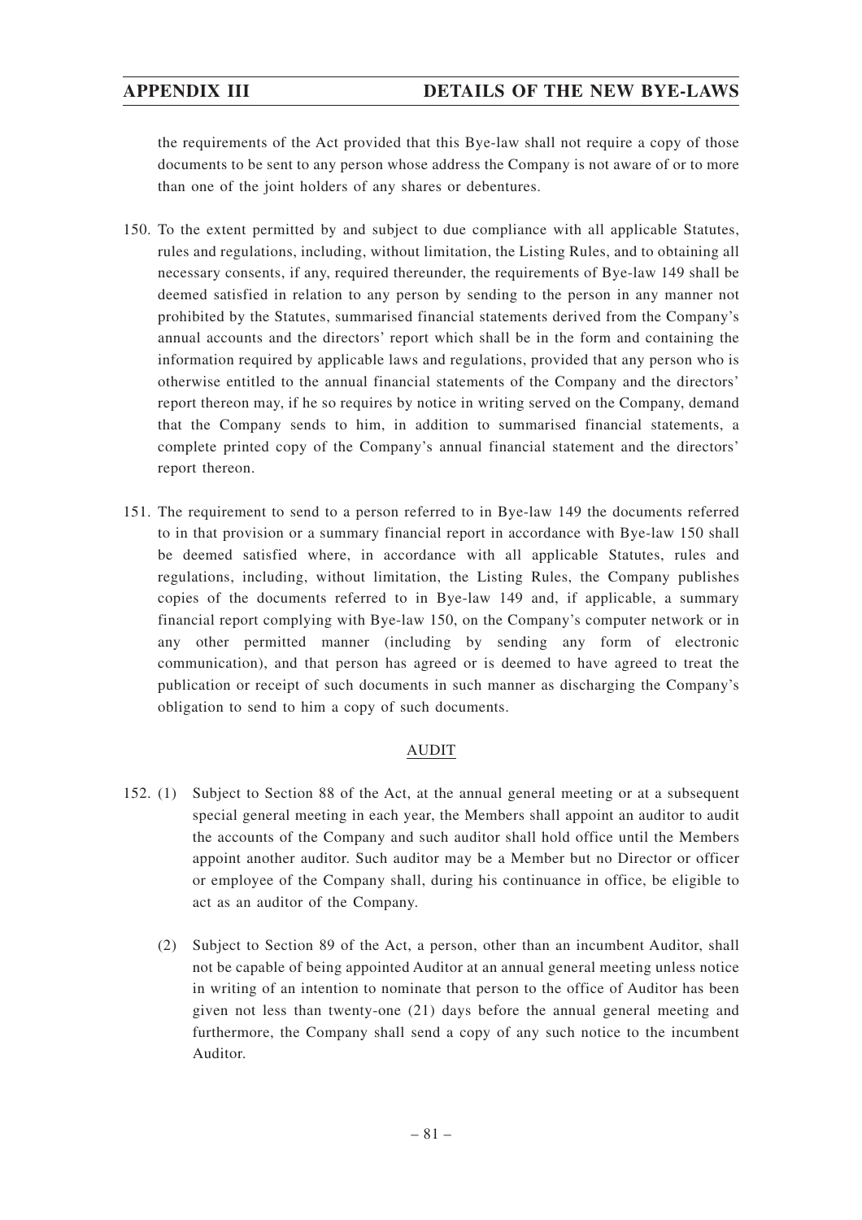the requirements of the Act provided that this Bye-law shall not require a copy of those documents to be sent to any person whose address the Company is not aware of or to more than one of the joint holders of any shares or debentures.

150. To the extent permitted by and subject to due compliance with all applicable Statutes, rules and regulations, including, without limitation, the Listing Rules, and to obtaining all necessary consents, if any, required thereunder, the requirements of Bye-law 149 shall be deemed satisfied in relation to any person by sending to the person in any manner not prohibited by the Statutes, summarised financial statements derived from the Company's annual accounts and the directors' report which shall be in the form and containing the information required by applicable laws and regulations, provided that any person who is otherwise entitled to the annual financial statements of the Company and the directors' report thereon may, if he so requires by notice in writing served on the Company, demand that the Company sends to him, in addition to summarised financial statements, a complete printed copy of the Company's annual financial statement and the directors' report thereon.

151. The requirement to send to a person referred to in Bye-law 149 the documents referred to in that provision or a summary financial report in accordance with Bye-law 150 shall be deemed satisfied where, in accordance with all applicable Statutes, rules and regulations, including, without limitation, the Listing Rules, the Company publishes copies of the documents referred to in Bye-law 149 and, if applicable, a summary financial report complying with Bye-law 150, on the Company's computer network or in any other permitted manner (including by sending any form of electronic communication), and that person has agreed or is deemed to have agreed to treat the publication or receipt of such documents in such manner as discharging the Company's obligation to send to him a copy of such documents.

## AUDIT

152. (1) Subject to Section 88 of the Act, at the annual general meeting or at a subsequent special general meeting in each year, the Members shall appoint an auditor to audit the accounts of the Company and such auditor shall hold office until the Members appoint another auditor. Such auditor may be a Member but no Director or officer or employee of the Company shall, during his continuance in office, be eligible to act as an auditor of the Company.

(2) Subject to Section 89 of the Act, a person, other than an incumbent Auditor, shall not be capable of being appointed Auditor at an annual general meeting unless notice in writing of an intention to nominate that person to the office of Auditor has been given not less than twenty-one (21) days before the annual general meeting and furthermore, the Company shall send a copy of any such notice to the incumbent Auditor.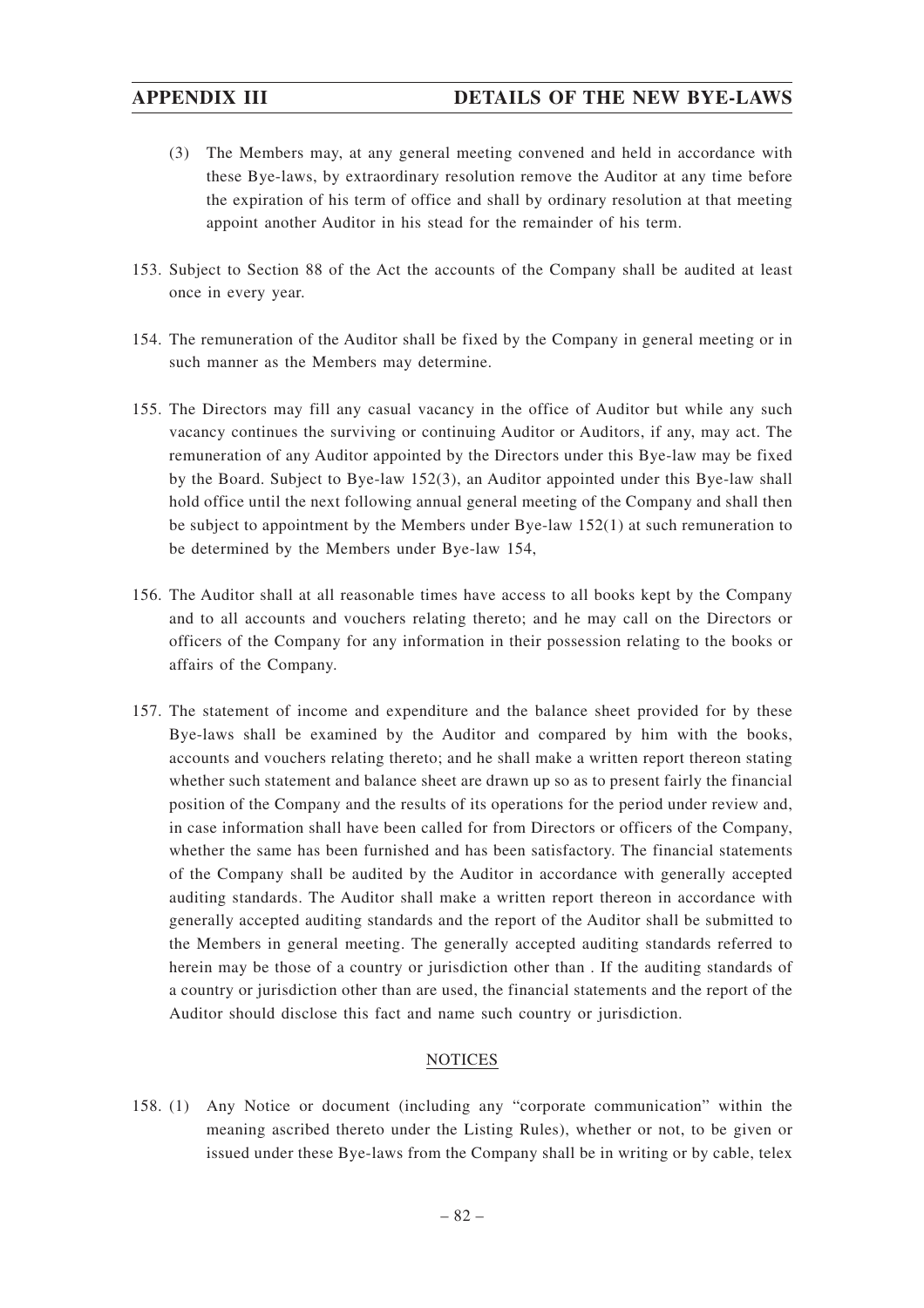(3) The Members may, at any general meeting convened and held in accordance with these Bye-laws, by extraordinary resolution remove the Auditor at any time before the expiration of his term of office and shall by ordinary resolution at that meeting appoint another Auditor in his stead for the remainder of his term.

153. Subject to Section 88 of the Act the accounts of the Company shall be audited at least once in every year.

154. The remuneration of the Auditor shall be fixed by the Company in general meeting or in such manner as the Members may determine.

155. The Directors may fill any casual vacancy in the office of Auditor but while any such vacancy continues the surviving or continuing Auditor or Auditors, if any, may act. The remuneration of any Auditor appointed by the Directors under this Bye-law may be fixed by the Board. Subject to Bye-law 152(3), an Auditor appointed under this Bye-law shall hold office until the next following annual general meeting of the Company and shall then be subject to appointment by the Members under Bye-law 152(1) at such remuneration to be determined by the Members under Bye-law 154,

156. The Auditor shall at all reasonable times have access to all books kept by the Company and to all accounts and vouchers relating thereto; and he may call on the Directors or officers of the Company for any information in their possession relating to the books or affairs of the Company.

157. The statement of income and expenditure and the balance sheet provided for by these Bye-laws shall be examined by the Auditor and compared by him with the books, accounts and vouchers relating thereto; and he shall make a written report thereon stating whether such statement and balance sheet are drawn up so as to present fairly the financial position of the Company and the results of its operations for the period under review and, in case information shall have been called for from Directors or officers of the Company, whether the same has been furnished and has been satisfactory. The financial statements of the Company shall be audited by the Auditor in accordance with generally accepted auditing standards. The Auditor shall make a written report thereon in accordance with generally accepted auditing standards and the report of the Auditor shall be submitted to the Members in general meeting. The generally accepted auditing standards referred to herein may be those of a country or jurisdiction other than . If the auditing standards of a country or jurisdiction other than are used, the financial statements and the report of the Auditor should disclose this fact and name such country or jurisdiction.

## NOTICES

158. (1) Any Notice or document (including any "corporate communication" within the meaning ascribed thereto under the Listing Rules), whether or not, to be given or issued under these Bye-laws from the Company shall be in writing or by cable, telex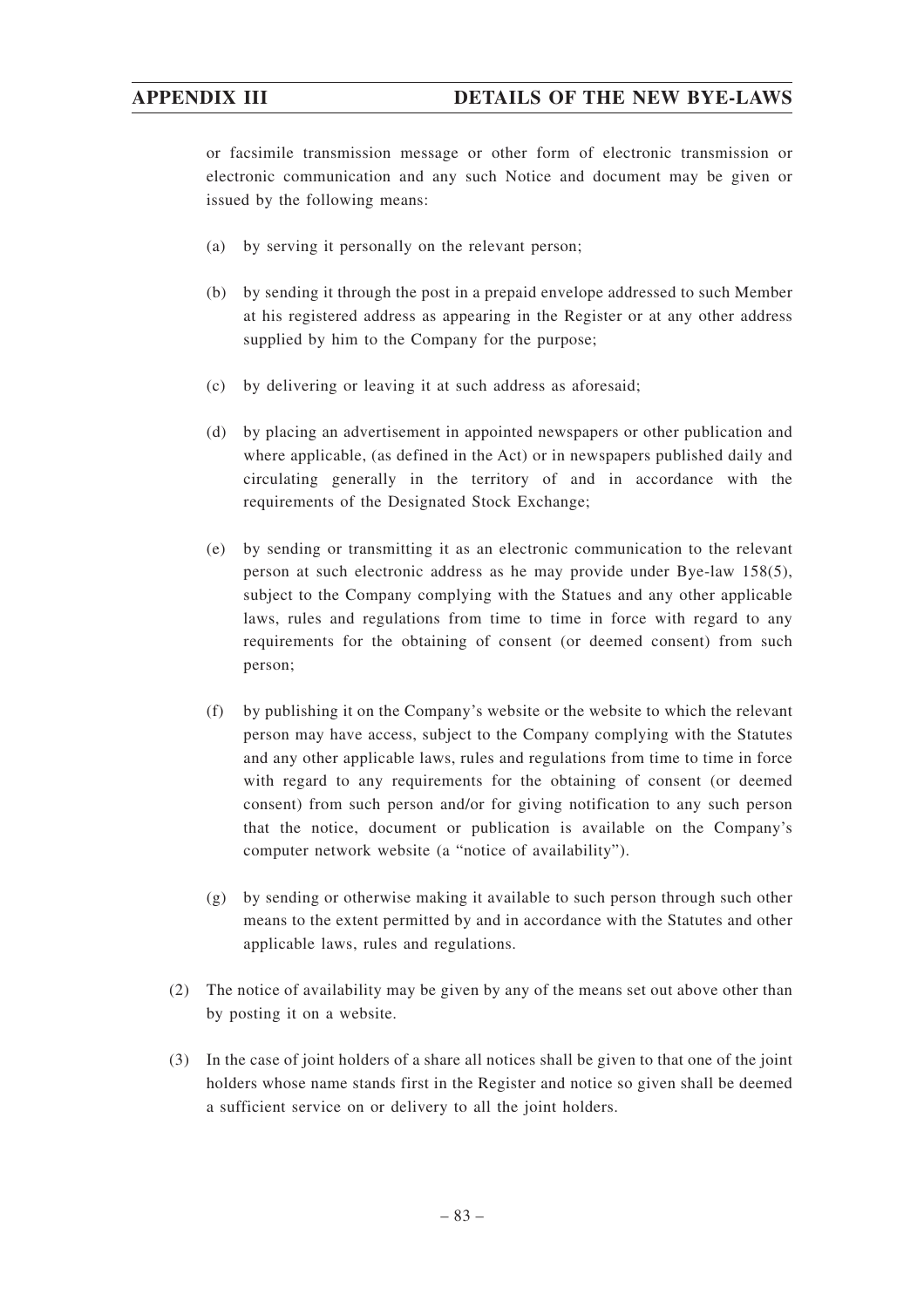or facsimile transmission message or other form of electronic transmission or electronic communication and any such Notice and document may be given or issued by the following means:

(a) by serving it personally on the relevant person;

(b) by sending it through the post in a prepaid envelope addressed to such Member at his registered address as appearing in the Register or at any other address supplied by him to the Company for the purpose;

(c) by delivering or leaving it at such address as aforesaid;

(d) by placing an advertisement in appointed newspapers or other publication and where applicable, (as defined in the Act) or in newspapers published daily and circulating generally in the territory of and in accordance with the requirements of the Designated Stock Exchange;

(e) by sending or transmitting it as an electronic communication to the relevant person at such electronic address as he may provide under Bye-law 158(5), subject to the Company complying with the Statues and any other applicable laws, rules and regulations from time to time in force with regard to any requirements for the obtaining of consent (or deemed consent) from such person;

(f) by publishing it on the Company's website or the website to which the relevant person may have access, subject to the Company complying with the Statutes and any other applicable laws, rules and regulations from time to time in force with regard to any requirements for the obtaining of consent (or deemed consent) from such person and/or for giving notification to any such person that the notice, document or publication is available on the Company's computer network website (a "notice of availability").

(g) by sending or otherwise making it available to such person through such other means to the extent permitted by and in accordance with the Statutes and other applicable laws, rules and regulations.

(2) The notice of availability may be given by any of the means set out above other than by posting it on a website.

(3) In the case of joint holders of a share all notices shall be given to that one of the joint holders whose name stands first in the Register and notice so given shall be deemed a sufficient service on or delivery to all the joint holders.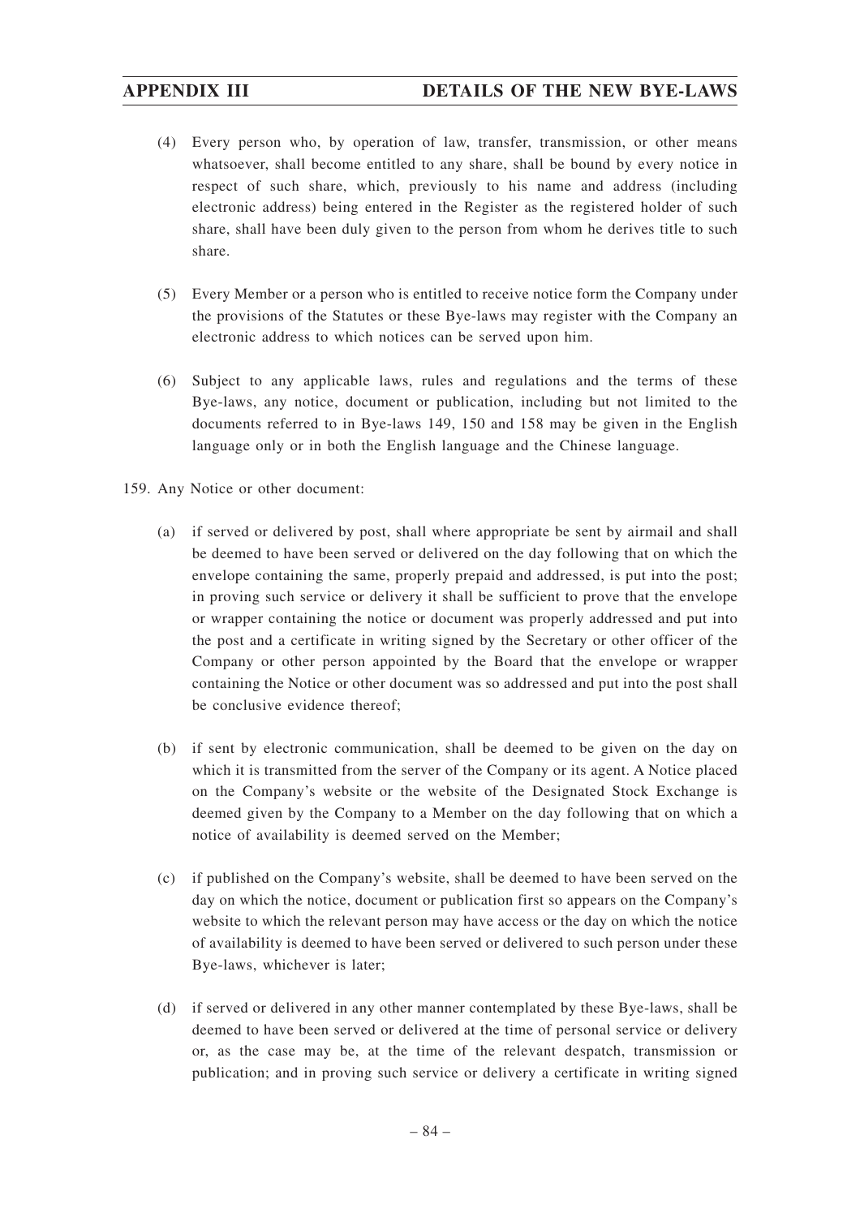(4) Every person who, by operation of law, transfer, transmission, or other means whatsoever, shall become entitled to any share, shall be bound by every notice in respect of such share, which, previously to his name and address (including electronic address) being entered in the Register as the registered holder of such share, shall have been duly given to the person from whom he derives title to such share.

(5) Every Member or a person who is entitled to receive notice form the Company under the provisions of the Statutes or these Bye-laws may register with the Company an electronic address to which notices can be served upon him.

(6) Subject to any applicable laws, rules and regulations and the terms of these Bye-laws, any notice, document or publication, including but not limited to the documents referred to in Bye-laws 149, 150 and 158 may be given in the English language only or in both the English language and the Chinese language.

159. Any Notice or other document:

(a) if served or delivered by post, shall where appropriate be sent by airmail and shall be deemed to have been served or delivered on the day following that on which the envelope containing the same, properly prepaid and addressed, is put into the post; in proving such service or delivery it shall be sufficient to prove that the envelope or wrapper containing the notice or document was properly addressed and put into the post and a certificate in writing signed by the Secretary or other officer of the Company or other person appointed by the Board that the envelope or wrapper containing the Notice or other document was so addressed and put into the post shall be conclusive evidence thereof;

(b) if sent by electronic communication, shall be deemed to be given on the day on which it is transmitted from the server of the Company or its agent. A Notice placed on the Company's website or the website of the Designated Stock Exchange is deemed given by the Company to a Member on the day following that on which a notice of availability is deemed served on the Member;

(c) if published on the Company's website, shall be deemed to have been served on the day on which the notice, document or publication first so appears on the Company's website to which the relevant person may have access or the day on which the notice of availability is deemed to have been served or delivered to such person under these Bye-laws, whichever is later;

(d) if served or delivered in any other manner contemplated by these Bye-laws, shall be deemed to have been served or delivered at the time of personal service or delivery or, as the case may be, at the time of the relevant despatch, transmission or publication; and in proving such service or delivery a certificate in writing signed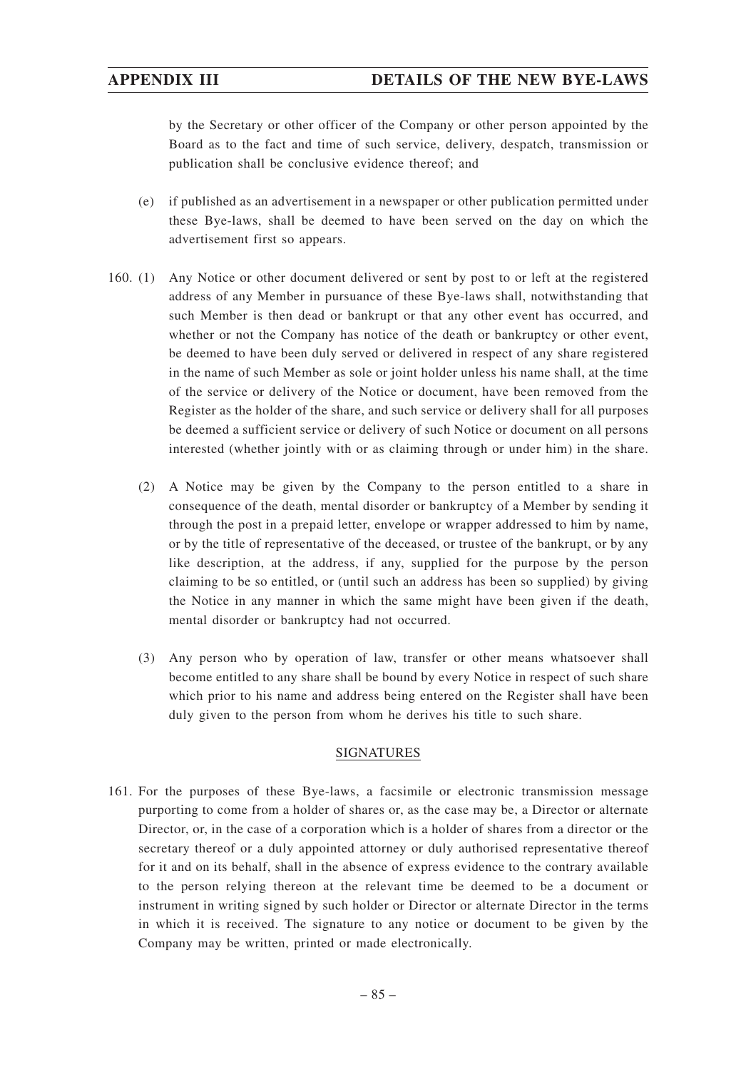by the Secretary or other officer of the Company or other person appointed by the Board as to the fact and time of such service, delivery, despatch, transmission or publication shall be conclusive evidence thereof; and

(e) if published as an advertisement in a newspaper or other publication permitted under these Bye-laws, shall be deemed to have been served on the day on which the advertisement first so appears.

160. (1) Any Notice or other document delivered or sent by post to or left at the registered address of any Member in pursuance of these Bye-laws shall, notwithstanding that such Member is then dead or bankrupt or that any other event has occurred, and whether or not the Company has notice of the death or bankruptcy or other event, be deemed to have been duly served or delivered in respect of any share registered in the name of such Member as sole or joint holder unless his name shall, at the time of the service or delivery of the Notice or document, have been removed from the Register as the holder of the share, and such service or delivery shall for all purposes be deemed a sufficient service or delivery of such Notice or document on all persons interested (whether jointly with or as claiming through or under him) in the share.

(2) A Notice may be given by the Company to the person entitled to a share in consequence of the death, mental disorder or bankruptcy of a Member by sending it through the post in a prepaid letter, envelope or wrapper addressed to him by name, or by the title of representative of the deceased, or trustee of the bankrupt, or by any like description, at the address, if any, supplied for the purpose by the person claiming to be so entitled, or (until such an address has been so supplied) by giving the Notice in any manner in which the same might have been given if the death, mental disorder or bankruptcy had not occurred.

(3) Any person who by operation of law, transfer or other means whatsoever shall become entitled to any share shall be bound by every Notice in respect of such share which prior to his name and address being entered on the Register shall have been duly given to the person from whom he derives his title to such share.

## SIGNATURES

161. For the purposes of these Bye-laws, a facsimile or electronic transmission message purporting to come from a holder of shares or, as the case may be, a Director or alternate Director, or, in the case of a corporation which is a holder of shares from a director or the secretary thereof or a duly appointed attorney or duly authorised representative thereof for it and on its behalf, shall in the absence of express evidence to the contrary available to the person relying thereon at the relevant time be deemed to be a document or instrument in writing signed by such holder or Director or alternate Director in the terms in which it is received. The signature to any notice or document to be given by the Company may be written, printed or made electronically.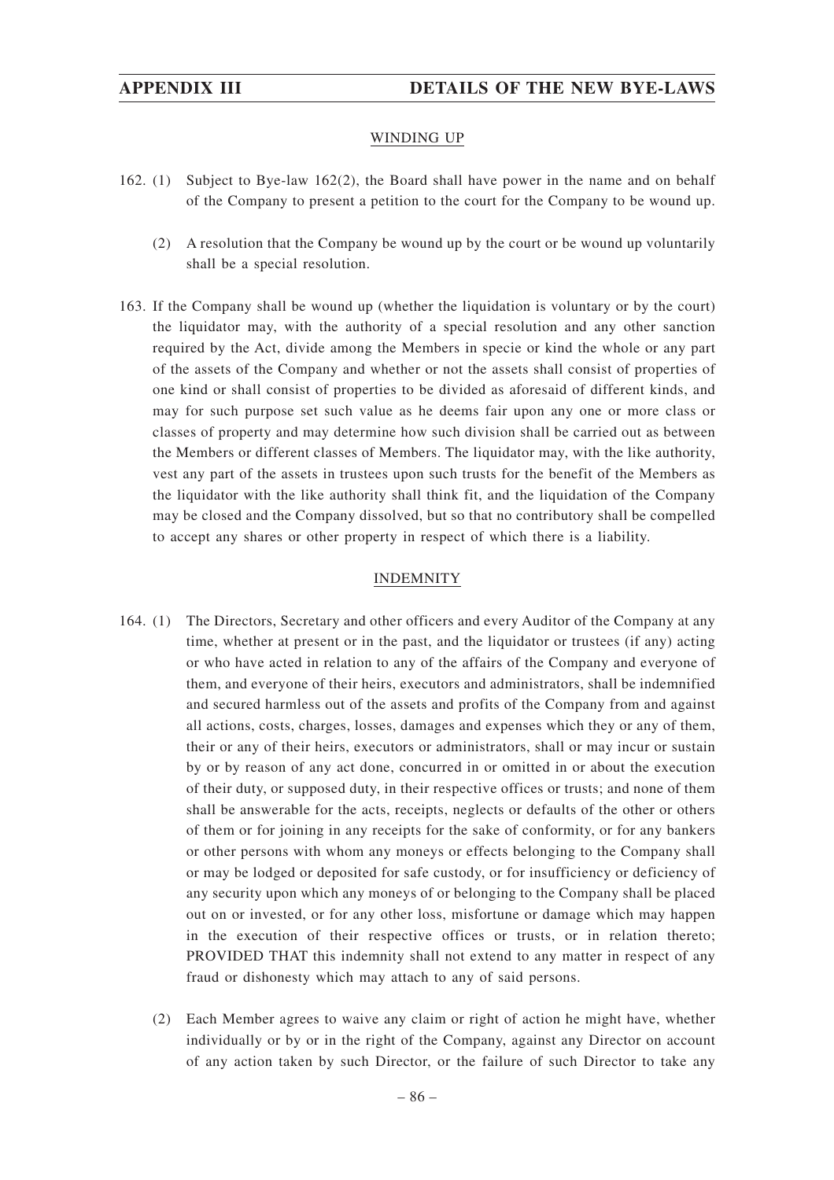## WINDING UP

162. (1) Subject to Bye-law 162(2), the Board shall have power in the name and on behalf of the Company to present a petition to the court for the Company to be wound up.

(2) A resolution that the Company be wound up by the court or be wound up voluntarily shall be a special resolution.

163. If the Company shall be wound up (whether the liquidation is voluntary or by the court) the liquidator may, with the authority of a special resolution and any other sanction required by the Act, divide among the Members in specie or kind the whole or any part of the assets of the Company and whether or not the assets shall consist of properties of one kind or shall consist of properties to be divided as aforesaid of different kinds, and may for such purpose set such value as he deems fair upon any one or more class or classes of property and may determine how such division shall be carried out as between the Members or different classes of Members. The liquidator may, with the like authority, vest any part of the assets in trustees upon such trusts for the benefit of the Members as the liquidator with the like authority shall think fit, and the liquidation of the Company may be closed and the Company dissolved, but so that no contributory shall be compelled to accept any shares or other property in respect of which there is a liability.

## INDEMNITY

164. (1) The Directors, Secretary and other officers and every Auditor of the Company at any time, whether at present or in the past, and the liquidator or trustees (if any) acting or who have acted in relation to any of the affairs of the Company and everyone of them, and everyone of their heirs, executors and administrators, shall be indemnified and secured harmless out of the assets and profits of the Company from and against all actions, costs, charges, losses, damages and expenses which they or any of them, their or any of their heirs, executors or administrators, shall or may incur or sustain by or by reason of any act done, concurred in or omitted in or about the execution of their duty, or supposed duty, in their respective offices or trusts; and none of them shall be answerable for the acts, receipts, neglects or defaults of the other or others of them or for joining in any receipts for the sake of conformity, or for any bankers or other persons with whom any moneys or effects belonging to the Company shall or may be lodged or deposited for safe custody, or for insufficiency or deficiency of any security upon which any moneys of or belonging to the Company shall be placed out on or invested, or for any other loss, misfortune or damage which may happen in the execution of their respective offices or trusts, or in relation thereto; PROVIDED THAT this indemnity shall not extend to any matter in respect of any fraud or dishonesty which may attach to any of said persons.

(2) Each Member agrees to waive any claim or right of action he might have, whether individually or by or in the right of the Company, against any Director on account of any action taken by such Director, or the failure of such Director to take any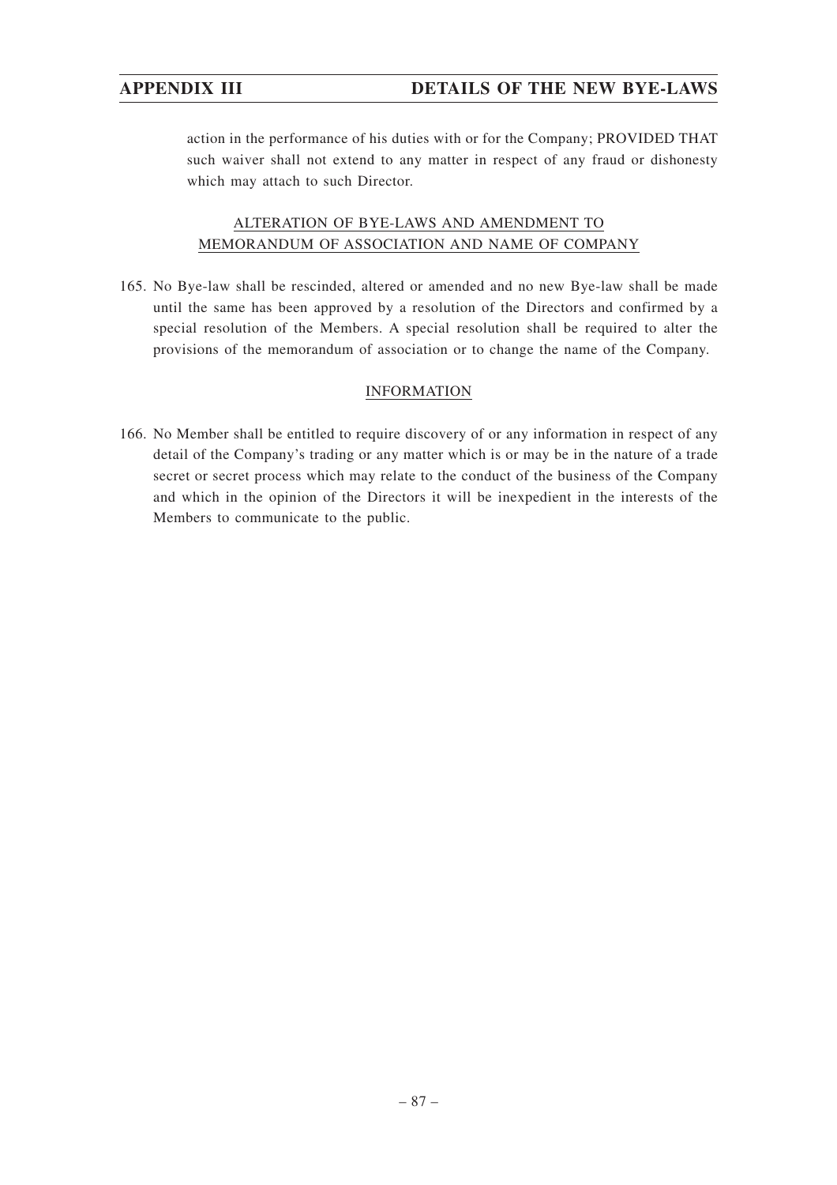action in the performance of his duties with or for the Company; PROVIDED THAT such waiver shall not extend to any matter in respect of any fraud or dishonesty which may attach to such Director.

## ALTERATION OF BYE-LAWS AND AMENDMENT TO MEMORANDUM OF ASSOCIATION AND NAME OF COMPANY

165. No Bye-law shall be rescinded, altered or amended and no new Bye-law shall be made until the same has been approved by a resolution of the Directors and confirmed by a special resolution of the Members. A special resolution shall be required to alter the provisions of the memorandum of association or to change the name of the Company.

## INFORMATION

166. No Member shall be entitled to require discovery of or any information in respect of any detail of the Company's trading or any matter which is or may be in the nature of a trade secret or secret process which may relate to the conduct of the business of the Company and which in the opinion of the Directors it will be inexpedient in the interests of the Members to communicate to the public.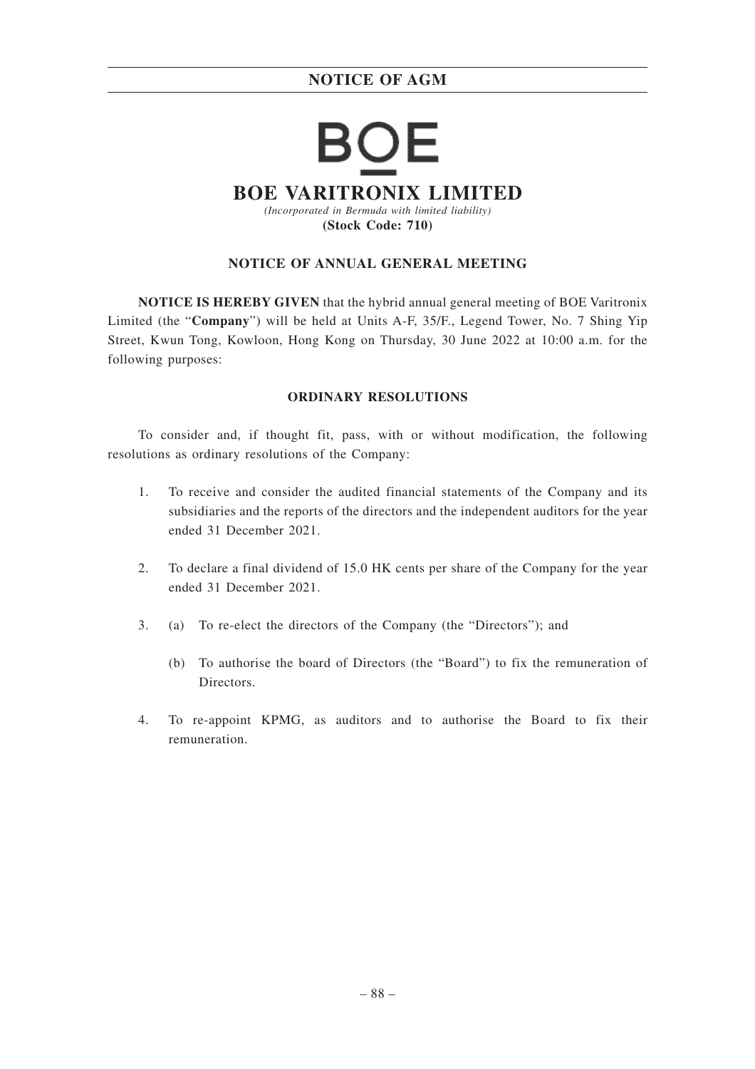# BOE VARITRONIX LIMITED

*(Incorporated in Bermuda with limited liability)*

**(Stock Code: 710)**

## NOTICE OF ANNUAL GENERAL MEETING

**NOTICE IS HEREBY GIVEN** that the hybrid annual general meeting of BOE Varitronix Limited (the "**Company**") will be held at Units A-F, 35/F., Legend Tower, No. 7 Shing Yip Street, Kwun Tong, Kowloon, Hong Kong on Thursday, 30 June 2022 at 10:00 a.m. for the following purposes:

### ORDINARY RESOLUTIONS

To consider and, if thought fit, pass, with or without modification, the following resolutions as ordinary resolutions of the Company:

1. To receive and consider the audited financial statements of the Company and its subsidiaries and the reports of the directors and the independent auditors for the year ended 31 December 2021.

2. To declare a final dividend of 15.0 HK cents per share of the Company for the year ended 31 December 2021.

3. (a) To re-elect the directors of the Company (the "Directors"); and

   (b) To authorise the board of Directors (the "Board") to fix the remuneration of Directors.

4. To re-appoint KPMG, as auditors and to authorise the Board to fix their remuneration.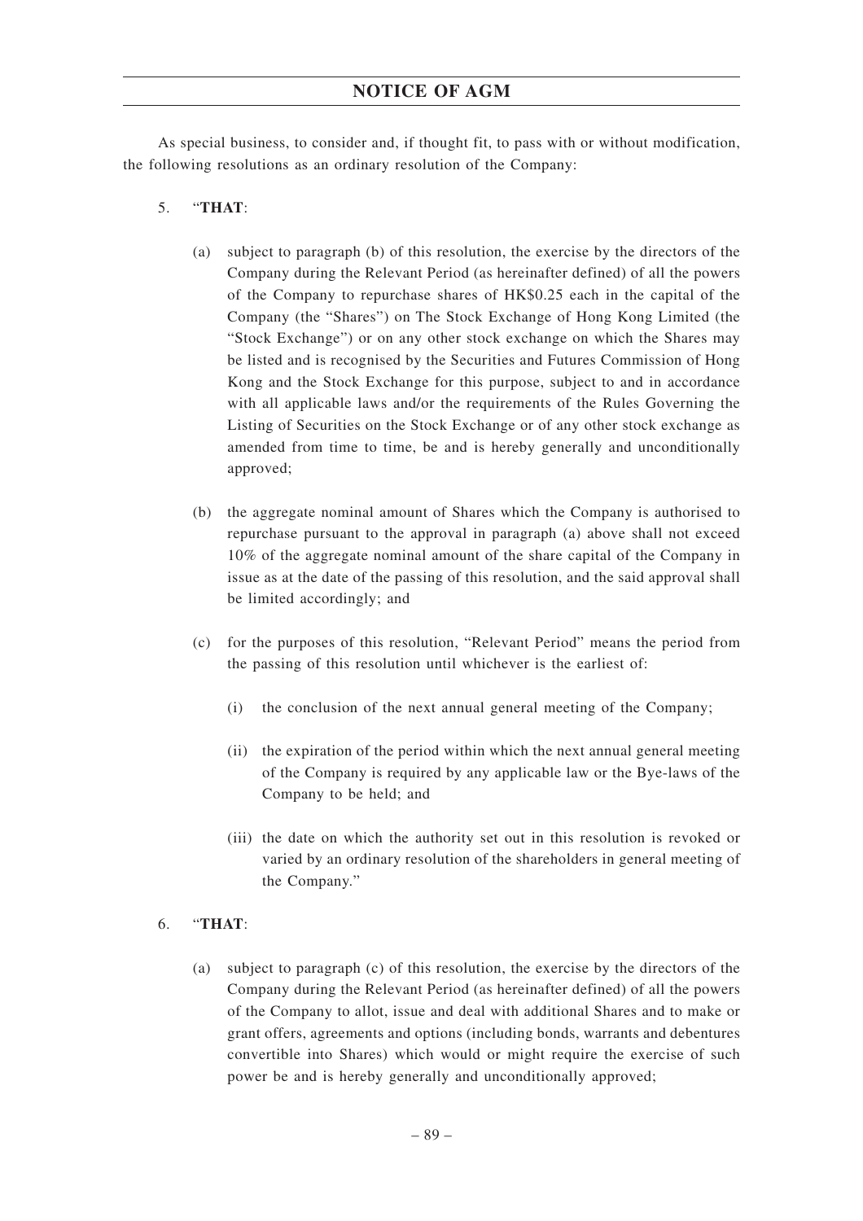As special business, to consider and, if thought fit, to pass with or without modification, the following resolutions as an ordinary resolution of the Company:

5. "**THAT**:

   (a) subject to paragraph (b) of this resolution, the exercise by the directors of the Company during the Relevant Period (as hereinafter defined) of all the powers of the Company to repurchase shares of HK$0.25 each in the capital of the Company (the "Shares") on The Stock Exchange of Hong Kong Limited (the "Stock Exchange") or on any other stock exchange on which the Shares may be listed and is recognised by the Securities and Futures Commission of Hong Kong and the Stock Exchange for this purpose, subject to and in accordance with all applicable laws and/or the requirements of the Rules Governing the Listing of Securities on the Stock Exchange or of any other stock exchange as amended from time to time, be and is hereby generally and unconditionally approved;

   (b) the aggregate nominal amount of Shares which the Company is authorised to repurchase pursuant to the approval in paragraph (a) above shall not exceed 10% of the aggregate nominal amount of the share capital of the Company in issue as at the date of the passing of this resolution, and the said approval shall be limited accordingly; and

   (c) for the purposes of this resolution, "Relevant Period" means the period from the passing of this resolution until whichever is the earliest of:

      (i) the conclusion of the next annual general meeting of the Company;

      (ii) the expiration of the period within which the next annual general meeting of the Company is required by any applicable law or the Bye-laws of the Company to be held; and

      (iii) the date on which the authority set out in this resolution is revoked or varied by an ordinary resolution of the shareholders in general meeting of the Company."

6. "**THAT**:

   (a) subject to paragraph (c) of this resolution, the exercise by the directors of the Company during the Relevant Period (as hereinafter defined) of all the powers of the Company to allot, issue and deal with additional Shares and to make or grant offers, agreements and options (including bonds, warrants and debentures convertible into Shares) which would or might require the exercise of such power be and is hereby generally and unconditionally approved;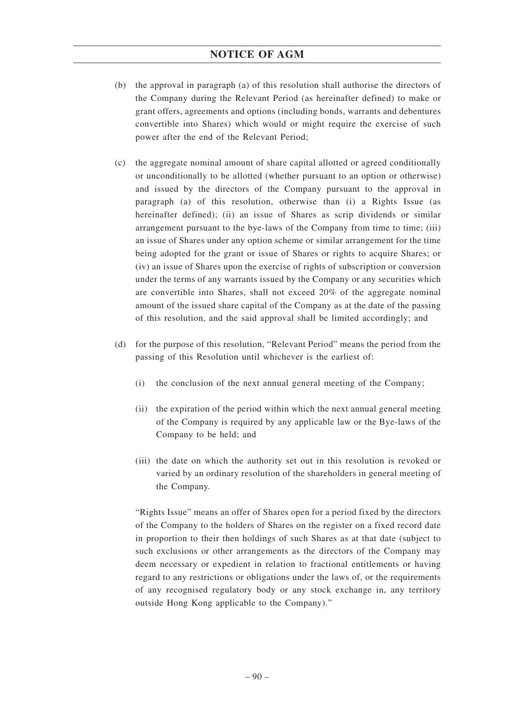(b) the approval in paragraph (a) of this resolution shall authorise the directors of the Company during the Relevant Period (as hereinafter defined) to make or grant offers, agreements and options (including bonds, warrants and debentures convertible into Shares) which would or might require the exercise of such power after the end of the Relevant Period;

(c) the aggregate nominal amount of share capital allotted or agreed conditionally or unconditionally to be allotted (whether pursuant to an option or otherwise) and issued by the directors of the Company pursuant to the approval in paragraph (a) of this resolution, otherwise than (i) a Rights Issue (as hereinafter defined); (ii) an issue of Shares as scrip dividends or similar arrangement pursuant to the bye-laws of the Company from time to time; (iii) an issue of Shares under any option scheme or similar arrangement for the time being adopted for the grant or issue of Shares or rights to acquire Shares; or (iv) an issue of Shares upon the exercise of rights of subscription or conversion under the terms of any warrants issued by the Company or any securities which are convertible into Shares, shall not exceed 20% of the aggregate nominal amount of the issued share capital of the Company as at the date of the passing of this resolution, and the said approval shall be limited accordingly; and

(d) for the purpose of this resolution, "Relevant Period" means the period from the passing of this Resolution until whichever is the earliest of:

   (i) the conclusion of the next annual general meeting of the Company;

   (ii) the expiration of the period within which the next annual general meeting of the Company is required by any applicable law or the Bye-laws of the Company to be held; and

   (iii) the date on which the authority set out in this resolution is revoked or varied by an ordinary resolution of the shareholders in general meeting of the Company.

   "Rights Issue" means an offer of Shares open for a period fixed by the directors of the Company to the holders of Shares on the register on a fixed record date in proportion to their then holdings of such Shares as at that date (subject to such exclusions or other arrangements as the directors of the Company may deem necessary or expedient in relation to fractional entitlements or having regard to any restrictions or obligations under the laws of, or the requirements of any recognised regulatory body or any stock exchange in, any territory outside Hong Kong applicable to the Company)."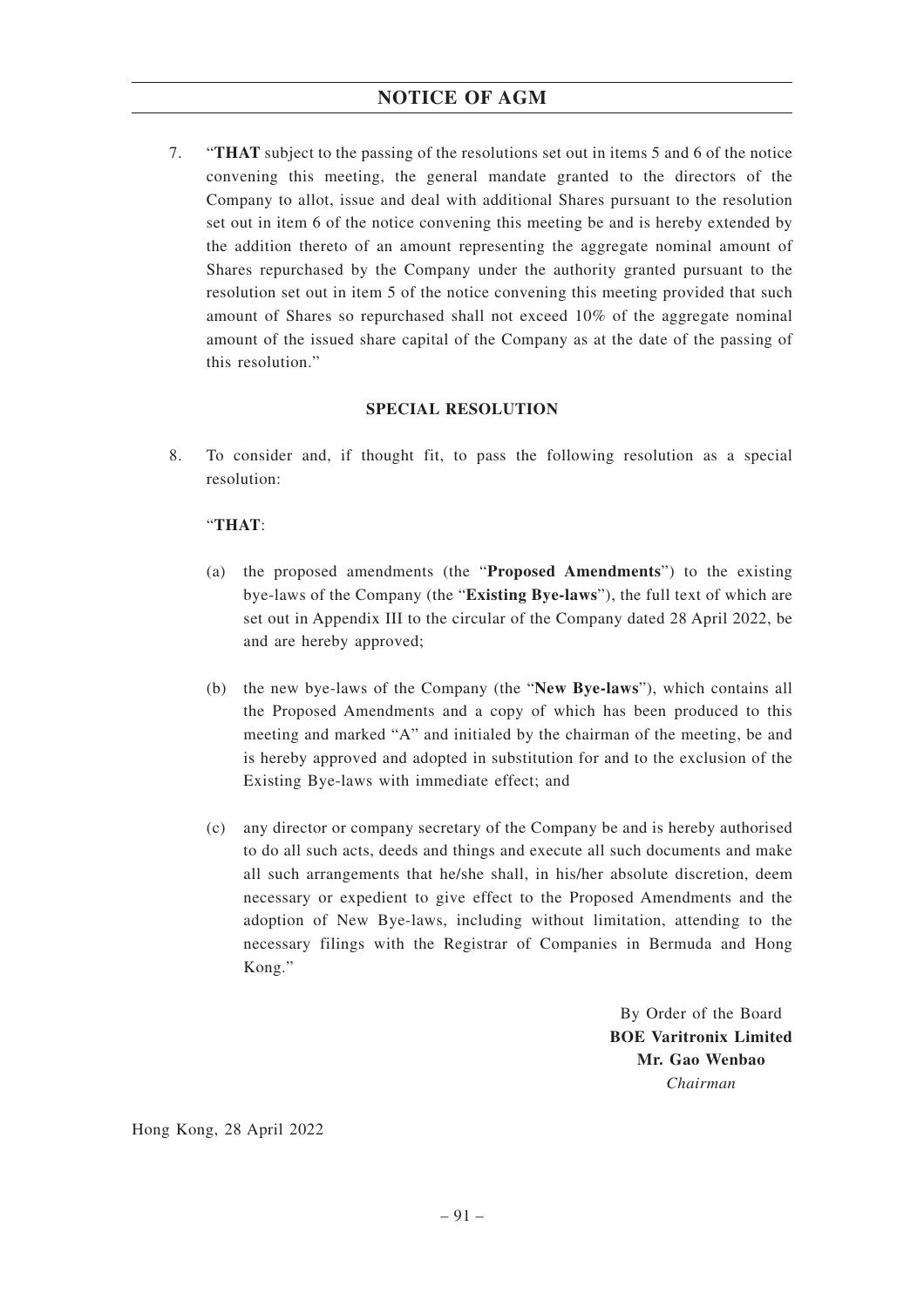7. "**THAT** subject to the passing of the resolutions set out in items 5 and 6 of the notice convening this meeting, the general mandate granted to the directors of the Company to allot, issue and deal with additional Shares pursuant to the resolution set out in item 6 of the notice convening this meeting be and is hereby extended by the addition thereto of an amount representing the aggregate nominal amount of Shares repurchased by the Company under the authority granted pursuant to the resolution set out in item 5 of the notice convening this meeting provided that such amount of Shares so repurchased shall not exceed 10% of the aggregate nominal amount of the issued share capital of the Company as at the date of the passing of this resolution."

**SPECIAL RESOLUTION**

8. To consider and, if thought fit, to pass the following resolution as a special resolution:

   "**THAT**:

   (a) the proposed amendments (the "**Proposed Amendments**") to the existing bye-laws of the Company (the "**Existing Bye-laws**"), the full text of which are set out in Appendix III to the circular of the Company dated 28 April 2022, be and are hereby approved;

   (b) the new bye-laws of the Company (the "**New Bye-laws**"), which contains all the Proposed Amendments and a copy of which has been produced to this meeting and marked "A" and initialed by the chairman of the meeting, be and is hereby approved and adopted in substitution for and to the exclusion of the Existing Bye-laws with immediate effect; and

   (c) any director or company secretary of the Company be and is hereby authorised to do all such acts, deeds and things and execute all such documents and make all such arrangements that he/she shall, in his/her absolute discretion, deem necessary or expedient to give effect to the Proposed Amendments and the adoption of New Bye-laws, including without limitation, attending to the necessary filings with the Registrar of Companies in Bermuda and Hong Kong."

By Order of the Board
**BOE Varitronix Limited**
**Mr. Gao Wenbao**
*Chairman*

Hong Kong, 28 April 2022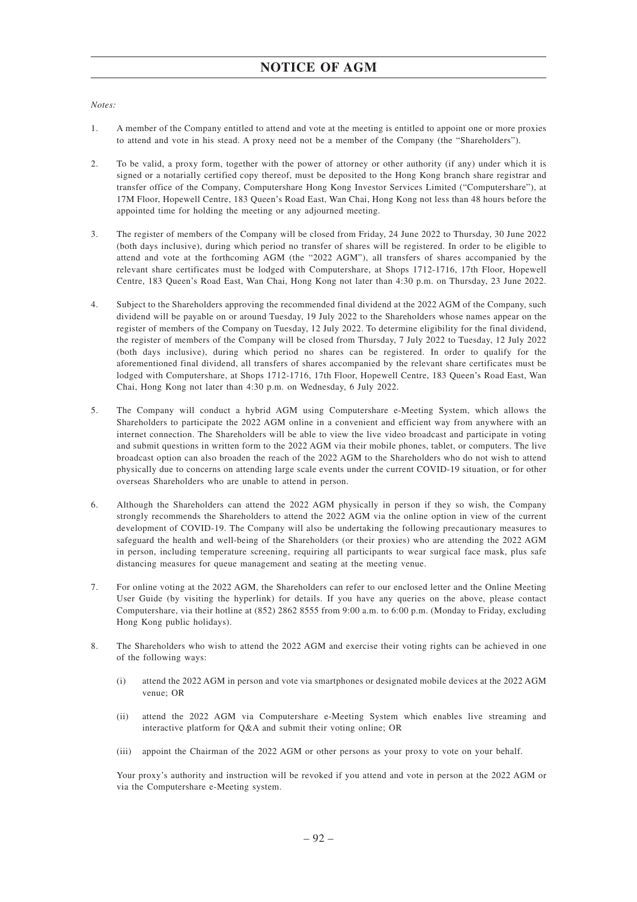# NOTICE OF AGM

*Notes:*

1. A member of the Company entitled to attend and vote at the meeting is entitled to appoint one or more proxies to attend and vote in his stead. A proxy need not be a member of the Company (the "Shareholders").

2. To be valid, a proxy form, together with the power of attorney or other authority (if any) under which it is signed or a notarially certified copy thereof, must be deposited to the Hong Kong branch share registrar and transfer office of the Company, Computershare Hong Kong Investor Services Limited ("Computershare"), at 17M Floor, Hopewell Centre, 183 Queen's Road East, Wan Chai, Hong Kong not less than 48 hours before the appointed time for holding the meeting or any adjourned meeting.

3. The register of members of the Company will be closed from Friday, 24 June 2022 to Thursday, 30 June 2022 (both days inclusive), during which period no transfer of shares will be registered. In order to be eligible to attend and vote at the forthcoming AGM (the "2022 AGM"), all transfers of shares accompanied by the relevant share certificates must be lodged with Computershare, at Shops 1712-1716, 17th Floor, Hopewell Centre, 183 Queen's Road East, Wan Chai, Hong Kong not later than 4:30 p.m. on Thursday, 23 June 2022.

4. Subject to the Shareholders approving the recommended final dividend at the 2022 AGM of the Company, such dividend will be payable on or around Tuesday, 19 July 2022 to the Shareholders whose names appear on the register of members of the Company on Tuesday, 12 July 2022. To determine eligibility for the final dividend, the register of members of the Company will be closed from Thursday, 7 July 2022 to Tuesday, 12 July 2022 (both days inclusive), during which period no shares can be registered. In order to qualify for the aforementioned final dividend, all transfers of shares accompanied by the relevant share certificates must be lodged with Computershare, at Shops 1712-1716, 17th Floor, Hopewell Centre, 183 Queen's Road East, Wan Chai, Hong Kong not later than 4:30 p.m. on Wednesday, 6 July 2022.

5. The Company will conduct a hybrid AGM using Computershare e-Meeting System, which allows the Shareholders to participate the 2022 AGM online in a convenient and efficient way from anywhere with an internet connection. The Shareholders will be able to view the live video broadcast and participate in voting and submit questions in written form to the 2022 AGM via their mobile phones, tablet, or computers. The live broadcast option can also broaden the reach of the 2022 AGM to the Shareholders who do not wish to attend physically due to concerns on attending large scale events under the current COVID-19 situation, or for other overseas Shareholders who are unable to attend in person.

6. Although the Shareholders can attend the 2022 AGM physically in person if they so wish, the Company strongly recommends the Shareholders to attend the 2022 AGM via the online option in view of the current development of COVID-19. The Company will also be undertaking the following precautionary measures to safeguard the health and well-being of the Shareholders (or their proxies) who are attending the 2022 AGM in person, including temperature screening, requiring all participants to wear surgical face mask, plus safe distancing measures for queue management and seating at the meeting venue.

7. For online voting at the 2022 AGM, the Shareholders can refer to our enclosed letter and the Online Meeting User Guide (by visiting the hyperlink) for details. If you have any queries on the above, please contact Computershare, via their hotline at (852) 2862 8555 from 9:00 a.m. to 6:00 p.m. (Monday to Friday, excluding Hong Kong public holidays).

8. The Shareholders who wish to attend the 2022 AGM and exercise their voting rights can be achieved in one of the following ways:

   (i) attend the 2022 AGM in person and vote via smartphones or designated mobile devices at the 2022 AGM venue; OR

   (ii) attend the 2022 AGM via Computershare e-Meeting System which enables live streaming and interactive platform for Q&A and submit their voting online; OR

   (iii) appoint the Chairman of the 2022 AGM or other persons as your proxy to vote on your behalf.

   Your proxy's authority and instruction will be revoked if you attend and vote in person at the 2022 AGM or via the Computershare e-Meeting system.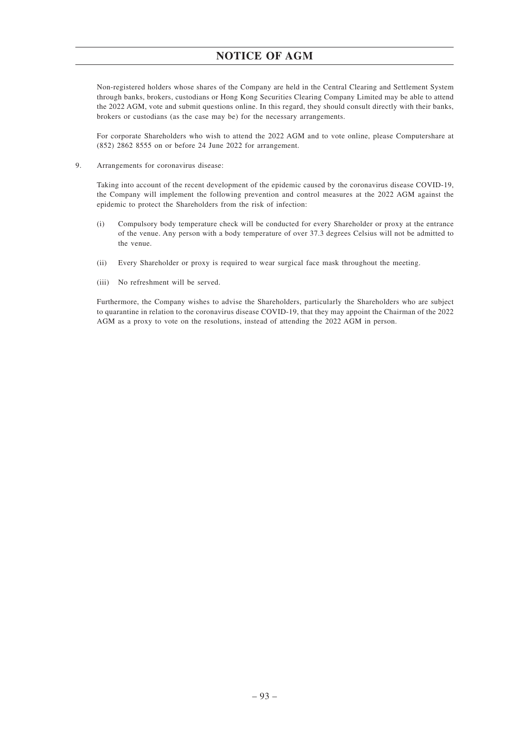Non-registered holders whose shares of the Company are held in the Central Clearing and Settlement System through banks, brokers, custodians or Hong Kong Securities Clearing Company Limited may be able to attend the 2022 AGM, vote and submit questions online. In this regard, they should consult directly with their banks, brokers or custodians (as the case may be) for the necessary arrangements.

For corporate Shareholders who wish to attend the 2022 AGM and to vote online, please Computershare at (852) 2862 8555 on or before 24 June 2022 for arrangement.

9. Arrangements for coronavirus disease:

   Taking into account of the recent development of the epidemic caused by the coronavirus disease COVID-19, the Company will implement the following prevention and control measures at the 2022 AGM against the epidemic to protect the Shareholders from the risk of infection:

   (i) Compulsory body temperature check will be conducted for every Shareholder or proxy at the entrance of the venue. Any person with a body temperature of over 37.3 degrees Celsius will not be admitted to the venue.

   (ii) Every Shareholder or proxy is required to wear surgical face mask throughout the meeting.

   (iii) No refreshment will be served.

   Furthermore, the Company wishes to advise the Shareholders, particularly the Shareholders who are subject to quarantine in relation to the coronavirus disease COVID-19, that they may appoint the Chairman of the 2022 AGM as a proxy to vote on the resolutions, instead of attending the 2022 AGM in person.